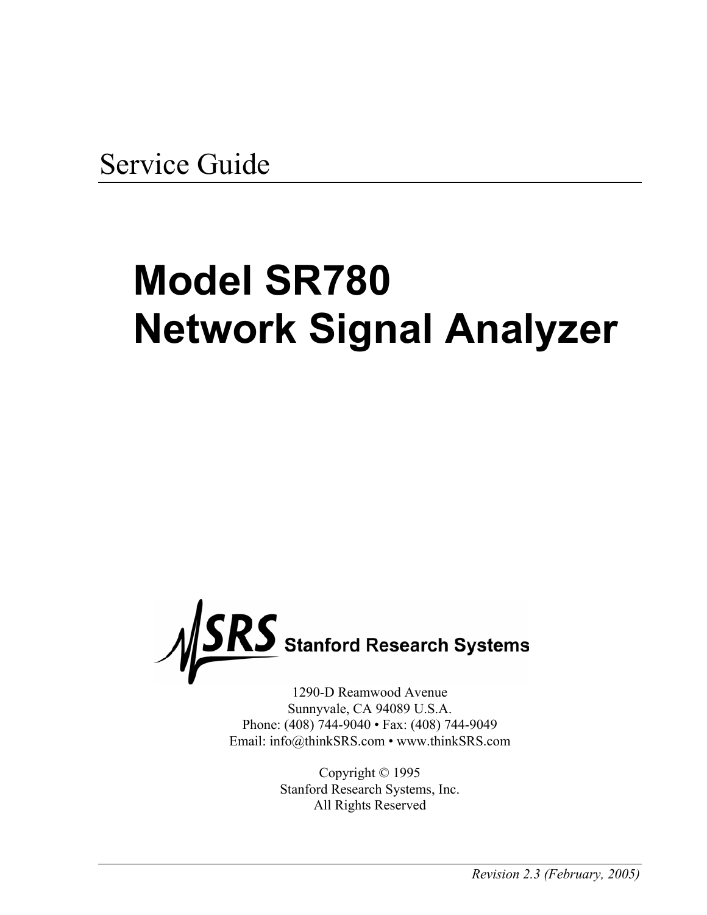Service Guide

# Model SR780
# Network Signal Analyzer

SRS Stanford Research Systems

1290-D Reamwood Avenue
Sunnyvale, CA 94089 U.S.A.
Phone: (408) 744-9040 • Fax: (408) 744-9049
Email: info@thinkSRS.com • www.thinkSRS.com

Copyright © 1995
Stanford Research Systems, Inc.
All Rights Reserved

*Revision 2.3 (February, 2005)*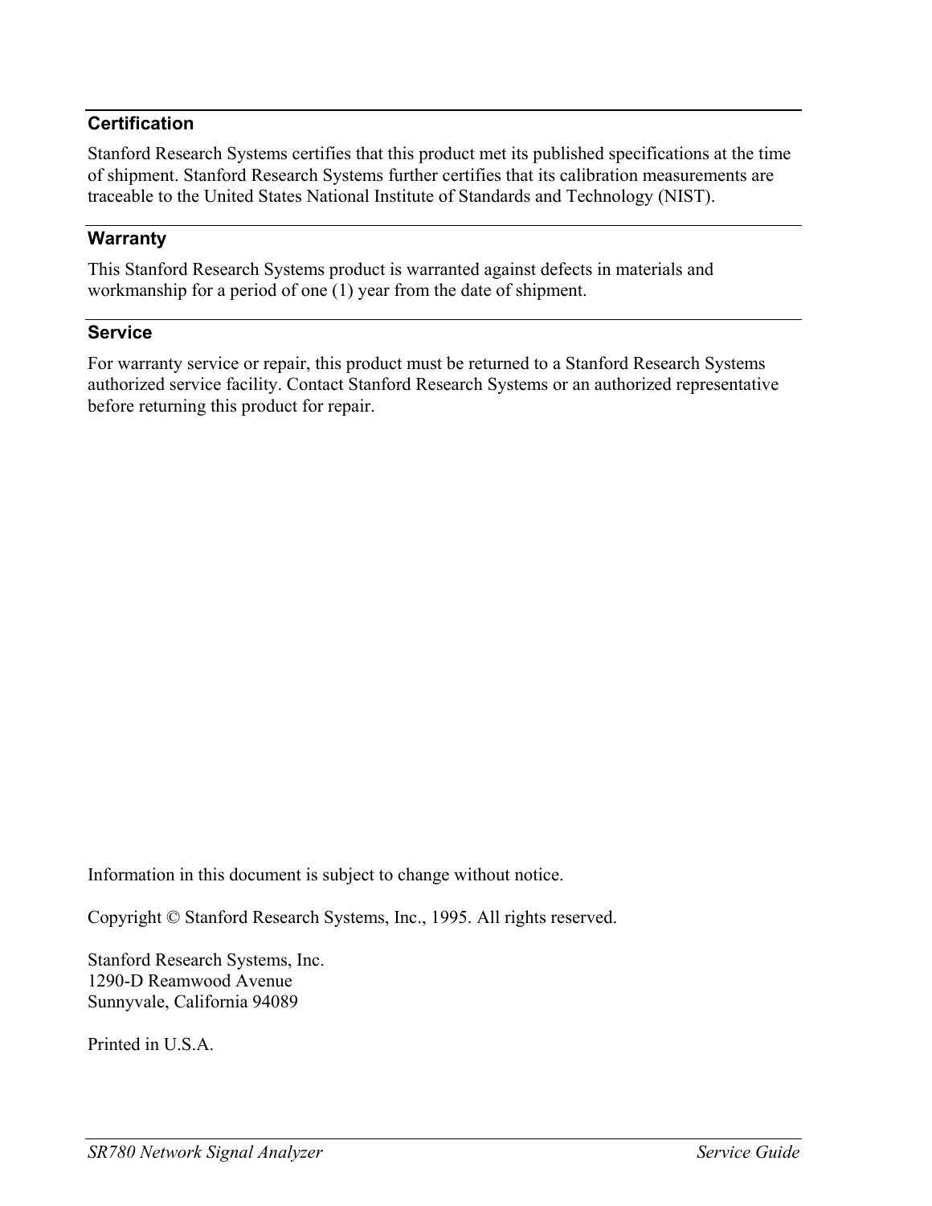## Certification

Stanford Research Systems certifies that this product met its published specifications at the time of shipment. Stanford Research Systems further certifies that its calibration measurements are traceable to the United States National Institute of Standards and Technology (NIST).

## Warranty

This Stanford Research Systems product is warranted against defects in materials and workmanship for a period of one (1) year from the date of shipment.

## Service

For warranty service or repair, this product must be returned to a Stanford Research Systems authorized service facility. Contact Stanford Research Systems or an authorized representative before returning this product for repair.

Information in this document is subject to change without notice.

Copyright © Stanford Research Systems, Inc., 1995. All rights reserved.

Stanford Research Systems, Inc.  
1290-D Reamwood Avenue  
Sunnyvale, California 94089

Printed in U.S.A.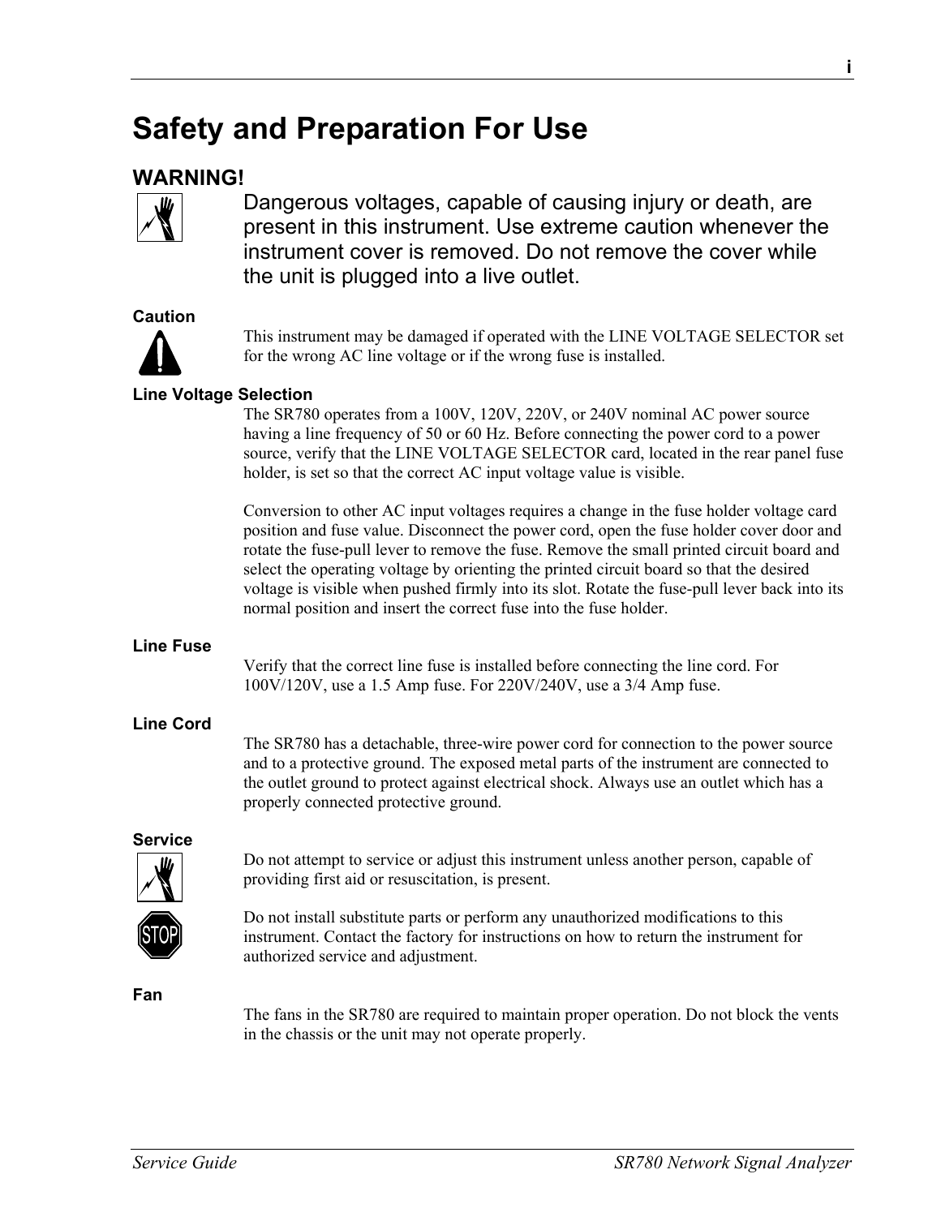# Safety and Preparation For Use

## WARNING!

Dangerous voltages, capable of causing injury or death, are present in this instrument. Use extreme caution whenever the instrument cover is removed. Do not remove the cover while the unit is plugged into a live outlet.

### Caution

This instrument may be damaged if operated with the LINE VOLTAGE SELECTOR set for the wrong AC line voltage or if the wrong fuse is installed.

### Line Voltage Selection

The SR780 operates from a 100V, 120V, 220V, or 240V nominal AC power source having a line frequency of 50 or 60 Hz. Before connecting the power cord to a power source, verify that the LINE VOLTAGE SELECTOR card, located in the rear panel fuse holder, is set so that the correct AC input voltage value is visible.

Conversion to other AC input voltages requires a change in the fuse holder voltage card position and fuse value. Disconnect the power cord, open the fuse holder cover door and rotate the fuse-pull lever to remove the fuse. Remove the small printed circuit board and select the operating voltage by orienting the printed circuit board so that the desired voltage is visible when pushed firmly into its slot. Rotate the fuse-pull lever back into its normal position and insert the correct fuse into the fuse holder.

### Line Fuse

Verify that the correct line fuse is installed before connecting the line cord. For 100V/120V, use a 1.5 Amp fuse. For 220V/240V, use a 3/4 Amp fuse.

### Line Cord

The SR780 has a detachable, three-wire power cord for connection to the power source and to a protective ground. The exposed metal parts of the instrument are connected to the outlet ground to protect against electrical shock. Always use an outlet which has a properly connected protective ground.

### Service

Do not attempt to service or adjust this instrument unless another person, capable of providing first aid or resuscitation, is present.

Do not install substitute parts or perform any unauthorized modifications to this instrument. Contact the factory for instructions on how to return the instrument for authorized service and adjustment.

### Fan

The fans in the SR780 are required to maintain proper operation. Do not block the vents in the chassis or the unit may not operate properly.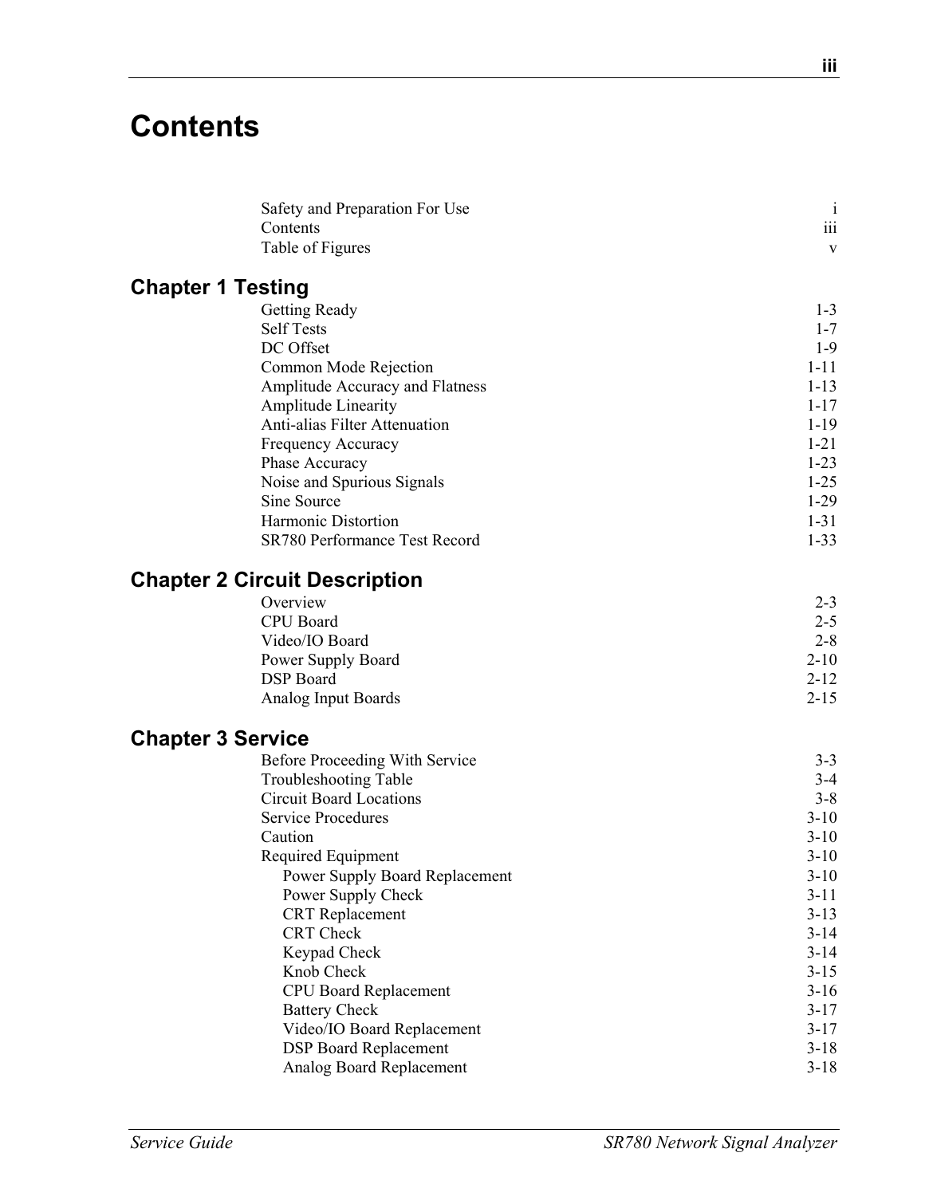# Contents

| | |
|---|---|
| Safety and Preparation For Use | i |
| Contents | iii |
| Table of Figures | v |

## Chapter 1 Testing

| | |
|---|---|
| Getting Ready | 1-3 |
| Self Tests | 1-7 |
| DC Offset | 1-9 |
| Common Mode Rejection | 1-11 |
| Amplitude Accuracy and Flatness | 1-13 |
| Amplitude Linearity | 1-17 |
| Anti-alias Filter Attenuation | 1-19 |
| Frequency Accuracy | 1-21 |
| Phase Accuracy | 1-23 |
| Noise and Spurious Signals | 1-25 |
| Sine Source | 1-29 |
| Harmonic Distortion | 1-31 |
| SR780 Performance Test Record | 1-33 |

## Chapter 2 Circuit Description

| | |
|---|---|
| Overview | 2-3 |
| CPU Board | 2-5 |
| Video/IO Board | 2-8 |
| Power Supply Board | 2-10 |
| DSP Board | 2-12 |
| Analog Input Boards | 2-15 |

## Chapter 3 Service

| | |
|---|---|
| Before Proceeding With Service | 3-3 |
| Troubleshooting Table | 3-4 |
| Circuit Board Locations | 3-8 |
| Service Procedures | 3-10 |
| Caution | 3-10 |
| Required Equipment | 3-10 |
| Power Supply Board Replacement | 3-10 |
| Power Supply Check | 3-11 |
| CRT Replacement | 3-13 |
| CRT Check | 3-14 |
| Keypad Check | 3-14 |
| Knob Check | 3-15 |
| CPU Board Replacement | 3-16 |
| Battery Check | 3-17 |
| Video/IO Board Replacement | 3-17 |
| DSP Board Replacement | 3-18 |
| Analog Board Replacement | 3-18 |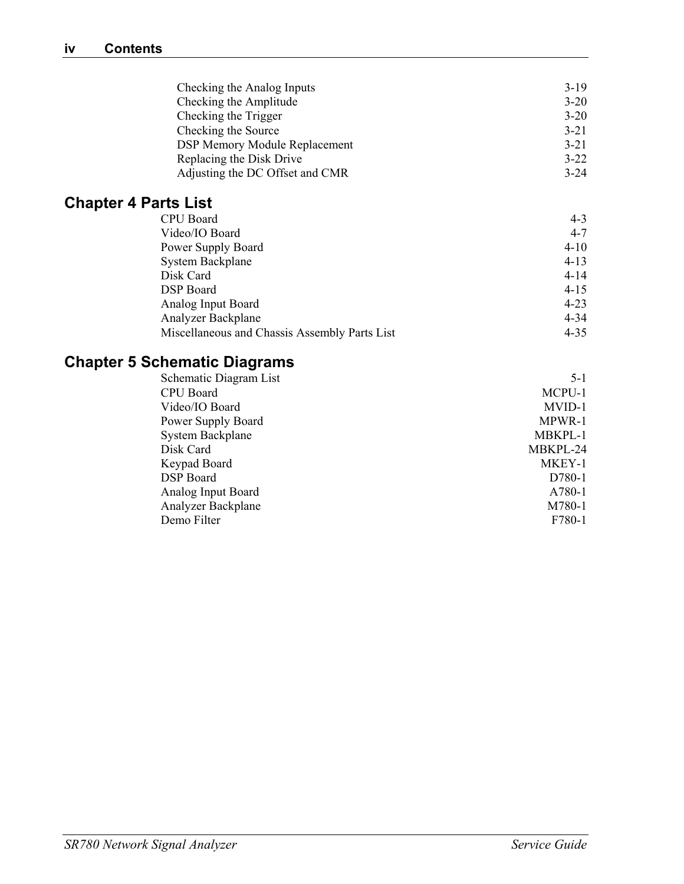| | |
|---|---|
| Checking the Analog Inputs | 3-19 |
| Checking the Amplitude | 3-20 |
| Checking the Trigger | 3-20 |
| Checking the Source | 3-21 |
| DSP Memory Module Replacement | 3-21 |
| Replacing the Disk Drive | 3-22 |
| Adjusting the DC Offset and CMR | 3-24 |

## Chapter 4 Parts List

| | |
|---|---|
| CPU Board | 4-3 |
| Video/IO Board | 4-7 |
| Power Supply Board | 4-10 |
| System Backplane | 4-13 |
| Disk Card | 4-14 |
| DSP Board | 4-15 |
| Analog Input Board | 4-23 |
| Analyzer Backplane | 4-34 |
| Miscellaneous and Chassis Assembly Parts List | 4-35 |

## Chapter 5 Schematic Diagrams

| | |
|---|---|
| Schematic Diagram List | 5-1 |
| CPU Board | MCPU-1 |
| Video/IO Board | MVID-1 |
| Power Supply Board | MPWR-1 |
| System Backplane | MBKPL-1 |
| Disk Card | MBKPL-24 |
| Keypad Board | MKEY-1 |
| DSP Board | D780-1 |
| Analog Input Board | A780-1 |
| Analyzer Backplane | M780-1 |
| Demo Filter | F780-1 |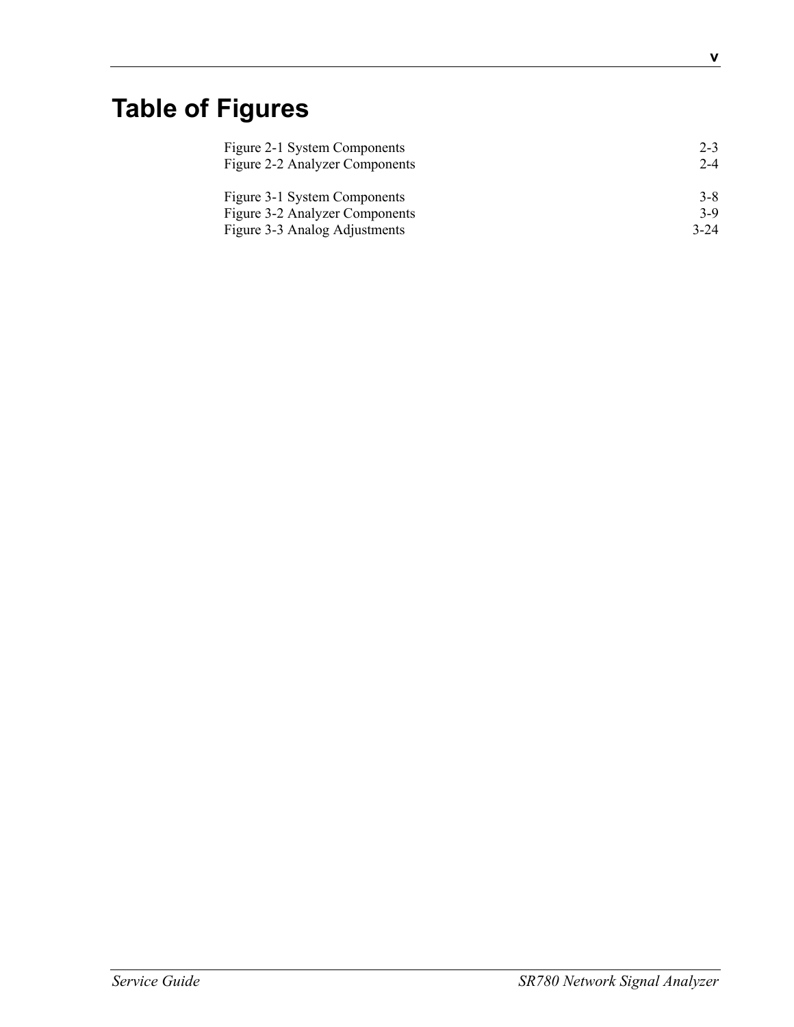# Table of Figures

| | |
|---|---|
| Figure 2-1 System Components | 2-3 |
| Figure 2-2 Analyzer Components | 2-4 |
| | |
| Figure 3-1 System Components | 3-8 |
| Figure 3-2 Analyzer Components | 3-9 |
| Figure 3-3 Analog Adjustments | 3-24 |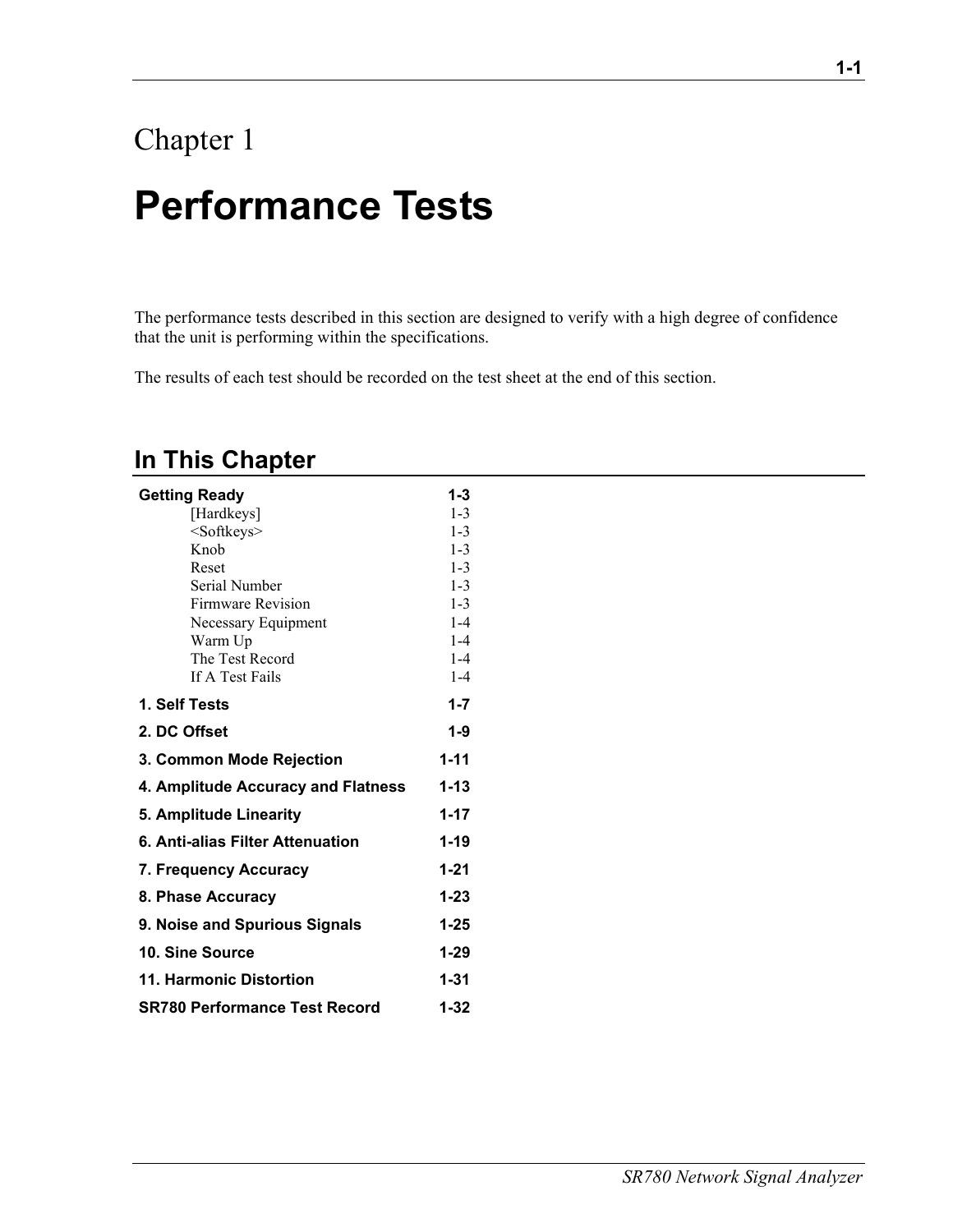# Chapter 1

# Performance Tests

The performance tests described in this section are designed to verify with a high degree of confidence that the unit is performing within the specifications.

The results of each test should be recorded on the test sheet at the end of this section.

## In This Chapter

| | |
|---|---|
| **Getting Ready** | **1-3** |
| [Hardkeys] | 1-3 |
| <Softkeys> | 1-3 |
| Knob | 1-3 |
| Reset | 1-3 |
| Serial Number | 1-3 |
| Firmware Revision | 1-3 |
| Necessary Equipment | 1-4 |
| Warm Up | 1-4 |
| The Test Record | 1-4 |
| If A Test Fails | 1-4 |
| **1. Self Tests** | **1-7** |
| **2. DC Offset** | **1-9** |
| **3. Common Mode Rejection** | **1-11** |
| **4. Amplitude Accuracy and Flatness** | **1-13** |
| **5. Amplitude Linearity** | **1-17** |
| **6. Anti-alias Filter Attenuation** | **1-19** |
| **7. Frequency Accuracy** | **1-21** |
| **8. Phase Accuracy** | **1-23** |
| **9. Noise and Spurious Signals** | **1-25** |
| **10. Sine Source** | **1-29** |
| **11. Harmonic Distortion** | **1-31** |
| **SR780 Performance Test Record** | **1-32** |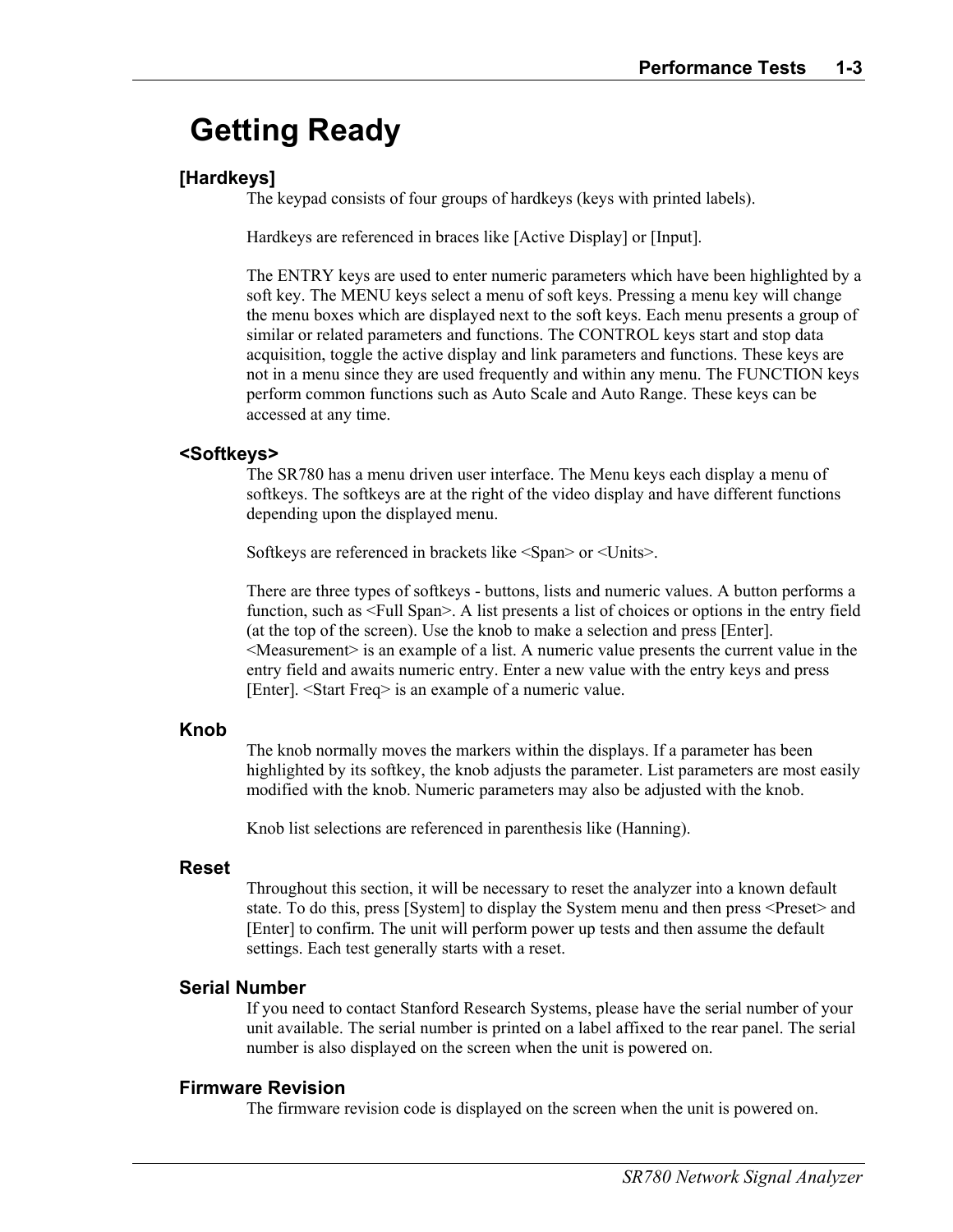# Getting Ready

### [Hardkeys]

The keypad consists of four groups of hardkeys (keys with printed labels).

Hardkeys are referenced in braces like [Active Display] or [Input].

The ENTRY keys are used to enter numeric parameters which have been highlighted by a soft key. The MENU keys select a menu of soft keys. Pressing a menu key will change the menu boxes which are displayed next to the soft keys. Each menu presents a group of similar or related parameters and functions. The CONTROL keys start and stop data acquisition, toggle the active display and link parameters and functions. These keys are not in a menu since they are used frequently and within any menu. The FUNCTION keys perform common functions such as Auto Scale and Auto Range. These keys can be accessed at any time.

### <Softkeys>

The SR780 has a menu driven user interface. The Menu keys each display a menu of softkeys. The softkeys are at the right of the video display and have different functions depending upon the displayed menu.

Softkeys are referenced in brackets like <Span> or <Units>.

There are three types of softkeys - buttons, lists and numeric values. A button performs a function, such as <Full Span>. A list presents a list of choices or options in the entry field (at the top of the screen). Use the knob to make a selection and press [Enter]. <Measurement> is an example of a list. A numeric value presents the current value in the entry field and awaits numeric entry. Enter a new value with the entry keys and press [Enter]. <Start Freq> is an example of a numeric value.

### Knob

The knob normally moves the markers within the displays. If a parameter has been highlighted by its softkey, the knob adjusts the parameter. List parameters are most easily modified with the knob. Numeric parameters may also be adjusted with the knob.

Knob list selections are referenced in parenthesis like (Hanning).

### Reset

Throughout this section, it will be necessary to reset the analyzer into a known default state. To do this, press [System] to display the System menu and then press <Preset> and [Enter] to confirm. The unit will perform power up tests and then assume the default settings. Each test generally starts with a reset.

### Serial Number

If you need to contact Stanford Research Systems, please have the serial number of your unit available. The serial number is printed on a label affixed to the rear panel. The serial number is also displayed on the screen when the unit is powered on.

### Firmware Revision

The firmware revision code is displayed on the screen when the unit is powered on.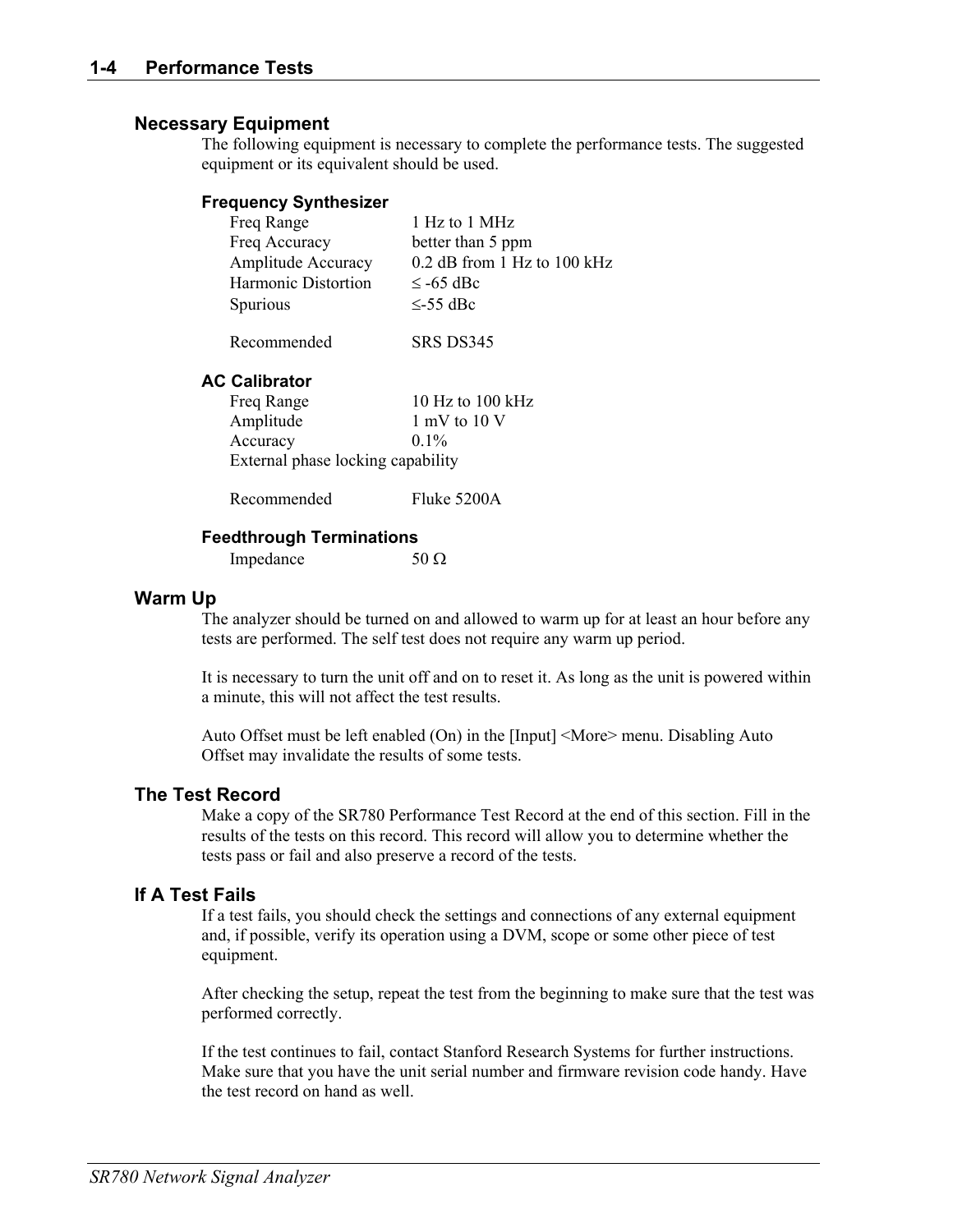## Necessary Equipment

The following equipment is necessary to complete the performance tests. The suggested equipment or its equivalent should be used.

### Frequency Synthesizer

| | |
|---|---|
| Freq Range | 1 Hz to 1 MHz |
| Freq Accuracy | better than 5 ppm |
| Amplitude Accuracy | 0.2 dB from 1 Hz to 100 kHz |
| Harmonic Distortion | ≤ -65 dBc |
| Spurious | ≤-55 dBc |
| Recommended | SRS DS345 |

### AC Calibrator

| | |
|---|---|
| Freq Range | 10 Hz to 100 kHz |
| Amplitude | 1 mV to 10 V |
| Accuracy | 0.1% |

External phase locking capability

| | |
|---|---|
| Recommended | Fluke 5200A |

### Feedthrough Terminations

| | |
|---|---|
| Impedance | 50 Ω |

## Warm Up

The analyzer should be turned on and allowed to warm up for at least an hour before any tests are performed. The self test does not require any warm up period.

It is necessary to turn the unit off and on to reset it. As long as the unit is powered within a minute, this will not affect the test results.

Auto Offset must be left enabled (On) in the [Input] <More> menu. Disabling Auto Offset may invalidate the results of some tests.

## The Test Record

Make a copy of the SR780 Performance Test Record at the end of this section. Fill in the results of the tests on this record. This record will allow you to determine whether the tests pass or fail and also preserve a record of the tests.

## If A Test Fails

If a test fails, you should check the settings and connections of any external equipment and, if possible, verify its operation using a DVM, scope or some other piece of test equipment.

After checking the setup, repeat the test from the beginning to make sure that the test was performed correctly.

If the test continues to fail, contact Stanford Research Systems for further instructions. Make sure that you have the unit serial number and firmware revision code handy. Have the test record on hand as well.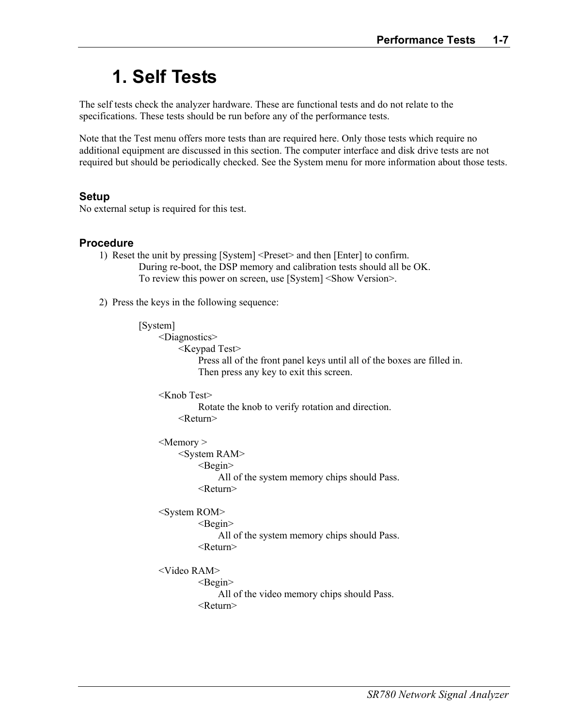# 1. Self Tests

The self tests check the analyzer hardware. These are functional tests and do not relate to the specifications. These tests should be run before any of the performance tests.

Note that the Test menu offers more tests than are required here. Only those tests which require no additional equipment are discussed in this section. The computer interface and disk drive tests are not required but should be periodically checked. See the System menu for more information about those tests.

### Setup

No external setup is required for this test.

### Procedure

1) Reset the unit by pressing [System] <Preset> and then [Enter] to confirm.
   During re-boot, the DSP memory and calibration tests should all be OK.
   To review this power on screen, use [System] <Show Version>.

2) Press the keys in the following sequence:

```
[System]
    <Diagnostics>
        <Keypad Test>
            Press all of the front panel keys until all of the boxes are filled in.
            Then press any key to exit this screen.

    <Knob Test>
            Rotate the knob to verify rotation and direction.
        <Return>

    <Memory >
        <System RAM>
            <Begin>
                All of the system memory chips should Pass.
            <Return>

    <System ROM>
            <Begin>
                All of the system memory chips should Pass.
            <Return>

    <Video RAM>
            <Begin>
                All of the video memory chips should Pass.
            <Return>
```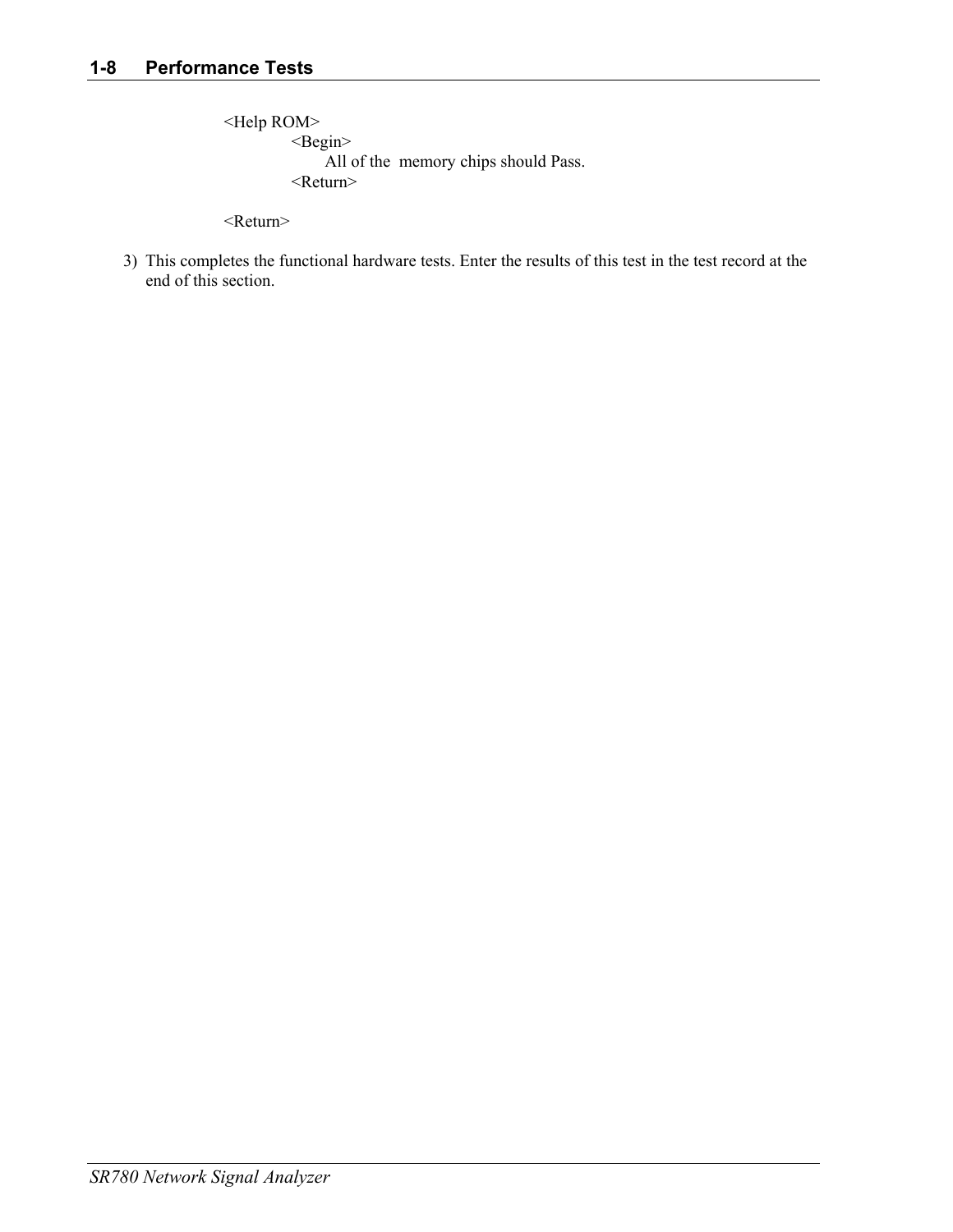<Help ROM>
    <Begin>
        All of the  memory chips should Pass.
    <Return>

<Return>

3) This completes the functional hardware tests. Enter the results of this test in the test record at the end of this section.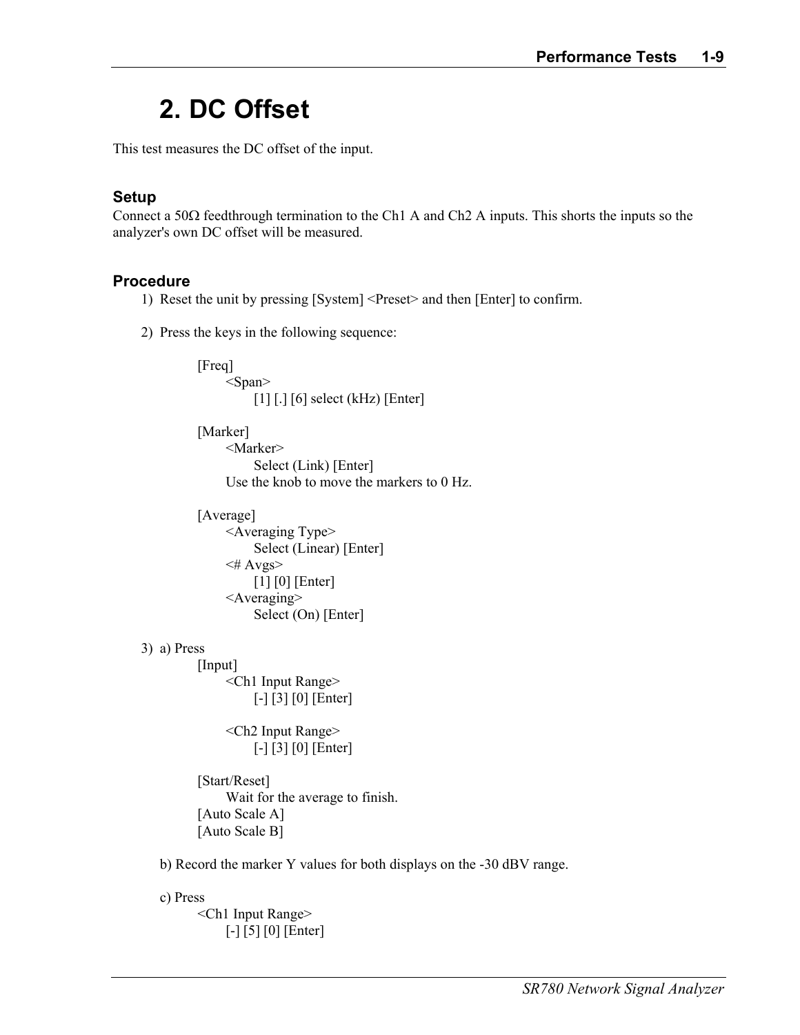# 2. DC Offset

This test measures the DC offset of the input.

### Setup

Connect a 50Ω feedthrough termination to the Ch1 A and Ch2 A inputs. This shorts the inputs so the analyzer's own DC offset will be measured.

### Procedure

1) Reset the unit by pressing [System] <Preset> and then [Enter] to confirm.

2) Press the keys in the following sequence:

        [Freq]
            <Span>
                [1] [.] [6] select (kHz) [Enter]

        [Marker]
            <Marker>
                Select (Link) [Enter]
            Use the knob to move the markers to 0 Hz.

        [Average]
            <Averaging Type>
                Select (Linear) [Enter]
            <# Avgs>
                [1] [0] [Enter]
            <Averaging>
                Select (On) [Enter]

3) a) Press

        [Input]
            <Ch1 Input Range>
                [-] [3] [0] [Enter]

            <Ch2 Input Range>
                [-] [3] [0] [Enter]

        [Start/Reset]
            Wait for the average to finish.
        [Auto Scale A]
        [Auto Scale B]

   b) Record the marker Y values for both displays on the -30 dBV range.

   c) Press

        <Ch1 Input Range>
            [-] [5] [0] [Enter]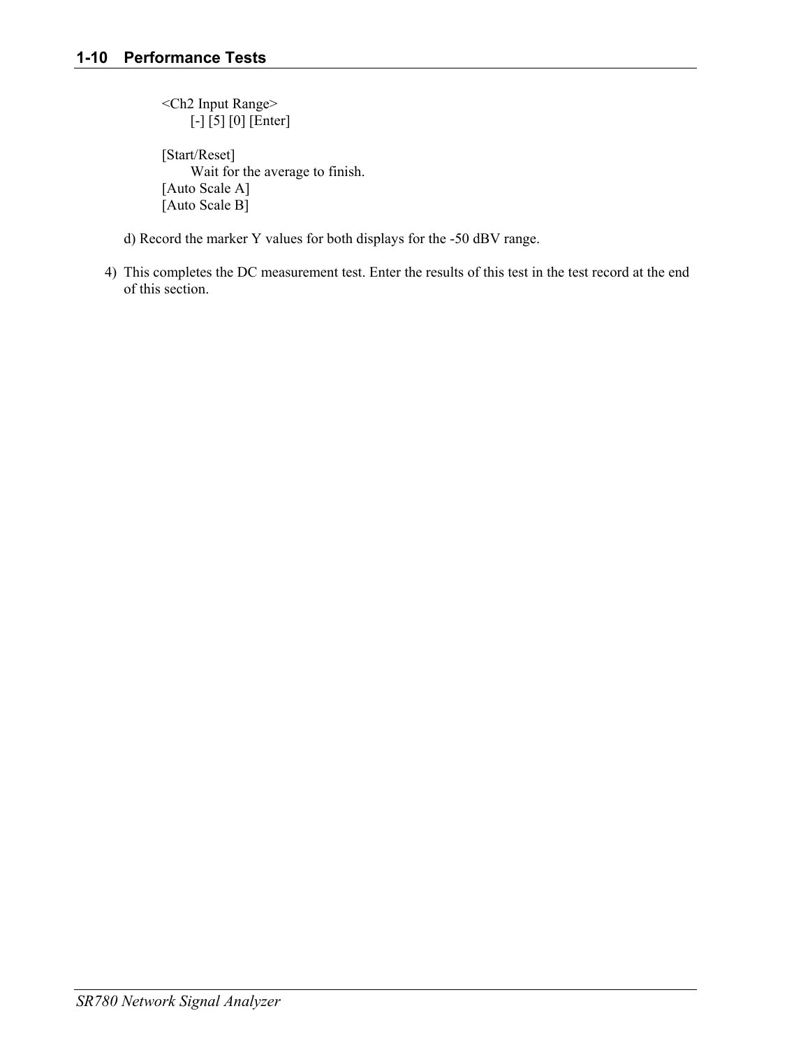<Ch2 Input Range>
[-] [5] [0] [Enter]

[Start/Reset]
Wait for the average to finish.
[Auto Scale A]
[Auto Scale B]

d) Record the marker Y values for both displays for the -50 dBV range.

4) This completes the DC measurement test. Enter the results of this test in the test record at the end of this section.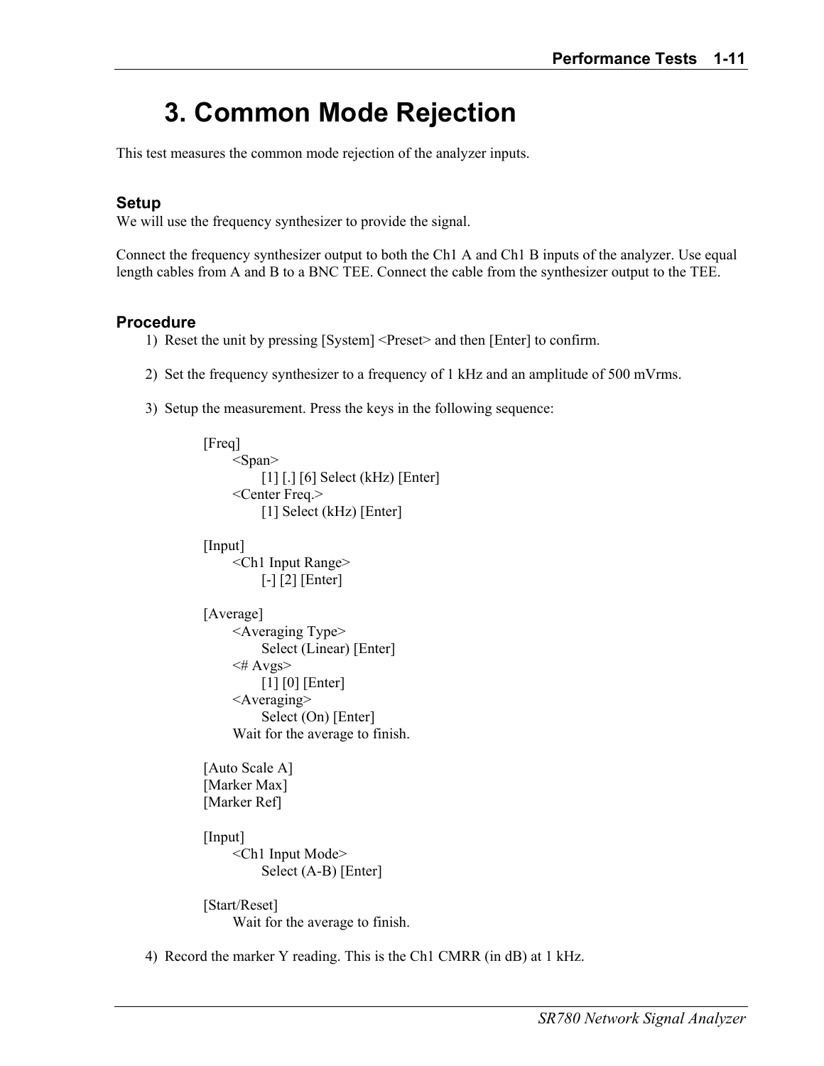# 3. Common Mode Rejection

This test measures the common mode rejection of the analyzer inputs.

### Setup

We will use the frequency synthesizer to provide the signal.

Connect the frequency synthesizer output to both the Ch1 A and Ch1 B inputs of the analyzer. Use equal length cables from A and B to a BNC TEE. Connect the cable from the synthesizer output to the TEE.

### Procedure

1) Reset the unit by pressing [System] <Preset> and then [Enter] to confirm.

2) Set the frequency synthesizer to a frequency of 1 kHz and an amplitude of 500 mVrms.

3) Setup the measurement. Press the keys in the following sequence:

```
[Freq]
    <Span>
        [1] [.] [6] Select (kHz) [Enter]
    <Center Freq.>
        [1] Select (kHz) [Enter]

[Input]
    <Ch1 Input Range>
        [-] [2] [Enter]

[Average]
    <Averaging Type>
        Select (Linear) [Enter]
    <# Avgs>
        [1] [0] [Enter]
    <Averaging>
        Select (On) [Enter]
    Wait for the average to finish.

[Auto Scale A]
[Marker Max]
[Marker Ref]

[Input]
    <Ch1 Input Mode>
        Select (A-B) [Enter]

[Start/Reset]
    Wait for the average to finish.
```

4) Record the marker Y reading. This is the Ch1 CMRR (in dB) at 1 kHz.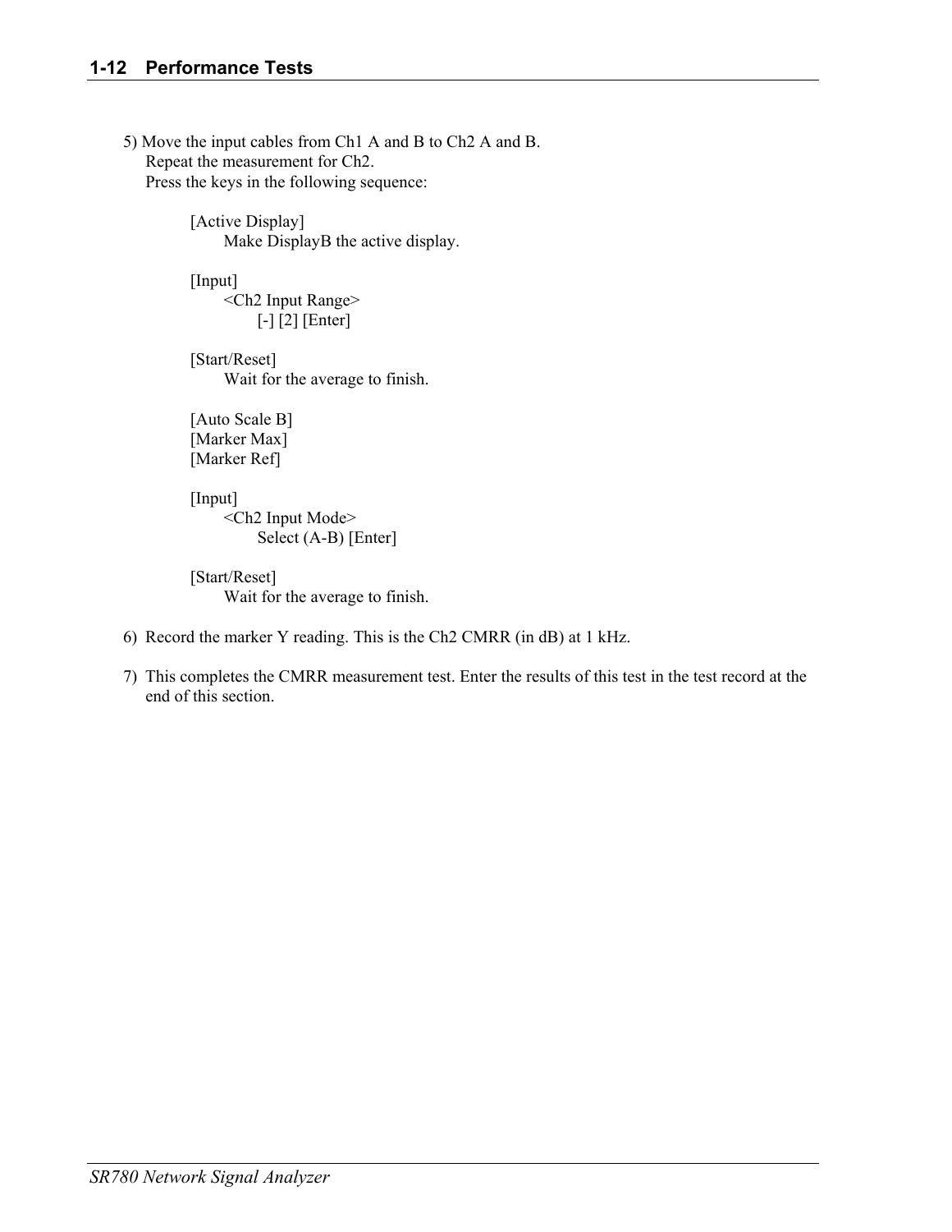5) Move the input cables from Ch1 A and B to Ch2 A and B.
   Repeat the measurement for Ch2.
   Press the keys in the following sequence:

   [Active Display]
      Make DisplayB the active display.

   [Input]
      <Ch2 Input Range>
         [-] [2] [Enter]

   [Start/Reset]
      Wait for the average to finish.

   [Auto Scale B]
   [Marker Max]
   [Marker Ref]

   [Input]
      <Ch2 Input Mode>
         Select (A-B) [Enter]

   [Start/Reset]
      Wait for the average to finish.

6) Record the marker Y reading. This is the Ch2 CMRR (in dB) at 1 kHz.

7) This completes the CMRR measurement test. Enter the results of this test in the test record at the end of this section.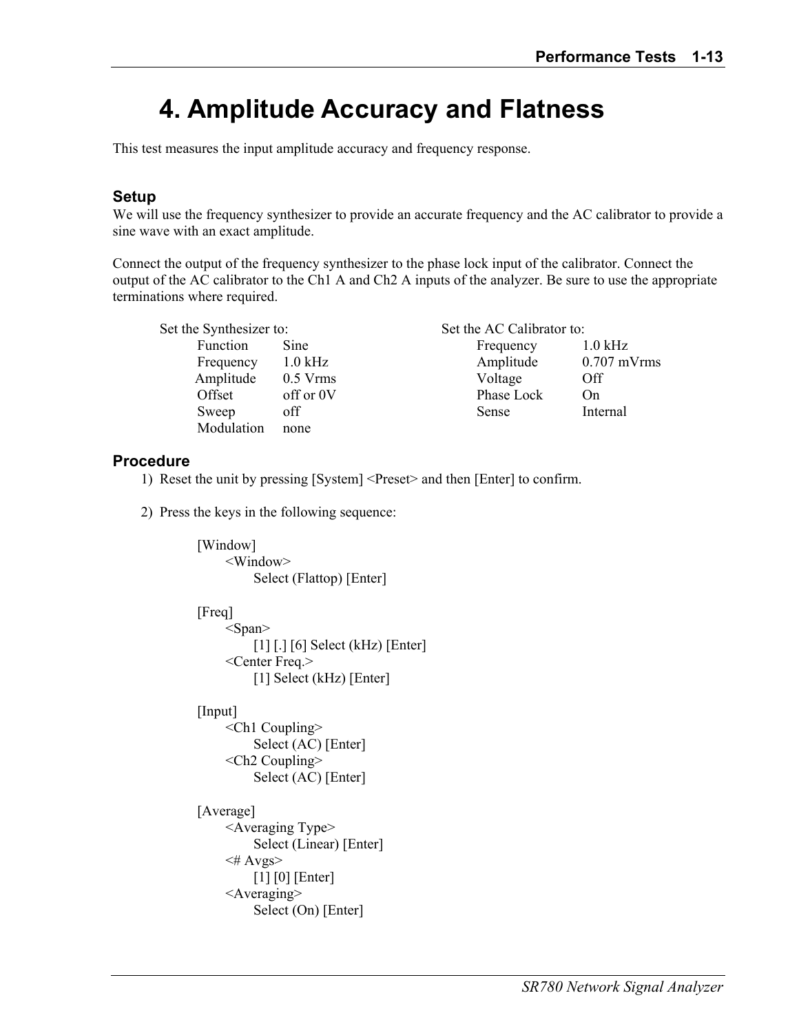# 4. Amplitude Accuracy and Flatness

This test measures the input amplitude accuracy and frequency response.

### Setup

We will use the frequency synthesizer to provide an accurate frequency and the AC calibrator to provide a sine wave with an exact amplitude.

Connect the output of the frequency synthesizer to the phase lock input of the calibrator. Connect the output of the AC calibrator to the Ch1 A and Ch2 A inputs of the analyzer. Be sure to use the appropriate terminations where required.

Set the Synthesizer to:

| | |
|---|---|
| Function | Sine |
| Frequency | 1.0 kHz |
| Amplitude | 0.5 Vrms |
| Offset | off or 0V |
| Sweep | off |
| Modulation | none |

Set the AC Calibrator to:

| | |
|---|---|
| Frequency | 1.0 kHz |
| Amplitude | 0.707 mVrms |
| Voltage | Off |
| Phase Lock | On |
| Sense | Internal |

### Procedure

1) Reset the unit by pressing [System] <Preset> and then [Enter] to confirm.

2) Press the keys in the following sequence:

```
[Window]
    <Window>
        Select (Flattop) [Enter]

[Freq]
    <Span>
        [1] [.] [6] Select (kHz) [Enter]
    <Center Freq.>
        [1] Select (kHz) [Enter]

[Input]
    <Ch1 Coupling>
        Select (AC) [Enter]
    <Ch2 Coupling>
        Select (AC) [Enter]

[Average]
    <Averaging Type>
        Select (Linear) [Enter]
    <# Avgs>
        [1] [0] [Enter]
    <Averaging>
        Select (On) [Enter]
```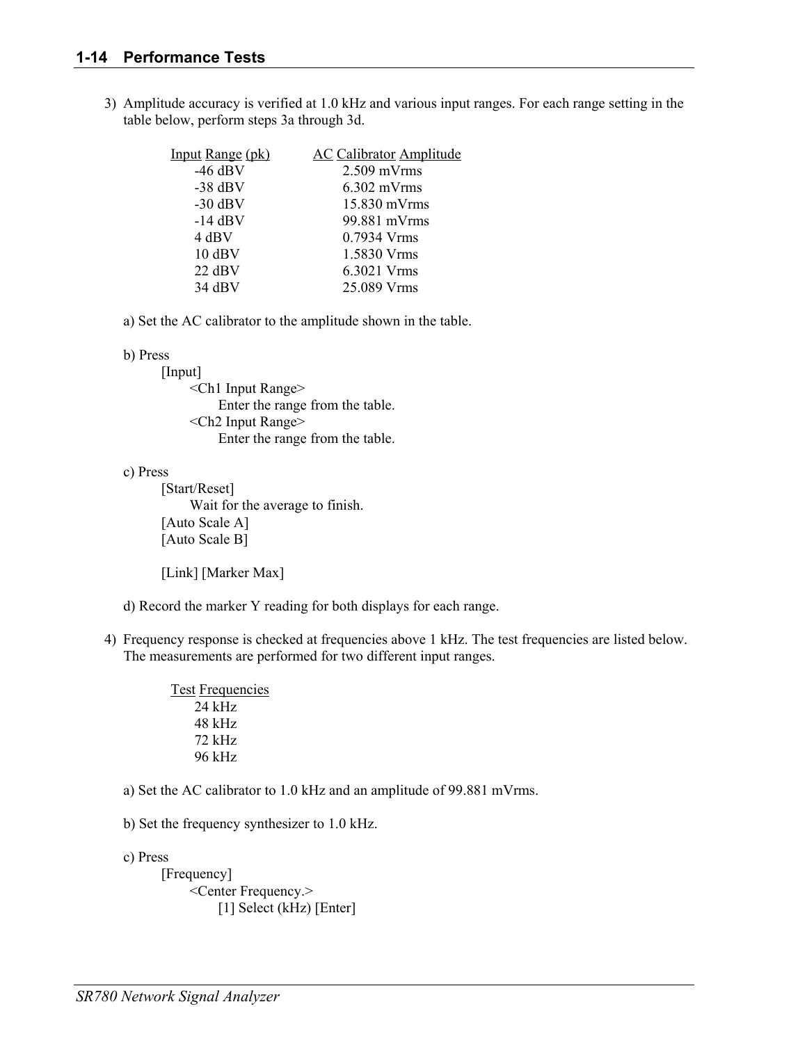3) Amplitude accuracy is verified at 1.0 kHz and various input ranges. For each range setting in the table below, perform steps 3a through 3d.

| Input Range (pk) | AC Calibrator Amplitude |
|---|---|
| -46 dBV | 2.509 mVrms |
| -38 dBV | 6.302 mVrms |
| -30 dBV | 15.830 mVrms |
| -14 dBV | 99.881 mVrms |
| 4 dBV | 0.7934 Vrms |
| 10 dBV | 1.5830 Vrms |
| 22 dBV | 6.3021 Vrms |
| 34 dBV | 25.089 Vrms |

a) Set the AC calibrator to the amplitude shown in the table.

b) Press

  [Input]
    <Ch1 Input Range>
      Enter the range from the table.
    <Ch2 Input Range>
      Enter the range from the table.

c) Press

  [Start/Reset]
    Wait for the average to finish.
  [Auto Scale A]
  [Auto Scale B]

  [Link] [Marker Max]

d) Record the marker Y reading for both displays for each range.

4) Frequency response is checked at frequencies above 1 kHz. The test frequencies are listed below. The measurements are performed for two different input ranges.

| Test Frequencies |
|---|
| 24 kHz |
| 48 kHz |
| 72 kHz |
| 96 kHz |

a) Set the AC calibrator to 1.0 kHz and an amplitude of 99.881 mVrms.

b) Set the frequency synthesizer to 1.0 kHz.

c) Press

  [Frequency]
    <Center Frequency.>
      [1] Select (kHz) [Enter]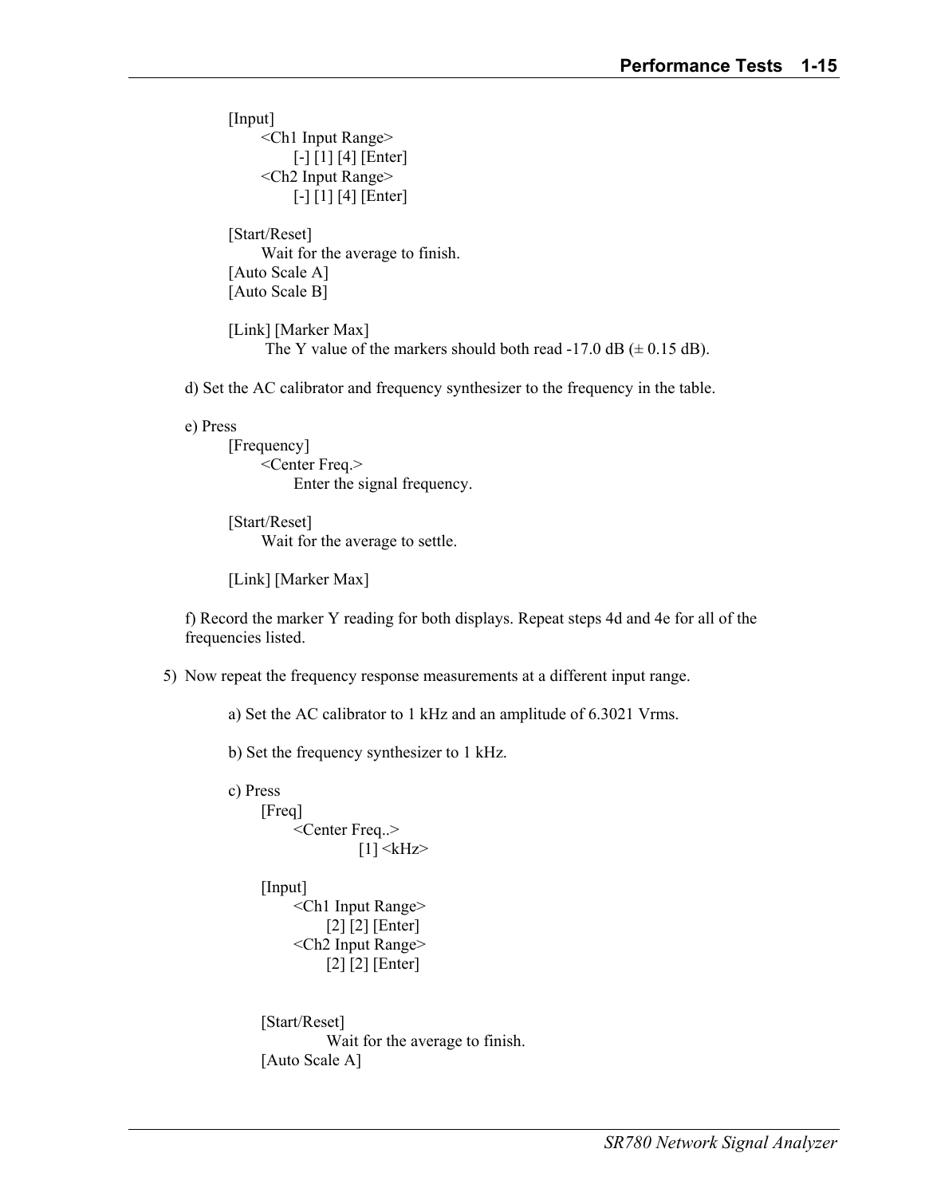[Input]
    <Ch1 Input Range>
        [-] [1] [4] [Enter]
    <Ch2 Input Range>
        [-] [1] [4] [Enter]

[Start/Reset]
    Wait for the average to finish.
[Auto Scale A]
[Auto Scale B]

[Link] [Marker Max]
    The Y value of the markers should both read -17.0 dB (± 0.15 dB).

d) Set the AC calibrator and frequency synthesizer to the frequency in the table.

e) Press
[Frequency]
    <Center Freq.>
        Enter the signal frequency.

[Start/Reset]
    Wait for the average to settle.

[Link] [Marker Max]

f) Record the marker Y reading for both displays. Repeat steps 4d and 4e for all of the frequencies listed.

5) Now repeat the frequency response measurements at a different input range.

a) Set the AC calibrator to 1 kHz and an amplitude of 6.3021 Vrms.

b) Set the frequency synthesizer to 1 kHz.

c) Press
[Freq]
    <Center Freq..>
        [1] <kHz>

[Input]
    <Ch1 Input Range>
        [2] [2] [Enter]
    <Ch2 Input Range>
        [2] [2] [Enter]

[Start/Reset]
    Wait for the average to finish.
[Auto Scale A]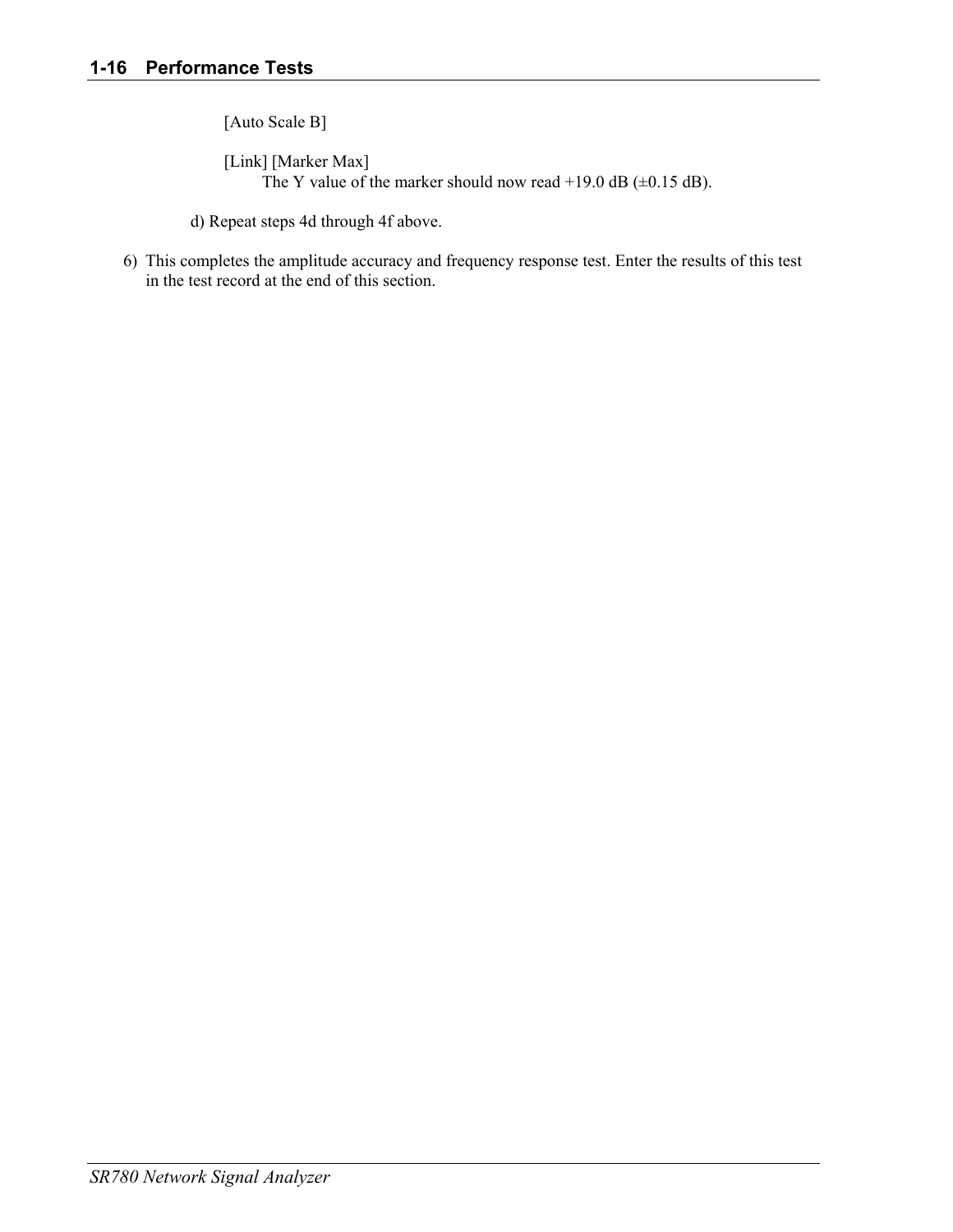[Auto Scale B]

[Link] [Marker Max]
The Y value of the marker should now read +19.0 dB (±0.15 dB).

d) Repeat steps 4d through 4f above.

6) This completes the amplitude accuracy and frequency response test. Enter the results of this test in the test record at the end of this section.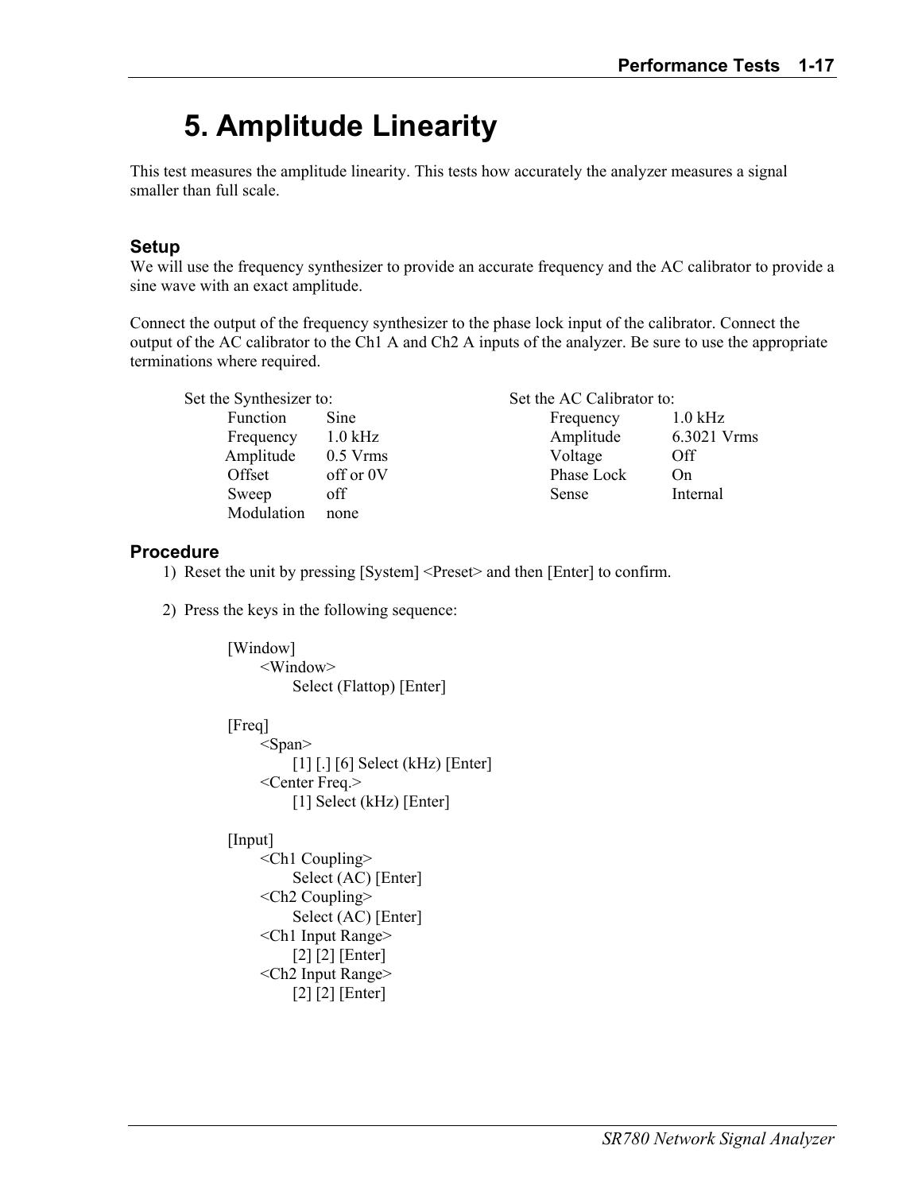# 5. Amplitude Linearity

This test measures the amplitude linearity. This tests how accurately the analyzer measures a signal smaller than full scale.

### Setup

We will use the frequency synthesizer to provide an accurate frequency and the AC calibrator to provide a sine wave with an exact amplitude.

Connect the output of the frequency synthesizer to the phase lock input of the calibrator. Connect the output of the AC calibrator to the Ch1 A and Ch2 A inputs of the analyzer. Be sure to use the appropriate terminations where required.

Set the Synthesizer to:

| | |
|---|---|
| Function | Sine |
| Frequency | 1.0 kHz |
| Amplitude | 0.5 Vrms |
| Offset | off or 0V |
| Sweep | off |
| Modulation | none |

Set the AC Calibrator to:

| | |
|---|---|
| Frequency | 1.0 kHz |
| Amplitude | 6.3021 Vrms |
| Voltage | Off |
| Phase Lock | On |
| Sense | Internal |

### Procedure

1) Reset the unit by pressing [System] <Preset> and then [Enter] to confirm.

2) Press the keys in the following sequence:

```
[Window]
    <Window>
        Select (Flattop) [Enter]

[Freq]
    <Span>
        [1] [.] [6] Select (kHz) [Enter]
    <Center Freq.>
        [1] Select (kHz) [Enter]

[Input]
    <Ch1 Coupling>
        Select (AC) [Enter]
    <Ch2 Coupling>
        Select (AC) [Enter]
    <Ch1 Input Range>
        [2] [2] [Enter]
    <Ch2 Input Range>
        [2] [2] [Enter]
```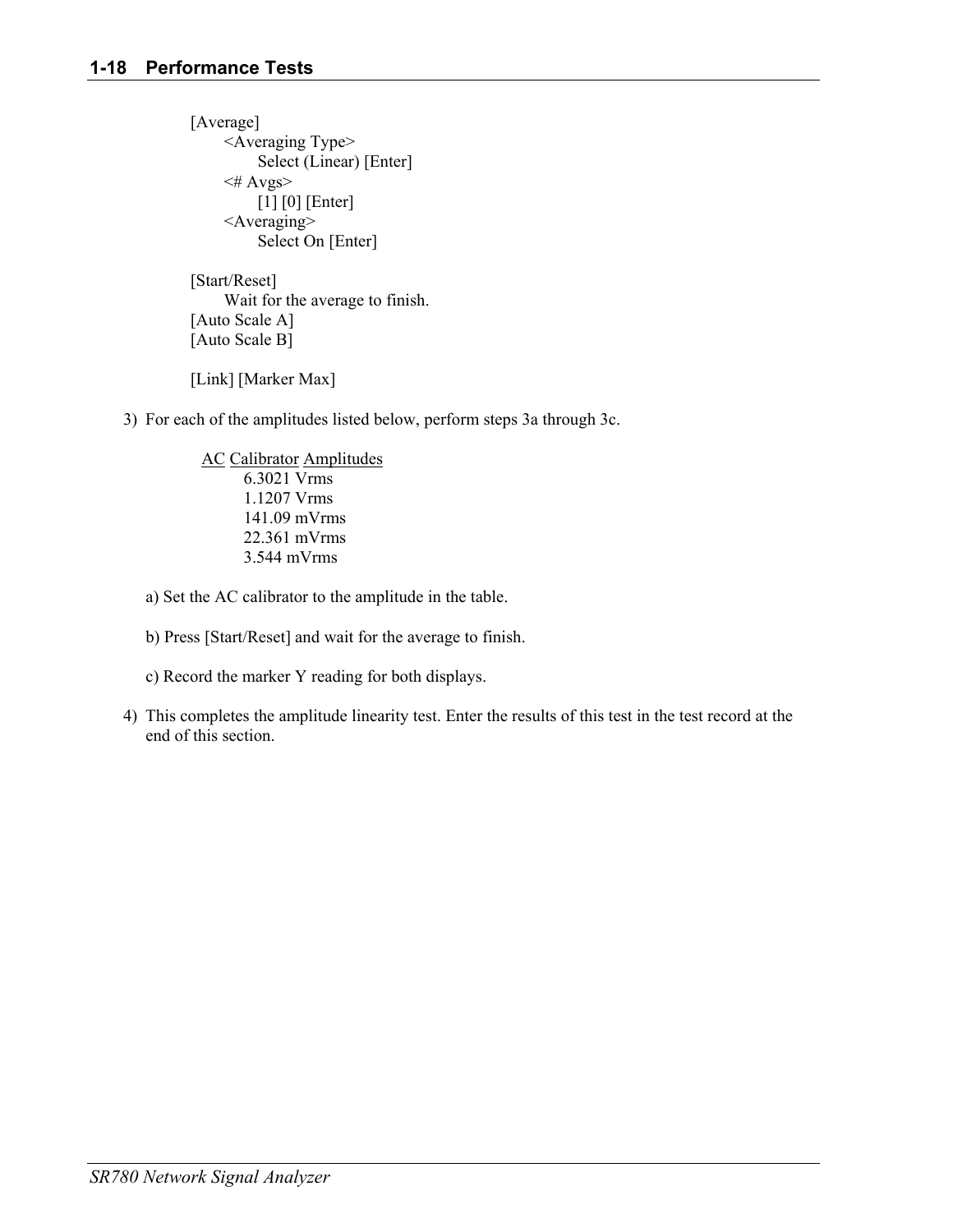[Average]
  <Averaging Type>
    Select (Linear) [Enter]
  <# Avgs>
    [1] [0] [Enter]
  <Averaging>
    Select On [Enter]

[Start/Reset]
  Wait for the average to finish.
[Auto Scale A]
[Auto Scale B]

[Link] [Marker Max]

3) For each of the amplitudes listed below, perform steps 3a through 3c.

   AC Calibrator Amplitudes
   6.3021 Vrms
   1.1207 Vrms
   141.09 mVrms
   22.361 mVrms
   3.544 mVrms

   a) Set the AC calibrator to the amplitude in the table.

   b) Press [Start/Reset] and wait for the average to finish.

   c) Record the marker Y reading for both displays.

4) This completes the amplitude linearity test. Enter the results of this test in the test record at the end of this section.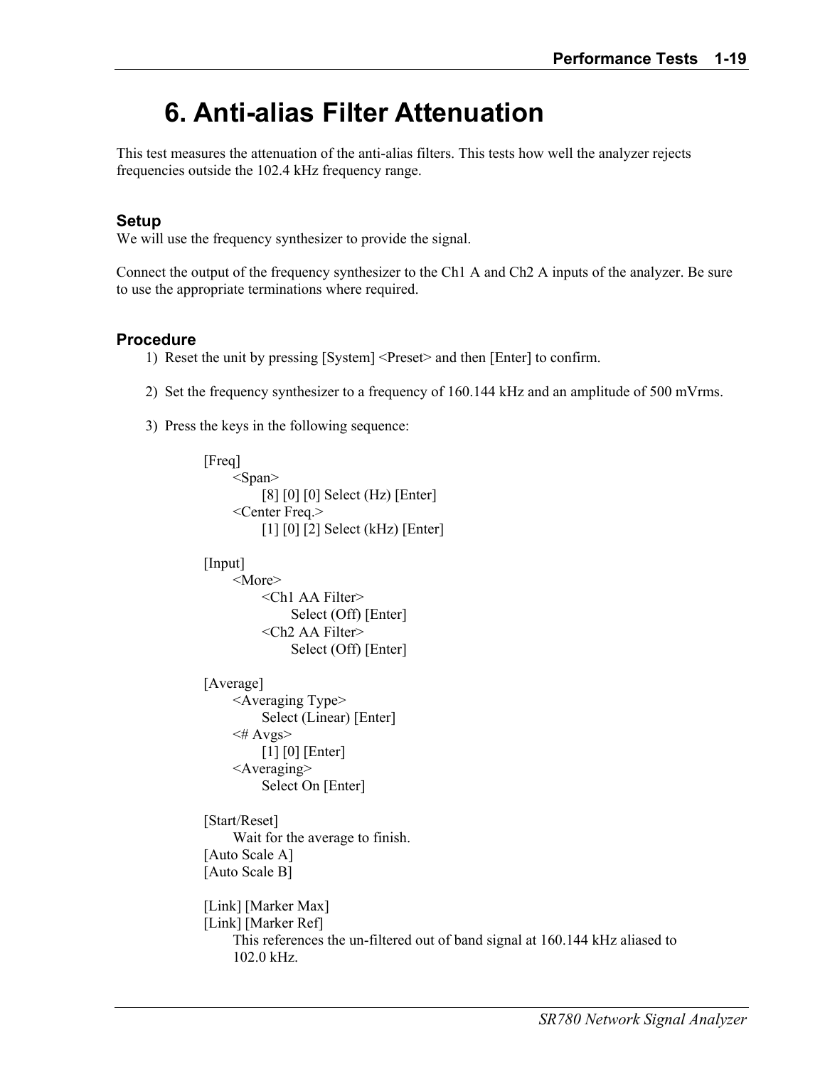# 6. Anti-alias Filter Attenuation

This test measures the attenuation of the anti-alias filters. This tests how well the analyzer rejects frequencies outside the 102.4 kHz frequency range.

### Setup

We will use the frequency synthesizer to provide the signal.

Connect the output of the frequency synthesizer to the Ch1 A and Ch2 A inputs of the analyzer. Be sure to use the appropriate terminations where required.

### Procedure

1) Reset the unit by pressing [System] <Preset> and then [Enter] to confirm.

2) Set the frequency synthesizer to a frequency of 160.144 kHz and an amplitude of 500 mVrms.

3) Press the keys in the following sequence:

```
[Freq]
    <Span>
        [8] [0] [0] Select (Hz) [Enter]
    <Center Freq.>
        [1] [0] [2] Select (kHz) [Enter]

[Input]
    <More>
        <Ch1 AA Filter>
            Select (Off) [Enter]
        <Ch2 AA Filter>
            Select (Off) [Enter]

[Average]
    <Averaging Type>
        Select (Linear) [Enter]
    <# Avgs>
        [1] [0] [Enter]
    <Averaging>
        Select On [Enter]

[Start/Reset]
    Wait for the average to finish.
[Auto Scale A]
[Auto Scale B]

[Link] [Marker Max]
[Link] [Marker Ref]
    This references the un-filtered out of band signal at 160.144 kHz aliased to
    102.0 kHz.
```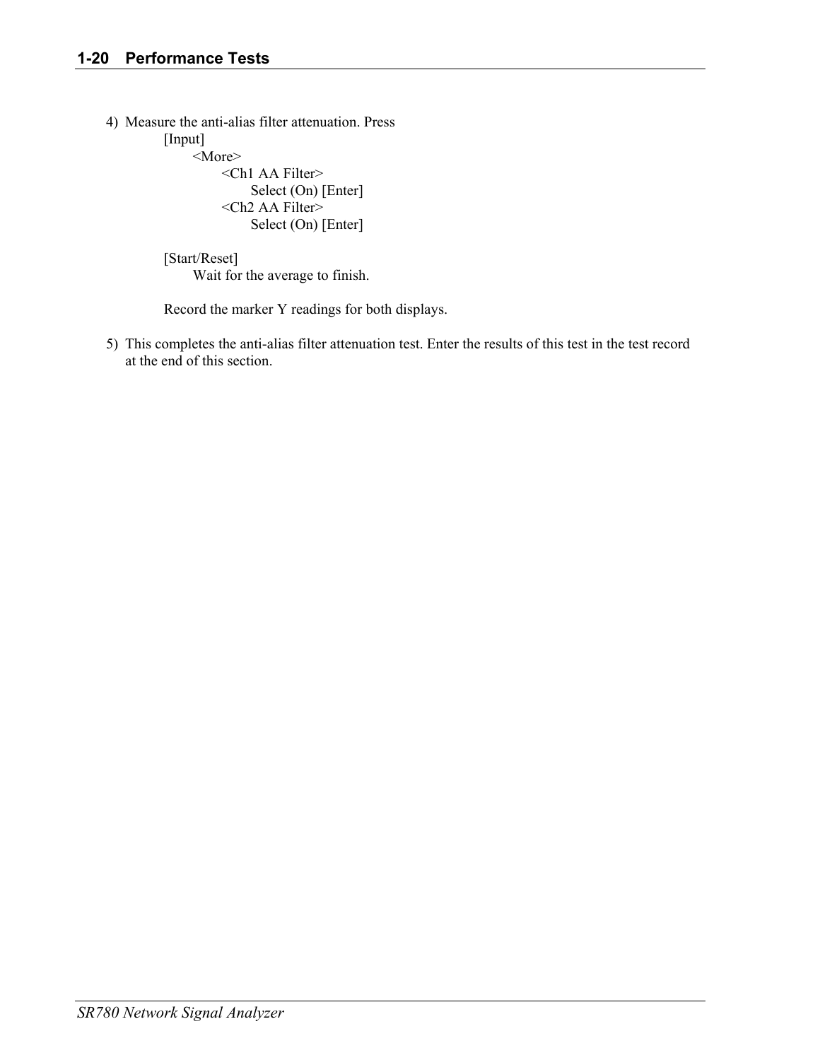4) Measure the anti-alias filter attenuation. Press

    [Input]
        <More>
            <Ch1 AA Filter>
                Select (On) [Enter]
            <Ch2 AA Filter>
                Select (On) [Enter]

    [Start/Reset]
        Wait for the average to finish.

    Record the marker Y readings for both displays.

5) This completes the anti-alias filter attenuation test. Enter the results of this test in the test record at the end of this section.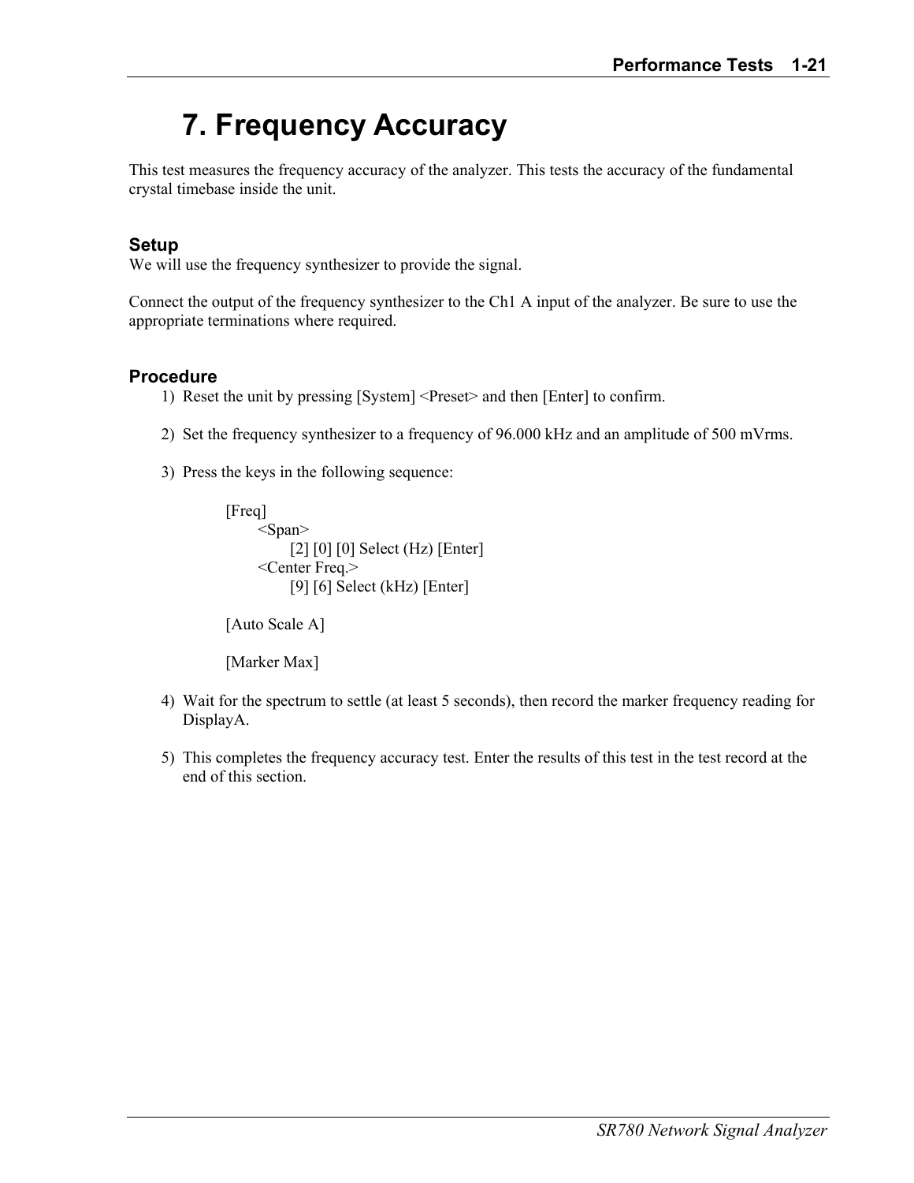# 7. Frequency Accuracy

This test measures the frequency accuracy of the analyzer. This tests the accuracy of the fundamental crystal timebase inside the unit.

### Setup

We will use the frequency synthesizer to provide the signal.

Connect the output of the frequency synthesizer to the Ch1 A input of the analyzer. Be sure to use the appropriate terminations where required.

### Procedure

1) Reset the unit by pressing [System] <Preset> and then [Enter] to confirm.

2) Set the frequency synthesizer to a frequency of 96.000 kHz and an amplitude of 500 mVrms.

3) Press the keys in the following sequence:

```
[Freq]
    <Span>
        [2] [0] [0] Select (Hz) [Enter]
    <Center Freq.>
        [9] [6] Select (kHz) [Enter]

[Auto Scale A]

[Marker Max]
```

4) Wait for the spectrum to settle (at least 5 seconds), then record the marker frequency reading for DisplayA.

5) This completes the frequency accuracy test. Enter the results of this test in the test record at the end of this section.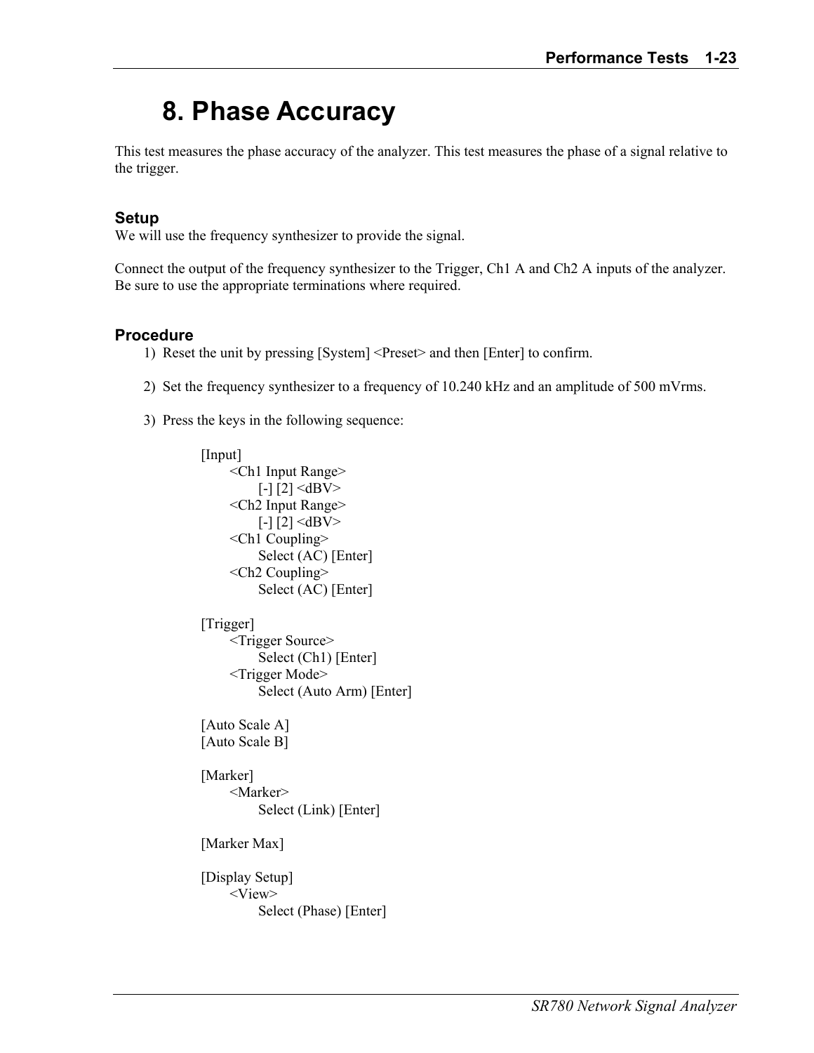# 8. Phase Accuracy

This test measures the phase accuracy of the analyzer. This test measures the phase of a signal relative to the trigger.

### Setup

We will use the frequency synthesizer to provide the signal.

Connect the output of the frequency synthesizer to the Trigger, Ch1 A and Ch2 A inputs of the analyzer. Be sure to use the appropriate terminations where required.

### Procedure

1) Reset the unit by pressing [System] <Preset> and then [Enter] to confirm.

2) Set the frequency synthesizer to a frequency of 10.240 kHz and an amplitude of 500 mVrms.

3) Press the keys in the following sequence:

```
[Input]
    <Ch1 Input Range>
        [-] [2] <dBV>
    <Ch2 Input Range>
        [-] [2] <dBV>
    <Ch1 Coupling>
        Select (AC) [Enter]
    <Ch2 Coupling>
        Select (AC) [Enter]

[Trigger]
    <Trigger Source>
        Select (Ch1) [Enter]
    <Trigger Mode>
        Select (Auto Arm) [Enter]

[Auto Scale A]
[Auto Scale B]

[Marker]
    <Marker>
        Select (Link) [Enter]

[Marker Max]

[Display Setup]
    <View>
        Select (Phase) [Enter]
```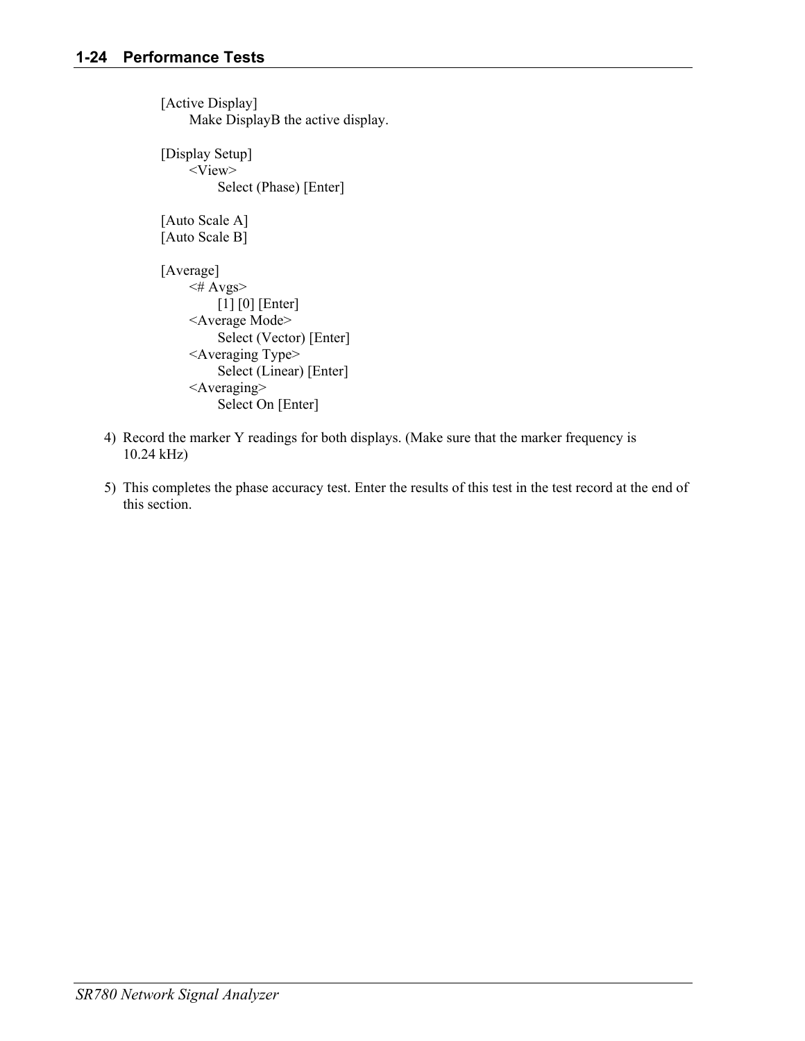[Active Display]
    Make DisplayB the active display.

[Display Setup]
    <View>
        Select (Phase) [Enter]

[Auto Scale A]
[Auto Scale B]

[Average]
    <# Avgs>
        [1] [0] [Enter]
    <Average Mode>
        Select (Vector) [Enter]
    <Averaging Type>
        Select (Linear) [Enter]
    <Averaging>
        Select On [Enter]

4) Record the marker Y readings for both displays. (Make sure that the marker frequency is 10.24 kHz)

5) This completes the phase accuracy test. Enter the results of this test in the test record at the end of this section.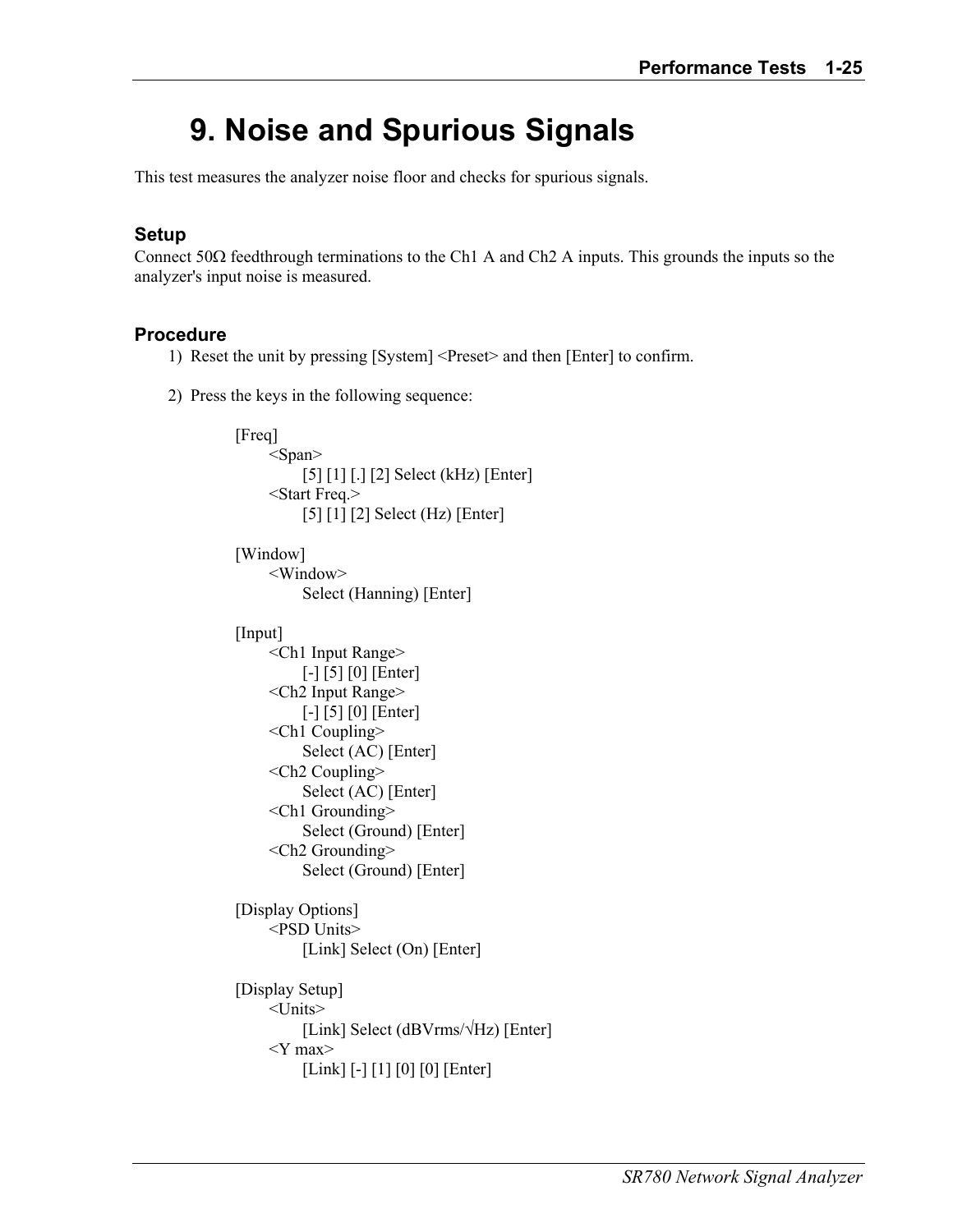# 9. Noise and Spurious Signals

This test measures the analyzer noise floor and checks for spurious signals.

### Setup

Connect 50Ω feedthrough terminations to the Ch1 A and Ch2 A inputs. This grounds the inputs so the analyzer's input noise is measured.

### Procedure

1) Reset the unit by pressing [System] <Preset> and then [Enter] to confirm.

2) Press the keys in the following sequence:

```
[Freq]
    <Span>
        [5] [1] [.] [2] Select (kHz) [Enter]
    <Start Freq.>
        [5] [1] [2] Select (Hz) [Enter]

[Window]
    <Window>
        Select (Hanning) [Enter]

[Input]
    <Ch1 Input Range>
        [-] [5] [0] [Enter]
    <Ch2 Input Range>
        [-] [5] [0] [Enter]
    <Ch1 Coupling>
        Select (AC) [Enter]
    <Ch2 Coupling>
        Select (AC) [Enter]
    <Ch1 Grounding>
        Select (Ground) [Enter]
    <Ch2 Grounding>
        Select (Ground) [Enter]

[Display Options]
    <PSD Units>
        [Link] Select (On) [Enter]

[Display Setup]
    <Units>
        [Link] Select (dBVrms/√Hz) [Enter]
    <Y max>
        [Link] [-] [1] [0] [0] [Enter]
```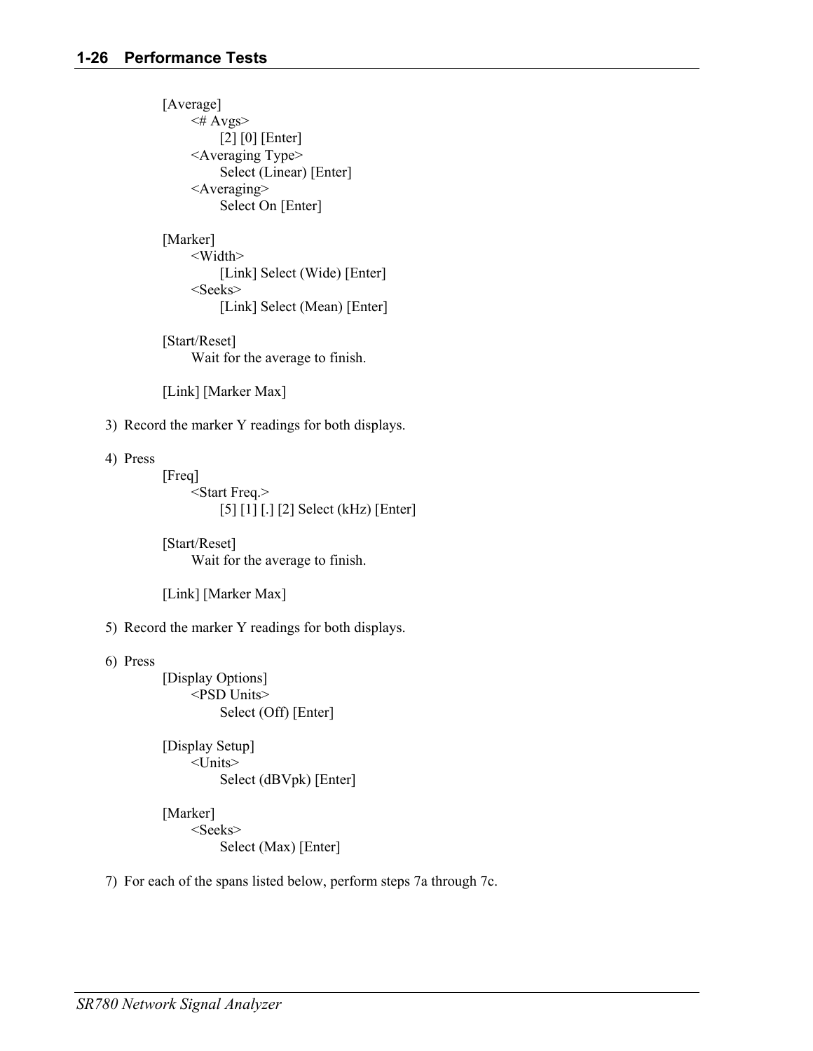[Average]
   <# Avgs>
      [2] [0] [Enter]
   <Averaging Type>
      Select (Linear) [Enter]
   <Averaging>
      Select On [Enter]

[Marker]
   <Width>
      [Link] Select (Wide) [Enter]
   <Seeks>
      [Link] Select (Mean) [Enter]

[Start/Reset]
   Wait for the average to finish.

[Link] [Marker Max]

3) Record the marker Y readings for both displays.

4) Press

[Freq]
   <Start Freq.>
      [5] [1] [.] [2] Select (kHz) [Enter]

[Start/Reset]
   Wait for the average to finish.

[Link] [Marker Max]

5) Record the marker Y readings for both displays.

6) Press

[Display Options]
   <PSD Units>
      Select (Off) [Enter]

[Display Setup]
   <Units>
      Select (dBVpk) [Enter]

[Marker]
   <Seeks>
      Select (Max) [Enter]

7) For each of the spans listed below, perform steps 7a through 7c.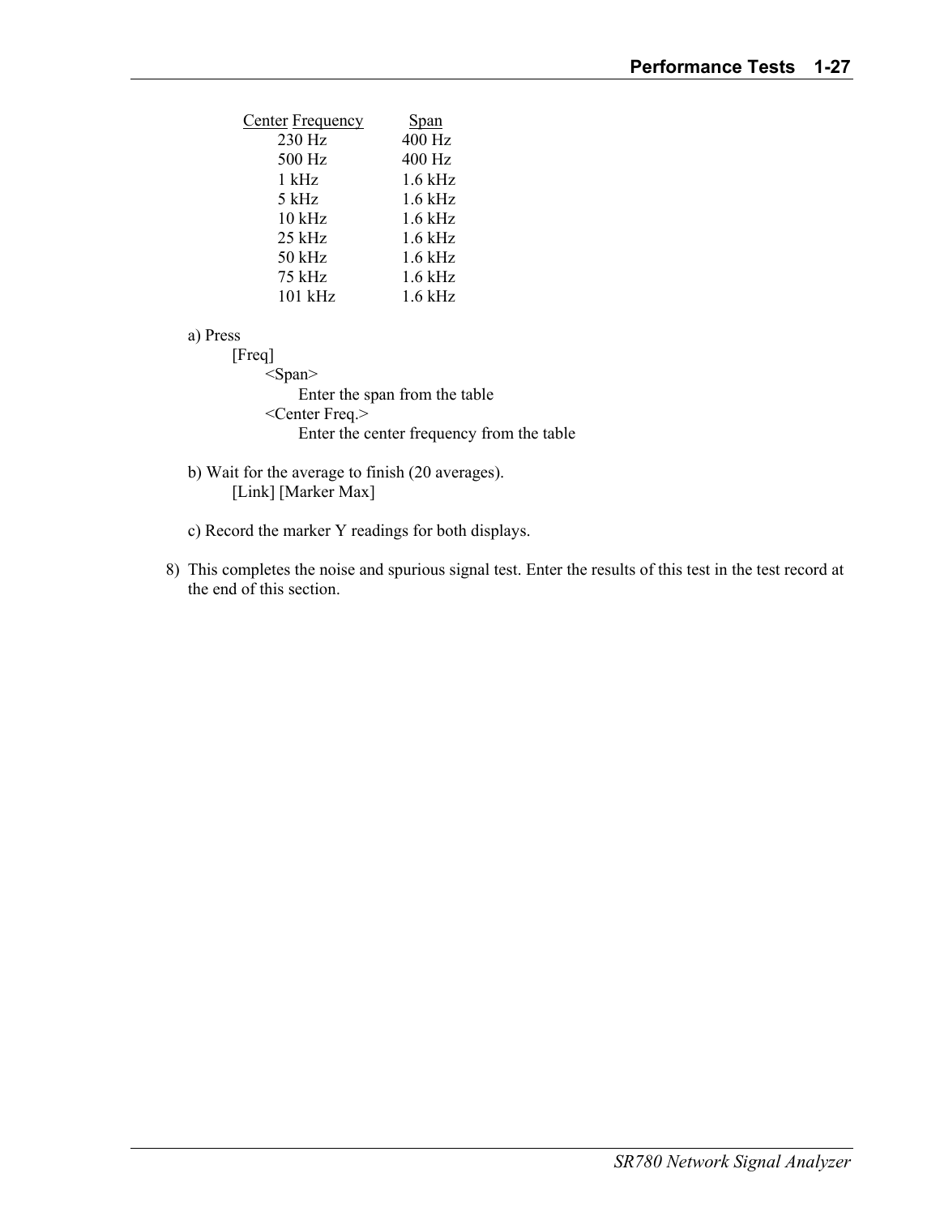| Center Frequency | Span |
| --- | --- |
| 230 Hz | 400 Hz |
| 500 Hz | 400 Hz |
| 1 kHz | 1.6 kHz |
| 5 kHz | 1.6 kHz |
| 10 kHz | 1.6 kHz |
| 25 kHz | 1.6 kHz |
| 50 kHz | 1.6 kHz |
| 75 kHz | 1.6 kHz |
| 101 kHz | 1.6 kHz |

a) Press
   [Freq]
      <Span>
         Enter the span from the table
      <Center Freq.>
         Enter the center frequency from the table

b) Wait for the average to finish (20 averages).
   [Link] [Marker Max]

c) Record the marker Y readings for both displays.

8) This completes the noise and spurious signal test. Enter the results of this test in the test record at the end of this section.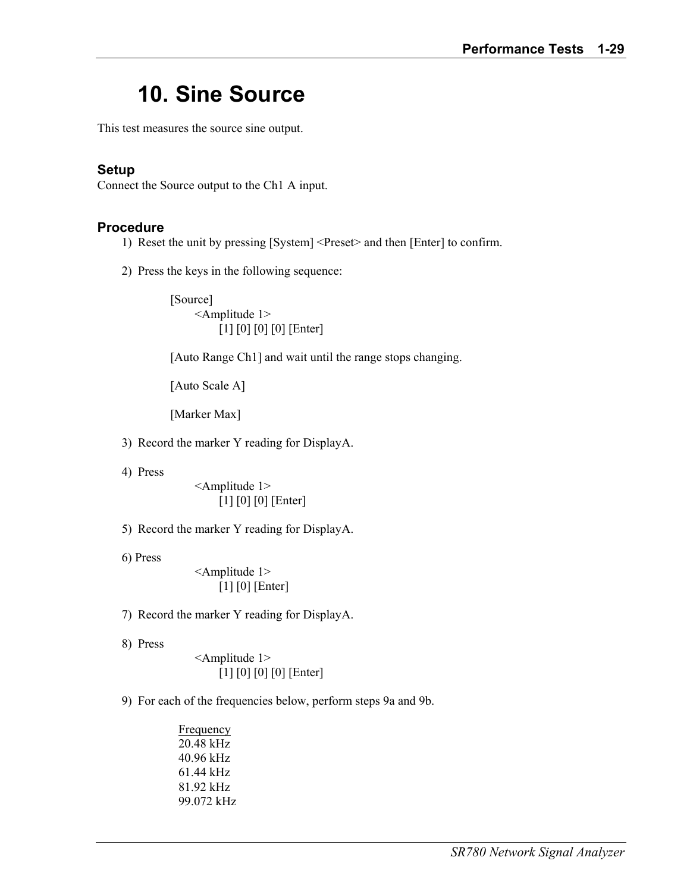# 10. Sine Source

This test measures the source sine output.

### Setup

Connect the Source output to the Ch1 A input.

### Procedure

1) Reset the unit by pressing [System] <Preset> and then [Enter] to confirm.

2) Press the keys in the following sequence:

   [Source]
   <Amplitude 1>
   [1] [0] [0] [0] [Enter]

   [Auto Range Ch1] and wait until the range stops changing.

   [Auto Scale A]

   [Marker Max]

3) Record the marker Y reading for DisplayA.

4) Press
   <Amplitude 1>
   [1] [0] [0] [Enter]

5) Record the marker Y reading for DisplayA.

6) Press
   <Amplitude 1>
   [1] [0] [Enter]

7) Record the marker Y reading for DisplayA.

8) Press
   <Amplitude 1>
   [1] [0] [0] [0] [Enter]

9) For each of the frequencies below, perform steps 9a and 9b.

   Frequency
   20.48 kHz
   40.96 kHz
   61.44 kHz
   81.92 kHz
   99.072 kHz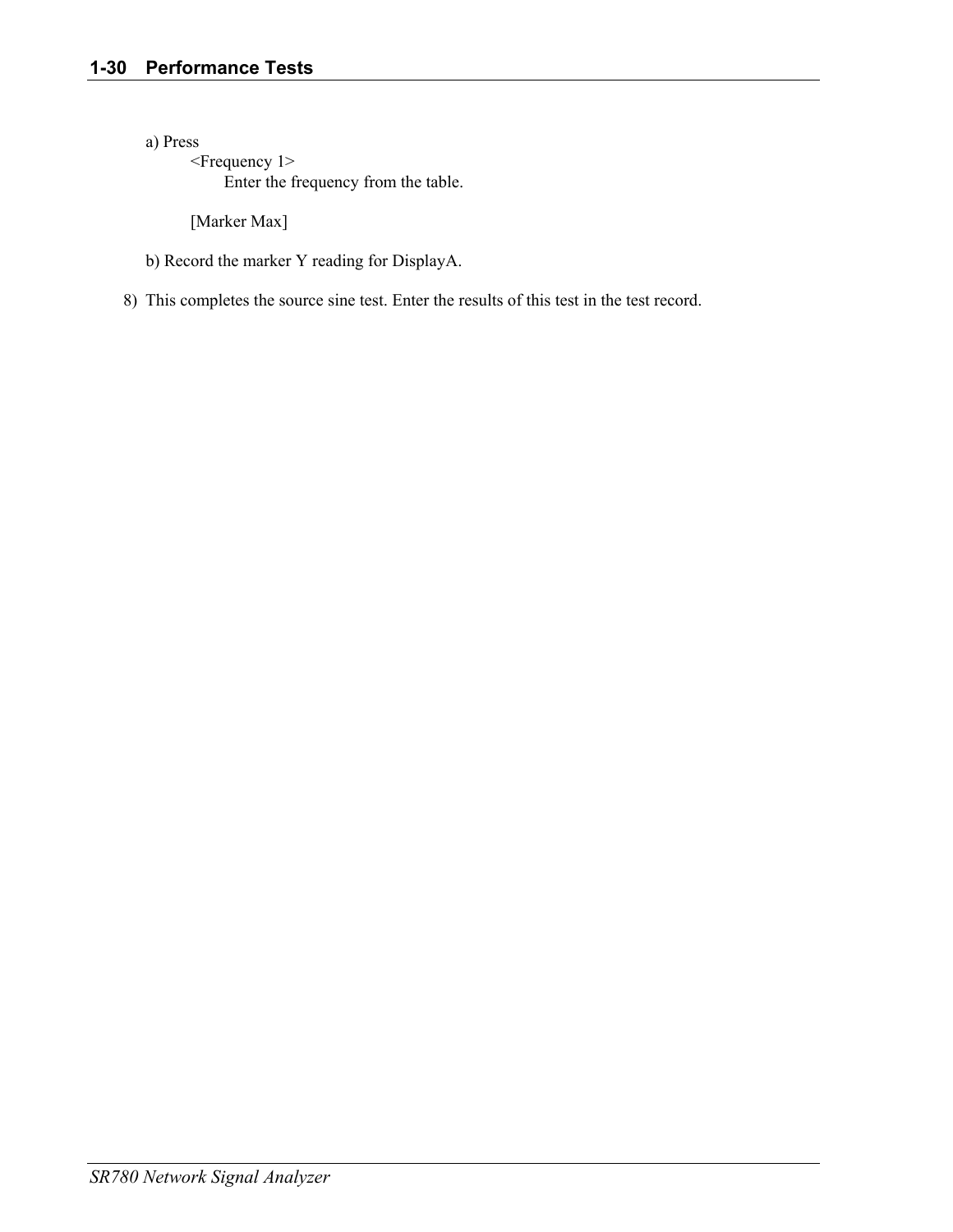a) Press

<Frequency 1>

Enter the frequency from the table.

[Marker Max]

b) Record the marker Y reading for DisplayA.

8) This completes the source sine test. Enter the results of this test in the test record.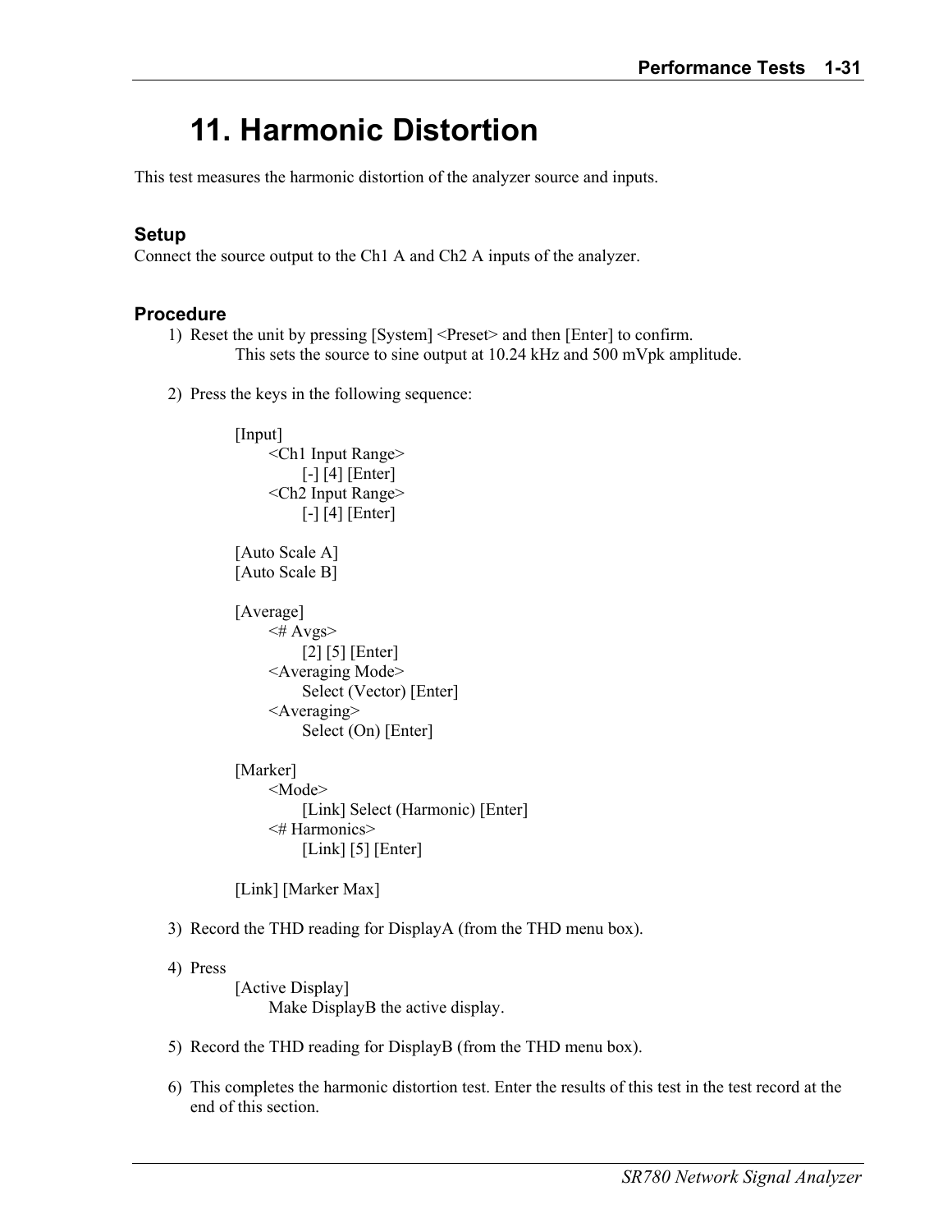# 11. Harmonic Distortion

This test measures the harmonic distortion of the analyzer source and inputs.

### Setup

Connect the source output to the Ch1 A and Ch2 A inputs of the analyzer.

### Procedure

1) Reset the unit by pressing [System] <Preset> and then [Enter] to confirm.
   This sets the source to sine output at 10.24 kHz and 500 mVpk amplitude.

2) Press the keys in the following sequence:

```
[Input]
    <Ch1 Input Range>
        [-] [4] [Enter]
    <Ch2 Input Range>
        [-] [4] [Enter]

[Auto Scale A]
[Auto Scale B]

[Average]
    <# Avgs>
        [2] [5] [Enter]
    <Averaging Mode>
        Select (Vector) [Enter]
    <Averaging>
        Select (On) [Enter]

[Marker]
    <Mode>
        [Link] Select (Harmonic) [Enter]
    <# Harmonics>
        [Link] [5] [Enter]

[Link] [Marker Max]
```

3) Record the THD reading for DisplayA (from the THD menu box).

4) Press
   [Active Display]
   Make DisplayB the active display.

5) Record the THD reading for DisplayB (from the THD menu box).

6) This completes the harmonic distortion test. Enter the results of this test in the test record at the end of this section.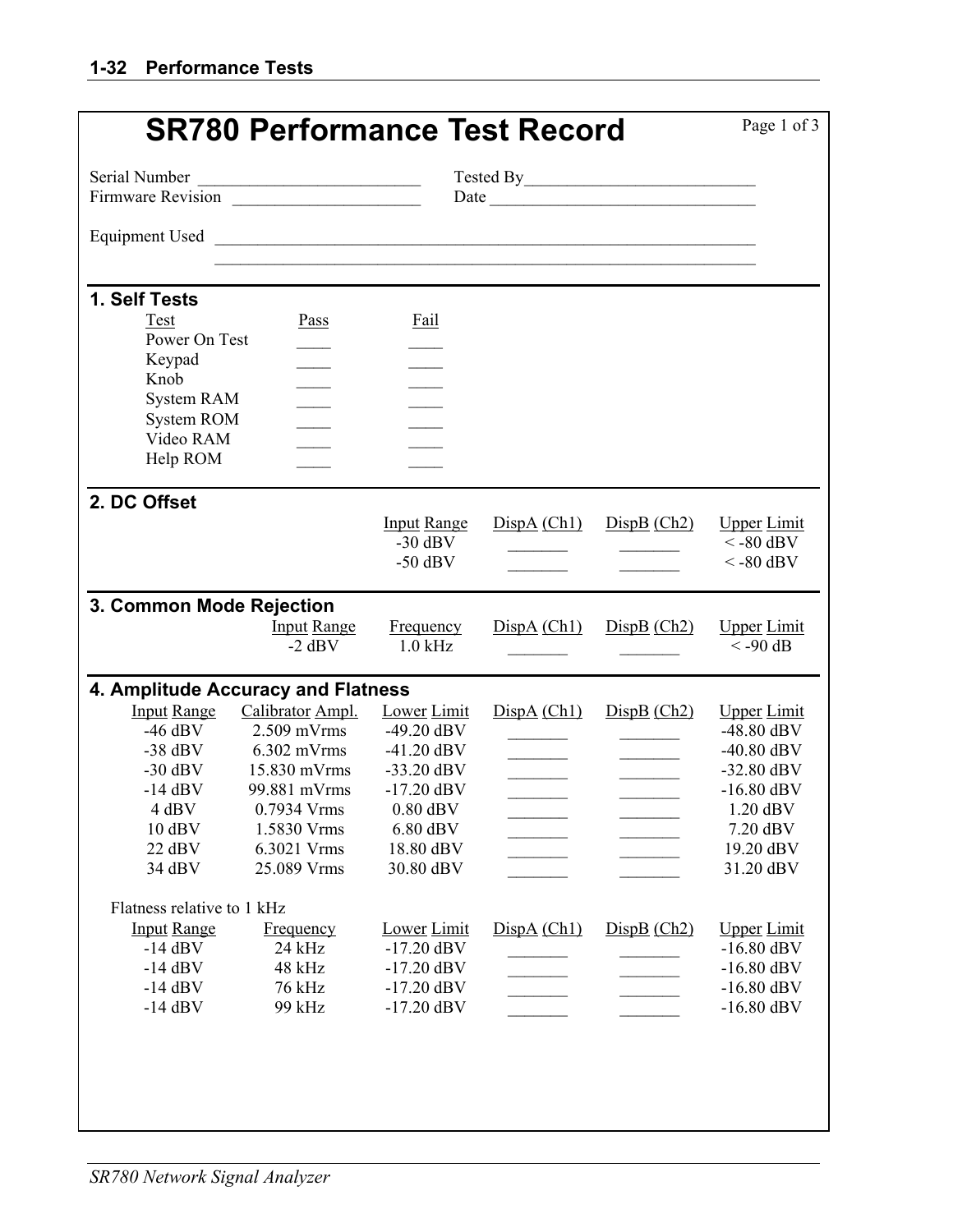# SR780 Performance Test Record

Page 1 of 3

Serial Number ___________________________ Tested By___________________________

Firmware Revision ______________________ Date _______________________________

Equipment Used _________________________________________________________________

_________________________________________________________________

## 1. Self Tests

| Test | Pass | Fail |
|---|---|---|
| Power On Test | ____ | ____ |
| Keypad | ____ | ____ |
| Knob | ____ | ____ |
| System RAM | ____ | ____ |
| System ROM | ____ | ____ |
| Video RAM | ____ | ____ |
| Help ROM | ____ | ____ |

## 2. DC Offset

| Input Range | DispA (Ch1) | DispB (Ch2) | Upper Limit |
|---|---|---|---|
| -30 dBV | _______ | _______ | < -80 dBV |
| -50 dBV | _______ | _______ | < -80 dBV |

## 3. Common Mode Rejection

| Input Range | Frequency | DispA (Ch1) | DispB (Ch2) | Upper Limit |
|---|---|---|---|---|
| -2 dBV | 1.0 kHz | _______ | _______ | < -90 dB |

## 4. Amplitude Accuracy and Flatness

| Input Range | Calibrator Ampl. | Lower Limit | DispA (Ch1) | DispB (Ch2) | Upper Limit |
|---|---|---|---|---|---|
| -46 dBV | 2.509 mVrms | -49.20 dBV | _______ | _______ | -48.80 dBV |
| -38 dBV | 6.302 mVrms | -41.20 dBV | _______ | _______ | -40.80 dBV |
| -30 dBV | 15.830 mVrms | -33.20 dBV | _______ | _______ | -32.80 dBV |
| -14 dBV | 99.881 mVrms | -17.20 dBV | _______ | _______ | -16.80 dBV |
| 4 dBV | 0.7934 Vrms | 0.80 dBV | _______ | _______ | 1.20 dBV |
| 10 dBV | 1.5830 Vrms | 6.80 dBV | _______ | _______ | 7.20 dBV |
| 22 dBV | 6.3021 Vrms | 18.80 dBV | _______ | _______ | 19.20 dBV |
| 34 dBV | 25.089 Vrms | 30.80 dBV | _______ | _______ | 31.20 dBV |

Flatness relative to 1 kHz

| Input Range | Frequency | Lower Limit | DispA (Ch1) | DispB (Ch2) | Upper Limit |
|---|---|---|---|---|---|
| -14 dBV | 24 kHz | -17.20 dBV | _______ | _______ | -16.80 dBV |
| -14 dBV | 48 kHz | -17.20 dBV | _______ | _______ | -16.80 dBV |
| -14 dBV | 76 kHz | -17.20 dBV | _______ | _______ | -16.80 dBV |
| -14 dBV | 99 kHz | -17.20 dBV | _______ | _______ | -16.80 dBV |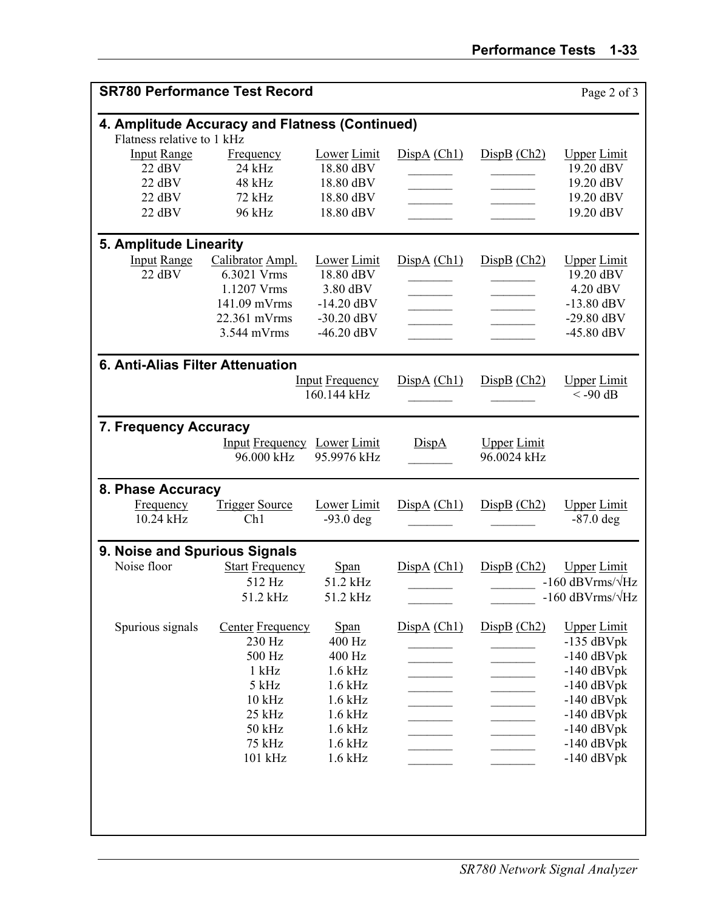## SR780 Performance Test Record

### 4. Amplitude Accuracy and Flatness (Continued)

Flatness relative to 1 kHz

| Input Range | Frequency | Lower Limit | DispA (Ch1) | DispB (Ch2) | Upper Limit |
|---|---|---|---|---|---|
| 22 dBV | 24 kHz | 18.80 dBV | _______ | _______ | 19.20 dBV |
| 22 dBV | 48 kHz | 18.80 dBV | _______ | _______ | 19.20 dBV |
| 22 dBV | 72 kHz | 18.80 dBV | _______ | _______ | 19.20 dBV |
| 22 dBV | 96 kHz | 18.80 dBV | _______ | _______ | 19.20 dBV |

### 5. Amplitude Linearity

| Input Range | Calibrator Ampl. | Lower Limit | DispA (Ch1) | DispB (Ch2) | Upper Limit |
|---|---|---|---|---|---|
| 22 dBV | 6.3021 Vrms | 18.80 dBV | _______ | _______ | 19.20 dBV |
| | 1.1207 Vrms | 3.80 dBV | _______ | _______ | 4.20 dBV |
| | 141.09 mVrms | -14.20 dBV | _______ | _______ | -13.80 dBV |
| | 22.361 mVrms | -30.20 dBV | _______ | _______ | -29.80 dBV |
| | 3.544 mVrms | -46.20 dBV | _______ | _______ | -45.80 dBV |

### 6. Anti-Alias Filter Attenuation

| Input Frequency | DispA (Ch1) | DispB (Ch2) | Upper Limit |
|---|---|---|---|
| 160.144 kHz | _______ | _______ | < -90 dB |

### 7. Frequency Accuracy

| Input Frequency | Lower Limit | DispA | Upper Limit |
|---|---|---|---|
| 96.000 kHz | 95.9976 kHz | _______ | 96.0024 kHz |

### 8. Phase Accuracy

| Frequency | Trigger Source | Lower Limit | DispA (Ch1) | DispB (Ch2) | Upper Limit |
|---|---|---|---|---|---|
| 10.24 kHz | Ch1 | -93.0 deg | _______ | _______ | -87.0 deg |

### 9. Noise and Spurious Signals

| Noise floor | Start Frequency | Span | DispA (Ch1) | DispB (Ch2) | Upper Limit |
|---|---|---|---|---|---|
| | 512 Hz | 51.2 kHz | _______ | _______ | -160 dBVrms/√Hz |
| | 51.2 kHz | 51.2 kHz | _______ | _______ | -160 dBVrms/√Hz |

| Spurious signals | Center Frequency | Span | DispA (Ch1) | DispB (Ch2) | Upper Limit |
|---|---|---|---|---|---|
| | 230 Hz | 400 Hz | _______ | _______ | -135 dBVpk |
| | 500 Hz | 400 Hz | _______ | _______ | -140 dBVpk |
| | 1 kHz | 1.6 kHz | _______ | _______ | -140 dBVpk |
| | 5 kHz | 1.6 kHz | _______ | _______ | -140 dBVpk |
| | 10 kHz | 1.6 kHz | _______ | _______ | -140 dBVpk |
| | 25 kHz | 1.6 kHz | _______ | _______ | -140 dBVpk |
| | 50 kHz | 1.6 kHz | _______ | _______ | -140 dBVpk |
| | 75 kHz | 1.6 kHz | _______ | _______ | -140 dBVpk |
| | 101 kHz | 1.6 kHz | _______ | _______ | -140 dBVpk |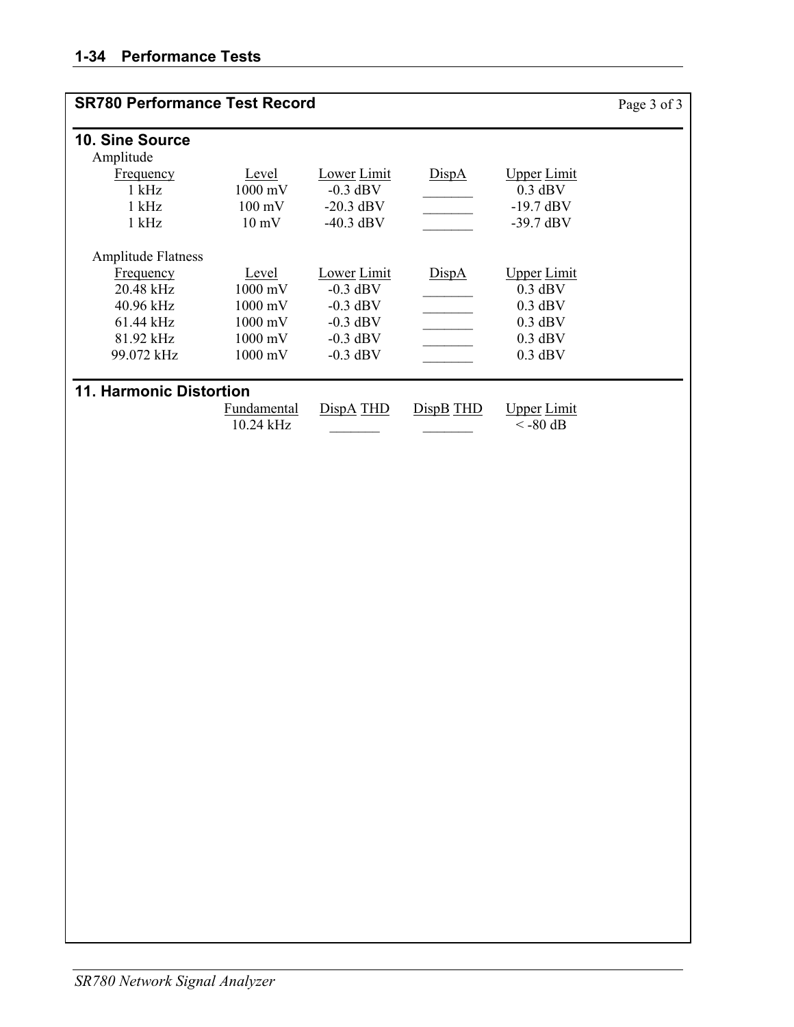## SR780 Performance Test Record

### 10. Sine Source

Amplitude

| Frequency | Level | Lower Limit | DispA | Upper Limit |
|---|---|---|---|---|
| 1 kHz | 1000 mV | -0.3 dBV | _______ | 0.3 dBV |
| 1 kHz | 100 mV | -20.3 dBV | _______ | -19.7 dBV |
| 1 kHz | 10 mV | -40.3 dBV | _______ | -39.7 dBV |

Amplitude Flatness

| Frequency | Level | Lower Limit | DispA | Upper Limit |
|---|---|---|---|---|
| 20.48 kHz | 1000 mV | -0.3 dBV | _______ | 0.3 dBV |
| 40.96 kHz | 1000 mV | -0.3 dBV | _______ | 0.3 dBV |
| 61.44 kHz | 1000 mV | -0.3 dBV | _______ | 0.3 dBV |
| 81.92 kHz | 1000 mV | -0.3 dBV | _______ | 0.3 dBV |
| 99.072 kHz | 1000 mV | -0.3 dBV | _______ | 0.3 dBV |

### 11. Harmonic Distortion

| Fundamental | DispA THD | DispB THD | Upper Limit |
|---|---|---|---|
| 10.24 kHz | _______ | _______ | < -80 dB |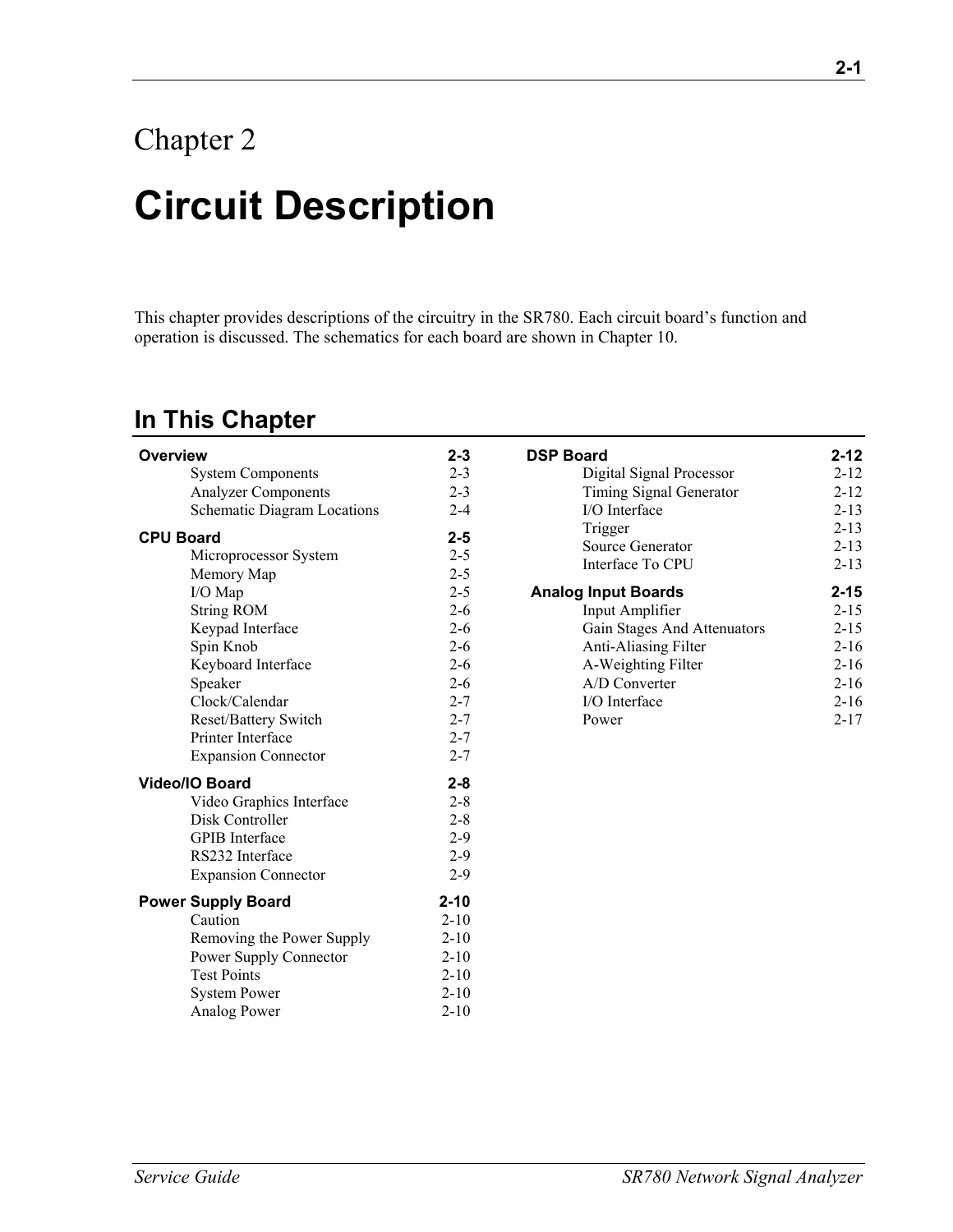# Chapter 2

# Circuit Description

This chapter provides descriptions of the circuitry in the SR780. Each circuit board's function and operation is discussed. The schematics for each board are shown in Chapter 10.

## In This Chapter

| | |
|---|---|
| **Overview** | **2-3** |
| System Components | 2-3 |
| Analyzer Components | 2-3 |
| Schematic Diagram Locations | 2-4 |
| **CPU Board** | **2-5** |
| Microprocessor System | 2-5 |
| Memory Map | 2-5 |
| I/O Map | 2-5 |
| String ROM | 2-6 |
| Keypad Interface | 2-6 |
| Spin Knob | 2-6 |
| Keyboard Interface | 2-6 |
| Speaker | 2-6 |
| Clock/Calendar | 2-7 |
| Reset/Battery Switch | 2-7 |
| Printer Interface | 2-7 |
| Expansion Connector | 2-7 |
| **Video/IO Board** | **2-8** |
| Video Graphics Interface | 2-8 |
| Disk Controller | 2-8 |
| GPIB Interface | 2-9 |
| RS232 Interface | 2-9 |
| Expansion Connector | 2-9 |
| **Power Supply Board** | **2-10** |
| Caution | 2-10 |
| Removing the Power Supply | 2-10 |
| Power Supply Connector | 2-10 |
| Test Points | 2-10 |
| System Power | 2-10 |
| Analog Power | 2-10 |
| **DSP Board** | **2-12** |
| Digital Signal Processor | 2-12 |
| Timing Signal Generator | 2-12 |
| I/O Interface | 2-13 |
| Trigger | 2-13 |
| Source Generator | 2-13 |
| Interface To CPU | 2-13 |
| **Analog Input Boards** | **2-15** |
| Input Amplifier | 2-15 |
| Gain Stages And Attenuators | 2-15 |
| Anti-Aliasing Filter | 2-16 |
| A-Weighting Filter | 2-16 |
| A/D Converter | 2-16 |
| I/O Interface | 2-16 |
| Power | 2-17 |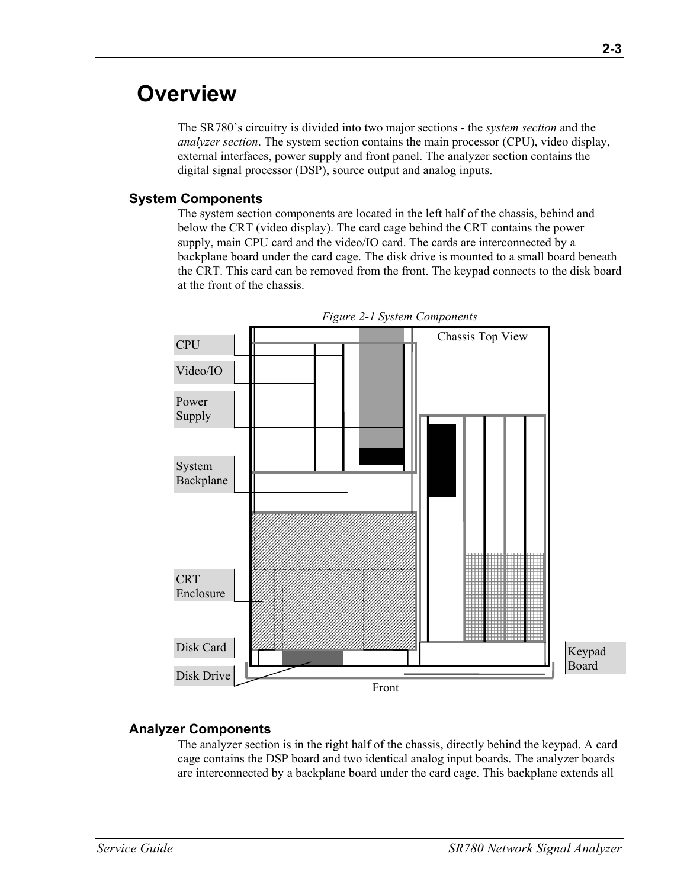# Overview

The SR780's circuitry is divided into two major sections - the *system section* and the *analyzer section*. The system section contains the main processor (CPU), video display, external interfaces, power supply and front panel. The analyzer section contains the digital signal processor (DSP), source output and analog inputs.

## System Components

The system section components are located in the left half of the chassis, behind and below the CRT (video display). The card cage behind the CRT contains the power supply, main CPU card and the video/IO card. The cards are interconnected by a backplane board under the card cage. The disk drive is mounted to a small board beneath the CRT. This card can be removed from the front. The keypad connects to the disk board at the front of the chassis.

*Figure 2-1 System Components*

CPU

Video/IO

Power Supply

System Backplane

CRT Enclosure

Disk Card

Disk Drive

Chassis Top View

Keypad Board

Front

## Analyzer Components

The analyzer section is in the right half of the chassis, directly behind the keypad. A card cage contains the DSP board and two identical analog input boards. The analyzer boards are interconnected by a backplane board under the card cage. This backplane extends all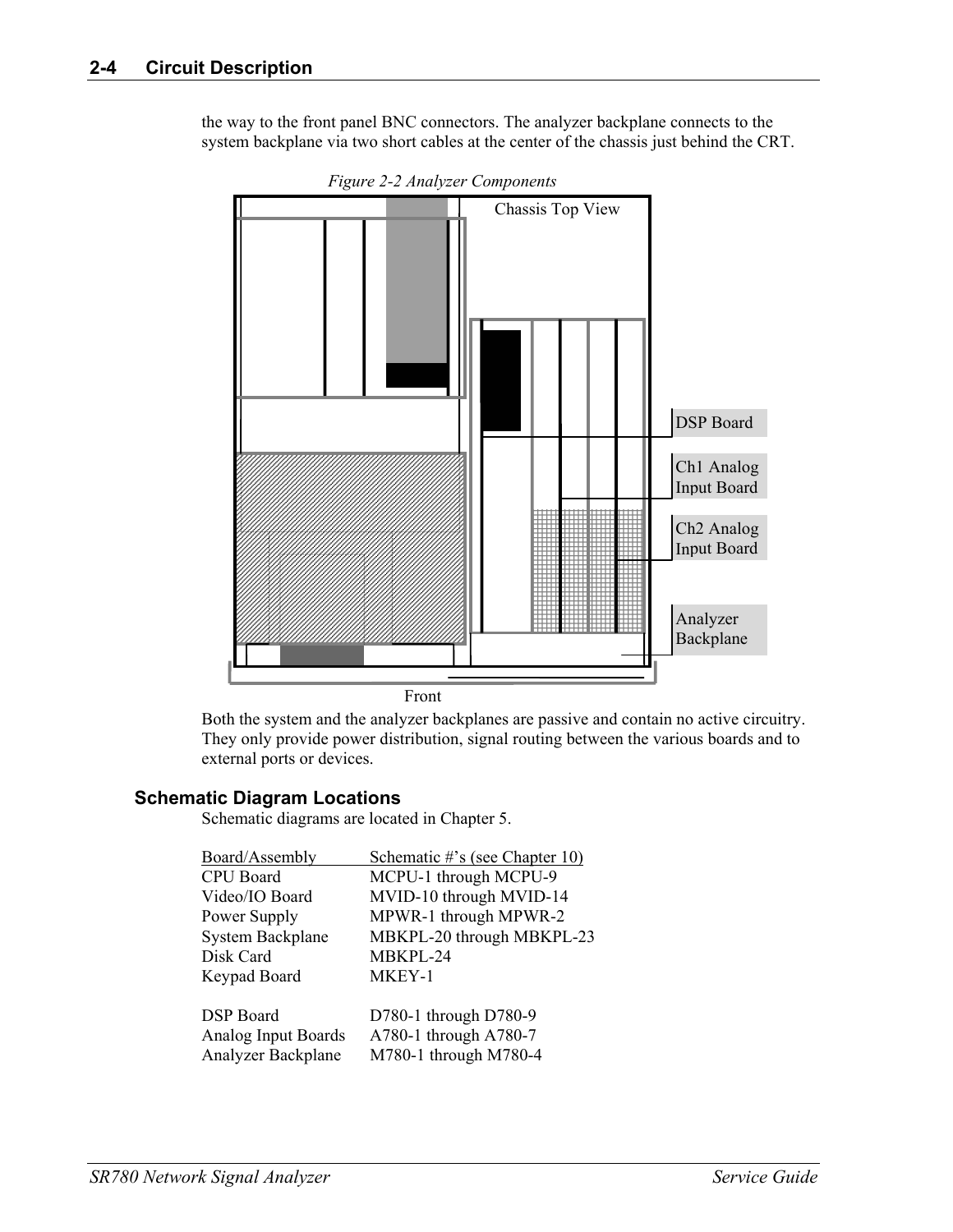the way to the front panel BNC connectors. The analyzer backplane connects to the system backplane via two short cables at the center of the chassis just behind the CRT.

*Figure 2-2 Analyzer Components*

Chassis Top View

DSP Board

Ch1 Analog Input Board

Ch2 Analog Input Board

Analyzer Backplane

Front

Both the system and the analyzer backplanes are passive and contain no active circuitry. They only provide power distribution, signal routing between the various boards and to external ports or devices.

### Schematic Diagram Locations

Schematic diagrams are located in Chapter 5.

| Board/Assembly | Schematic #'s (see Chapter 10) |
|---|---|
| CPU Board | MCPU-1 through MCPU-9 |
| Video/IO Board | MVID-10 through MVID-14 |
| Power Supply | MPWR-1 through MPWR-2 |
| System Backplane | MBKPL-20 through MBKPL-23 |
| Disk Card | MBKPL-24 |
| Keypad Board | MKEY-1 |
| | |
| DSP Board | D780-1 through D780-9 |
| Analog Input Boards | A780-1 through A780-7 |
| Analyzer Backplane | M780-1 through M780-4 |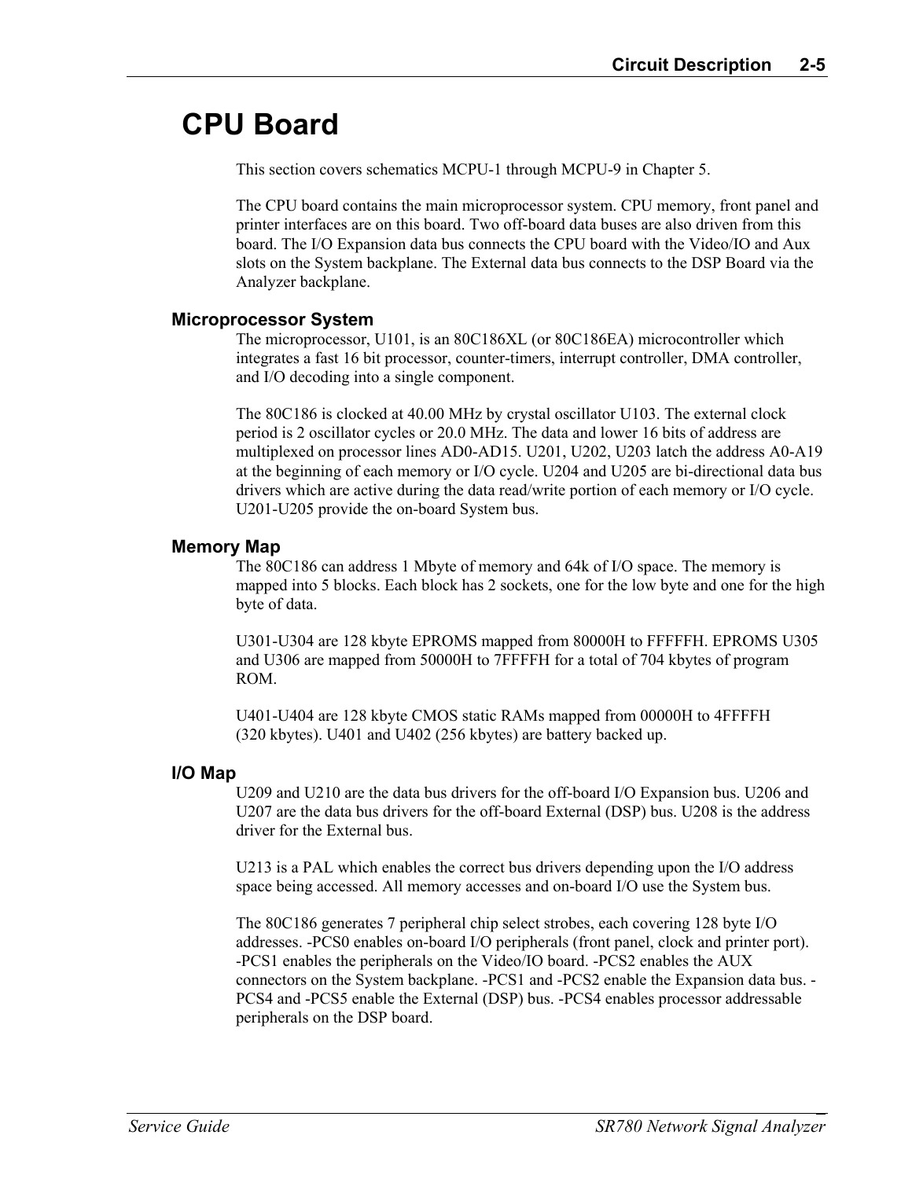# CPU Board

This section covers schematics MCPU-1 through MCPU-9 in Chapter 5.

The CPU board contains the main microprocessor system. CPU memory, front panel and printer interfaces are on this board. Two off-board data buses are also driven from this board. The I/O Expansion data bus connects the CPU board with the Video/IO and Aux slots on the System backplane. The External data bus connects to the DSP Board via the Analyzer backplane.

### Microprocessor System

The microprocessor, U101, is an 80C186XL (or 80C186EA) microcontroller which integrates a fast 16 bit processor, counter-timers, interrupt controller, DMA controller, and I/O decoding into a single component.

The 80C186 is clocked at 40.00 MHz by crystal oscillator U103. The external clock period is 2 oscillator cycles or 20.0 MHz. The data and lower 16 bits of address are multiplexed on processor lines AD0-AD15. U201, U202, U203 latch the address A0-A19 at the beginning of each memory or I/O cycle. U204 and U205 are bi-directional data bus drivers which are active during the data read/write portion of each memory or I/O cycle. U201-U205 provide the on-board System bus.

### Memory Map

The 80C186 can address 1 Mbyte of memory and 64k of I/O space. The memory is mapped into 5 blocks. Each block has 2 sockets, one for the low byte and one for the high byte of data.

U301-U304 are 128 kbyte EPROMS mapped from 80000H to FFFFFH. EPROMS U305 and U306 are mapped from 50000H to 7FFFFH for a total of 704 kbytes of program ROM.

U401-U404 are 128 kbyte CMOS static RAMs mapped from 00000H to 4FFFFH (320 kbytes). U401 and U402 (256 kbytes) are battery backed up.

### I/O Map

U209 and U210 are the data bus drivers for the off-board I/O Expansion bus. U206 and U207 are the data bus drivers for the off-board External (DSP) bus. U208 is the address driver for the External bus.

U213 is a PAL which enables the correct bus drivers depending upon the I/O address space being accessed. All memory accesses and on-board I/O use the System bus.

The 80C186 generates 7 peripheral chip select strobes, each covering 128 byte I/O addresses. -PCS0 enables on-board I/O peripherals (front panel, clock and printer port). -PCS1 enables the peripherals on the Video/IO board. -PCS2 enables the AUX connectors on the System backplane. -PCS1 and -PCS2 enable the Expansion data bus. -PCS4 and -PCS5 enable the External (DSP) bus. -PCS4 enables processor addressable peripherals on the DSP board.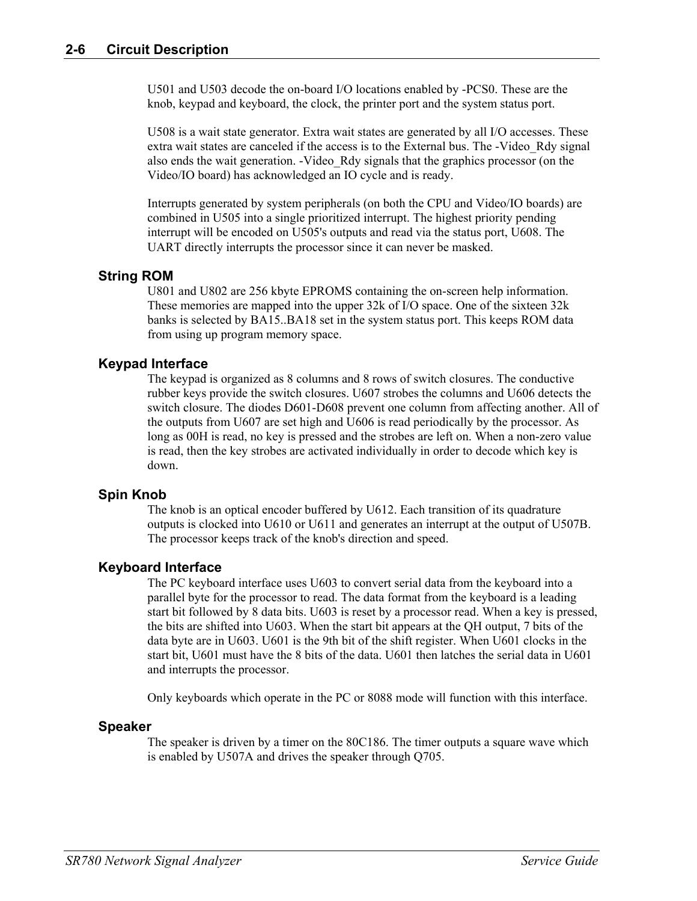U501 and U503 decode the on-board I/O locations enabled by -PCS0. These are the knob, keypad and keyboard, the clock, the printer port and the system status port.

U508 is a wait state generator. Extra wait states are generated by all I/O accesses. These extra wait states are canceled if the access is to the External bus. The -Video_Rdy signal also ends the wait generation. -Video_Rdy signals that the graphics processor (on the Video/IO board) has acknowledged an IO cycle and is ready.

Interrupts generated by system peripherals (on both the CPU and Video/IO boards) are combined in U505 into a single prioritized interrupt. The highest priority pending interrupt will be encoded on U505's outputs and read via the status port, U608. The UART directly interrupts the processor since it can never be masked.

### String ROM

U801 and U802 are 256 kbyte EPROMS containing the on-screen help information. These memories are mapped into the upper 32k of I/O space. One of the sixteen 32k banks is selected by BA15..BA18 set in the system status port. This keeps ROM data from using up program memory space.

### Keypad Interface

The keypad is organized as 8 columns and 8 rows of switch closures. The conductive rubber keys provide the switch closures. U607 strobes the columns and U606 detects the switch closure. The diodes D601-D608 prevent one column from affecting another. All of the outputs from U607 are set high and U606 is read periodically by the processor. As long as 00H is read, no key is pressed and the strobes are left on. When a non-zero value is read, then the key strobes are activated individually in order to decode which key is down.

### Spin Knob

The knob is an optical encoder buffered by U612. Each transition of its quadrature outputs is clocked into U610 or U611 and generates an interrupt at the output of U507B. The processor keeps track of the knob's direction and speed.

### Keyboard Interface

The PC keyboard interface uses U603 to convert serial data from the keyboard into a parallel byte for the processor to read. The data format from the keyboard is a leading start bit followed by 8 data bits. U603 is reset by a processor read. When a key is pressed, the bits are shifted into U603. When the start bit appears at the QH output, 7 bits of the data byte are in U603. U601 is the 9th bit of the shift register. When U601 clocks in the start bit, U601 must have the 8 bits of the data. U601 then latches the serial data in U601 and interrupts the processor.

Only keyboards which operate in the PC or 8088 mode will function with this interface.

### Speaker

The speaker is driven by a timer on the 80C186. The timer outputs a square wave which is enabled by U507A and drives the speaker through Q705.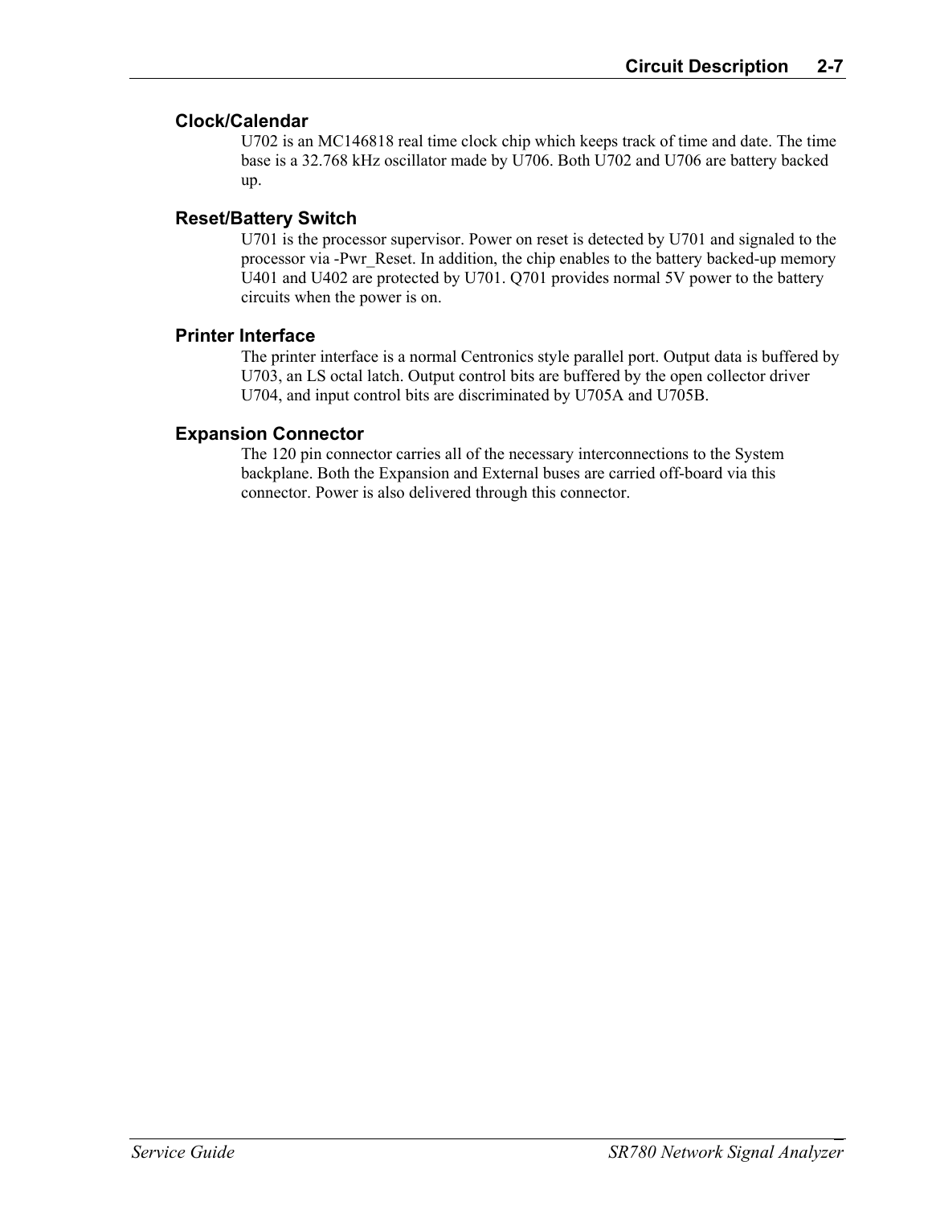### Clock/Calendar

U702 is an MC146818 real time clock chip which keeps track of time and date. The time base is a 32.768 kHz oscillator made by U706. Both U702 and U706 are battery backed up.

### Reset/Battery Switch

U701 is the processor supervisor. Power on reset is detected by U701 and signaled to the processor via -Pwr_Reset. In addition, the chip enables to the battery backed-up memory U401 and U402 are protected by U701. Q701 provides normal 5V power to the battery circuits when the power is on.

### Printer Interface

The printer interface is a normal Centronics style parallel port. Output data is buffered by U703, an LS octal latch. Output control bits are buffered by the open collector driver U704, and input control bits are discriminated by U705A and U705B.

### Expansion Connector

The 120 pin connector carries all of the necessary interconnections to the System backplane. Both the Expansion and External buses are carried off-board via this connector. Power is also delivered through this connector.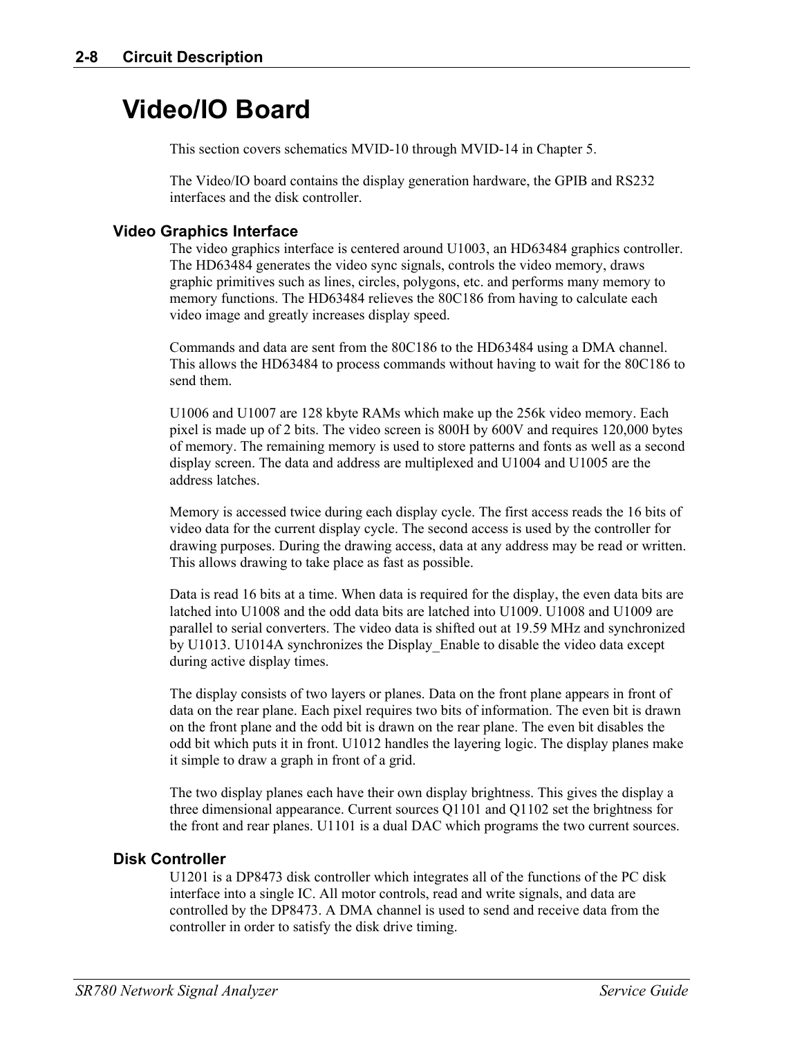# Video/IO Board

This section covers schematics MVID-10 through MVID-14 in Chapter 5.

The Video/IO board contains the display generation hardware, the GPIB and RS232 interfaces and the disk controller.

## Video Graphics Interface

The video graphics interface is centered around U1003, an HD63484 graphics controller. The HD63484 generates the video sync signals, controls the video memory, draws graphic primitives such as lines, circles, polygons, etc. and performs many memory to memory functions. The HD63484 relieves the 80C186 from having to calculate each video image and greatly increases display speed.

Commands and data are sent from the 80C186 to the HD63484 using a DMA channel. This allows the HD63484 to process commands without having to wait for the 80C186 to send them.

U1006 and U1007 are 128 kbyte RAMs which make up the 256k video memory. Each pixel is made up of 2 bits. The video screen is 800H by 600V and requires 120,000 bytes of memory. The remaining memory is used to store patterns and fonts as well as a second display screen. The data and address are multiplexed and U1004 and U1005 are the address latches.

Memory is accessed twice during each display cycle. The first access reads the 16 bits of video data for the current display cycle. The second access is used by the controller for drawing purposes. During the drawing access, data at any address may be read or written. This allows drawing to take place as fast as possible.

Data is read 16 bits at a time. When data is required for the display, the even data bits are latched into U1008 and the odd data bits are latched into U1009. U1008 and U1009 are parallel to serial converters. The video data is shifted out at 19.59 MHz and synchronized by U1013. U1014A synchronizes the Display_Enable to disable the video data except during active display times.

The display consists of two layers or planes. Data on the front plane appears in front of data on the rear plane. Each pixel requires two bits of information. The even bit is drawn on the front plane and the odd bit is drawn on the rear plane. The even bit disables the odd bit which puts it in front. U1012 handles the layering logic. The display planes make it simple to draw a graph in front of a grid.

The two display planes each have their own display brightness. This gives the display a three dimensional appearance. Current sources Q1101 and Q1102 set the brightness for the front and rear planes. U1101 is a dual DAC which programs the two current sources.

## Disk Controller

U1201 is a DP8473 disk controller which integrates all of the functions of the PC disk interface into a single IC. All motor controls, read and write signals, and data are controlled by the DP8473. A DMA channel is used to send and receive data from the controller in order to satisfy the disk drive timing.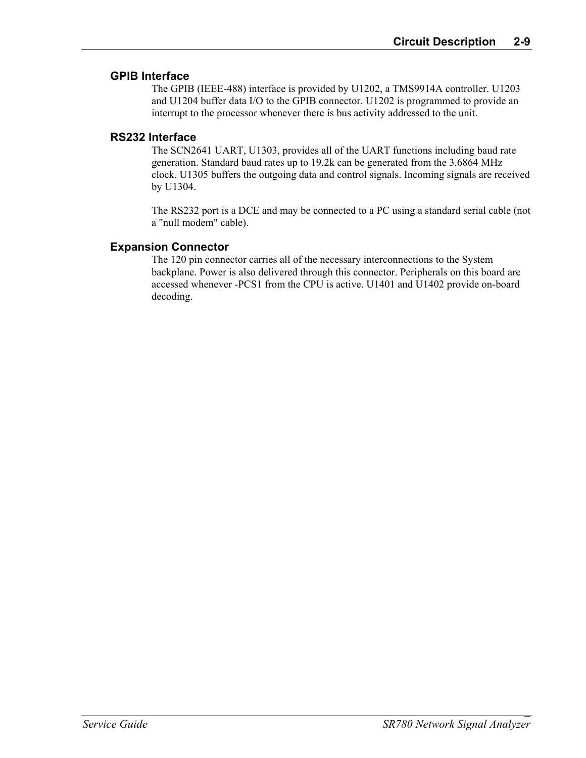### GPIB Interface

The GPIB (IEEE-488) interface is provided by U1202, a TMS9914A controller. U1203 and U1204 buffer data I/O to the GPIB connector. U1202 is programmed to provide an interrupt to the processor whenever there is bus activity addressed to the unit.

### RS232 Interface

The SCN2641 UART, U1303, provides all of the UART functions including baud rate generation. Standard baud rates up to 19.2k can be generated from the 3.6864 MHz clock. U1305 buffers the outgoing data and control signals. Incoming signals are received by U1304.

The RS232 port is a DCE and may be connected to a PC using a standard serial cable (not a "null modem" cable).

### Expansion Connector

The 120 pin connector carries all of the necessary interconnections to the System backplane. Power is also delivered through this connector. Peripherals on this board are accessed whenever -PCS1 from the CPU is active. U1401 and U1402 provide on-board decoding.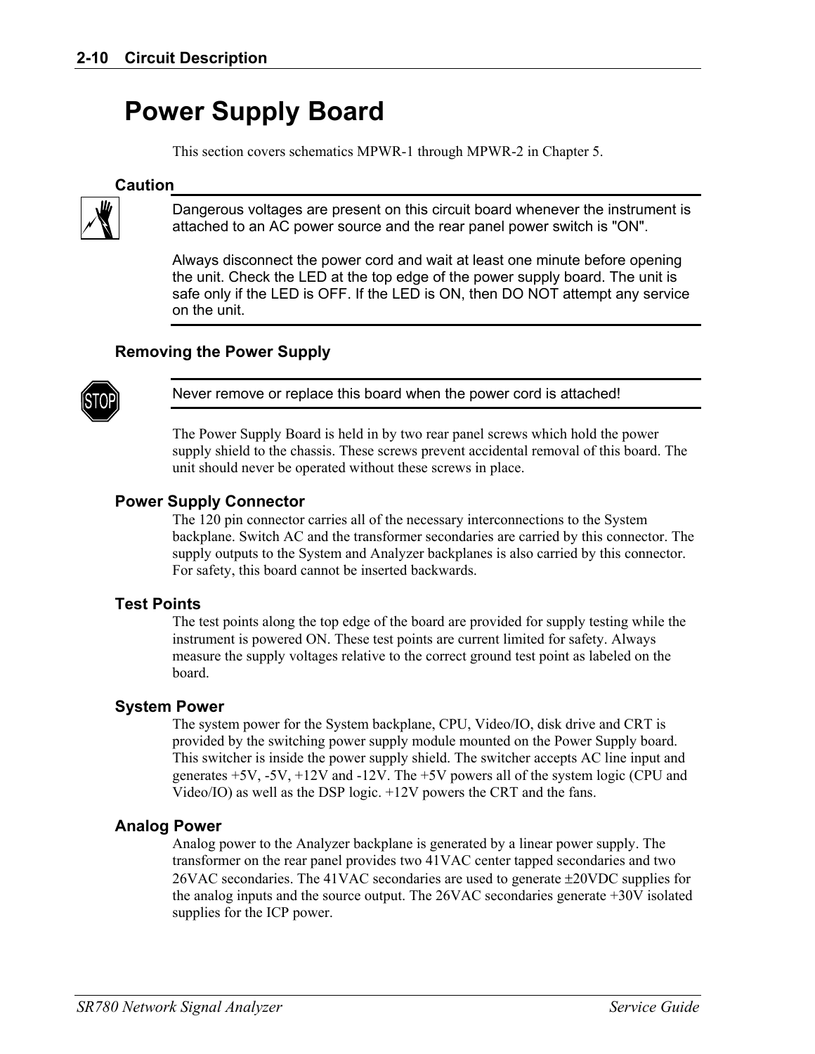# Power Supply Board

This section covers schematics MPWR-1 through MPWR-2 in Chapter 5.

### Caution

Dangerous voltages are present on this circuit board whenever the instrument is attached to an AC power source and the rear panel power switch is "ON".

Always disconnect the power cord and wait at least one minute before opening the unit. Check the LED at the top edge of the power supply board. The unit is safe only if the LED is OFF. If the LED is ON, then DO NOT attempt any service on the unit.

### Removing the Power Supply

Never remove or replace this board when the power cord is attached!

The Power Supply Board is held in by two rear panel screws which hold the power supply shield to the chassis. These screws prevent accidental removal of this board. The unit should never be operated without these screws in place.

### Power Supply Connector

The 120 pin connector carries all of the necessary interconnections to the System backplane. Switch AC and the transformer secondaries are carried by this connector. The supply outputs to the System and Analyzer backplanes is also carried by this connector. For safety, this board cannot be inserted backwards.

### Test Points

The test points along the top edge of the board are provided for supply testing while the instrument is powered ON. These test points are current limited for safety. Always measure the supply voltages relative to the correct ground test point as labeled on the board.

### System Power

The system power for the System backplane, CPU, Video/IO, disk drive and CRT is provided by the switching power supply module mounted on the Power Supply board. This switcher is inside the power supply shield. The switcher accepts AC line input and generates +5V, -5V, +12V and -12V. The +5V powers all of the system logic (CPU and Video/IO) as well as the DSP logic. +12V powers the CRT and the fans.

### Analog Power

Analog power to the Analyzer backplane is generated by a linear power supply. The transformer on the rear panel provides two 41VAC center tapped secondaries and two 26VAC secondaries. The 41VAC secondaries are used to generate ±20VDC supplies for the analog inputs and the source output. The 26VAC secondaries generate +30V isolated supplies for the ICP power.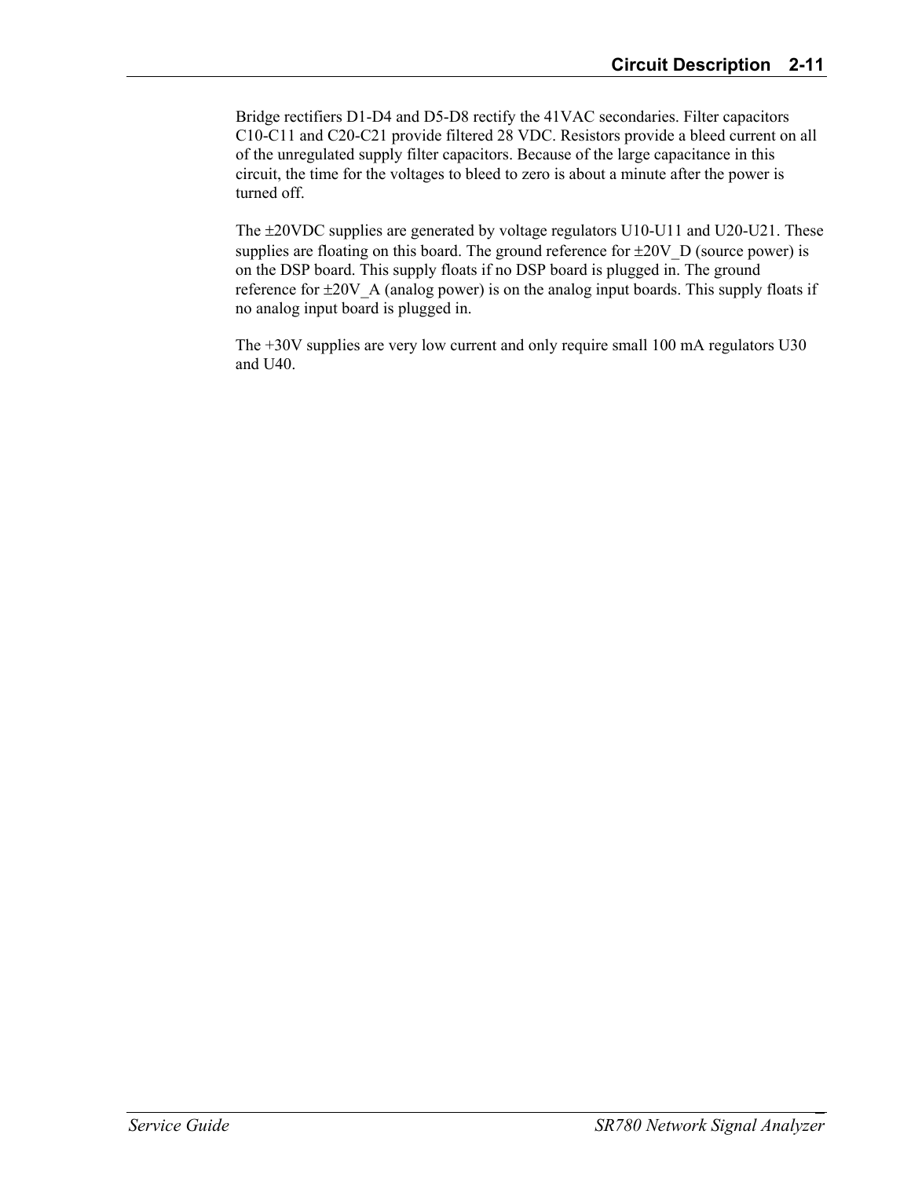Bridge rectifiers D1-D4 and D5-D8 rectify the 41VAC secondaries. Filter capacitors C10-C11 and C20-C21 provide filtered 28 VDC. Resistors provide a bleed current on all of the unregulated supply filter capacitors. Because of the large capacitance in this circuit, the time for the voltages to bleed to zero is about a minute after the power is turned off.

The ±20VDC supplies are generated by voltage regulators U10-U11 and U20-U21. These supplies are floating on this board. The ground reference for ±20V_D (source power) is on the DSP board. This supply floats if no DSP board is plugged in. The ground reference for ±20V_A (analog power) is on the analog input boards. This supply floats if no analog input board is plugged in.

The +30V supplies are very low current and only require small 100 mA regulators U30 and U40.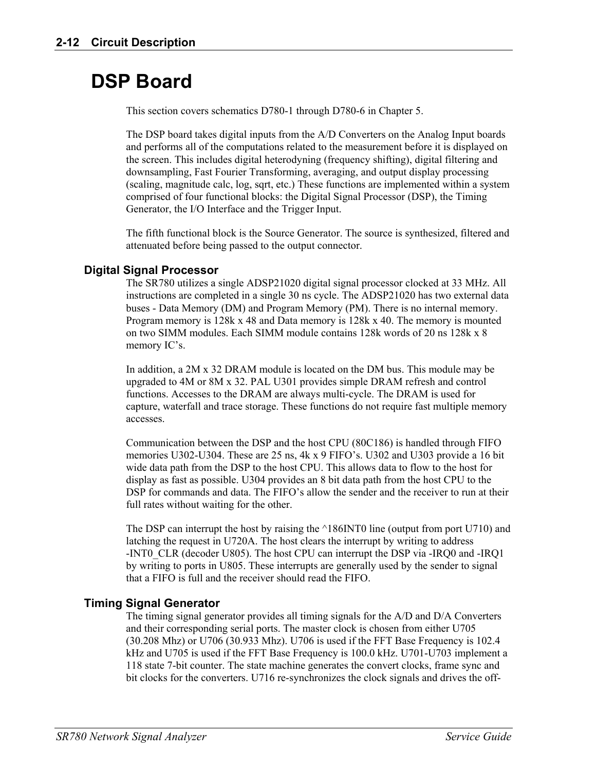# DSP Board

This section covers schematics D780-1 through D780-6 in Chapter 5.

The DSP board takes digital inputs from the A/D Converters on the Analog Input boards and performs all of the computations related to the measurement before it is displayed on the screen. This includes digital heterodyning (frequency shifting), digital filtering and downsampling, Fast Fourier Transforming, averaging, and output display processing (scaling, magnitude calc, log, sqrt, etc.) These functions are implemented within a system comprised of four functional blocks: the Digital Signal Processor (DSP), the Timing Generator, the I/O Interface and the Trigger Input.

The fifth functional block is the Source Generator. The source is synthesized, filtered and attenuated before being passed to the output connector.

## Digital Signal Processor

The SR780 utilizes a single ADSP21020 digital signal processor clocked at 33 MHz. All instructions are completed in a single 30 ns cycle. The ADSP21020 has two external data buses - Data Memory (DM) and Program Memory (PM). There is no internal memory. Program memory is 128k x 48 and Data memory is 128k x 40. The memory is mounted on two SIMM modules. Each SIMM module contains 128k words of 20 ns 128k x 8 memory IC's.

In addition, a 2M x 32 DRAM module is located on the DM bus. This module may be upgraded to 4M or 8M x 32. PAL U301 provides simple DRAM refresh and control functions. Accesses to the DRAM are always multi-cycle. The DRAM is used for capture, waterfall and trace storage. These functions do not require fast multiple memory accesses.

Communication between the DSP and the host CPU (80C186) is handled through FIFO memories U302-U304. These are 25 ns, 4k x 9 FIFO's. U302 and U303 provide a 16 bit wide data path from the DSP to the host CPU. This allows data to flow to the host for display as fast as possible. U304 provides an 8 bit data path from the host CPU to the DSP for commands and data. The FIFO's allow the sender and the receiver to run at their full rates without waiting for the other.

The DSP can interrupt the host by raising the ^186INT0 line (output from port U710) and latching the request in U720A. The host clears the interrupt by writing to address -INT0_CLR (decoder U805). The host CPU can interrupt the DSP via -IRQ0 and -IRQ1 by writing to ports in U805. These interrupts are generally used by the sender to signal that a FIFO is full and the receiver should read the FIFO.

## Timing Signal Generator

The timing signal generator provides all timing signals for the A/D and D/A Converters and their corresponding serial ports. The master clock is chosen from either U705 (30.208 Mhz) or U706 (30.933 Mhz). U706 is used if the FFT Base Frequency is 102.4 kHz and U705 is used if the FFT Base Frequency is 100.0 kHz. U701-U703 implement a 118 state 7-bit counter. The state machine generates the convert clocks, frame sync and bit clocks for the converters. U716 re-synchronizes the clock signals and drives the off-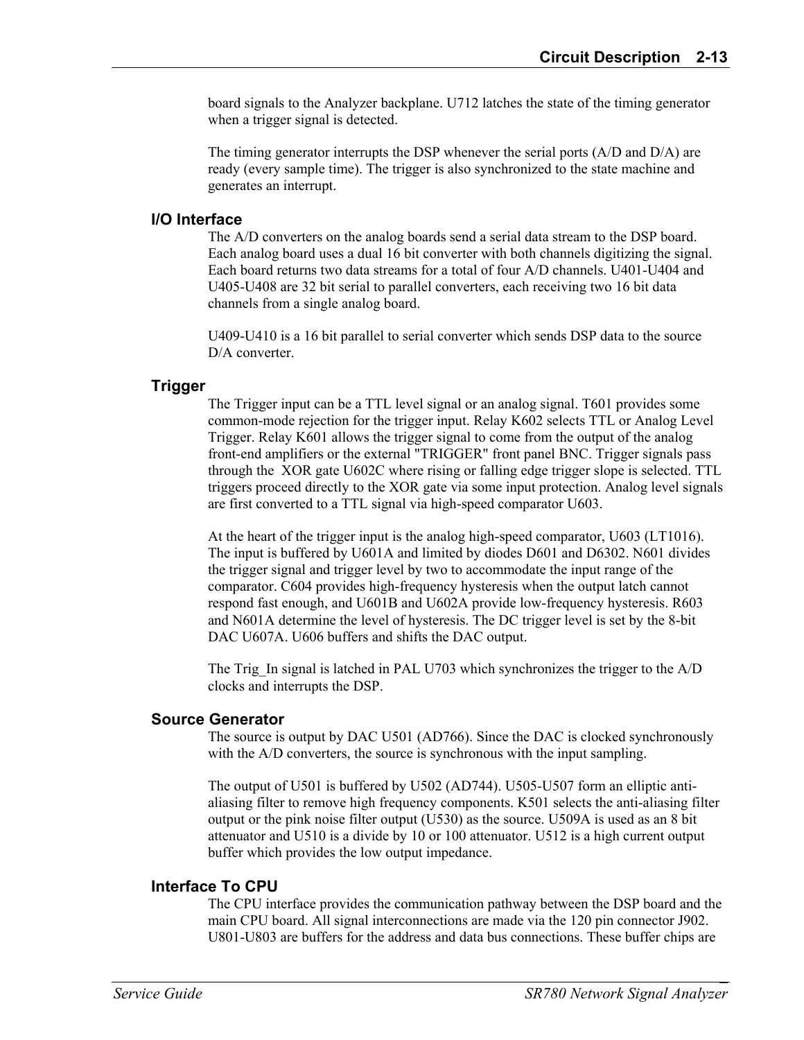board signals to the Analyzer backplane. U712 latches the state of the timing generator when a trigger signal is detected.

The timing generator interrupts the DSP whenever the serial ports (A/D and D/A) are ready (every sample time). The trigger is also synchronized to the state machine and generates an interrupt.

### I/O Interface

The A/D converters on the analog boards send a serial data stream to the DSP board. Each analog board uses a dual 16 bit converter with both channels digitizing the signal. Each board returns two data streams for a total of four A/D channels. U401-U404 and U405-U408 are 32 bit serial to parallel converters, each receiving two 16 bit data channels from a single analog board.

U409-U410 is a 16 bit parallel to serial converter which sends DSP data to the source D/A converter.

### Trigger

The Trigger input can be a TTL level signal or an analog signal. T601 provides some common-mode rejection for the trigger input. Relay K602 selects TTL or Analog Level Trigger. Relay K601 allows the trigger signal to come from the output of the analog front-end amplifiers or the external "TRIGGER" front panel BNC. Trigger signals pass through the XOR gate U602C where rising or falling edge trigger slope is selected. TTL triggers proceed directly to the XOR gate via some input protection. Analog level signals are first converted to a TTL signal via high-speed comparator U603.

At the heart of the trigger input is the analog high-speed comparator, U603 (LT1016). The input is buffered by U601A and limited by diodes D601 and D6302. N601 divides the trigger signal and trigger level by two to accommodate the input range of the comparator. C604 provides high-frequency hysteresis when the output latch cannot respond fast enough, and U601B and U602A provide low-frequency hysteresis. R603 and N601A determine the level of hysteresis. The DC trigger level is set by the 8-bit DAC U607A. U606 buffers and shifts the DAC output.

The Trig_In signal is latched in PAL U703 which synchronizes the trigger to the A/D clocks and interrupts the DSP.

### Source Generator

The source is output by DAC U501 (AD766). Since the DAC is clocked synchronously with the A/D converters, the source is synchronous with the input sampling.

The output of U501 is buffered by U502 (AD744). U505-U507 form an elliptic anti-aliasing filter to remove high frequency components. K501 selects the anti-aliasing filter output or the pink noise filter output (U530) as the source. U509A is used as an 8 bit attenuator and U510 is a divide by 10 or 100 attenuator. U512 is a high current output buffer which provides the low output impedance.

### Interface To CPU

The CPU interface provides the communication pathway between the DSP board and the main CPU board. All signal interconnections are made via the 120 pin connector J902. U801-U803 are buffers for the address and data bus connections. These buffer chips are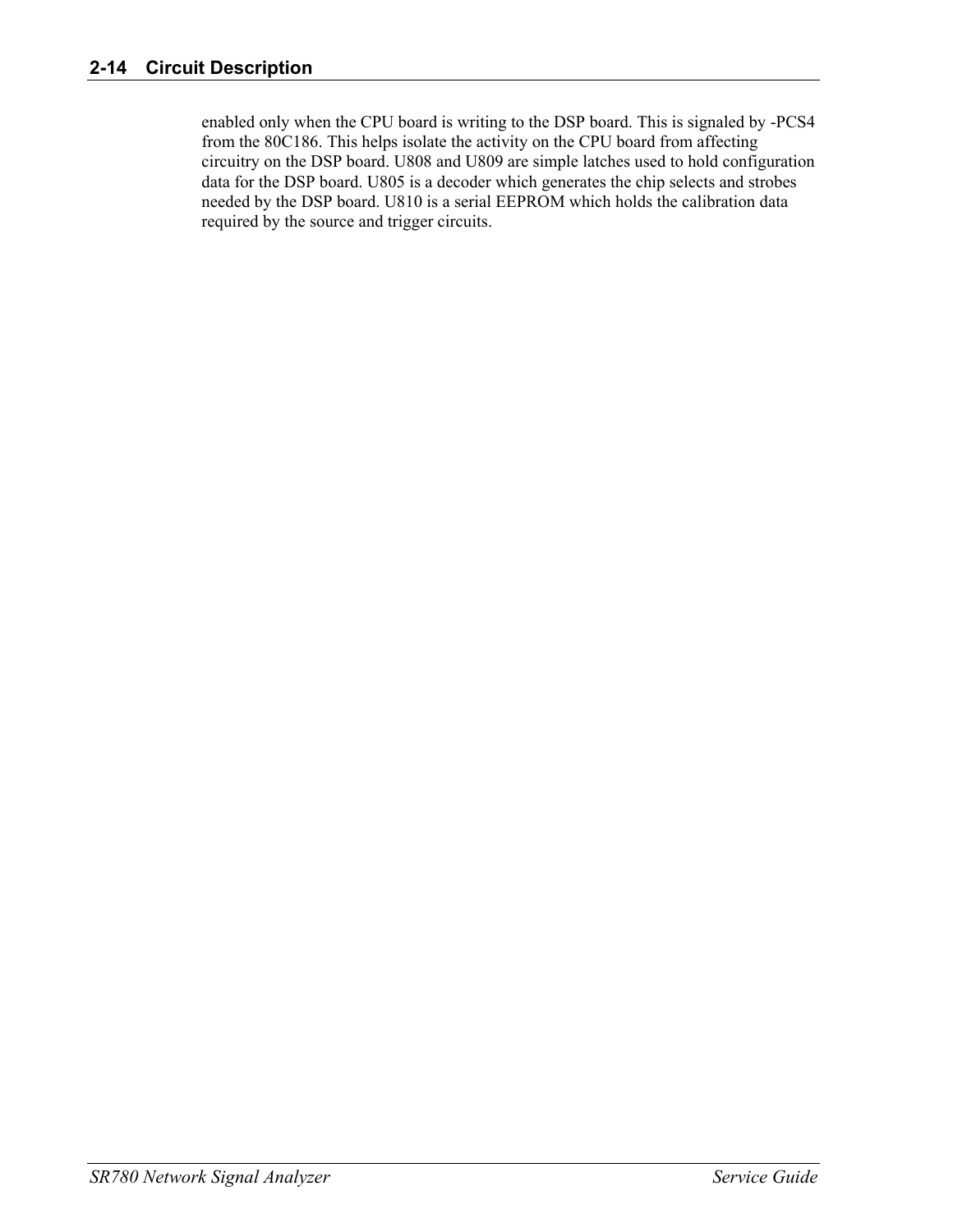enabled only when the CPU board is writing to the DSP board. This is signaled by -PCS4 from the 80C186. This helps isolate the activity on the CPU board from affecting circuitry on the DSP board. U808 and U809 are simple latches used to hold configuration data for the DSP board. U805 is a decoder which generates the chip selects and strobes needed by the DSP board. U810 is a serial EEPROM which holds the calibration data required by the source and trigger circuits.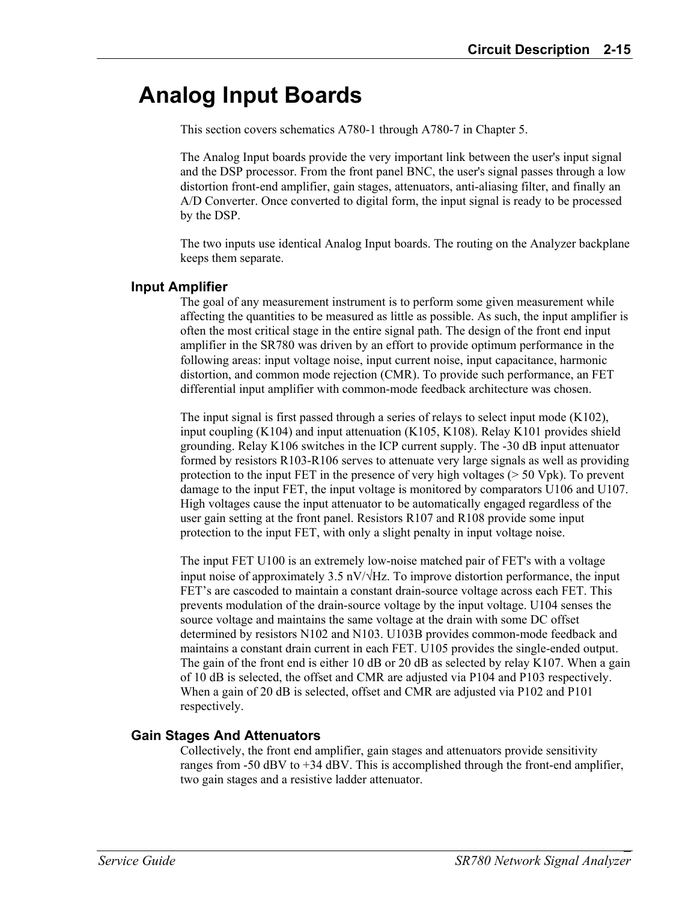# Analog Input Boards

This section covers schematics A780-1 through A780-7 in Chapter 5.

The Analog Input boards provide the very important link between the user's input signal and the DSP processor. From the front panel BNC, the user's signal passes through a low distortion front-end amplifier, gain stages, attenuators, anti-aliasing filter, and finally an A/D Converter. Once converted to digital form, the input signal is ready to be processed by the DSP.

The two inputs use identical Analog Input boards. The routing on the Analyzer backplane keeps them separate.

## Input Amplifier

The goal of any measurement instrument is to perform some given measurement while affecting the quantities to be measured as little as possible. As such, the input amplifier is often the most critical stage in the entire signal path. The design of the front end input amplifier in the SR780 was driven by an effort to provide optimum performance in the following areas: input voltage noise, input current noise, input capacitance, harmonic distortion, and common mode rejection (CMR). To provide such performance, an FET differential input amplifier with common-mode feedback architecture was chosen.

The input signal is first passed through a series of relays to select input mode (K102), input coupling (K104) and input attenuation (K105, K108). Relay K101 provides shield grounding. Relay K106 switches in the ICP current supply. The -30 dB input attenuator formed by resistors R103-R106 serves to attenuate very large signals as well as providing protection to the input FET in the presence of very high voltages (> 50 Vpk). To prevent damage to the input FET, the input voltage is monitored by comparators U106 and U107. High voltages cause the input attenuator to be automatically engaged regardless of the user gain setting at the front panel. Resistors R107 and R108 provide some input protection to the input FET, with only a slight penalty in input voltage noise.

The input FET U100 is an extremely low-noise matched pair of FET's with a voltage input noise of approximately 3.5 nV/√Hz. To improve distortion performance, the input FET's are cascoded to maintain a constant drain-source voltage across each FET. This prevents modulation of the drain-source voltage by the input voltage. U104 senses the source voltage and maintains the same voltage at the drain with some DC offset determined by resistors N102 and N103. U103B provides common-mode feedback and maintains a constant drain current in each FET. U105 provides the single-ended output. The gain of the front end is either 10 dB or 20 dB as selected by relay K107. When a gain of 10 dB is selected, the offset and CMR are adjusted via P104 and P103 respectively. When a gain of 20 dB is selected, offset and CMR are adjusted via P102 and P101 respectively.

## Gain Stages And Attenuators

Collectively, the front end amplifier, gain stages and attenuators provide sensitivity ranges from -50 dBV to +34 dBV. This is accomplished through the front-end amplifier, two gain stages and a resistive ladder attenuator.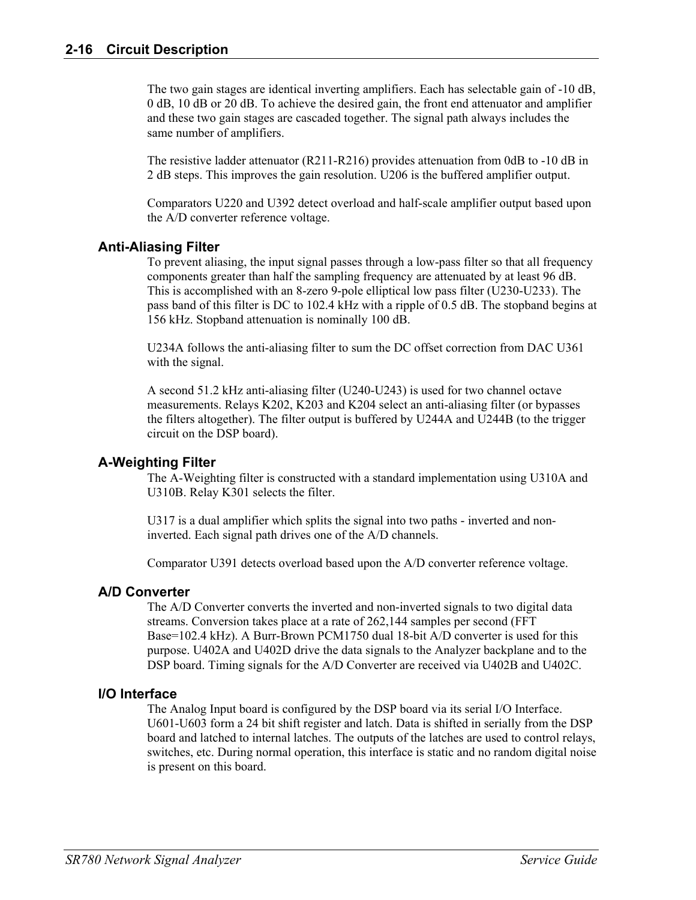The two gain stages are identical inverting amplifiers. Each has selectable gain of -10 dB, 0 dB, 10 dB or 20 dB. To achieve the desired gain, the front end attenuator and amplifier and these two gain stages are cascaded together. The signal path always includes the same number of amplifiers.

The resistive ladder attenuator (R211-R216) provides attenuation from 0dB to -10 dB in 2 dB steps. This improves the gain resolution. U206 is the buffered amplifier output.

Comparators U220 and U392 detect overload and half-scale amplifier output based upon the A/D converter reference voltage.

### Anti-Aliasing Filter

To prevent aliasing, the input signal passes through a low-pass filter so that all frequency components greater than half the sampling frequency are attenuated by at least 96 dB. This is accomplished with an 8-zero 9-pole elliptical low pass filter (U230-U233). The pass band of this filter is DC to 102.4 kHz with a ripple of 0.5 dB. The stopband begins at 156 kHz. Stopband attenuation is nominally 100 dB.

U234A follows the anti-aliasing filter to sum the DC offset correction from DAC U361 with the signal.

A second 51.2 kHz anti-aliasing filter (U240-U243) is used for two channel octave measurements. Relays K202, K203 and K204 select an anti-aliasing filter (or bypasses the filters altogether). The filter output is buffered by U244A and U244B (to the trigger circuit on the DSP board).

### A-Weighting Filter

The A-Weighting filter is constructed with a standard implementation using U310A and U310B. Relay K301 selects the filter.

U317 is a dual amplifier which splits the signal into two paths - inverted and non-inverted. Each signal path drives one of the A/D channels.

Comparator U391 detects overload based upon the A/D converter reference voltage.

### A/D Converter

The A/D Converter converts the inverted and non-inverted signals to two digital data streams. Conversion takes place at a rate of 262,144 samples per second (FFT Base=102.4 kHz). A Burr-Brown PCM1750 dual 18-bit A/D converter is used for this purpose. U402A and U402D drive the data signals to the Analyzer backplane and to the DSP board. Timing signals for the A/D Converter are received via U402B and U402C.

### I/O Interface

The Analog Input board is configured by the DSP board via its serial I/O Interface. U601-U603 form a 24 bit shift register and latch. Data is shifted in serially from the DSP board and latched to internal latches. The outputs of the latches are used to control relays, switches, etc. During normal operation, this interface is static and no random digital noise is present on this board.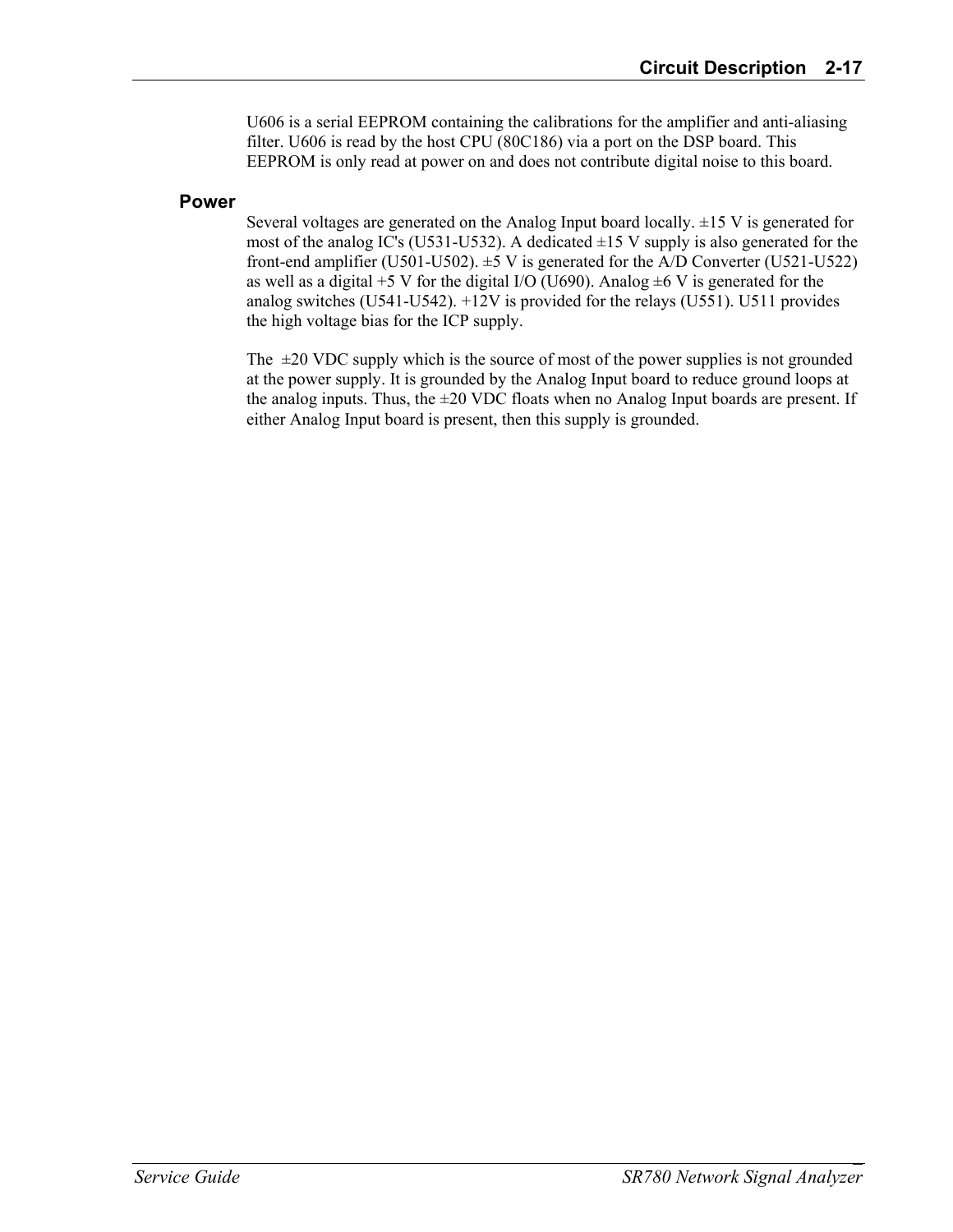U606 is a serial EEPROM containing the calibrations for the amplifier and anti-aliasing filter. U606 is read by the host CPU (80C186) via a port on the DSP board. This EEPROM is only read at power on and does not contribute digital noise to this board.

### Power

Several voltages are generated on the Analog Input board locally. ±15 V is generated for most of the analog IC's (U531-U532). A dedicated ±15 V supply is also generated for the front-end amplifier (U501-U502). ±5 V is generated for the A/D Converter (U521-U522) as well as a digital +5 V for the digital I/O (U690). Analog ±6 V is generated for the analog switches (U541-U542). +12V is provided for the relays (U551). U511 provides the high voltage bias for the ICP supply.

The ±20 VDC supply which is the source of most of the power supplies is not grounded at the power supply. It is grounded by the Analog Input board to reduce ground loops at the analog inputs. Thus, the ±20 VDC floats when no Analog Input boards are present. If either Analog Input board is present, then this supply is grounded.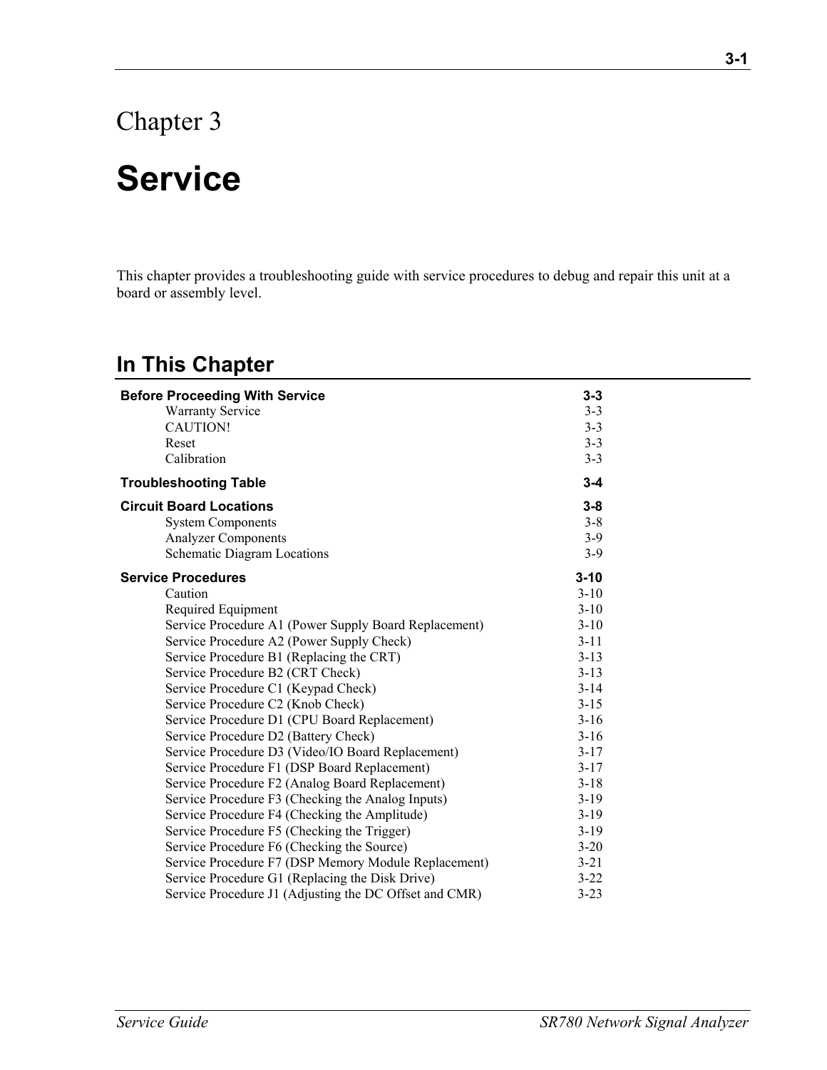# Chapter 3

# Service

This chapter provides a troubleshooting guide with service procedures to debug and repair this unit at a board or assembly level.

## In This Chapter

| | |
|---|---|
| **Before Proceeding With Service** | **3-3** |
| Warranty Service | 3-3 |
| CAUTION! | 3-3 |
| Reset | 3-3 |
| Calibration | 3-3 |
| **Troubleshooting Table** | **3-4** |
| **Circuit Board Locations** | **3-8** |
| System Components | 3-8 |
| Analyzer Components | 3-9 |
| Schematic Diagram Locations | 3-9 |
| **Service Procedures** | **3-10** |
| Caution | 3-10 |
| Required Equipment | 3-10 |
| Service Procedure A1 (Power Supply Board Replacement) | 3-10 |
| Service Procedure A2 (Power Supply Check) | 3-11 |
| Service Procedure B1 (Replacing the CRT) | 3-13 |
| Service Procedure B2 (CRT Check) | 3-13 |
| Service Procedure C1 (Keypad Check) | 3-14 |
| Service Procedure C2 (Knob Check) | 3-15 |
| Service Procedure D1 (CPU Board Replacement) | 3-16 |
| Service Procedure D2 (Battery Check) | 3-16 |
| Service Procedure D3 (Video/IO Board Replacement) | 3-17 |
| Service Procedure F1 (DSP Board Replacement) | 3-17 |
| Service Procedure F2 (Analog Board Replacement) | 3-18 |
| Service Procedure F3 (Checking the Analog Inputs) | 3-19 |
| Service Procedure F4 (Checking the Amplitude) | 3-19 |
| Service Procedure F5 (Checking the Trigger) | 3-19 |
| Service Procedure F6 (Checking the Source) | 3-20 |
| Service Procedure F7 (DSP Memory Module Replacement) | 3-21 |
| Service Procedure G1 (Replacing the Disk Drive) | 3-22 |
| Service Procedure J1 (Adjusting the DC Offset and CMR) | 3-23 |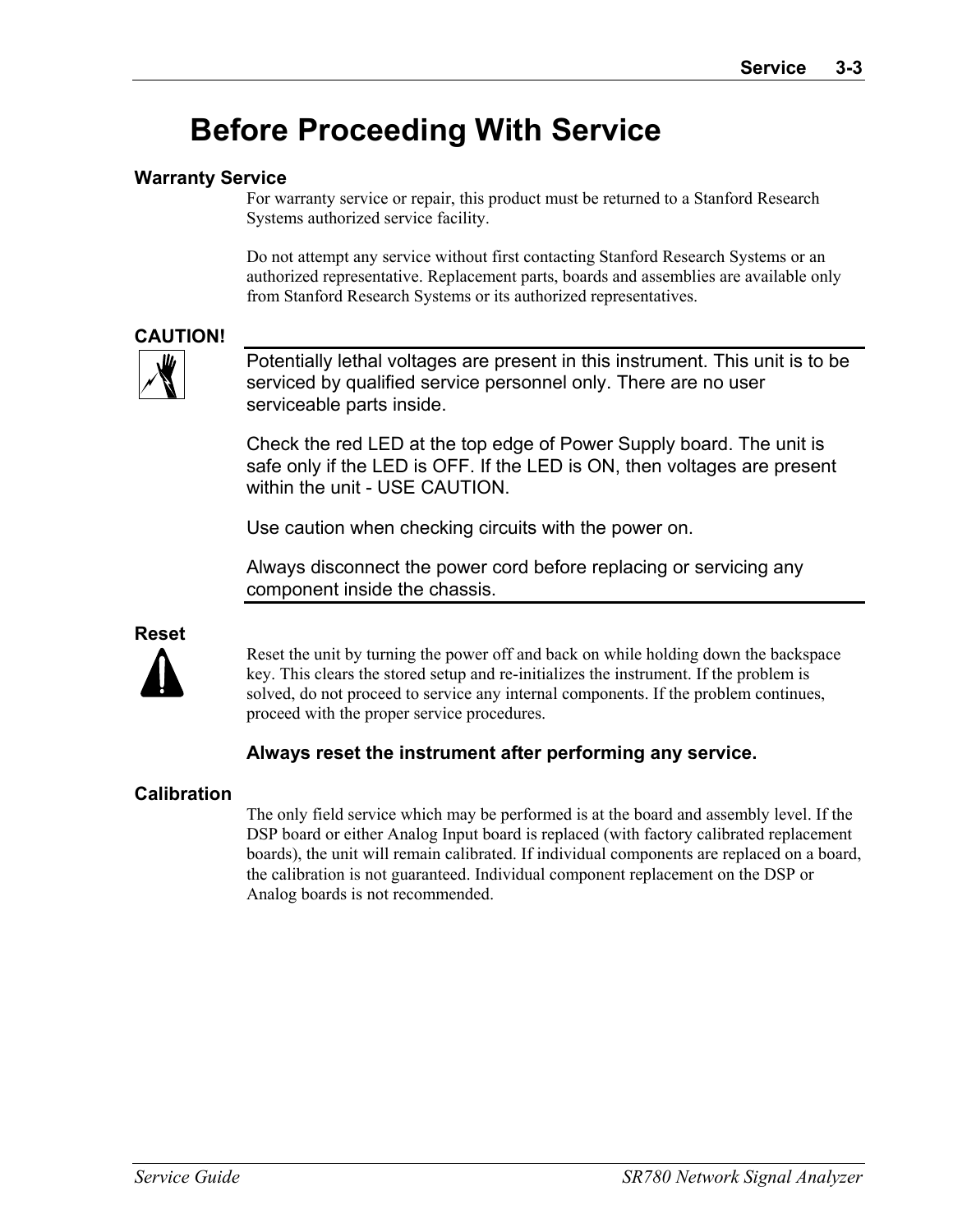# Before Proceeding With Service

### Warranty Service

For warranty service or repair, this product must be returned to a Stanford Research Systems authorized service facility.

Do not attempt any service without first contacting Stanford Research Systems or an authorized representative. Replacement parts, boards and assemblies are available only from Stanford Research Systems or its authorized representatives.

### CAUTION!

Potentially lethal voltages are present in this instrument. This unit is to be serviced by qualified service personnel only. There are no user serviceable parts inside.

Check the red LED at the top edge of Power Supply board. The unit is safe only if the LED is OFF. If the LED is ON, then voltages are present within the unit - USE CAUTION.

Use caution when checking circuits with the power on.

Always disconnect the power cord before replacing or servicing any component inside the chassis.

### Reset

Reset the unit by turning the power off and back on while holding down the backspace key. This clears the stored setup and re-initializes the instrument. If the problem is solved, do not proceed to service any internal components. If the problem continues, proceed with the proper service procedures.

**Always reset the instrument after performing any service.**

### Calibration

The only field service which may be performed is at the board and assembly level. If the DSP board or either Analog Input board is replaced (with factory calibrated replacement boards), the unit will remain calibrated. If individual components are replaced on a board, the calibration is not guaranteed. Individual component replacement on the DSP or Analog boards is not recommended.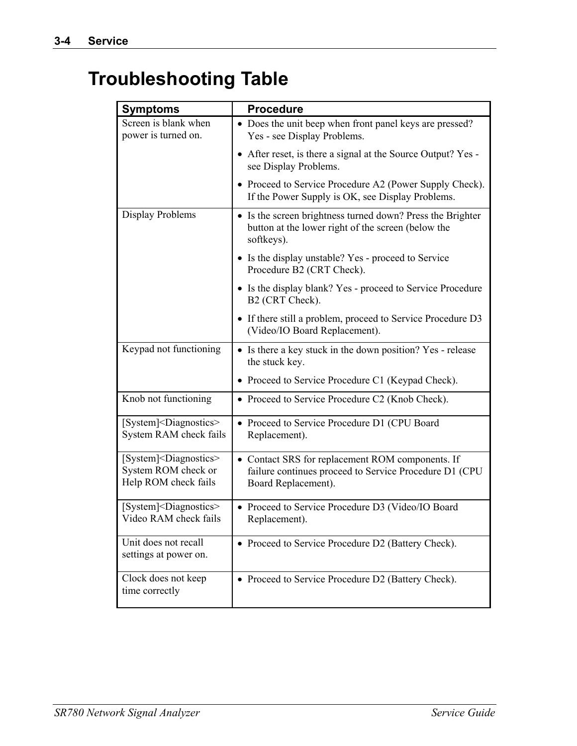# Troubleshooting Table

| Symptoms | Procedure |
|---|---|
| Screen is blank when power is turned on. | • Does the unit beep when front panel keys are pressed? Yes - see Display Problems.<br>• After reset, is there a signal at the Source Output? Yes - see Display Problems.<br>• Proceed to Service Procedure A2 (Power Supply Check). If the Power Supply is OK, see Display Problems. |
| Display Problems | • Is the screen brightness turned down? Press the Brighter button at the lower right of the screen (below the softkeys).<br>• Is the display unstable? Yes - proceed to Service Procedure B2 (CRT Check).<br>• Is the display blank? Yes - proceed to Service Procedure B2 (CRT Check).<br>• If there still a problem, proceed to Service Procedure D3 (Video/IO Board Replacement). |
| Keypad not functioning | • Is there a key stuck in the down position? Yes - release the stuck key.<br>• Proceed to Service Procedure C1 (Keypad Check). |
| Knob not functioning | • Proceed to Service Procedure C2 (Knob Check). |
| [System]<Diagnostics> System RAM check fails | • Proceed to Service Procedure D1 (CPU Board Replacement). |
| [System]<Diagnostics> System ROM check or Help ROM check fails | • Contact SRS for replacement ROM components. If failure continues proceed to Service Procedure D1 (CPU Board Replacement). |
| [System]<Diagnostics> Video RAM check fails | • Proceed to Service Procedure D3 (Video/IO Board Replacement). |
| Unit does not recall settings at power on. | • Proceed to Service Procedure D2 (Battery Check). |
| Clock does not keep time correctly | • Proceed to Service Procedure D2 (Battery Check). |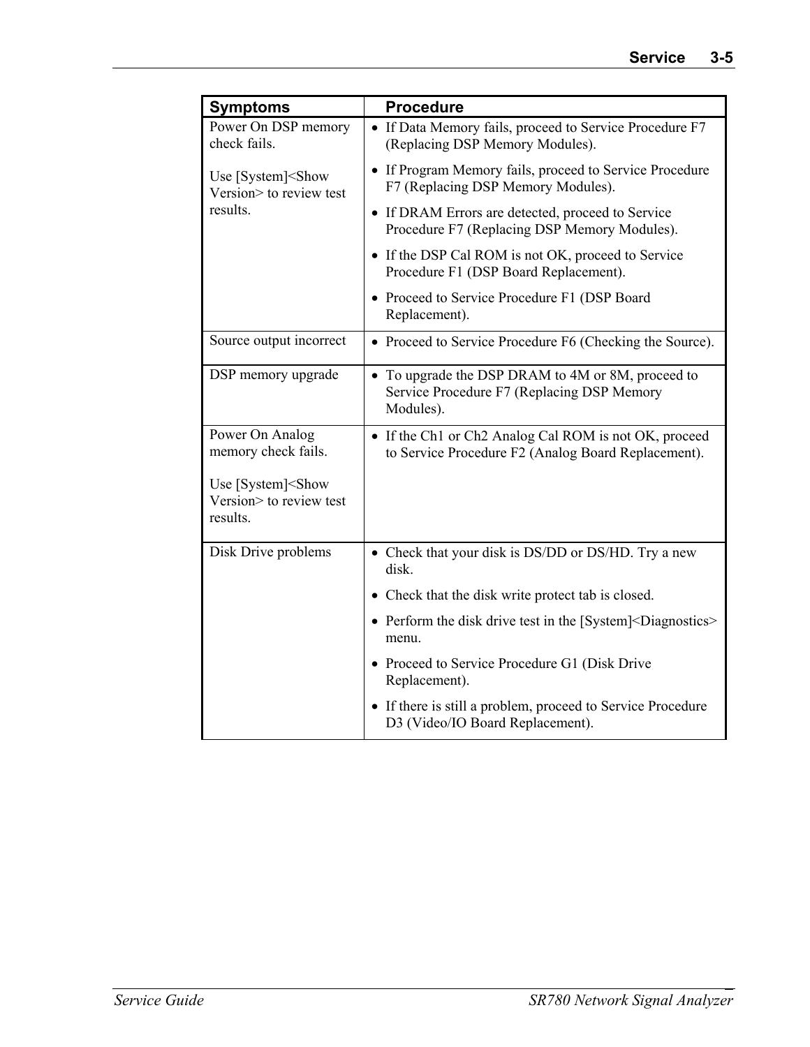| Symptoms | Procedure |
|---|---|
| Power On DSP memory check fails.<br><br>Use [System]<Show Version> to review test results. | • If Data Memory fails, proceed to Service Procedure F7 (Replacing DSP Memory Modules).<br>• If Program Memory fails, proceed to Service Procedure F7 (Replacing DSP Memory Modules).<br>• If DRAM Errors are detected, proceed to Service Procedure F7 (Replacing DSP Memory Modules).<br>• If the DSP Cal ROM is not OK, proceed to Service Procedure F1 (DSP Board Replacement).<br>• Proceed to Service Procedure F1 (DSP Board Replacement). |
| Source output incorrect | • Proceed to Service Procedure F6 (Checking the Source). |
| DSP memory upgrade | • To upgrade the DSP DRAM to 4M or 8M, proceed to Service Procedure F7 (Replacing DSP Memory Modules). |
| Power On Analog memory check fails.<br><br>Use [System]<Show Version> to review test results. | • If the Ch1 or Ch2 Analog Cal ROM is not OK, proceed to Service Procedure F2 (Analog Board Replacement). |
| Disk Drive problems | • Check that your disk is DS/DD or DS/HD. Try a new disk.<br>• Check that the disk write protect tab is closed.<br>• Perform the disk drive test in the [System]<Diagnostics> menu.<br>• Proceed to Service Procedure G1 (Disk Drive Replacement).<br>• If there is still a problem, proceed to Service Procedure D3 (Video/IO Board Replacement). |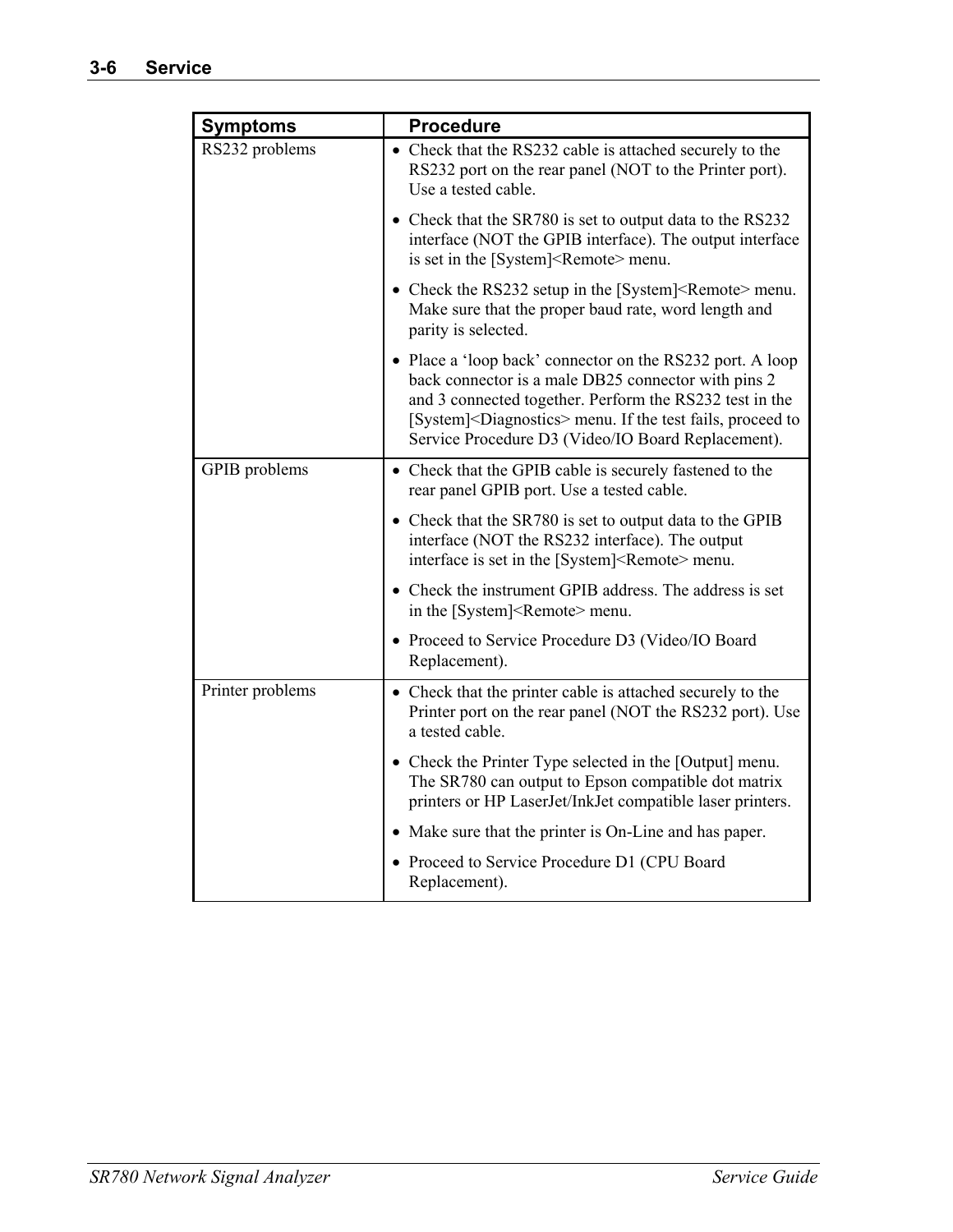| Symptoms | Procedure |
| --- | --- |
| RS232 problems | • Check that the RS232 cable is attached securely to the RS232 port on the rear panel (NOT to the Printer port). Use a tested cable.<br><br>• Check that the SR780 is set to output data to the RS232 interface (NOT the GPIB interface). The output interface is set in the [System]<Remote> menu.<br><br>• Check the RS232 setup in the [System]<Remote> menu. Make sure that the proper baud rate, word length and parity is selected.<br><br>• Place a 'loop back' connector on the RS232 port. A loop back connector is a male DB25 connector with pins 2 and 3 connected together. Perform the RS232 test in the [System]<Diagnostics> menu. If the test fails, proceed to Service Procedure D3 (Video/IO Board Replacement). |
| GPIB problems | • Check that the GPIB cable is securely fastened to the rear panel GPIB port. Use a tested cable.<br><br>• Check that the SR780 is set to output data to the GPIB interface (NOT the RS232 interface). The output interface is set in the [System]<Remote> menu.<br><br>• Check the instrument GPIB address. The address is set in the [System]<Remote> menu.<br><br>• Proceed to Service Procedure D3 (Video/IO Board Replacement). |
| Printer problems | • Check that the printer cable is attached securely to the Printer port on the rear panel (NOT the RS232 port). Use a tested cable.<br><br>• Check the Printer Type selected in the [Output] menu. The SR780 can output to Epson compatible dot matrix printers or HP LaserJet/InkJet compatible laser printers.<br><br>• Make sure that the printer is On-Line and has paper.<br><br>• Proceed to Service Procedure D1 (CPU Board Replacement). |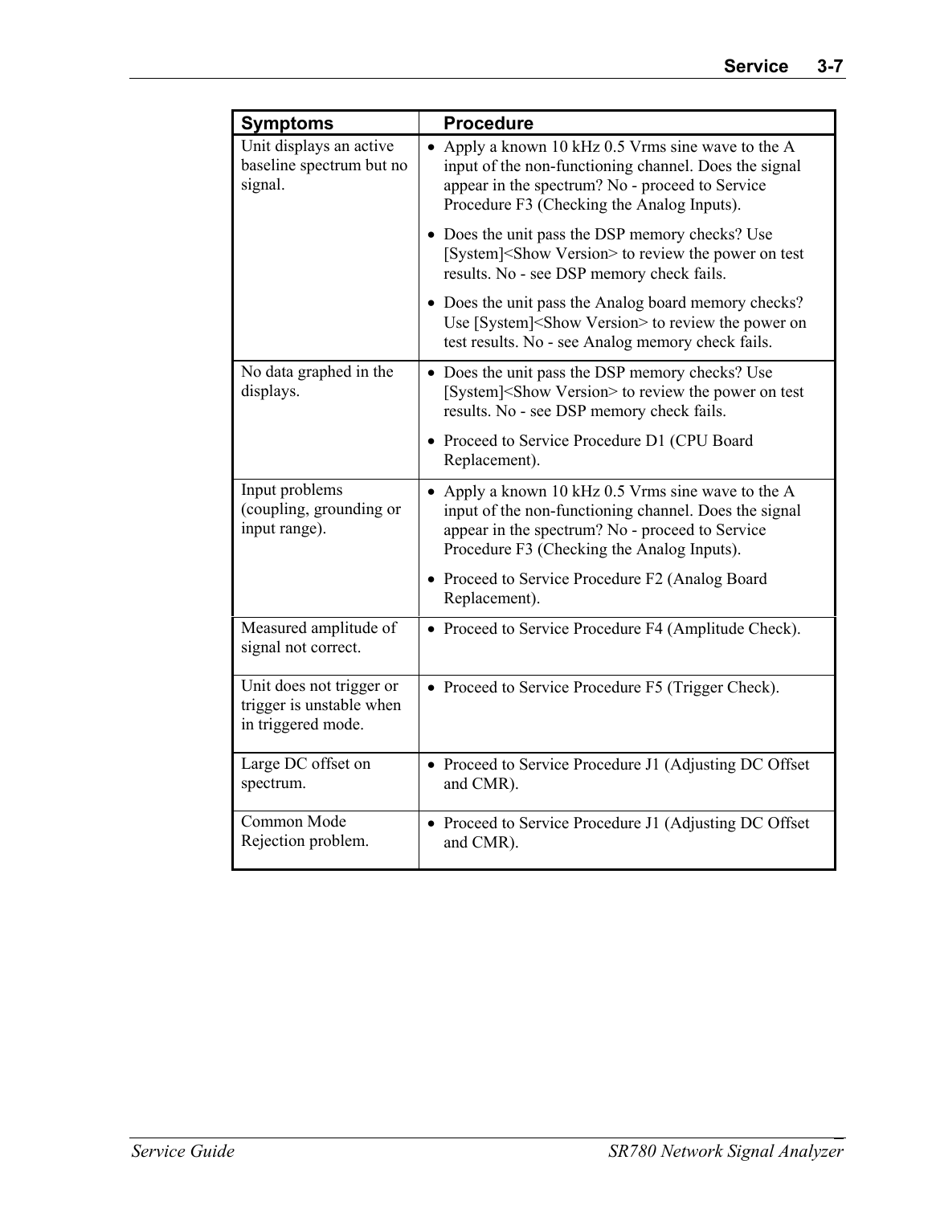| Symptoms | Procedure |
|---|---|
| Unit displays an active baseline spectrum but no signal. | • Apply a known 10 kHz 0.5 Vrms sine wave to the A input of the non-functioning channel. Does the signal appear in the spectrum? No - proceed to Service Procedure F3 (Checking the Analog Inputs).<br>• Does the unit pass the DSP memory checks? Use [System]<Show Version> to review the power on test results. No - see DSP memory check fails.<br>• Does the unit pass the Analog board memory checks? Use [System]<Show Version> to review the power on test results. No - see Analog memory check fails. |
| No data graphed in the displays. | • Does the unit pass the DSP memory checks? Use [System]<Show Version> to review the power on test results. No - see DSP memory check fails.<br>• Proceed to Service Procedure D1 (CPU Board Replacement). |
| Input problems (coupling, grounding or input range). | • Apply a known 10 kHz 0.5 Vrms sine wave to the A input of the non-functioning channel. Does the signal appear in the spectrum? No - proceed to Service Procedure F3 (Checking the Analog Inputs).<br>• Proceed to Service Procedure F2 (Analog Board Replacement). |
| Measured amplitude of signal not correct. | • Proceed to Service Procedure F4 (Amplitude Check). |
| Unit does not trigger or trigger is unstable when in triggered mode. | • Proceed to Service Procedure F5 (Trigger Check). |
| Large DC offset on spectrum. | • Proceed to Service Procedure J1 (Adjusting DC Offset and CMR). |
| Common Mode Rejection problem. | • Proceed to Service Procedure J1 (Adjusting DC Offset and CMR). |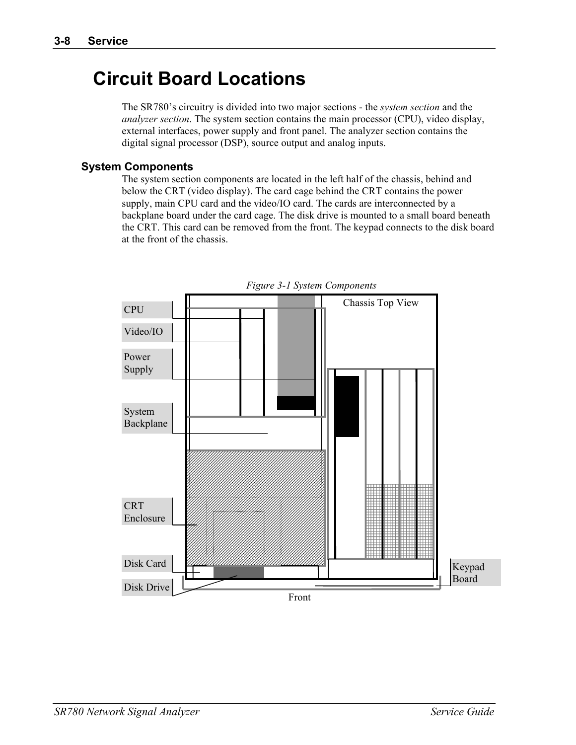# Circuit Board Locations

The SR780's circuitry is divided into two major sections - the *system section* and the *analyzer section*. The system section contains the main processor (CPU), video display, external interfaces, power supply and front panel. The analyzer section contains the digital signal processor (DSP), source output and analog inputs.

## System Components

The system section components are located in the left half of the chassis, behind and below the CRT (video display). The card cage behind the CRT contains the power supply, main CPU card and the video/IO card. The cards are interconnected by a backplane board under the card cage. The disk drive is mounted to a small board beneath the CRT. This card can be removed from the front. The keypad connects to the disk board at the front of the chassis.

*Figure 3-1 System Components*

Chassis Top View

CPU

Video/IO

Power Supply

System Backplane

CRT Enclosure

Disk Card

Disk Drive

Keypad Board

Front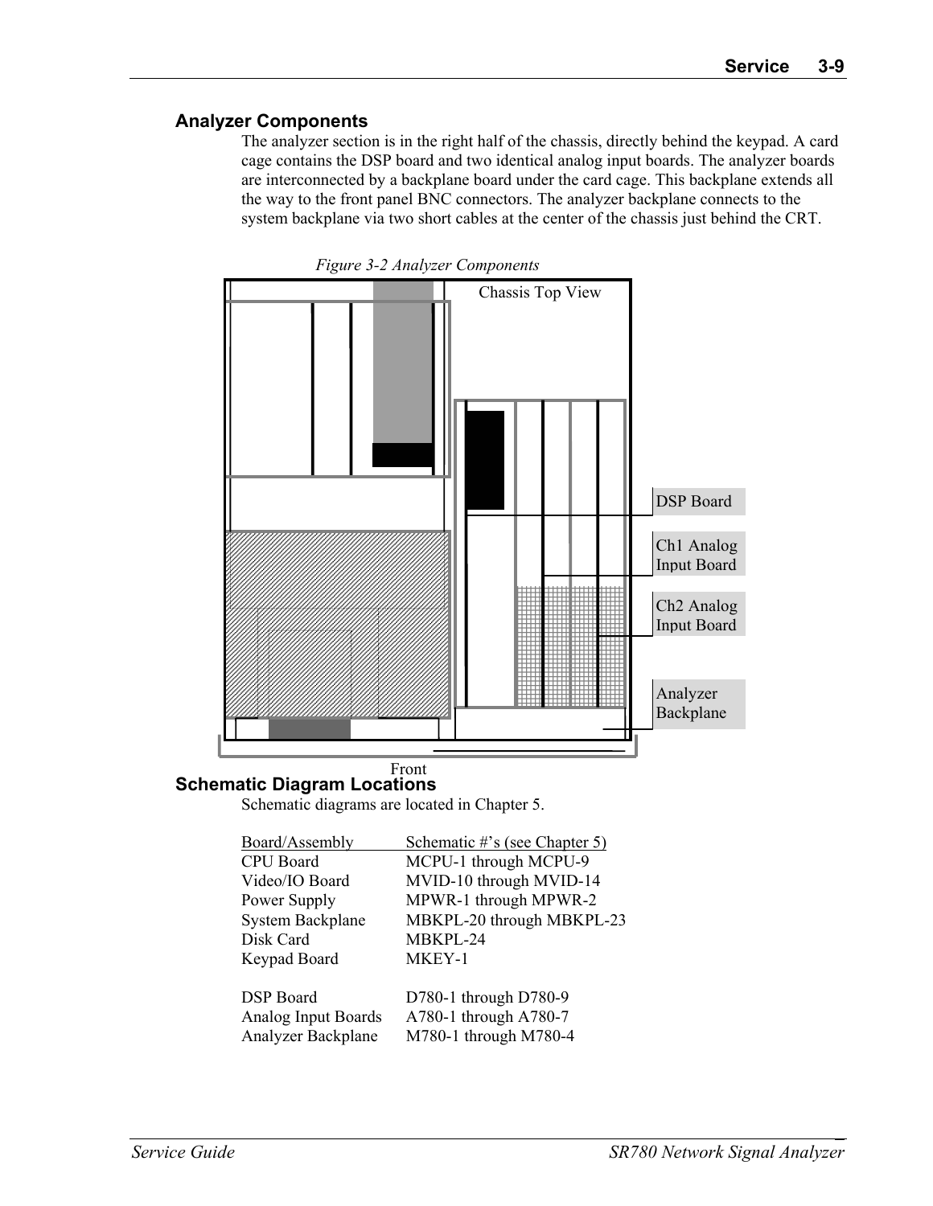## Analyzer Components

The analyzer section is in the right half of the chassis, directly behind the keypad. A card cage contains the DSP board and two identical analog input boards. The analyzer boards are interconnected by a backplane board under the card cage. This backplane extends all the way to the front panel BNC connectors. The analyzer backplane connects to the system backplane via two short cables at the center of the chassis just behind the CRT.

*Figure 3-2 Analyzer Components*

Chassis Top View

DSP Board

Ch1 Analog Input Board

Ch2 Analog Input Board

Analyzer Backplane

Front

## Schematic Diagram Locations

Schematic diagrams are located in Chapter 5.

| Board/Assembly | Schematic #'s (see Chapter 5) |
|---|---|
| CPU Board | MCPU-1 through MCPU-9 |
| Video/IO Board | MVID-10 through MVID-14 |
| Power Supply | MPWR-1 through MPWR-2 |
| System Backplane | MBKPL-20 through MBKPL-23 |
| Disk Card | MBKPL-24 |
| Keypad Board | MKEY-1 |
| | |
| DSP Board | D780-1 through D780-9 |
| Analog Input Boards | A780-1 through A780-7 |
| Analyzer Backplane | M780-1 through M780-4 |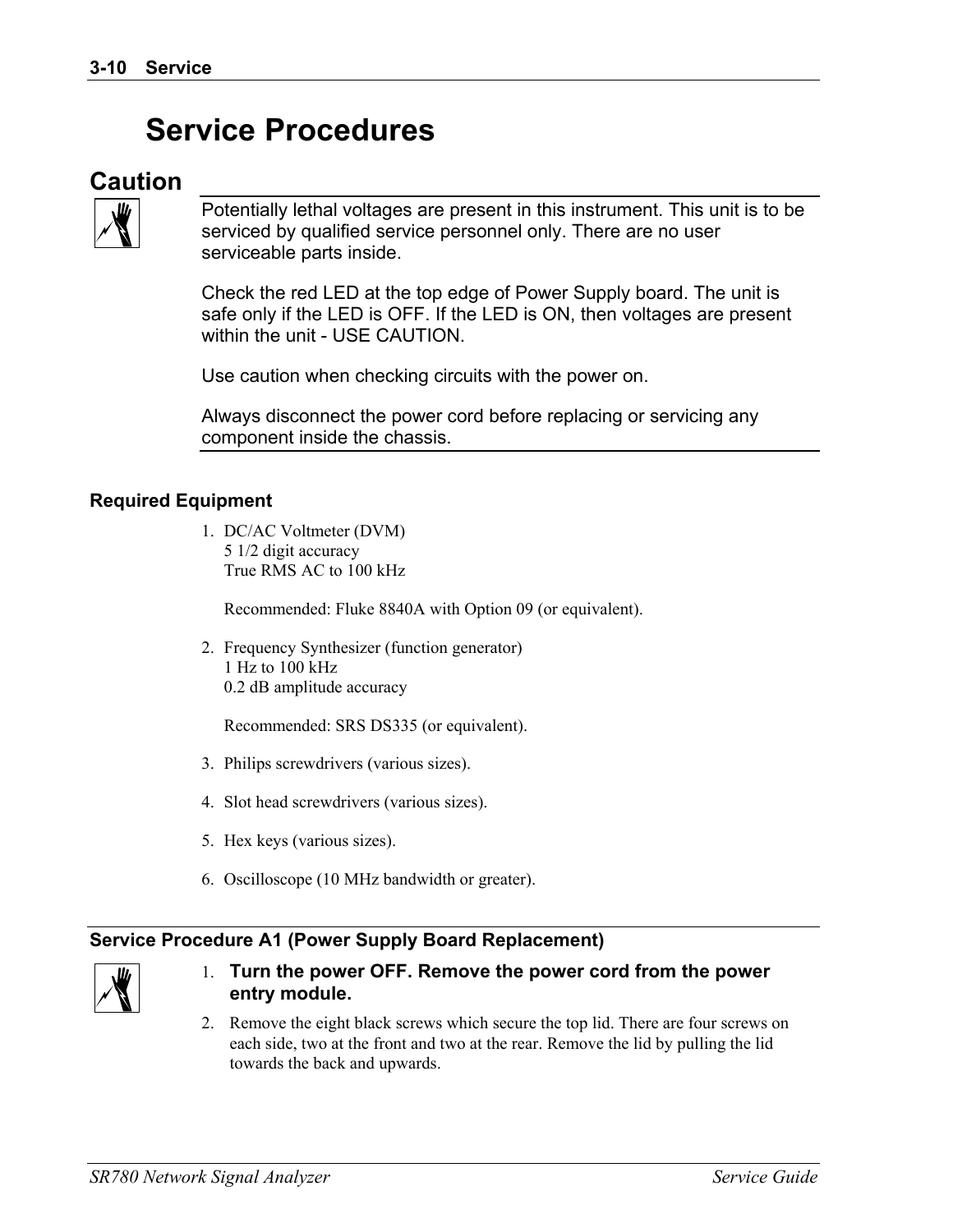# Service Procedures

## Caution

Potentially lethal voltages are present in this instrument. This unit is to be serviced by qualified service personnel only. There are no user serviceable parts inside.

Check the red LED at the top edge of Power Supply board. The unit is safe only if the LED is OFF. If the LED is ON, then voltages are present within the unit - USE CAUTION.

Use caution when checking circuits with the power on.

Always disconnect the power cord before replacing or servicing any component inside the chassis.

### Required Equipment

1. DC/AC Voltmeter (DVM)  
   5 1/2 digit accuracy  
   True RMS AC to 100 kHz

   Recommended: Fluke 8840A with Option 09 (or equivalent).

2. Frequency Synthesizer (function generator)  
   1 Hz to 100 kHz  
   0.2 dB amplitude accuracy

   Recommended: SRS DS335 (or equivalent).

3. Philips screwdrivers (various sizes).

4. Slot head screwdrivers (various sizes).

5. Hex keys (various sizes).

6. Oscilloscope (10 MHz bandwidth or greater).

### Service Procedure A1 (Power Supply Board Replacement)

1. **Turn the power OFF. Remove the power cord from the power entry module.**
2. Remove the eight black screws which secure the top lid. There are four screws on each side, two at the front and two at the rear. Remove the lid by pulling the lid towards the back and upwards.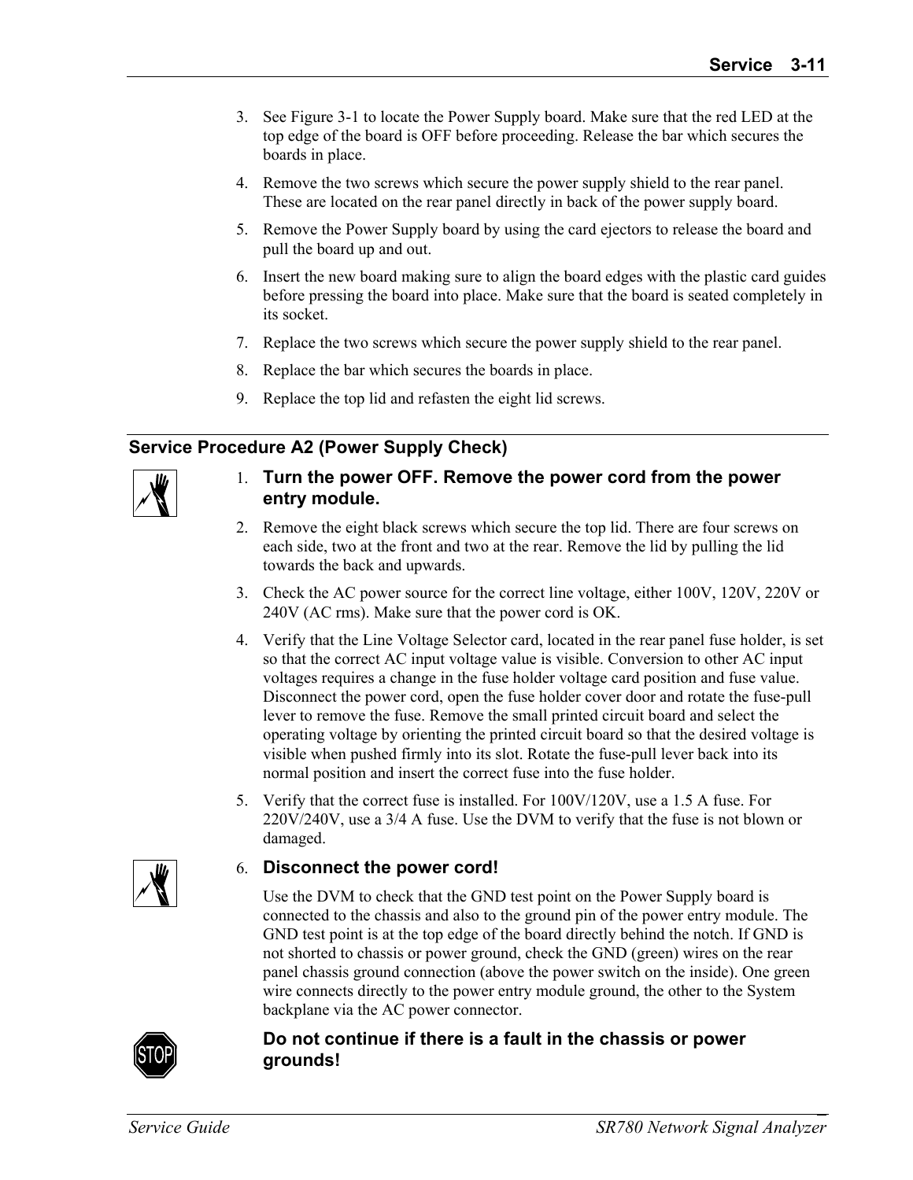3. See Figure 3-1 to locate the Power Supply board. Make sure that the red LED at the top edge of the board is OFF before proceeding. Release the bar which secures the boards in place.
4. Remove the two screws which secure the power supply shield to the rear panel. These are located on the rear panel directly in back of the power supply board.
5. Remove the Power Supply board by using the card ejectors to release the board and pull the board up and out.
6. Insert the new board making sure to align the board edges with the plastic card guides before pressing the board into place. Make sure that the board is seated completely in its socket.
7. Replace the two screws which secure the power supply shield to the rear panel.
8. Replace the bar which secures the boards in place.
9. Replace the top lid and refasten the eight lid screws.

## Service Procedure A2 (Power Supply Check)

1. **Turn the power OFF. Remove the power cord from the power entry module.**
2. Remove the eight black screws which secure the top lid. There are four screws on each side, two at the front and two at the rear. Remove the lid by pulling the lid towards the back and upwards.
3. Check the AC power source for the correct line voltage, either 100V, 120V, 220V or 240V (AC rms). Make sure that the power cord is OK.
4. Verify that the Line Voltage Selector card, located in the rear panel fuse holder, is set so that the correct AC input voltage value is visible. Conversion to other AC input voltages requires a change in the fuse holder voltage card position and fuse value. Disconnect the power cord, open the fuse holder cover door and rotate the fuse-pull lever to remove the fuse. Remove the small printed circuit board and select the operating voltage by orienting the printed circuit board so that the desired voltage is visible when pushed firmly into its slot. Rotate the fuse-pull lever back into its normal position and insert the correct fuse into the fuse holder.
5. Verify that the correct fuse is installed. For 100V/120V, use a 1.5 A fuse. For 220V/240V, use a 3/4 A fuse. Use the DVM to verify that the fuse is not blown or damaged.
6. **Disconnect the power cord!**

   Use the DVM to check that the GND test point on the Power Supply board is connected to the chassis and also to the ground pin of the power entry module. The GND test point is at the top edge of the board directly behind the notch. If GND is not shorted to chassis or power ground, check the GND (green) wires on the rear panel chassis ground connection (above the power switch on the inside). One green wire connects directly to the power entry module ground, the other to the System backplane via the AC power connector.

**Do not continue if there is a fault in the chassis or power grounds!**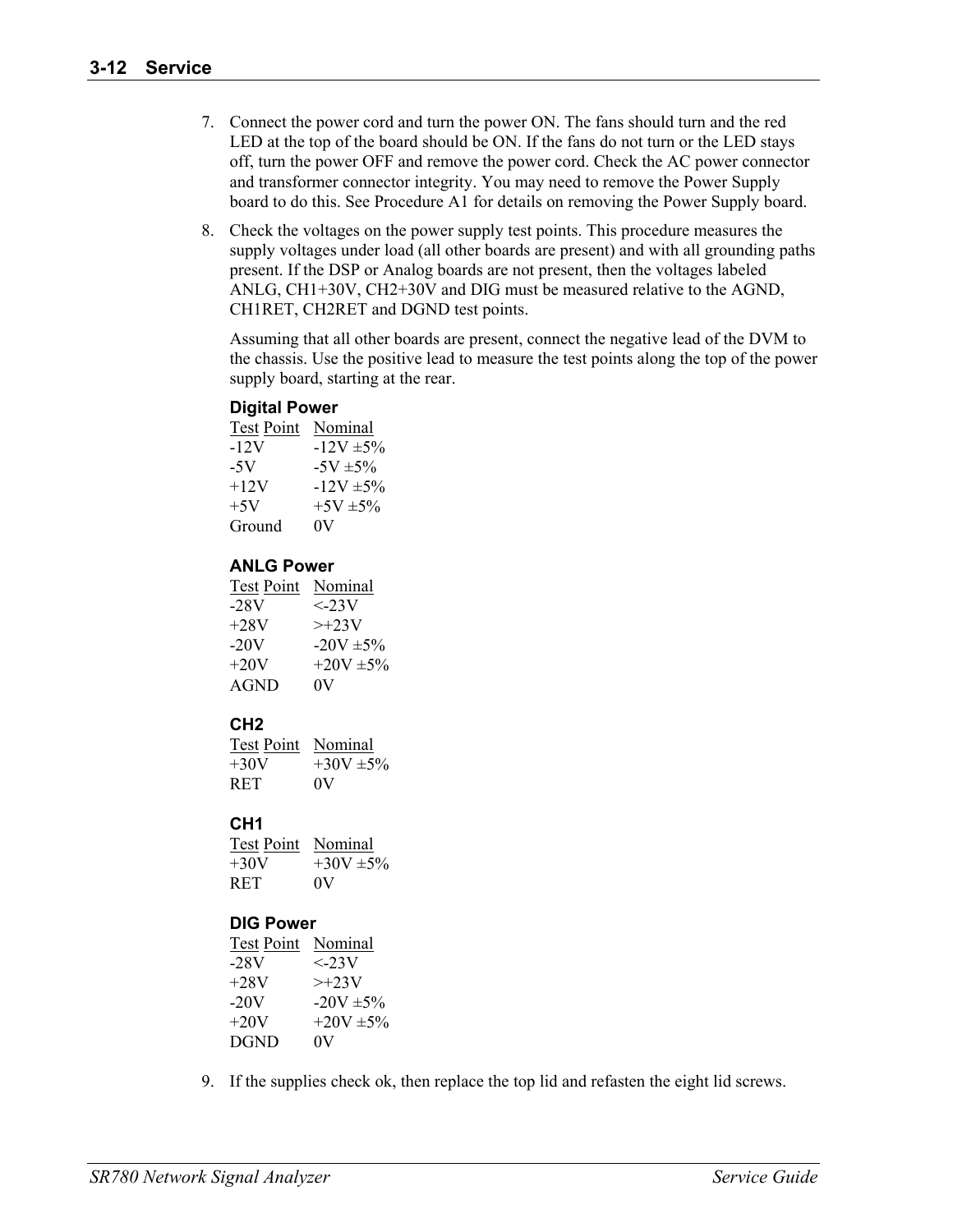7. Connect the power cord and turn the power ON. The fans should turn and the red LED at the top of the board should be ON. If the fans do not turn or the LED stays off, turn the power OFF and remove the power cord. Check the AC power connector and transformer connector integrity. You may need to remove the Power Supply board to do this. See Procedure A1 for details on removing the Power Supply board.

8. Check the voltages on the power supply test points. This procedure measures the supply voltages under load (all other boards are present) and with all grounding paths present. If the DSP or Analog boards are not present, then the voltages labeled ANLG, CH1+30V, CH2+30V and DIG must be measured relative to the AGND, CH1RET, CH2RET and DGND test points.

   Assuming that all other boards are present, connect the negative lead of the DVM to the chassis. Use the positive lead to measure the test points along the top of the power supply board, starting at the rear.

   **Digital Power**

   | Test Point | Nominal |
   |---|---|
   | -12V | -12V ±5% |
   | -5V | -5V ±5% |
   | +12V | -12V ±5% |
   | +5V | +5V ±5% |
   | Ground | 0V |

   **ANLG Power**

   | Test Point | Nominal |
   |---|---|
   | -28V | <-23V |
   | +28V | >+23V |
   | -20V | -20V ±5% |
   | +20V | +20V ±5% |
   | AGND | 0V |

   **CH2**

   | Test Point | Nominal |
   |---|---|
   | +30V | +30V ±5% |
   | RET | 0V |

   **CH1**

   | Test Point | Nominal |
   |---|---|
   | +30V | +30V ±5% |
   | RET | 0V |

   **DIG Power**

   | Test Point | Nominal |
   |---|---|
   | -28V | <-23V |
   | +28V | >+23V |
   | -20V | -20V ±5% |
   | +20V | +20V ±5% |
   | DGND | 0V |

9. If the supplies check ok, then replace the top lid and refasten the eight lid screws.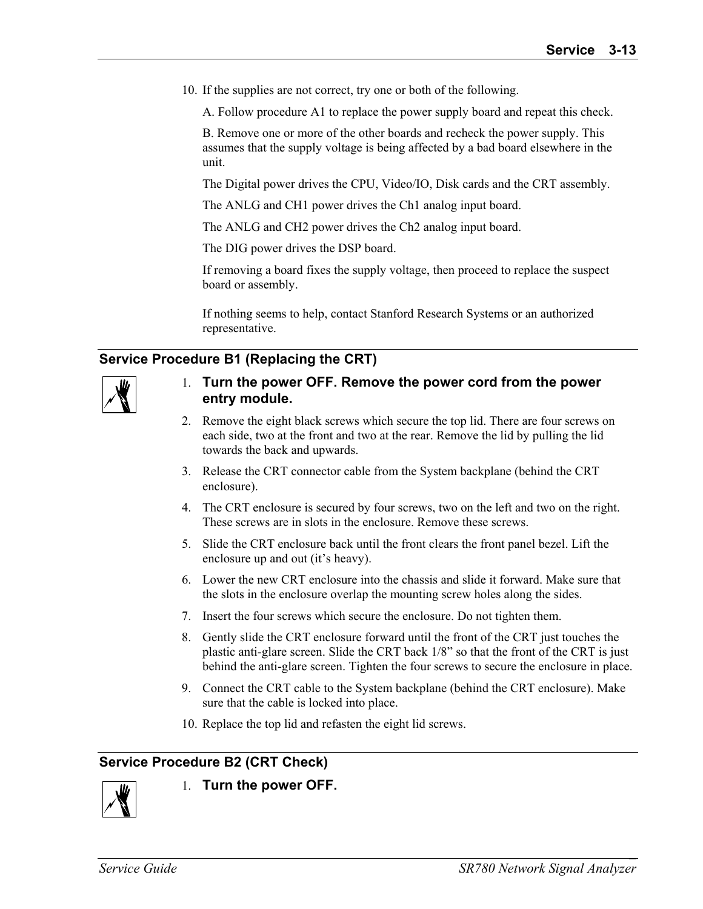10. If the supplies are not correct, try one or both of the following.

    A. Follow procedure A1 to replace the power supply board and repeat this check.

    B. Remove one or more of the other boards and recheck the power supply. This assumes that the supply voltage is being affected by a bad board elsewhere in the unit.

    The Digital power drives the CPU, Video/IO, Disk cards and the CRT assembly.

    The ANLG and CH1 power drives the Ch1 analog input board.

    The ANLG and CH2 power drives the Ch2 analog input board.

    The DIG power drives the DSP board.

    If removing a board fixes the supply voltage, then proceed to replace the suspect board or assembly.

    If nothing seems to help, contact Stanford Research Systems or an authorized representative.

## Service Procedure B1 (Replacing the CRT)

1. **Turn the power OFF. Remove the power cord from the power entry module.**
2. Remove the eight black screws which secure the top lid. There are four screws on each side, two at the front and two at the rear. Remove the lid by pulling the lid towards the back and upwards.
3. Release the CRT connector cable from the System backplane (behind the CRT enclosure).
4. The CRT enclosure is secured by four screws, two on the left and two on the right. These screws are in slots in the enclosure. Remove these screws.
5. Slide the CRT enclosure back until the front clears the front panel bezel. Lift the enclosure up and out (it's heavy).
6. Lower the new CRT enclosure into the chassis and slide it forward. Make sure that the slots in the enclosure overlap the mounting screw holes along the sides.
7. Insert the four screws which secure the enclosure. Do not tighten them.
8. Gently slide the CRT enclosure forward until the front of the CRT just touches the plastic anti-glare screen. Slide the CRT back 1/8" so that the front of the CRT is just behind the anti-glare screen. Tighten the four screws to secure the enclosure in place.
9. Connect the CRT cable to the System backplane (behind the CRT enclosure). Make sure that the cable is locked into place.
10. Replace the top lid and refasten the eight lid screws.

## Service Procedure B2 (CRT Check)

1. **Turn the power OFF.**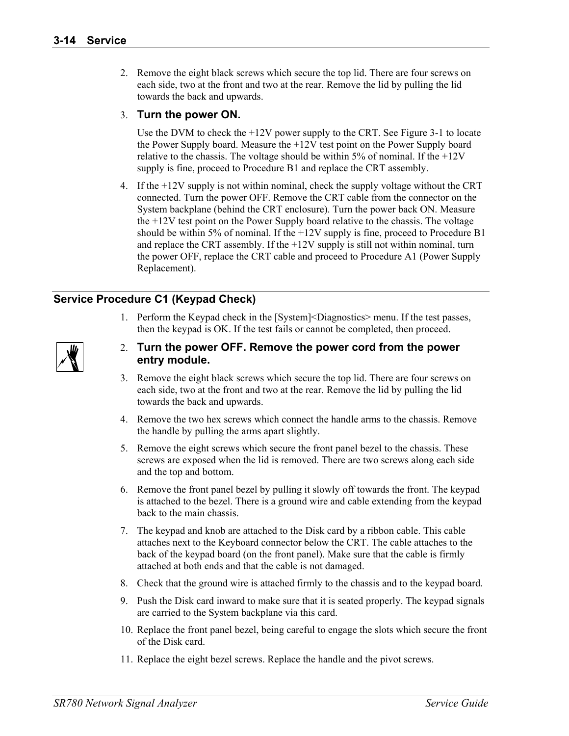2. Remove the eight black screws which secure the top lid. There are four screws on each side, two at the front and two at the rear. Remove the lid by pulling the lid towards the back and upwards.

3. **Turn the power ON.**

   Use the DVM to check the +12V power supply to the CRT. See Figure 3-1 to locate the Power Supply board. Measure the +12V test point on the Power Supply board relative to the chassis. The voltage should be within 5% of nominal. If the +12V supply is fine, proceed to Procedure B1 and replace the CRT assembly.

4. If the +12V supply is not within nominal, check the supply voltage without the CRT connected. Turn the power OFF. Remove the CRT cable from the connector on the System backplane (behind the CRT enclosure). Turn the power back ON. Measure the +12V test point on the Power Supply board relative to the chassis. The voltage should be within 5% of nominal. If the +12V supply is fine, proceed to Procedure B1 and replace the CRT assembly. If the +12V supply is still not within nominal, turn the power OFF, replace the CRT cable and proceed to Procedure A1 (Power Supply Replacement).

## Service Procedure C1 (Keypad Check)

1. Perform the Keypad check in the [System]<Diagnostics> menu. If the test passes, then the keypad is OK. If the test fails or cannot be completed, then proceed.

2. **Turn the power OFF. Remove the power cord from the power entry module.**

3. Remove the eight black screws which secure the top lid. There are four screws on each side, two at the front and two at the rear. Remove the lid by pulling the lid towards the back and upwards.

4. Remove the two hex screws which connect the handle arms to the chassis. Remove the handle by pulling the arms apart slightly.

5. Remove the eight screws which secure the front panel bezel to the chassis. These screws are exposed when the lid is removed. There are two screws along each side and the top and bottom.

6. Remove the front panel bezel by pulling it slowly off towards the front. The keypad is attached to the bezel. There is a ground wire and cable extending from the keypad back to the main chassis.

7. The keypad and knob are attached to the Disk card by a ribbon cable. This cable attaches next to the Keyboard connector below the CRT. The cable attaches to the back of the keypad board (on the front panel). Make sure that the cable is firmly attached at both ends and that the cable is not damaged.

8. Check that the ground wire is attached firmly to the chassis and to the keypad board.

9. Push the Disk card inward to make sure that it is seated properly. The keypad signals are carried to the System backplane via this card.

10. Replace the front panel bezel, being careful to engage the slots which secure the front of the Disk card.

11. Replace the eight bezel screws. Replace the handle and the pivot screws.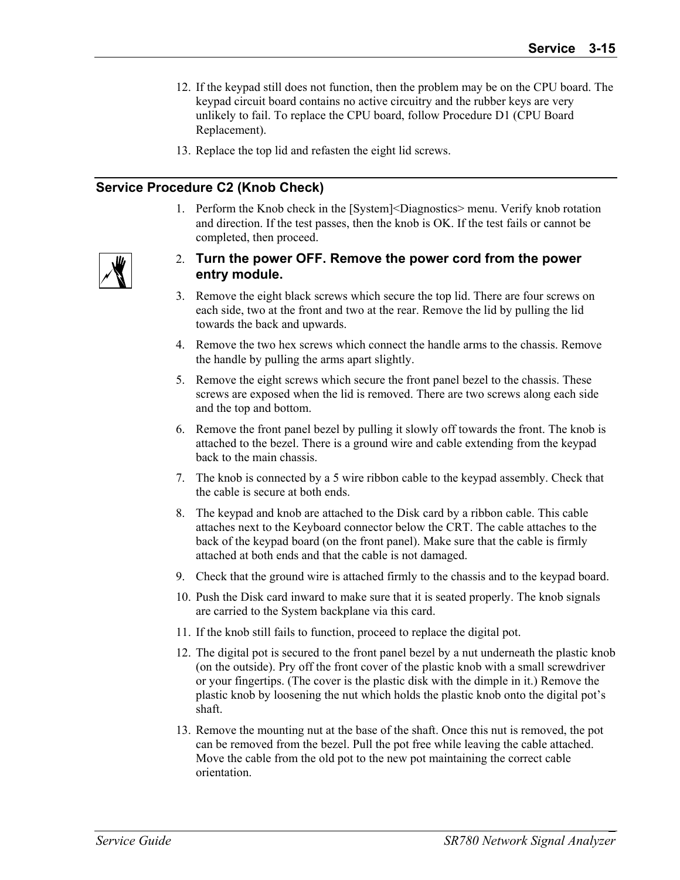12. If the keypad still does not function, then the problem may be on the CPU board. The keypad circuit board contains no active circuitry and the rubber keys are very unlikely to fail. To replace the CPU board, follow Procedure D1 (CPU Board Replacement).
13. Replace the top lid and refasten the eight lid screws.

## Service Procedure C2 (Knob Check)

1. Perform the Knob check in the [System]<Diagnostics> menu. Verify knob rotation and direction. If the test passes, then the knob is OK. If the test fails or cannot be completed, then proceed.
2. **Turn the power OFF. Remove the power cord from the power entry module.**
3. Remove the eight black screws which secure the top lid. There are four screws on each side, two at the front and two at the rear. Remove the lid by pulling the lid towards the back and upwards.
4. Remove the two hex screws which connect the handle arms to the chassis. Remove the handle by pulling the arms apart slightly.
5. Remove the eight screws which secure the front panel bezel to the chassis. These screws are exposed when the lid is removed. There are two screws along each side and the top and bottom.
6. Remove the front panel bezel by pulling it slowly off towards the front. The knob is attached to the bezel. There is a ground wire and cable extending from the keypad back to the main chassis.
7. The knob is connected by a 5 wire ribbon cable to the keypad assembly. Check that the cable is secure at both ends.
8. The keypad and knob are attached to the Disk card by a ribbon cable. This cable attaches next to the Keyboard connector below the CRT. The cable attaches to the back of the keypad board (on the front panel). Make sure that the cable is firmly attached at both ends and that the cable is not damaged.
9. Check that the ground wire is attached firmly to the chassis and to the keypad board.
10. Push the Disk card inward to make sure that it is seated properly. The knob signals are carried to the System backplane via this card.
11. If the knob still fails to function, proceed to replace the digital pot.
12. The digital pot is secured to the front panel bezel by a nut underneath the plastic knob (on the outside). Pry off the front cover of the plastic knob with a small screwdriver or your fingertips. (The cover is the plastic disk with the dimple in it.) Remove the plastic knob by loosening the nut which holds the plastic knob onto the digital pot's shaft.
13. Remove the mounting nut at the base of the shaft. Once this nut is removed, the pot can be removed from the bezel. Pull the pot free while leaving the cable attached. Move the cable from the old pot to the new pot maintaining the correct cable orientation.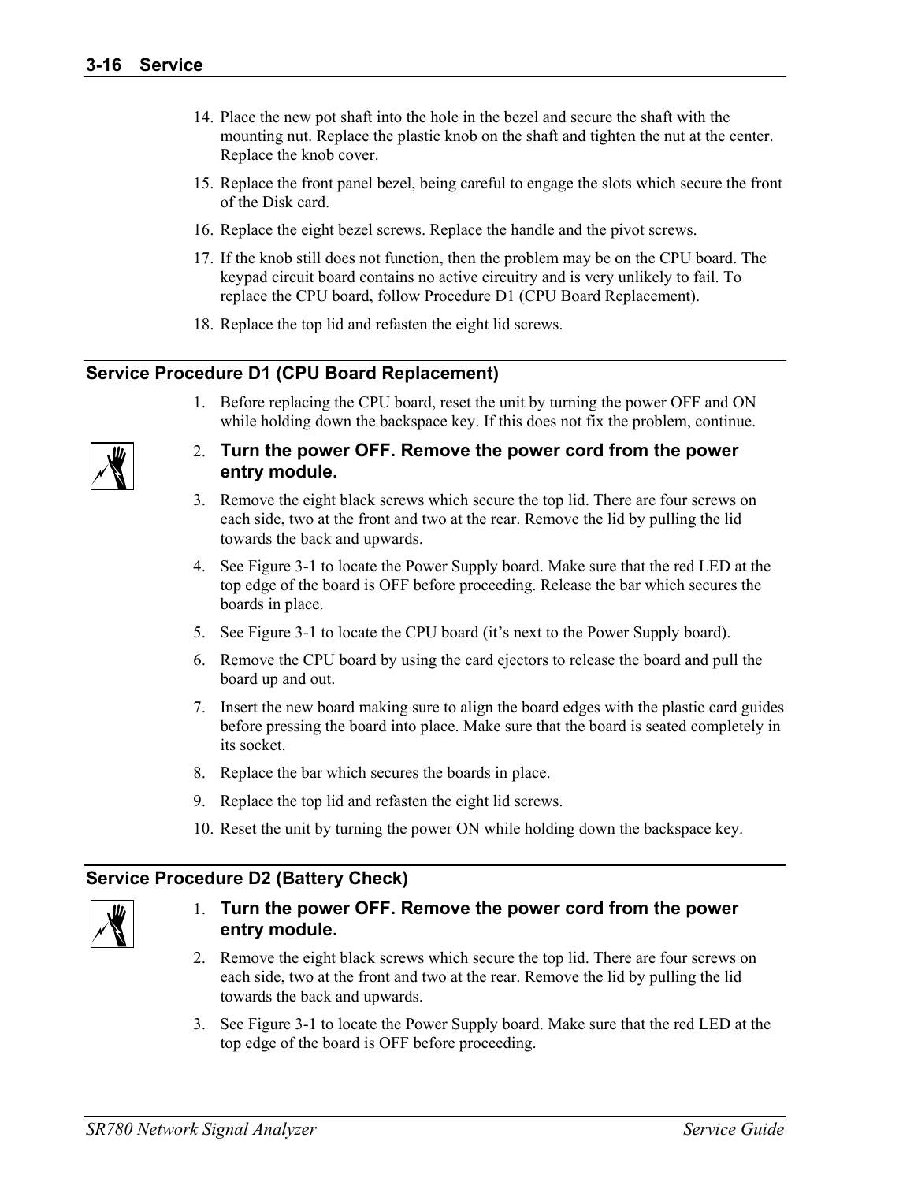14. Place the new pot shaft into the hole in the bezel and secure the shaft with the mounting nut. Replace the plastic knob on the shaft and tighten the nut at the center. Replace the knob cover.
15. Replace the front panel bezel, being careful to engage the slots which secure the front of the Disk card.
16. Replace the eight bezel screws. Replace the handle and the pivot screws.
17. If the knob still does not function, then the problem may be on the CPU board. The keypad circuit board contains no active circuitry and is very unlikely to fail. To replace the CPU board, follow Procedure D1 (CPU Board Replacement).
18. Replace the top lid and refasten the eight lid screws.

## Service Procedure D1 (CPU Board Replacement)

1. Before replacing the CPU board, reset the unit by turning the power OFF and ON while holding down the backspace key. If this does not fix the problem, continue.
2. **Turn the power OFF. Remove the power cord from the power entry module.**
3. Remove the eight black screws which secure the top lid. There are four screws on each side, two at the front and two at the rear. Remove the lid by pulling the lid towards the back and upwards.
4. See Figure 3-1 to locate the Power Supply board. Make sure that the red LED at the top edge of the board is OFF before proceeding. Release the bar which secures the boards in place.
5. See Figure 3-1 to locate the CPU board (it's next to the Power Supply board).
6. Remove the CPU board by using the card ejectors to release the board and pull the board up and out.
7. Insert the new board making sure to align the board edges with the plastic card guides before pressing the board into place. Make sure that the board is seated completely in its socket.
8. Replace the bar which secures the boards in place.
9. Replace the top lid and refasten the eight lid screws.
10. Reset the unit by turning the power ON while holding down the backspace key.

## Service Procedure D2 (Battery Check)

1. **Turn the power OFF. Remove the power cord from the power entry module.**
2. Remove the eight black screws which secure the top lid. There are four screws on each side, two at the front and two at the rear. Remove the lid by pulling the lid towards the back and upwards.
3. See Figure 3-1 to locate the Power Supply board. Make sure that the red LED at the top edge of the board is OFF before proceeding.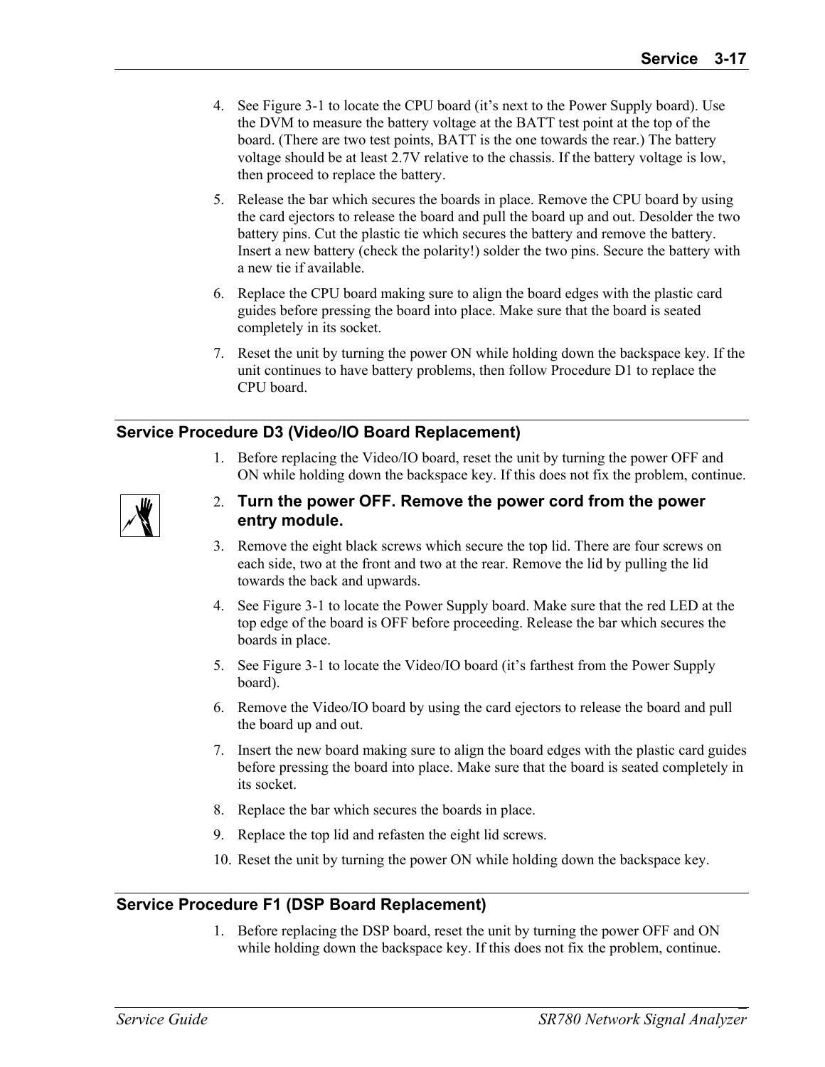4. See Figure 3-1 to locate the CPU board (it's next to the Power Supply board). Use the DVM to measure the battery voltage at the BATT test point at the top of the board. (There are two test points, BATT is the one towards the rear.) The battery voltage should be at least 2.7V relative to the chassis. If the battery voltage is low, then proceed to replace the battery.
5. Release the bar which secures the boards in place. Remove the CPU board by using the card ejectors to release the board and pull the board up and out. Desolder the two battery pins. Cut the plastic tie which secures the battery and remove the battery. Insert a new battery (check the polarity!) solder the two pins. Secure the battery with a new tie if available.
6. Replace the CPU board making sure to align the board edges with the plastic card guides before pressing the board into place. Make sure that the board is seated completely in its socket.
7. Reset the unit by turning the power ON while holding down the backspace key. If the unit continues to have battery problems, then follow Procedure D1 to replace the CPU board.

### Service Procedure D3 (Video/IO Board Replacement)

1. Before replacing the Video/IO board, reset the unit by turning the power OFF and ON while holding down the backspace key. If this does not fix the problem, continue.
2. **Turn the power OFF. Remove the power cord from the power entry module.**
3. Remove the eight black screws which secure the top lid. There are four screws on each side, two at the front and two at the rear. Remove the lid by pulling the lid towards the back and upwards.
4. See Figure 3-1 to locate the Power Supply board. Make sure that the red LED at the top edge of the board is OFF before proceeding. Release the bar which secures the boards in place.
5. See Figure 3-1 to locate the Video/IO board (it's farthest from the Power Supply board).
6. Remove the Video/IO board by using the card ejectors to release the board and pull the board up and out.
7. Insert the new board making sure to align the board edges with the plastic card guides before pressing the board into place. Make sure that the board is seated completely in its socket.
8. Replace the bar which secures the boards in place.
9. Replace the top lid and refasten the eight lid screws.
10. Reset the unit by turning the power ON while holding down the backspace key.

### Service Procedure F1 (DSP Board Replacement)

1. Before replacing the DSP board, reset the unit by turning the power OFF and ON while holding down the backspace key. If this does not fix the problem, continue.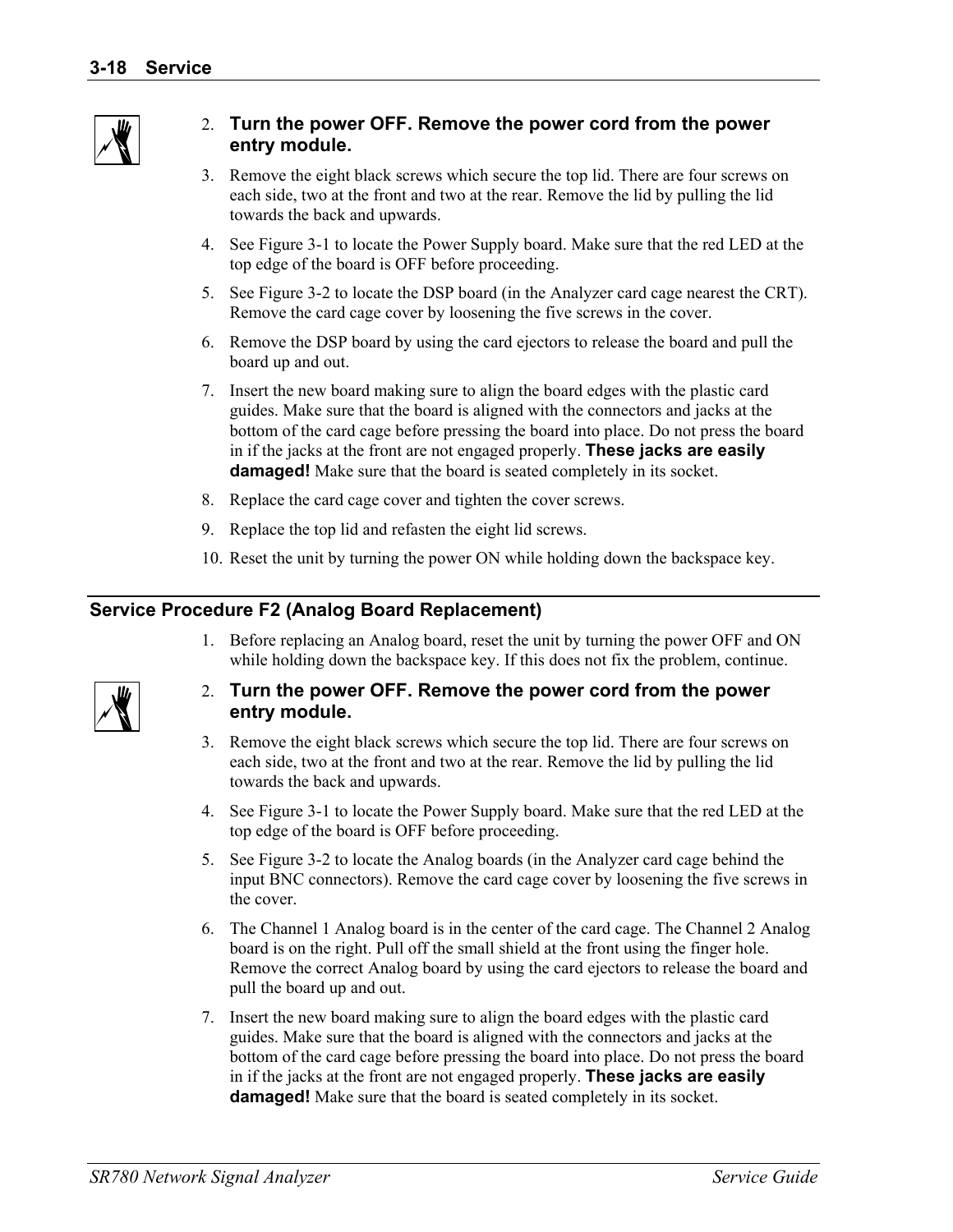2. **Turn the power OFF. Remove the power cord from the power entry module.**
3. Remove the eight black screws which secure the top lid. There are four screws on each side, two at the front and two at the rear. Remove the lid by pulling the lid towards the back and upwards.
4. See Figure 3-1 to locate the Power Supply board. Make sure that the red LED at the top edge of the board is OFF before proceeding.
5. See Figure 3-2 to locate the DSP board (in the Analyzer card cage nearest the CRT). Remove the card cage cover by loosening the five screws in the cover.
6. Remove the DSP board by using the card ejectors to release the board and pull the board up and out.
7. Insert the new board making sure to align the board edges with the plastic card guides. Make sure that the board is aligned with the connectors and jacks at the bottom of the card cage before pressing the board into place. Do not press the board in if the jacks at the front are not engaged properly. **These jacks are easily damaged!** Make sure that the board is seated completely in its socket.
8. Replace the card cage cover and tighten the cover screws.
9. Replace the top lid and refasten the eight lid screws.
10. Reset the unit by turning the power ON while holding down the backspace key.

## Service Procedure F2 (Analog Board Replacement)

1. Before replacing an Analog board, reset the unit by turning the power OFF and ON while holding down the backspace key. If this does not fix the problem, continue.
2. **Turn the power OFF. Remove the power cord from the power entry module.**
3. Remove the eight black screws which secure the top lid. There are four screws on each side, two at the front and two at the rear. Remove the lid by pulling the lid towards the back and upwards.
4. See Figure 3-1 to locate the Power Supply board. Make sure that the red LED at the top edge of the board is OFF before proceeding.
5. See Figure 3-2 to locate the Analog boards (in the Analyzer card cage behind the input BNC connectors). Remove the card cage cover by loosening the five screws in the cover.
6. The Channel 1 Analog board is in the center of the card cage. The Channel 2 Analog board is on the right. Pull off the small shield at the front using the finger hole. Remove the correct Analog board by using the card ejectors to release the board and pull the board up and out.
7. Insert the new board making sure to align the board edges with the plastic card guides. Make sure that the board is aligned with the connectors and jacks at the bottom of the card cage before pressing the board into place. Do not press the board in if the jacks at the front are not engaged properly. **These jacks are easily damaged!** Make sure that the board is seated completely in its socket.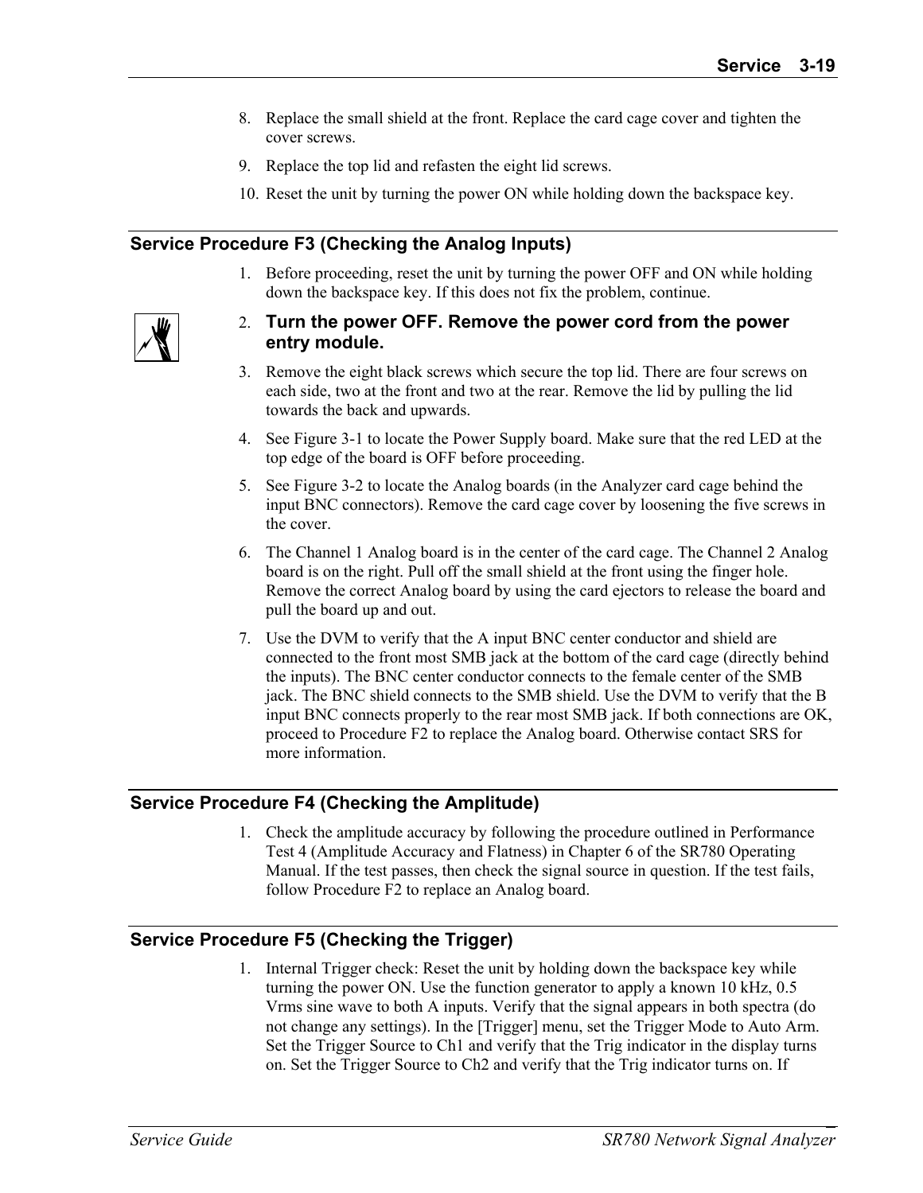8. Replace the small shield at the front. Replace the card cage cover and tighten the cover screws.
9. Replace the top lid and refasten the eight lid screws.
10. Reset the unit by turning the power ON while holding down the backspace key.

## Service Procedure F3 (Checking the Analog Inputs)

1. Before proceeding, reset the unit by turning the power OFF and ON while holding down the backspace key. If this does not fix the problem, continue.
2. **Turn the power OFF. Remove the power cord from the power entry module.**
3. Remove the eight black screws which secure the top lid. There are four screws on each side, two at the front and two at the rear. Remove the lid by pulling the lid towards the back and upwards.
4. See Figure 3-1 to locate the Power Supply board. Make sure that the red LED at the top edge of the board is OFF before proceeding.
5. See Figure 3-2 to locate the Analog boards (in the Analyzer card cage behind the input BNC connectors). Remove the card cage cover by loosening the five screws in the cover.
6. The Channel 1 Analog board is in the center of the card cage. The Channel 2 Analog board is on the right. Pull off the small shield at the front using the finger hole. Remove the correct Analog board by using the card ejectors to release the board and pull the board up and out.
7. Use the DVM to verify that the A input BNC center conductor and shield are connected to the front most SMB jack at the bottom of the card cage (directly behind the inputs). The BNC center conductor connects to the female center of the SMB jack. The BNC shield connects to the SMB shield. Use the DVM to verify that the B input BNC connects properly to the rear most SMB jack. If both connections are OK, proceed to Procedure F2 to replace the Analog board. Otherwise contact SRS for more information.

## Service Procedure F4 (Checking the Amplitude)

1. Check the amplitude accuracy by following the procedure outlined in Performance Test 4 (Amplitude Accuracy and Flatness) in Chapter 6 of the SR780 Operating Manual. If the test passes, then check the signal source in question. If the test fails, follow Procedure F2 to replace an Analog board.

## Service Procedure F5 (Checking the Trigger)

1. Internal Trigger check: Reset the unit by holding down the backspace key while turning the power ON. Use the function generator to apply a known 10 kHz, 0.5 Vrms sine wave to both A inputs. Verify that the signal appears in both spectra (do not change any settings). In the [Trigger] menu, set the Trigger Mode to Auto Arm. Set the Trigger Source to Ch1 and verify that the Trig indicator in the display turns on. Set the Trigger Source to Ch2 and verify that the Trig indicator turns on. If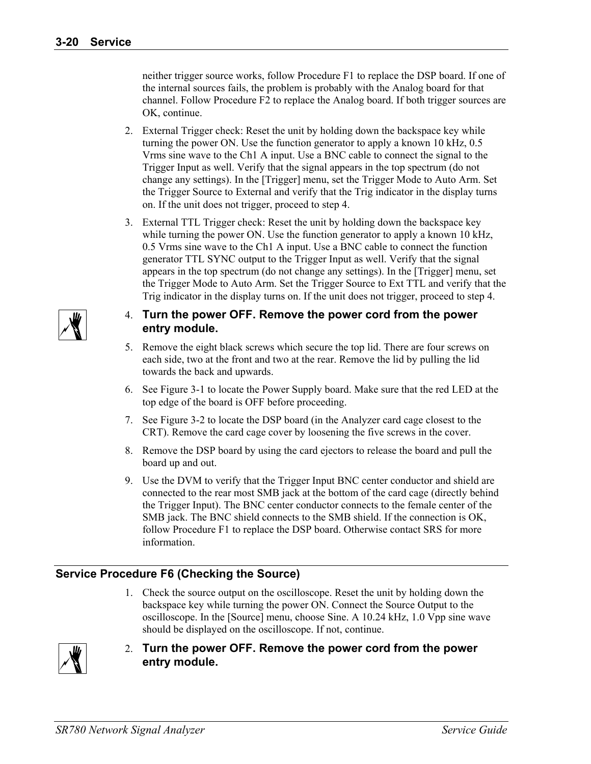neither trigger source works, follow Procedure F1 to replace the DSP board. If one of the internal sources fails, the problem is probably with the Analog board for that channel. Follow Procedure F2 to replace the Analog board. If both trigger sources are OK, continue.

2. External Trigger check: Reset the unit by holding down the backspace key while turning the power ON. Use the function generator to apply a known 10 kHz, 0.5 Vrms sine wave to the Ch1 A input. Use a BNC cable to connect the signal to the Trigger Input as well. Verify that the signal appears in the top spectrum (do not change any settings). In the [Trigger] menu, set the Trigger Mode to Auto Arm. Set the Trigger Source to External and verify that the Trig indicator in the display turns on. If the unit does not trigger, proceed to step 4.

3. External TTL Trigger check: Reset the unit by holding down the backspace key while turning the power ON. Use the function generator to apply a known 10 kHz, 0.5 Vrms sine wave to the Ch1 A input. Use a BNC cable to connect the function generator TTL SYNC output to the Trigger Input as well. Verify that the signal appears in the top spectrum (do not change any settings). In the [Trigger] menu, set the Trigger Mode to Auto Arm. Set the Trigger Source to Ext TTL and verify that the Trig indicator in the display turns on. If the unit does not trigger, proceed to step 4.

4. **Turn the power OFF. Remove the power cord from the power entry module.**

5. Remove the eight black screws which secure the top lid. There are four screws on each side, two at the front and two at the rear. Remove the lid by pulling the lid towards the back and upwards.

6. See Figure 3-1 to locate the Power Supply board. Make sure that the red LED at the top edge of the board is OFF before proceeding.

7. See Figure 3-2 to locate the DSP board (in the Analyzer card cage closest to the CRT). Remove the card cage cover by loosening the five screws in the cover.

8. Remove the DSP board by using the card ejectors to release the board and pull the board up and out.

9. Use the DVM to verify that the Trigger Input BNC center conductor and shield are connected to the rear most SMB jack at the bottom of the card cage (directly behind the Trigger Input). The BNC center conductor connects to the female center of the SMB jack. The BNC shield connects to the SMB shield. If the connection is OK, follow Procedure F1 to replace the DSP board. Otherwise contact SRS for more information.

## Service Procedure F6 (Checking the Source)

1. Check the source output on the oscilloscope. Reset the unit by holding down the backspace key while turning the power ON. Connect the Source Output to the oscilloscope. In the [Source] menu, choose Sine. A 10.24 kHz, 1.0 Vpp sine wave should be displayed on the oscilloscope. If not, continue.

2. **Turn the power OFF. Remove the power cord from the power entry module.**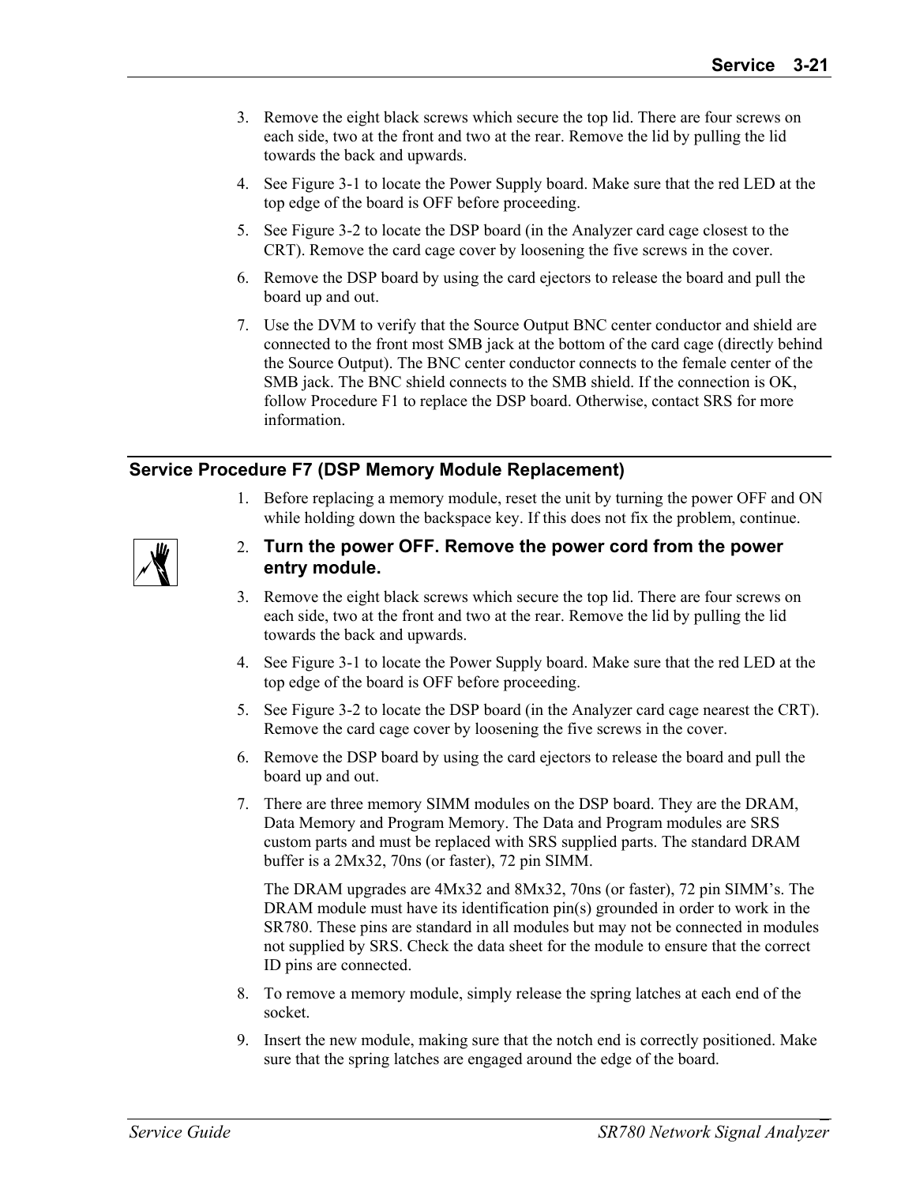3. Remove the eight black screws which secure the top lid. There are four screws on each side, two at the front and two at the rear. Remove the lid by pulling the lid towards the back and upwards.
4. See Figure 3-1 to locate the Power Supply board. Make sure that the red LED at the top edge of the board is OFF before proceeding.
5. See Figure 3-2 to locate the DSP board (in the Analyzer card cage closest to the CRT). Remove the card cage cover by loosening the five screws in the cover.
6. Remove the DSP board by using the card ejectors to release the board and pull the board up and out.
7. Use the DVM to verify that the Source Output BNC center conductor and shield are connected to the front most SMB jack at the bottom of the card cage (directly behind the Source Output). The BNC center conductor connects to the female center of the SMB jack. The BNC shield connects to the SMB shield. If the connection is OK, follow Procedure F1 to replace the DSP board. Otherwise, contact SRS for more information.

## Service Procedure F7 (DSP Memory Module Replacement)

1. Before replacing a memory module, reset the unit by turning the power OFF and ON while holding down the backspace key. If this does not fix the problem, continue.
2. **Turn the power OFF. Remove the power cord from the power entry module.**
3. Remove the eight black screws which secure the top lid. There are four screws on each side, two at the front and two at the rear. Remove the lid by pulling the lid towards the back and upwards.
4. See Figure 3-1 to locate the Power Supply board. Make sure that the red LED at the top edge of the board is OFF before proceeding.
5. See Figure 3-2 to locate the DSP board (in the Analyzer card cage nearest the CRT). Remove the card cage cover by loosening the five screws in the cover.
6. Remove the DSP board by using the card ejectors to release the board and pull the board up and out.
7. There are three memory SIMM modules on the DSP board. They are the DRAM, Data Memory and Program Memory. The Data and Program modules are SRS custom parts and must be replaced with SRS supplied parts. The standard DRAM buffer is a 2Mx32, 70ns (or faster), 72 pin SIMM.

   The DRAM upgrades are 4Mx32 and 8Mx32, 70ns (or faster), 72 pin SIMM's. The DRAM module must have its identification pin(s) grounded in order to work in the SR780. These pins are standard in all modules but may not be connected in modules not supplied by SRS. Check the data sheet for the module to ensure that the correct ID pins are connected.
8. To remove a memory module, simply release the spring latches at each end of the socket.
9. Insert the new module, making sure that the notch end is correctly positioned. Make sure that the spring latches are engaged around the edge of the board.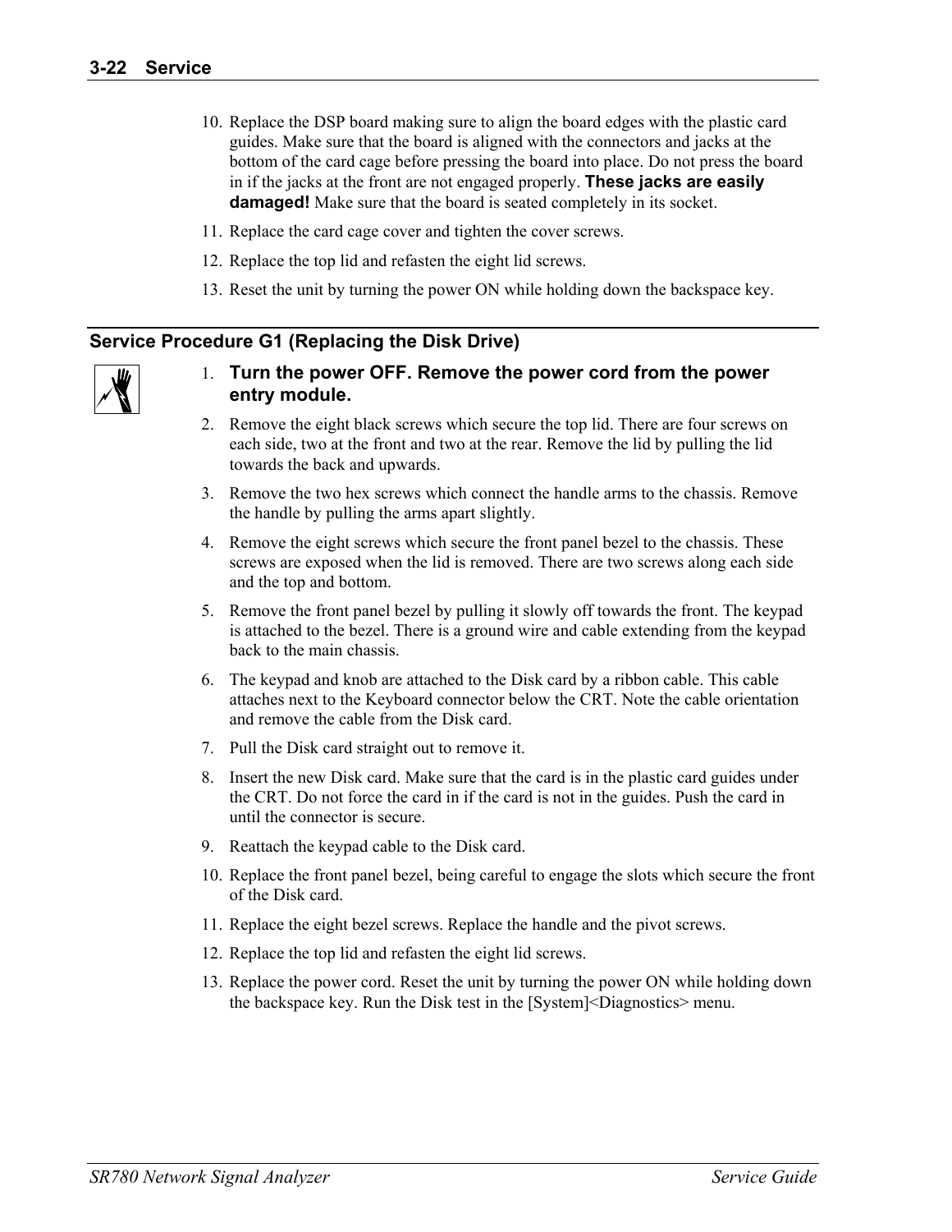10. Replace the DSP board making sure to align the board edges with the plastic card guides. Make sure that the board is aligned with the connectors and jacks at the bottom of the card cage before pressing the board into place. Do not press the board in if the jacks at the front are not engaged properly. **These jacks are easily damaged!** Make sure that the board is seated completely in its socket.
11. Replace the card cage cover and tighten the cover screws.
12. Replace the top lid and refasten the eight lid screws.
13. Reset the unit by turning the power ON while holding down the backspace key.

## Service Procedure G1 (Replacing the Disk Drive)

1. **Turn the power OFF. Remove the power cord from the power entry module.**
2. Remove the eight black screws which secure the top lid. There are four screws on each side, two at the front and two at the rear. Remove the lid by pulling the lid towards the back and upwards.
3. Remove the two hex screws which connect the handle arms to the chassis. Remove the handle by pulling the arms apart slightly.
4. Remove the eight screws which secure the front panel bezel to the chassis. These screws are exposed when the lid is removed. There are two screws along each side and the top and bottom.
5. Remove the front panel bezel by pulling it slowly off towards the front. The keypad is attached to the bezel. There is a ground wire and cable extending from the keypad back to the main chassis.
6. The keypad and knob are attached to the Disk card by a ribbon cable. This cable attaches next to the Keyboard connector below the CRT. Note the cable orientation and remove the cable from the Disk card.
7. Pull the Disk card straight out to remove it.
8. Insert the new Disk card. Make sure that the card is in the plastic card guides under the CRT. Do not force the card in if the card is not in the guides. Push the card in until the connector is secure.
9. Reattach the keypad cable to the Disk card.
10. Replace the front panel bezel, being careful to engage the slots which secure the front of the Disk card.
11. Replace the eight bezel screws. Replace the handle and the pivot screws.
12. Replace the top lid and refasten the eight lid screws.
13. Replace the power cord. Reset the unit by turning the power ON while holding down the backspace key. Run the Disk test in the [System]<Diagnostics> menu.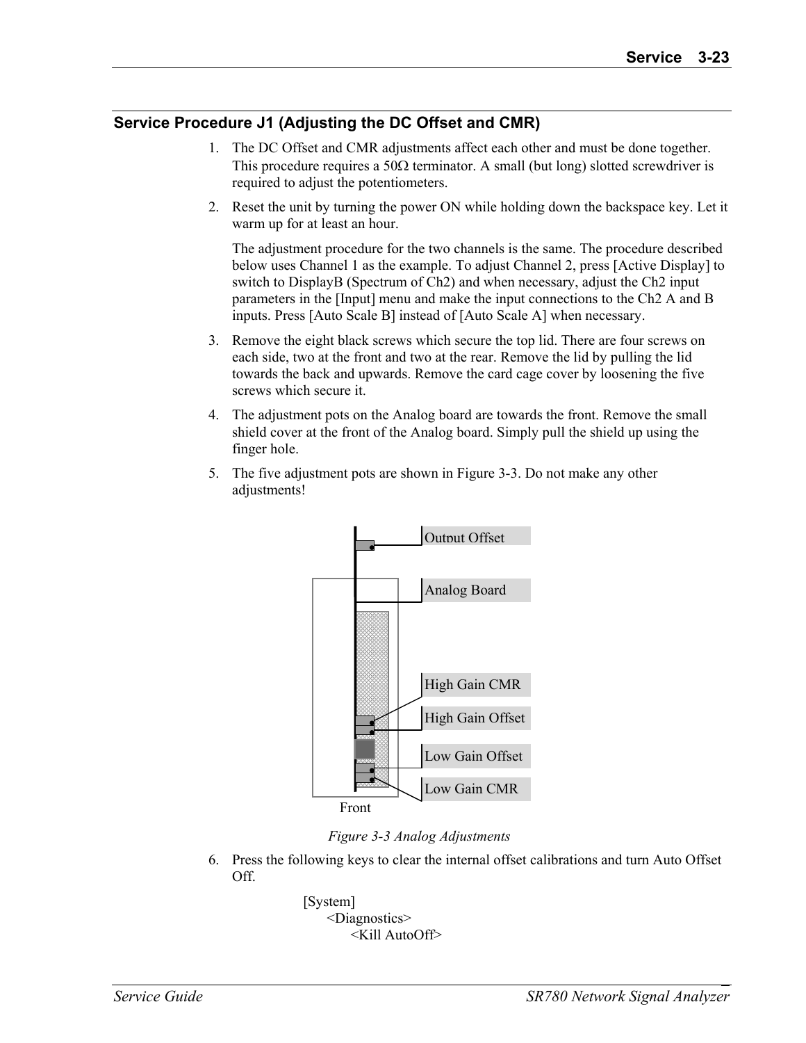## Service Procedure J1 (Adjusting the DC Offset and CMR)

1. The DC Offset and CMR adjustments affect each other and must be done together. This procedure requires a 50Ω terminator. A small (but long) slotted screwdriver is required to adjust the potentiometers.

2. Reset the unit by turning the power ON while holding down the backspace key. Let it warm up for at least an hour.

   The adjustment procedure for the two channels is the same. The procedure described below uses Channel 1 as the example. To adjust Channel 2, press [Active Display] to switch to DisplayB (Spectrum of Ch2) and when necessary, adjust the Ch2 input parameters in the [Input] menu and make the input connections to the Ch2 A and B inputs. Press [Auto Scale B] instead of [Auto Scale A] when necessary.

3. Remove the eight black screws which secure the top lid. There are four screws on each side, two at the front and two at the rear. Remove the lid by pulling the lid towards the back and upwards. Remove the card cage cover by loosening the five screws which secure it.

4. The adjustment pots on the Analog board are towards the front. Remove the small shield cover at the front of the Analog board. Simply pull the shield up using the finger hole.

5. The five adjustment pots are shown in Figure 3-3. Do not make any other adjustments!

Output Offset

Analog Board

High Gain CMR

High Gain Offset

Low Gain Offset

Low Gain CMR

Front

*Figure 3-3 Analog Adjustments*

6. Press the following keys to clear the internal offset calibrations and turn Auto Offset Off.

   [System]
   <Diagnostics>
   <Kill AutoOff>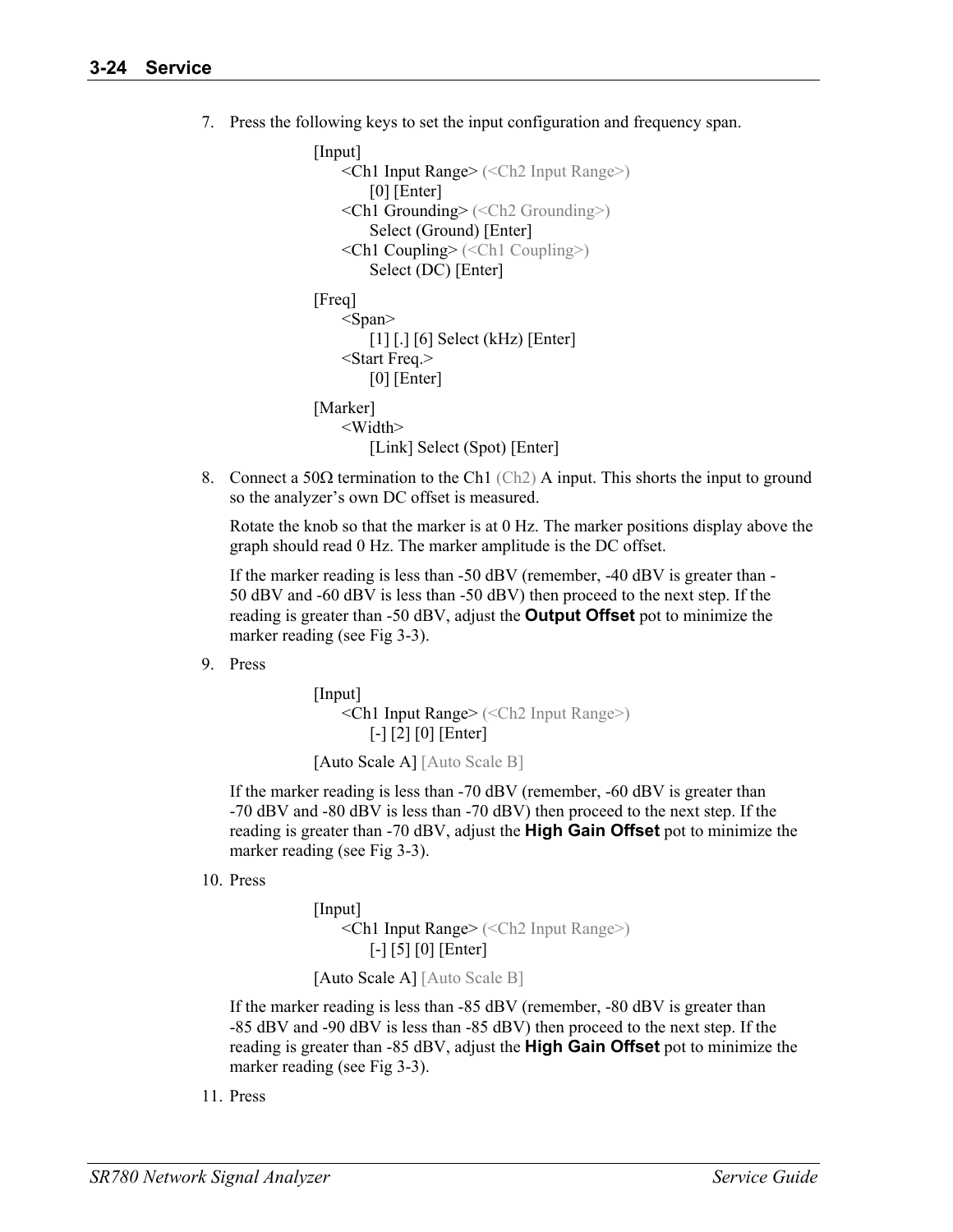7. Press the following keys to set the input configuration and frequency span.

   [Input]
   &lt;Ch1 Input Range&gt; (&lt;Ch2 Input Range&gt;)
   [0] [Enter]
   &lt;Ch1 Grounding&gt; (&lt;Ch2 Grounding&gt;)
   Select (Ground) [Enter]
   &lt;Ch1 Coupling&gt; (&lt;Ch1 Coupling&gt;)
   Select (DC) [Enter]

   [Freq]
   &lt;Span&gt;
   [1] [.] [6] Select (kHz) [Enter]
   &lt;Start Freq.&gt;
   [0] [Enter]

   [Marker]
   &lt;Width&gt;
   [Link] Select (Spot) [Enter]

8. Connect a 50Ω termination to the Ch1 (Ch2) A input. This shorts the input to ground so the analyzer's own DC offset is measured.

   Rotate the knob so that the marker is at 0 Hz. The marker positions display above the graph should read 0 Hz. The marker amplitude is the DC offset.

   If the marker reading is less than -50 dBV (remember, -40 dBV is greater than -50 dBV and -60 dBV is less than -50 dBV) then proceed to the next step. If the reading is greater than -50 dBV, adjust the **Output Offset** pot to minimize the marker reading (see Fig 3-3).

9. Press

   [Input]
   &lt;Ch1 Input Range&gt; (&lt;Ch2 Input Range&gt;)
   [-] [2] [0] [Enter]

   [Auto Scale A] [Auto Scale B]

   If the marker reading is less than -70 dBV (remember, -60 dBV is greater than -70 dBV and -80 dBV is less than -70 dBV) then proceed to the next step. If the reading is greater than -70 dBV, adjust the **High Gain Offset** pot to minimize the marker reading (see Fig 3-3).

10. Press

    [Input]
    &lt;Ch1 Input Range&gt; (&lt;Ch2 Input Range&gt;)
    [-] [5] [0] [Enter]

    [Auto Scale A] [Auto Scale B]

    If the marker reading is less than -85 dBV (remember, -80 dBV is greater than -85 dBV and -90 dBV is less than -85 dBV) then proceed to the next step. If the reading is greater than -85 dBV, adjust the **High Gain Offset** pot to minimize the marker reading (see Fig 3-3).

11. Press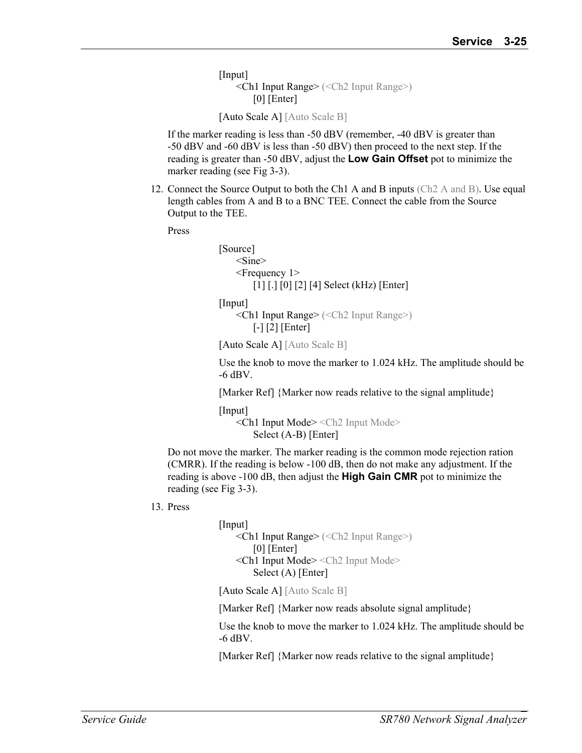[Input]
    <Ch1 Input Range> (<Ch2 Input Range>)
        [0] [Enter]

[Auto Scale A] [Auto Scale B]

If the marker reading is less than -50 dBV (remember, -40 dBV is greater than -50 dBV and -60 dBV is less than -50 dBV) then proceed to the next step. If the reading is greater than -50 dBV, adjust the **Low Gain Offset** pot to minimize the marker reading (see Fig 3-3).

12. Connect the Source Output to both the Ch1 A and B inputs (Ch2 A and B). Use equal length cables from A and B to a BNC TEE. Connect the cable from the Source Output to the TEE.

    Press

    [Source]
        <Sine>
        <Frequency 1>
            [1] [.] [0] [2] [4] Select (kHz) [Enter]

    [Input]
        <Ch1 Input Range> (<Ch2 Input Range>)
            [-] [2] [Enter]

    [Auto Scale A] [Auto Scale B]

    Use the knob to move the marker to 1.024 kHz. The amplitude should be -6 dBV.

    [Marker Ref] {Marker now reads relative to the signal amplitude}

    [Input]
        <Ch1 Input Mode> <Ch2 Input Mode>
            Select (A-B) [Enter]

    Do not move the marker. The marker reading is the common mode rejection ration (CMRR). If the reading is below -100 dB, then do not make any adjustment. If the reading is above -100 dB, then adjust the **High Gain CMR** pot to minimize the reading (see Fig 3-3).

13. Press

    [Input]
        <Ch1 Input Range> (<Ch2 Input Range>)
            [0] [Enter]
        <Ch1 Input Mode> <Ch2 Input Mode>
            Select (A) [Enter]

    [Auto Scale A] [Auto Scale B]

    [Marker Ref] {Marker now reads absolute signal amplitude}

    Use the knob to move the marker to 1.024 kHz. The amplitude should be -6 dBV.

    [Marker Ref] {Marker now reads relative to the signal amplitude}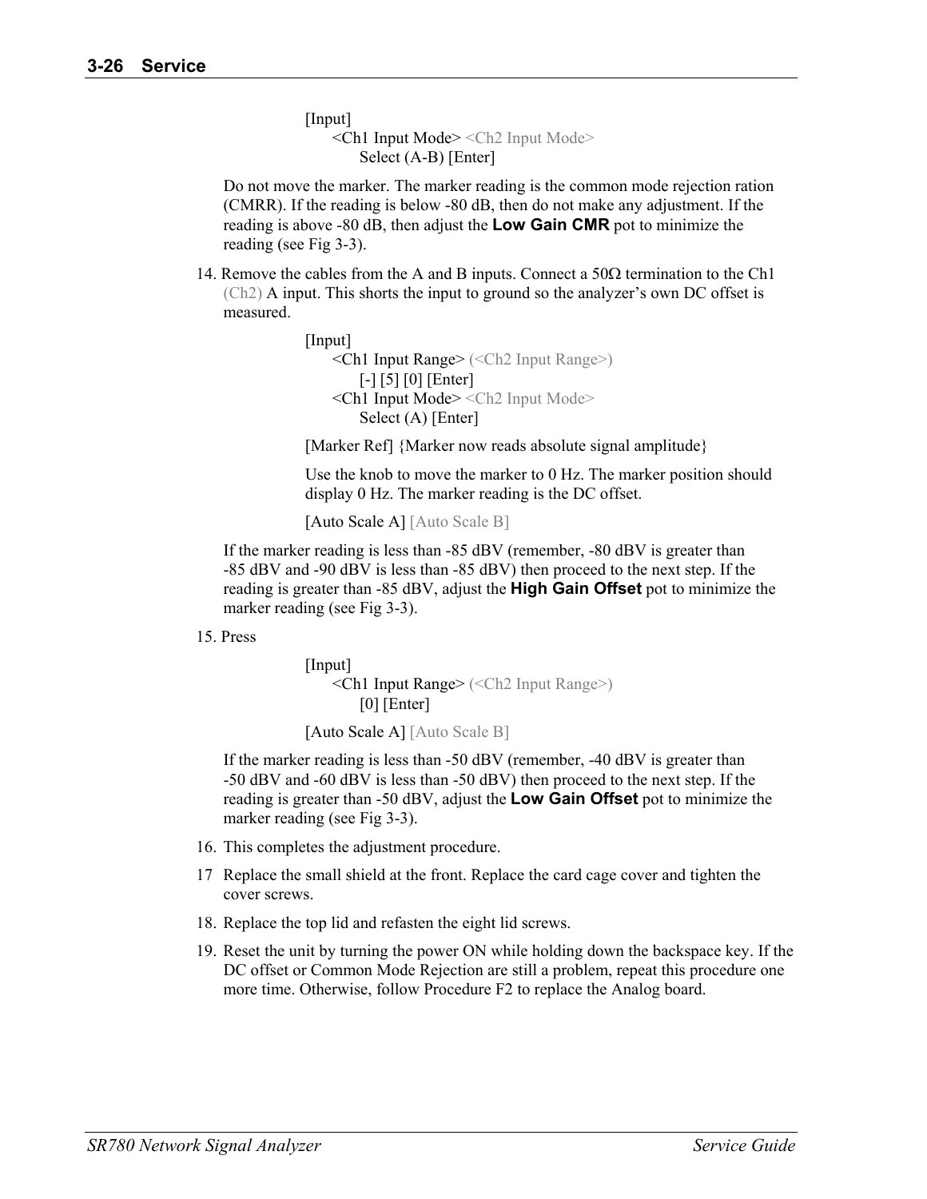[Input]
<Ch1 Input Mode> <Ch2 Input Mode>
Select (A-B) [Enter]

Do not move the marker. The marker reading is the common mode rejection ration (CMRR). If the reading is below -80 dB, then do not make any adjustment. If the reading is above -80 dB, then adjust the **Low Gain CMR** pot to minimize the reading (see Fig 3-3).

14. Remove the cables from the A and B inputs. Connect a 50Ω termination to the Ch1 (Ch2) A input. This shorts the input to ground so the analyzer's own DC offset is measured.

    [Input]
    <Ch1 Input Range> (<Ch2 Input Range>)
    [-] [5] [0] [Enter]
    <Ch1 Input Mode> <Ch2 Input Mode>
    Select (A) [Enter]

    [Marker Ref] {Marker now reads absolute signal amplitude}

    Use the knob to move the marker to 0 Hz. The marker position should display 0 Hz. The marker reading is the DC offset.

    [Auto Scale A] [Auto Scale B]

    If the marker reading is less than -85 dBV (remember, -80 dBV is greater than -85 dBV and -90 dBV is less than -85 dBV) then proceed to the next step. If the reading is greater than -85 dBV, adjust the **High Gain Offset** pot to minimize the marker reading (see Fig 3-3).

15. Press

    [Input]
    <Ch1 Input Range> (<Ch2 Input Range>)
    [0] [Enter]

    [Auto Scale A] [Auto Scale B]

    If the marker reading is less than -50 dBV (remember, -40 dBV is greater than -50 dBV and -60 dBV is less than -50 dBV) then proceed to the next step. If the reading is greater than -50 dBV, adjust the **Low Gain Offset** pot to minimize the marker reading (see Fig 3-3).

16. This completes the adjustment procedure.
17. Replace the small shield at the front. Replace the card cage cover and tighten the cover screws.
18. Replace the top lid and refasten the eight lid screws.
19. Reset the unit by turning the power ON while holding down the backspace key. If the DC offset or Common Mode Rejection are still a problem, repeat this procedure one more time. Otherwise, follow Procedure F2 to replace the Analog board.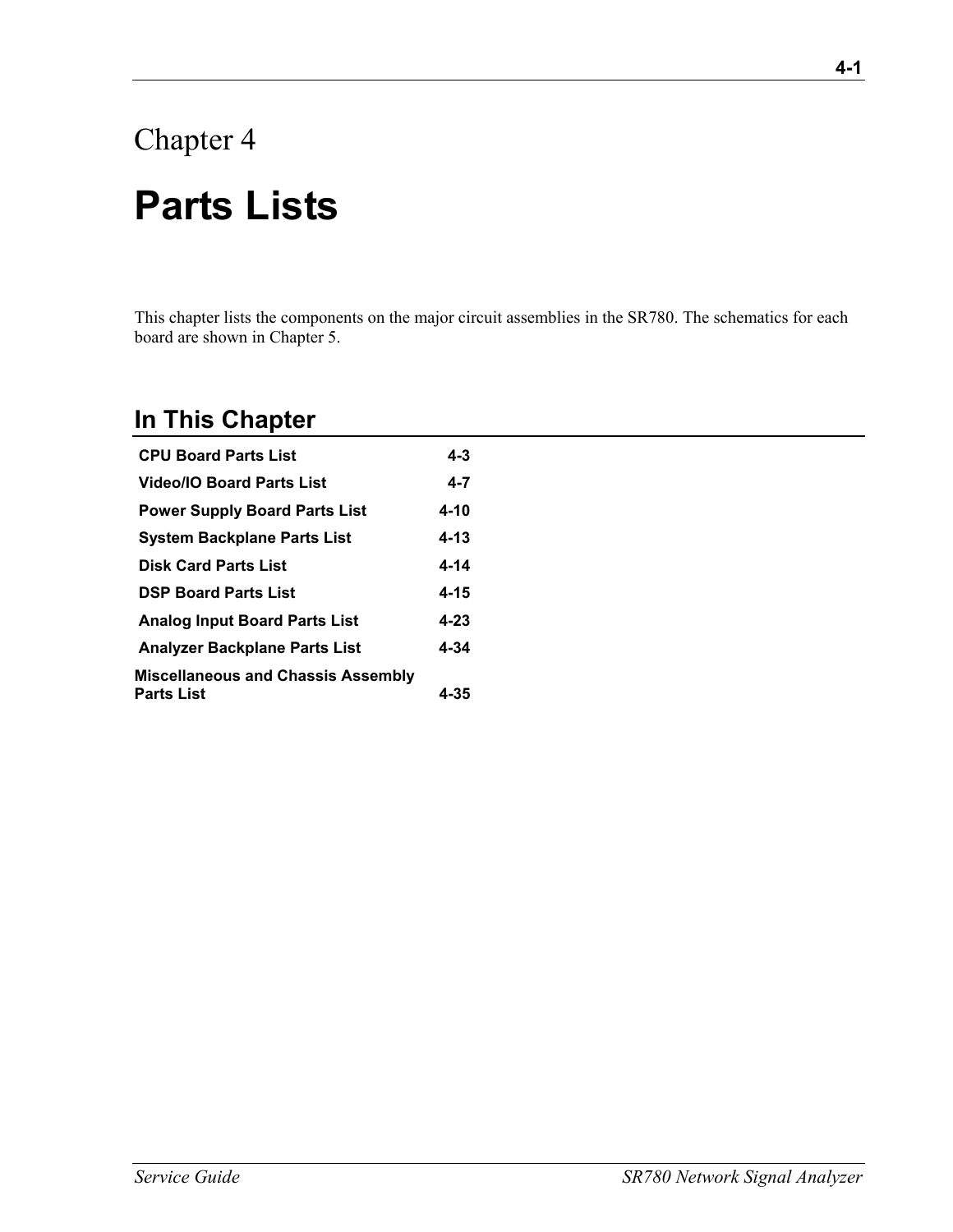# Chapter 4

# Parts Lists

This chapter lists the components on the major circuit assemblies in the SR780. The schematics for each board are shown in Chapter 5.

## In This Chapter

| | |
|---|---|
| CPU Board Parts List | 4-3 |
| Video/IO Board Parts List | 4-7 |
| Power Supply Board Parts List | 4-10 |
| System Backplane Parts List | 4-13 |
| Disk Card Parts List | 4-14 |
| DSP Board Parts List | 4-15 |
| Analog Input Board Parts List | 4-23 |
| Analyzer Backplane Parts List | 4-34 |
| Miscellaneous and Chassis Assembly Parts List | 4-35 |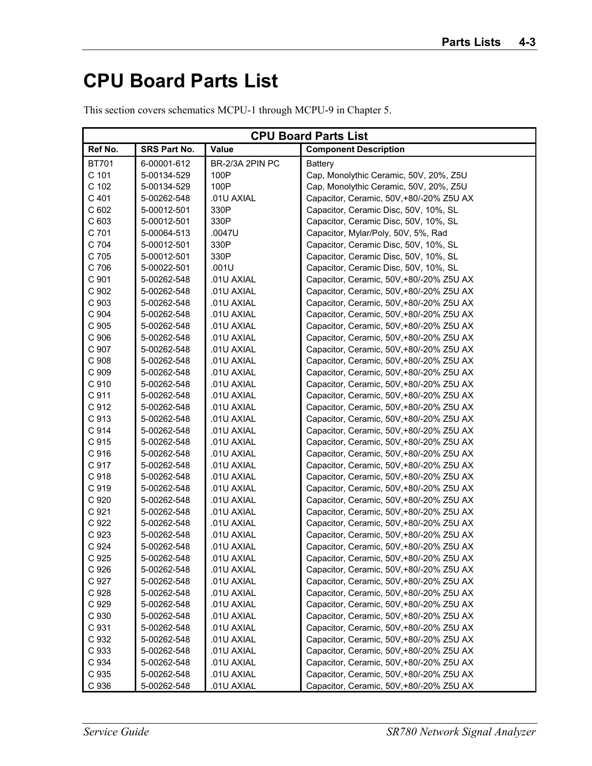# CPU Board Parts List

This section covers schematics MCPU-1 through MCPU-9 in Chapter 5.

| CPU Board Parts List | | | |
|---|---|---|---|
| **Ref No.** | **SRS Part No.** | **Value** | **Component Description** |
| BT701 | 6-00001-612 | BR-2/3A 2PIN PC | Battery |
| C 101 | 5-00134-529 | 100P | Cap, Monolythic Ceramic, 50V, 20%, Z5U |
| C 102 | 5-00134-529 | 100P | Cap, Monolythic Ceramic, 50V, 20%, Z5U |
| C 401 | 5-00262-548 | .01U AXIAL | Capacitor, Ceramic, 50V,+80/-20% Z5U AX |
| C 602 | 5-00012-501 | 330P | Capacitor, Ceramic Disc, 50V, 10%, SL |
| C 603 | 5-00012-501 | 330P | Capacitor, Ceramic Disc, 50V, 10%, SL |
| C 701 | 5-00064-513 | .0047U | Capacitor, Mylar/Poly, 50V, 5%, Rad |
| C 704 | 5-00012-501 | 330P | Capacitor, Ceramic Disc, 50V, 10%, SL |
| C 705 | 5-00012-501 | 330P | Capacitor, Ceramic Disc, 50V, 10%, SL |
| C 706 | 5-00022-501 | .001U | Capacitor, Ceramic Disc, 50V, 10%, SL |
| C 901 | 5-00262-548 | .01U AXIAL | Capacitor, Ceramic, 50V,+80/-20% Z5U AX |
| C 902 | 5-00262-548 | .01U AXIAL | Capacitor, Ceramic, 50V,+80/-20% Z5U AX |
| C 903 | 5-00262-548 | .01U AXIAL | Capacitor, Ceramic, 50V,+80/-20% Z5U AX |
| C 904 | 5-00262-548 | .01U AXIAL | Capacitor, Ceramic, 50V,+80/-20% Z5U AX |
| C 905 | 5-00262-548 | .01U AXIAL | Capacitor, Ceramic, 50V,+80/-20% Z5U AX |
| C 906 | 5-00262-548 | .01U AXIAL | Capacitor, Ceramic, 50V,+80/-20% Z5U AX |
| C 907 | 5-00262-548 | .01U AXIAL | Capacitor, Ceramic, 50V,+80/-20% Z5U AX |
| C 908 | 5-00262-548 | .01U AXIAL | Capacitor, Ceramic, 50V,+80/-20% Z5U AX |
| C 909 | 5-00262-548 | .01U AXIAL | Capacitor, Ceramic, 50V,+80/-20% Z5U AX |
| C 910 | 5-00262-548 | .01U AXIAL | Capacitor, Ceramic, 50V,+80/-20% Z5U AX |
| C 911 | 5-00262-548 | .01U AXIAL | Capacitor, Ceramic, 50V,+80/-20% Z5U AX |
| C 912 | 5-00262-548 | .01U AXIAL | Capacitor, Ceramic, 50V,+80/-20% Z5U AX |
| C 913 | 5-00262-548 | .01U AXIAL | Capacitor, Ceramic, 50V,+80/-20% Z5U AX |
| C 914 | 5-00262-548 | .01U AXIAL | Capacitor, Ceramic, 50V,+80/-20% Z5U AX |
| C 915 | 5-00262-548 | .01U AXIAL | Capacitor, Ceramic, 50V,+80/-20% Z5U AX |
| C 916 | 5-00262-548 | .01U AXIAL | Capacitor, Ceramic, 50V,+80/-20% Z5U AX |
| C 917 | 5-00262-548 | .01U AXIAL | Capacitor, Ceramic, 50V,+80/-20% Z5U AX |
| C 918 | 5-00262-548 | .01U AXIAL | Capacitor, Ceramic, 50V,+80/-20% Z5U AX |
| C 919 | 5-00262-548 | .01U AXIAL | Capacitor, Ceramic, 50V,+80/-20% Z5U AX |
| C 920 | 5-00262-548 | .01U AXIAL | Capacitor, Ceramic, 50V,+80/-20% Z5U AX |
| C 921 | 5-00262-548 | .01U AXIAL | Capacitor, Ceramic, 50V,+80/-20% Z5U AX |
| C 922 | 5-00262-548 | .01U AXIAL | Capacitor, Ceramic, 50V,+80/-20% Z5U AX |
| C 923 | 5-00262-548 | .01U AXIAL | Capacitor, Ceramic, 50V,+80/-20% Z5U AX |
| C 924 | 5-00262-548 | .01U AXIAL | Capacitor, Ceramic, 50V,+80/-20% Z5U AX |
| C 925 | 5-00262-548 | .01U AXIAL | Capacitor, Ceramic, 50V,+80/-20% Z5U AX |
| C 926 | 5-00262-548 | .01U AXIAL | Capacitor, Ceramic, 50V,+80/-20% Z5U AX |
| C 927 | 5-00262-548 | .01U AXIAL | Capacitor, Ceramic, 50V,+80/-20% Z5U AX |
| C 928 | 5-00262-548 | .01U AXIAL | Capacitor, Ceramic, 50V,+80/-20% Z5U AX |
| C 929 | 5-00262-548 | .01U AXIAL | Capacitor, Ceramic, 50V,+80/-20% Z5U AX |
| C 930 | 5-00262-548 | .01U AXIAL | Capacitor, Ceramic, 50V,+80/-20% Z5U AX |
| C 931 | 5-00262-548 | .01U AXIAL | Capacitor, Ceramic, 50V,+80/-20% Z5U AX |
| C 932 | 5-00262-548 | .01U AXIAL | Capacitor, Ceramic, 50V,+80/-20% Z5U AX |
| C 933 | 5-00262-548 | .01U AXIAL | Capacitor, Ceramic, 50V,+80/-20% Z5U AX |
| C 934 | 5-00262-548 | .01U AXIAL | Capacitor, Ceramic, 50V,+80/-20% Z5U AX |
| C 935 | 5-00262-548 | .01U AXIAL | Capacitor, Ceramic, 50V,+80/-20% Z5U AX |
| C 936 | 5-00262-548 | .01U AXIAL | Capacitor, Ceramic, 50V,+80/-20% Z5U AX |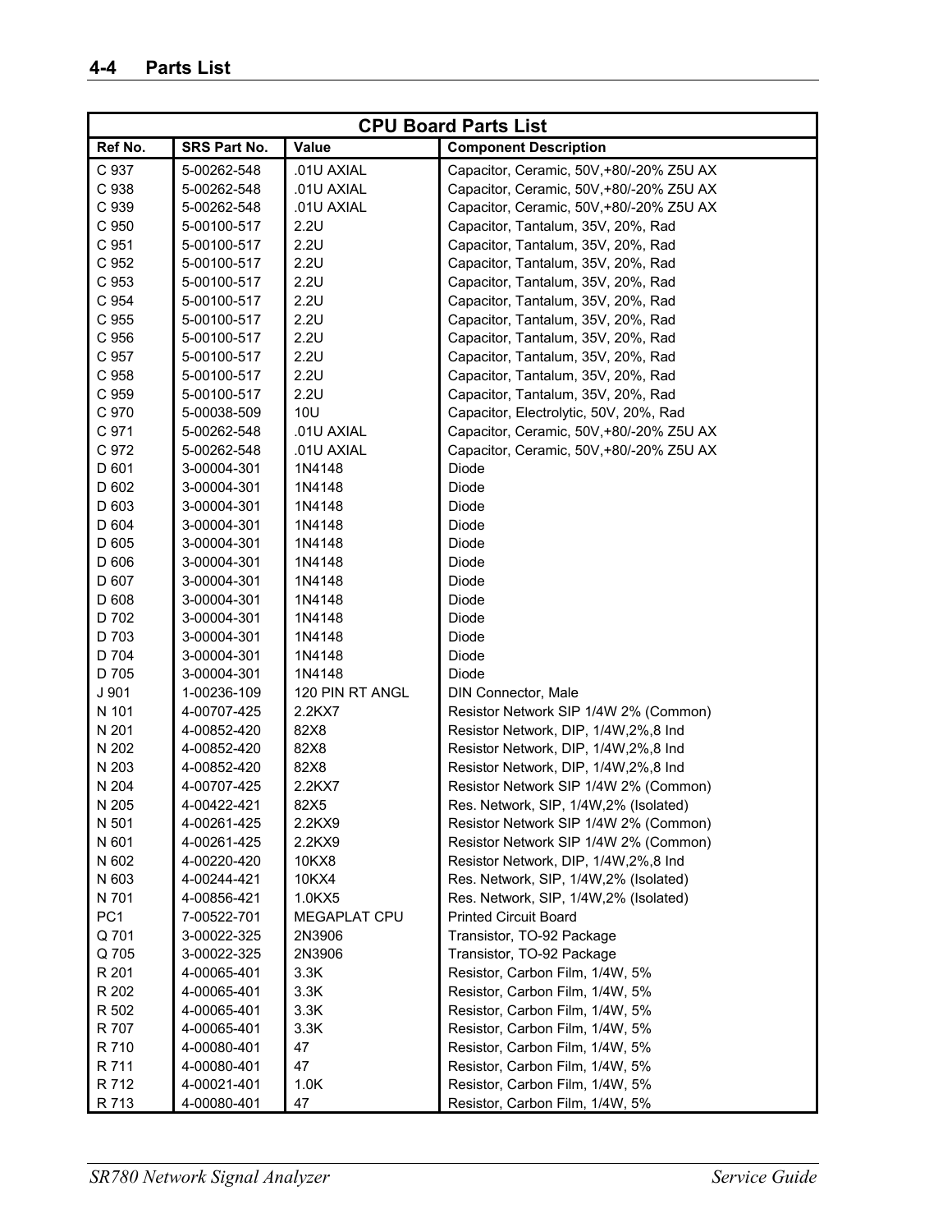## 4-4 Parts List

| CPU Board Parts List | | | |
|---|---|---|---|
| **Ref No.** | **SRS Part No.** | **Value** | **Component Description** |
| C 937 | 5-00262-548 | .01U AXIAL | Capacitor, Ceramic, 50V,+80/-20% Z5U AX |
| C 938 | 5-00262-548 | .01U AXIAL | Capacitor, Ceramic, 50V,+80/-20% Z5U AX |
| C 939 | 5-00262-548 | .01U AXIAL | Capacitor, Ceramic, 50V,+80/-20% Z5U AX |
| C 950 | 5-00100-517 | 2.2U | Capacitor, Tantalum, 35V, 20%, Rad |
| C 951 | 5-00100-517 | 2.2U | Capacitor, Tantalum, 35V, 20%, Rad |
| C 952 | 5-00100-517 | 2.2U | Capacitor, Tantalum, 35V, 20%, Rad |
| C 953 | 5-00100-517 | 2.2U | Capacitor, Tantalum, 35V, 20%, Rad |
| C 954 | 5-00100-517 | 2.2U | Capacitor, Tantalum, 35V, 20%, Rad |
| C 955 | 5-00100-517 | 2.2U | Capacitor, Tantalum, 35V, 20%, Rad |
| C 956 | 5-00100-517 | 2.2U | Capacitor, Tantalum, 35V, 20%, Rad |
| C 957 | 5-00100-517 | 2.2U | Capacitor, Tantalum, 35V, 20%, Rad |
| C 958 | 5-00100-517 | 2.2U | Capacitor, Tantalum, 35V, 20%, Rad |
| C 959 | 5-00100-517 | 2.2U | Capacitor, Tantalum, 35V, 20%, Rad |
| C 970 | 5-00038-509 | 10U | Capacitor, Electrolytic, 50V, 20%, Rad |
| C 971 | 5-00262-548 | .01U AXIAL | Capacitor, Ceramic, 50V,+80/-20% Z5U AX |
| C 972 | 5-00262-548 | .01U AXIAL | Capacitor, Ceramic, 50V,+80/-20% Z5U AX |
| D 601 | 3-00004-301 | 1N4148 | Diode |
| D 602 | 3-00004-301 | 1N4148 | Diode |
| D 603 | 3-00004-301 | 1N4148 | Diode |
| D 604 | 3-00004-301 | 1N4148 | Diode |
| D 605 | 3-00004-301 | 1N4148 | Diode |
| D 606 | 3-00004-301 | 1N4148 | Diode |
| D 607 | 3-00004-301 | 1N4148 | Diode |
| D 608 | 3-00004-301 | 1N4148 | Diode |
| D 702 | 3-00004-301 | 1N4148 | Diode |
| D 703 | 3-00004-301 | 1N4148 | Diode |
| D 704 | 3-00004-301 | 1N4148 | Diode |
| D 705 | 3-00004-301 | 1N4148 | Diode |
| J 901 | 1-00236-109 | 120 PIN RT ANGL | DIN Connector, Male |
| N 101 | 4-00707-425 | 2.2KX7 | Resistor Network SIP 1/4W 2% (Common) |
| N 201 | 4-00852-420 | 82X8 | Resistor Network, DIP, 1/4W,2%,8 Ind |
| N 202 | 4-00852-420 | 82X8 | Resistor Network, DIP, 1/4W,2%,8 Ind |
| N 203 | 4-00852-420 | 82X8 | Resistor Network, DIP, 1/4W,2%,8 Ind |
| N 204 | 4-00707-425 | 2.2KX7 | Resistor Network SIP 1/4W 2% (Common) |
| N 205 | 4-00422-421 | 82X5 | Res. Network, SIP, 1/4W,2% (Isolated) |
| N 501 | 4-00261-425 | 2.2KX9 | Resistor Network SIP 1/4W 2% (Common) |
| N 601 | 4-00261-425 | 2.2KX9 | Resistor Network SIP 1/4W 2% (Common) |
| N 602 | 4-00220-420 | 10KX8 | Resistor Network, DIP, 1/4W,2%,8 Ind |
| N 603 | 4-00244-421 | 10KX4 | Res. Network, SIP, 1/4W,2% (Isolated) |
| N 701 | 4-00856-421 | 1.0KX5 | Res. Network, SIP, 1/4W,2% (Isolated) |
| PC1 | 7-00522-701 | MEGAPLAT CPU | Printed Circuit Board |
| Q 701 | 3-00022-325 | 2N3906 | Transistor, TO-92 Package |
| Q 705 | 3-00022-325 | 2N3906 | Transistor, TO-92 Package |
| R 201 | 4-00065-401 | 3.3K | Resistor, Carbon Film, 1/4W, 5% |
| R 202 | 4-00065-401 | 3.3K | Resistor, Carbon Film, 1/4W, 5% |
| R 502 | 4-00065-401 | 3.3K | Resistor, Carbon Film, 1/4W, 5% |
| R 707 | 4-00065-401 | 3.3K | Resistor, Carbon Film, 1/4W, 5% |
| R 710 | 4-00080-401 | 47 | Resistor, Carbon Film, 1/4W, 5% |
| R 711 | 4-00080-401 | 47 | Resistor, Carbon Film, 1/4W, 5% |
| R 712 | 4-00021-401 | 1.0K | Resistor, Carbon Film, 1/4W, 5% |
| R 713 | 4-00080-401 | 47 | Resistor, Carbon Film, 1/4W, 5% |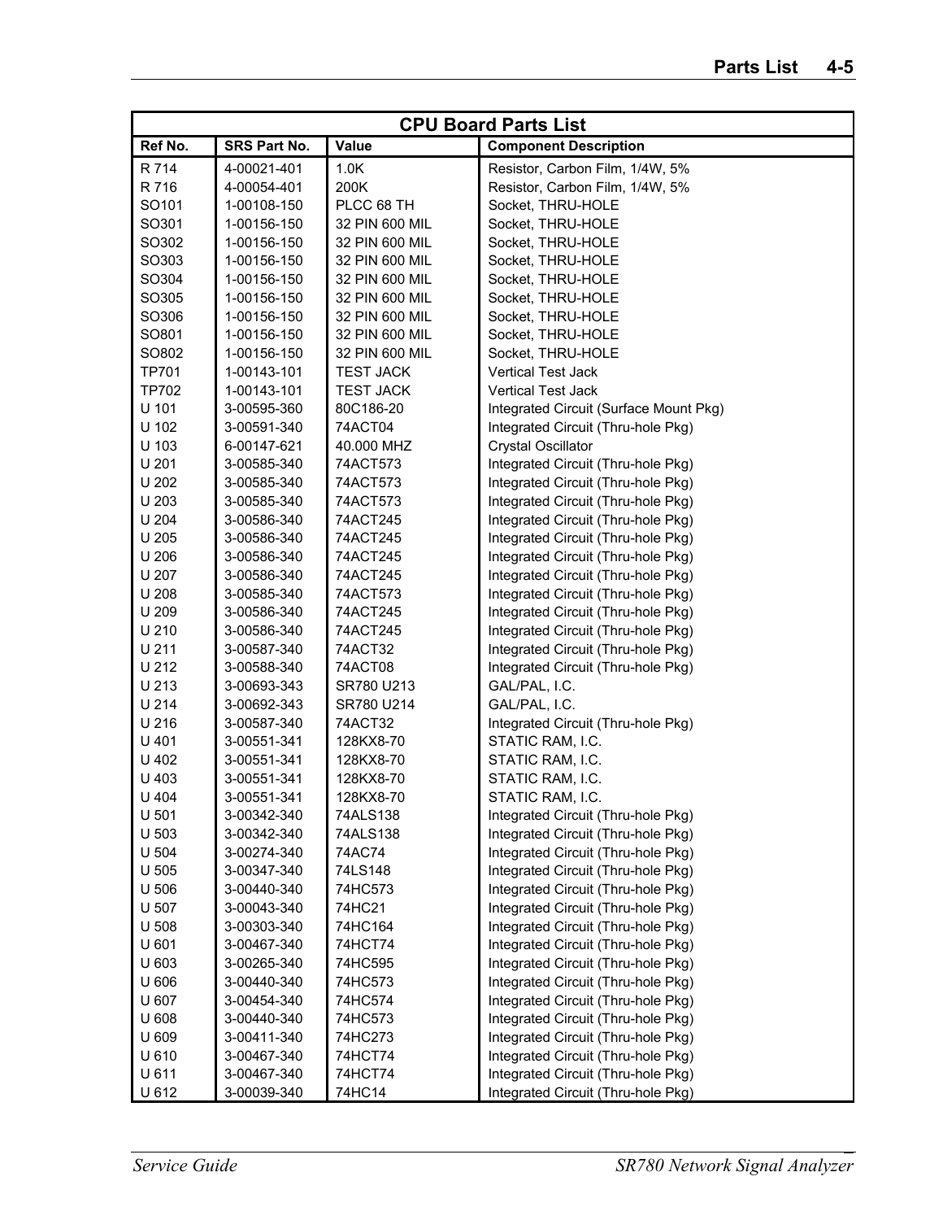| CPU Board Parts List | | | |
|---|---|---|---|
| Ref No. | SRS Part No. | Value | Component Description |
| R 714 | 4-00021-401 | 1.0K | Resistor, Carbon Film, 1/4W, 5% |
| R 716 | 4-00054-401 | 200K | Resistor, Carbon Film, 1/4W, 5% |
| SO101 | 1-00108-150 | PLCC 68 TH | Socket, THRU-HOLE |
| SO301 | 1-00156-150 | 32 PIN 600 MIL | Socket, THRU-HOLE |
| SO302 | 1-00156-150 | 32 PIN 600 MIL | Socket, THRU-HOLE |
| SO303 | 1-00156-150 | 32 PIN 600 MIL | Socket, THRU-HOLE |
| SO304 | 1-00156-150 | 32 PIN 600 MIL | Socket, THRU-HOLE |
| SO305 | 1-00156-150 | 32 PIN 600 MIL | Socket, THRU-HOLE |
| SO306 | 1-00156-150 | 32 PIN 600 MIL | Socket, THRU-HOLE |
| SO801 | 1-00156-150 | 32 PIN 600 MIL | Socket, THRU-HOLE |
| SO802 | 1-00156-150 | 32 PIN 600 MIL | Socket, THRU-HOLE |
| TP701 | 1-00143-101 | TEST JACK | Vertical Test Jack |
| TP702 | 1-00143-101 | TEST JACK | Vertical Test Jack |
| U 101 | 3-00595-360 | 80C186-20 | Integrated Circuit (Surface Mount Pkg) |
| U 102 | 3-00591-340 | 74ACT04 | Integrated Circuit (Thru-hole Pkg) |
| U 103 | 6-00147-621 | 40.000 MHZ | Crystal Oscillator |
| U 201 | 3-00585-340 | 74ACT573 | Integrated Circuit (Thru-hole Pkg) |
| U 202 | 3-00585-340 | 74ACT573 | Integrated Circuit (Thru-hole Pkg) |
| U 203 | 3-00585-340 | 74ACT573 | Integrated Circuit (Thru-hole Pkg) |
| U 204 | 3-00586-340 | 74ACT245 | Integrated Circuit (Thru-hole Pkg) |
| U 205 | 3-00586-340 | 74ACT245 | Integrated Circuit (Thru-hole Pkg) |
| U 206 | 3-00586-340 | 74ACT245 | Integrated Circuit (Thru-hole Pkg) |
| U 207 | 3-00586-340 | 74ACT245 | Integrated Circuit (Thru-hole Pkg) |
| U 208 | 3-00585-340 | 74ACT573 | Integrated Circuit (Thru-hole Pkg) |
| U 209 | 3-00586-340 | 74ACT245 | Integrated Circuit (Thru-hole Pkg) |
| U 210 | 3-00586-340 | 74ACT245 | Integrated Circuit (Thru-hole Pkg) |
| U 211 | 3-00587-340 | 74ACT32 | Integrated Circuit (Thru-hole Pkg) |
| U 212 | 3-00588-340 | 74ACT08 | Integrated Circuit (Thru-hole Pkg) |
| U 213 | 3-00693-343 | SR780 U213 | GAL/PAL, I.C. |
| U 214 | 3-00692-343 | SR780 U214 | GAL/PAL, I.C. |
| U 216 | 3-00587-340 | 74ACT32 | Integrated Circuit (Thru-hole Pkg) |
| U 401 | 3-00551-341 | 128KX8-70 | STATIC RAM, I.C. |
| U 402 | 3-00551-341 | 128KX8-70 | STATIC RAM, I.C. |
| U 403 | 3-00551-341 | 128KX8-70 | STATIC RAM, I.C. |
| U 404 | 3-00551-341 | 128KX8-70 | STATIC RAM, I.C. |
| U 501 | 3-00342-340 | 74ALS138 | Integrated Circuit (Thru-hole Pkg) |
| U 503 | 3-00342-340 | 74ALS138 | Integrated Circuit (Thru-hole Pkg) |
| U 504 | 3-00274-340 | 74AC74 | Integrated Circuit (Thru-hole Pkg) |
| U 505 | 3-00347-340 | 74LS148 | Integrated Circuit (Thru-hole Pkg) |
| U 506 | 3-00440-340 | 74HC573 | Integrated Circuit (Thru-hole Pkg) |
| U 507 | 3-00043-340 | 74HC21 | Integrated Circuit (Thru-hole Pkg) |
| U 508 | 3-00303-340 | 74HC164 | Integrated Circuit (Thru-hole Pkg) |
| U 601 | 3-00467-340 | 74HCT74 | Integrated Circuit (Thru-hole Pkg) |
| U 603 | 3-00265-340 | 74HC595 | Integrated Circuit (Thru-hole Pkg) |
| U 606 | 3-00440-340 | 74HC573 | Integrated Circuit (Thru-hole Pkg) |
| U 607 | 3-00454-340 | 74HC574 | Integrated Circuit (Thru-hole Pkg) |
| U 608 | 3-00440-340 | 74HC573 | Integrated Circuit (Thru-hole Pkg) |
| U 609 | 3-00411-340 | 74HC273 | Integrated Circuit (Thru-hole Pkg) |
| U 610 | 3-00467-340 | 74HCT74 | Integrated Circuit (Thru-hole Pkg) |
| U 611 | 3-00467-340 | 74HCT74 | Integrated Circuit (Thru-hole Pkg) |
| U 612 | 3-00039-340 | 74HC14 | Integrated Circuit (Thru-hole Pkg) |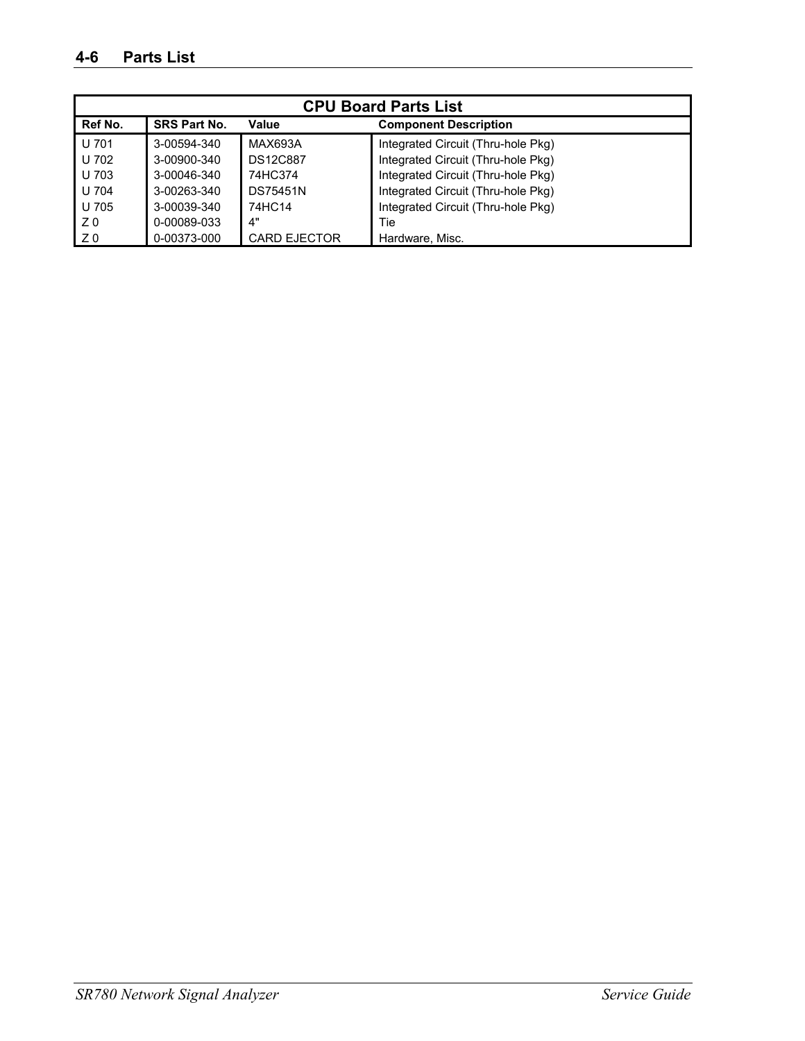## 4-6 Parts List

| CPU Board Parts List | | | |
|---|---|---|---|
| **Ref No.** | **SRS Part No.** | **Value** | **Component Description** |
| U 701 | 3-00594-340 | MAX693A | Integrated Circuit (Thru-hole Pkg) |
| U 702 | 3-00900-340 | DS12C887 | Integrated Circuit (Thru-hole Pkg) |
| U 703 | 3-00046-340 | 74HC374 | Integrated Circuit (Thru-hole Pkg) |
| U 704 | 3-00263-340 | DS75451N | Integrated Circuit (Thru-hole Pkg) |
| U 705 | 3-00039-340 | 74HC14 | Integrated Circuit (Thru-hole Pkg) |
| Z 0 | 0-00089-033 | 4" | Tie |
| Z 0 | 0-00373-000 | CARD EJECTOR | Hardware, Misc. |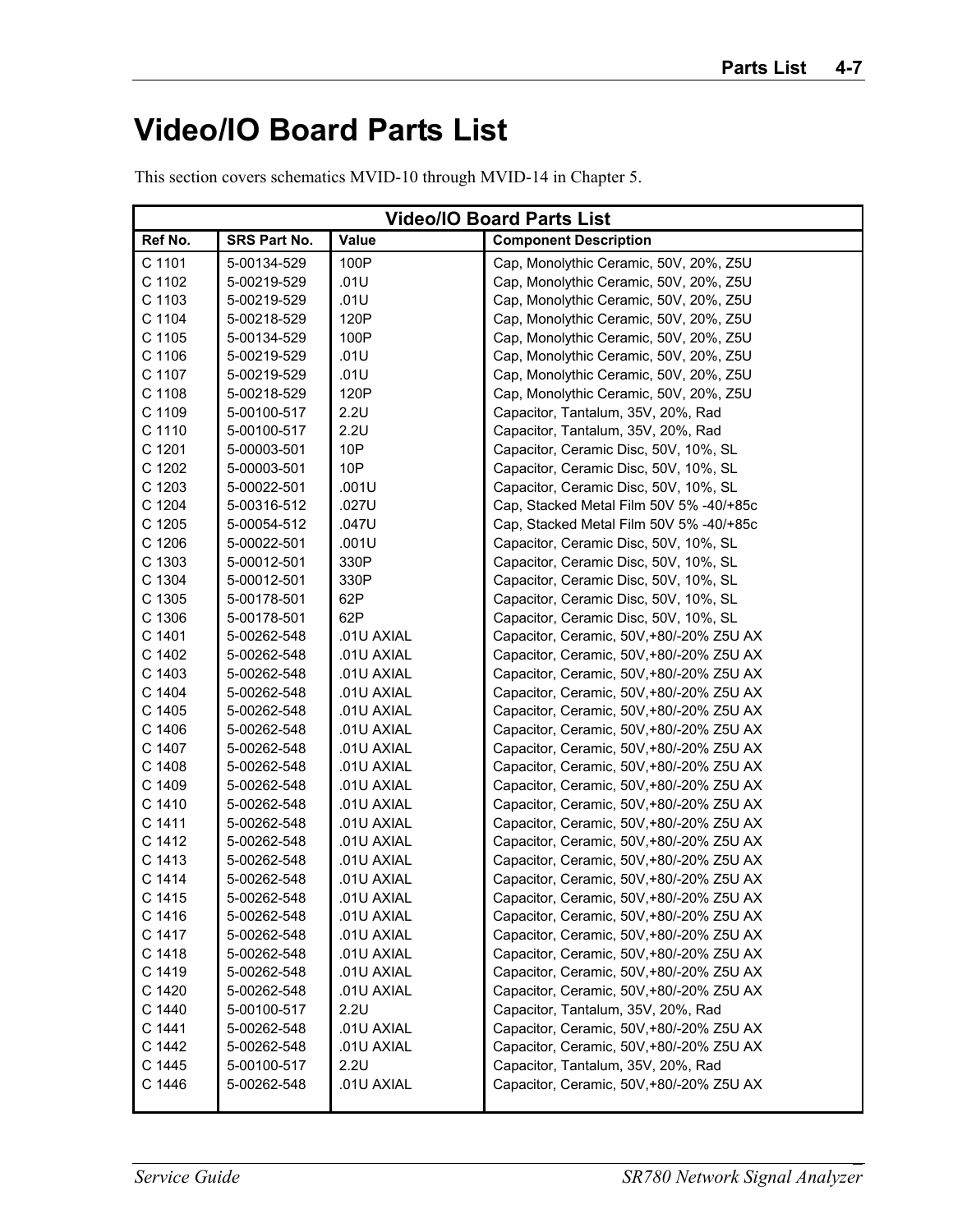# Video/IO Board Parts List

This section covers schematics MVID-10 through MVID-14 in Chapter 5.

| Video/IO Board Parts List | | | |
|---|---|---|---|
| **Ref No.** | **SRS Part No.** | **Value** | **Component Description** |
| C 1101 | 5-00134-529 | 100P | Cap, Monolythic Ceramic, 50V, 20%, Z5U |
| C 1102 | 5-00219-529 | .01U | Cap, Monolythic Ceramic, 50V, 20%, Z5U |
| C 1103 | 5-00219-529 | .01U | Cap, Monolythic Ceramic, 50V, 20%, Z5U |
| C 1104 | 5-00218-529 | 120P | Cap, Monolythic Ceramic, 50V, 20%, Z5U |
| C 1105 | 5-00134-529 | 100P | Cap, Monolythic Ceramic, 50V, 20%, Z5U |
| C 1106 | 5-00219-529 | .01U | Cap, Monolythic Ceramic, 50V, 20%, Z5U |
| C 1107 | 5-00219-529 | .01U | Cap, Monolythic Ceramic, 50V, 20%, Z5U |
| C 1108 | 5-00218-529 | 120P | Cap, Monolythic Ceramic, 50V, 20%, Z5U |
| C 1109 | 5-00100-517 | 2.2U | Capacitor, Tantalum, 35V, 20%, Rad |
| C 1110 | 5-00100-517 | 2.2U | Capacitor, Tantalum, 35V, 20%, Rad |
| C 1201 | 5-00003-501 | 10P | Capacitor, Ceramic Disc, 50V, 10%, SL |
| C 1202 | 5-00003-501 | 10P | Capacitor, Ceramic Disc, 50V, 10%, SL |
| C 1203 | 5-00022-501 | .001U | Capacitor, Ceramic Disc, 50V, 10%, SL |
| C 1204 | 5-00316-512 | .027U | Cap, Stacked Metal Film 50V 5% -40/+85c |
| C 1205 | 5-00054-512 | .047U | Cap, Stacked Metal Film 50V 5% -40/+85c |
| C 1206 | 5-00022-501 | .001U | Capacitor, Ceramic Disc, 50V, 10%, SL |
| C 1303 | 5-00012-501 | 330P | Capacitor, Ceramic Disc, 50V, 10%, SL |
| C 1304 | 5-00012-501 | 330P | Capacitor, Ceramic Disc, 50V, 10%, SL |
| C 1305 | 5-00178-501 | 62P | Capacitor, Ceramic Disc, 50V, 10%, SL |
| C 1306 | 5-00178-501 | 62P | Capacitor, Ceramic Disc, 50V, 10%, SL |
| C 1401 | 5-00262-548 | .01U AXIAL | Capacitor, Ceramic, 50V,+80/-20% Z5U AX |
| C 1402 | 5-00262-548 | .01U AXIAL | Capacitor, Ceramic, 50V,+80/-20% Z5U AX |
| C 1403 | 5-00262-548 | .01U AXIAL | Capacitor, Ceramic, 50V,+80/-20% Z5U AX |
| C 1404 | 5-00262-548 | .01U AXIAL | Capacitor, Ceramic, 50V,+80/-20% Z5U AX |
| C 1405 | 5-00262-548 | .01U AXIAL | Capacitor, Ceramic, 50V,+80/-20% Z5U AX |
| C 1406 | 5-00262-548 | .01U AXIAL | Capacitor, Ceramic, 50V,+80/-20% Z5U AX |
| C 1407 | 5-00262-548 | .01U AXIAL | Capacitor, Ceramic, 50V,+80/-20% Z5U AX |
| C 1408 | 5-00262-548 | .01U AXIAL | Capacitor, Ceramic, 50V,+80/-20% Z5U AX |
| C 1409 | 5-00262-548 | .01U AXIAL | Capacitor, Ceramic, 50V,+80/-20% Z5U AX |
| C 1410 | 5-00262-548 | .01U AXIAL | Capacitor, Ceramic, 50V,+80/-20% Z5U AX |
| C 1411 | 5-00262-548 | .01U AXIAL | Capacitor, Ceramic, 50V,+80/-20% Z5U AX |
| C 1412 | 5-00262-548 | .01U AXIAL | Capacitor, Ceramic, 50V,+80/-20% Z5U AX |
| C 1413 | 5-00262-548 | .01U AXIAL | Capacitor, Ceramic, 50V,+80/-20% Z5U AX |
| C 1414 | 5-00262-548 | .01U AXIAL | Capacitor, Ceramic, 50V,+80/-20% Z5U AX |
| C 1415 | 5-00262-548 | .01U AXIAL | Capacitor, Ceramic, 50V,+80/-20% Z5U AX |
| C 1416 | 5-00262-548 | .01U AXIAL | Capacitor, Ceramic, 50V,+80/-20% Z5U AX |
| C 1417 | 5-00262-548 | .01U AXIAL | Capacitor, Ceramic, 50V,+80/-20% Z5U AX |
| C 1418 | 5-00262-548 | .01U AXIAL | Capacitor, Ceramic, 50V,+80/-20% Z5U AX |
| C 1419 | 5-00262-548 | .01U AXIAL | Capacitor, Ceramic, 50V,+80/-20% Z5U AX |
| C 1420 | 5-00262-548 | .01U AXIAL | Capacitor, Ceramic, 50V,+80/-20% Z5U AX |
| C 1440 | 5-00100-517 | 2.2U | Capacitor, Tantalum, 35V, 20%, Rad |
| C 1441 | 5-00262-548 | .01U AXIAL | Capacitor, Ceramic, 50V,+80/-20% Z5U AX |
| C 1442 | 5-00262-548 | .01U AXIAL | Capacitor, Ceramic, 50V,+80/-20% Z5U AX |
| C 1445 | 5-00100-517 | 2.2U | Capacitor, Tantalum, 35V, 20%, Rad |
| C 1446 | 5-00262-548 | .01U AXIAL | Capacitor, Ceramic, 50V,+80/-20% Z5U AX |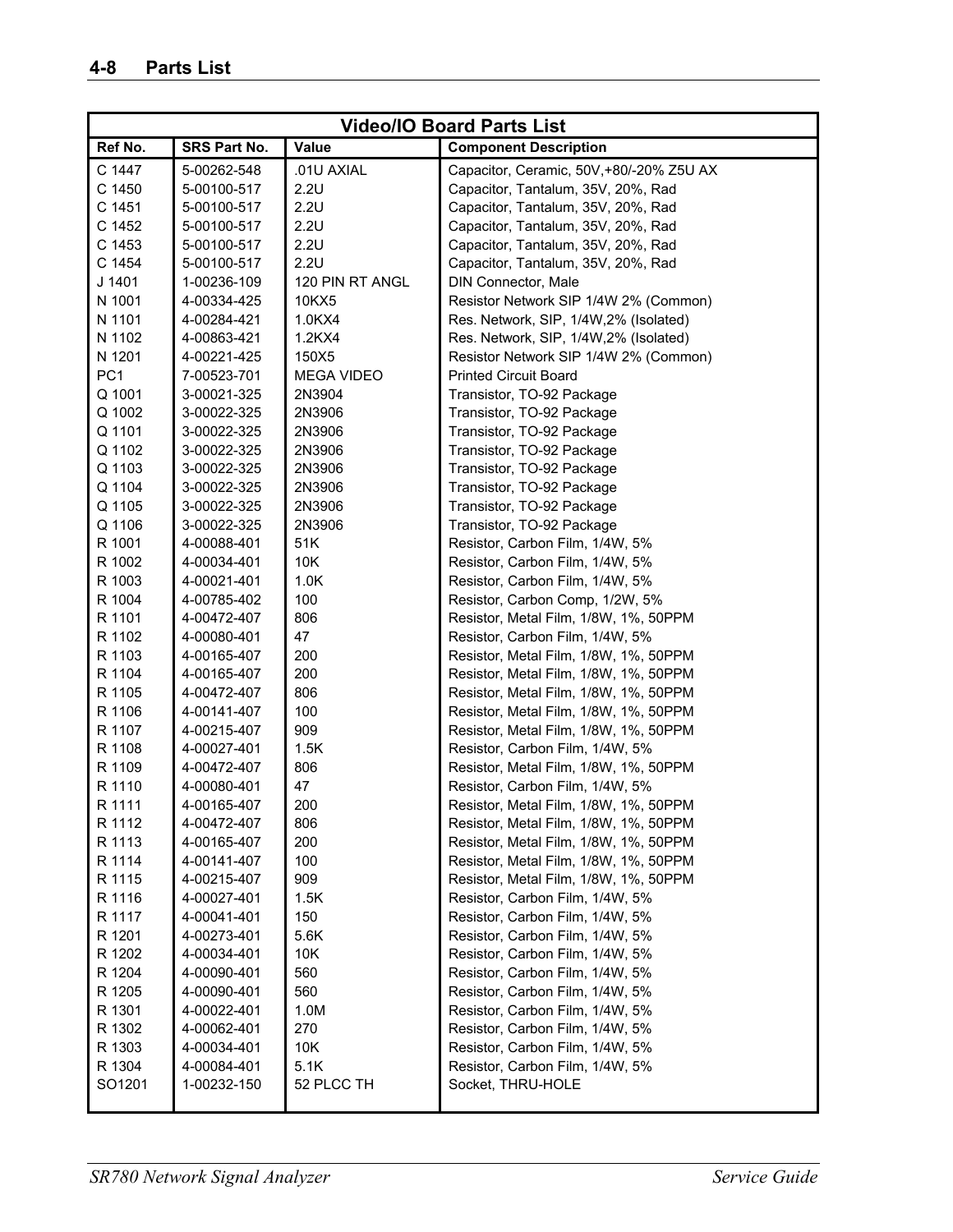## 4-8 Parts List

| Video/IO Board Parts List | | | |
|---|---|---|---|
| **Ref No.** | **SRS Part No.** | **Value** | **Component Description** |
| C 1447 | 5-00262-548 | .01U AXIAL | Capacitor, Ceramic, 50V,+80/-20% Z5U AX |
| C 1450 | 5-00100-517 | 2.2U | Capacitor, Tantalum, 35V, 20%, Rad |
| C 1451 | 5-00100-517 | 2.2U | Capacitor, Tantalum, 35V, 20%, Rad |
| C 1452 | 5-00100-517 | 2.2U | Capacitor, Tantalum, 35V, 20%, Rad |
| C 1453 | 5-00100-517 | 2.2U | Capacitor, Tantalum, 35V, 20%, Rad |
| C 1454 | 5-00100-517 | 2.2U | Capacitor, Tantalum, 35V, 20%, Rad |
| J 1401 | 1-00236-109 | 120 PIN RT ANGL | DIN Connector, Male |
| N 1001 | 4-00334-425 | 10KX5 | Resistor Network SIP 1/4W 2% (Common) |
| N 1101 | 4-00284-421 | 1.0KX4 | Res. Network, SIP, 1/4W,2% (Isolated) |
| N 1102 | 4-00863-421 | 1.2KX4 | Res. Network, SIP, 1/4W,2% (Isolated) |
| N 1201 | 4-00221-425 | 150X5 | Resistor Network SIP 1/4W 2% (Common) |
| PC1 | 7-00523-701 | MEGA VIDEO | Printed Circuit Board |
| Q 1001 | 3-00021-325 | 2N3904 | Transistor, TO-92 Package |
| Q 1002 | 3-00022-325 | 2N3906 | Transistor, TO-92 Package |
| Q 1101 | 3-00022-325 | 2N3906 | Transistor, TO-92 Package |
| Q 1102 | 3-00022-325 | 2N3906 | Transistor, TO-92 Package |
| Q 1103 | 3-00022-325 | 2N3906 | Transistor, TO-92 Package |
| Q 1104 | 3-00022-325 | 2N3906 | Transistor, TO-92 Package |
| Q 1105 | 3-00022-325 | 2N3906 | Transistor, TO-92 Package |
| Q 1106 | 3-00022-325 | 2N3906 | Transistor, TO-92 Package |
| R 1001 | 4-00088-401 | 51K | Resistor, Carbon Film, 1/4W, 5% |
| R 1002 | 4-00034-401 | 10K | Resistor, Carbon Film, 1/4W, 5% |
| R 1003 | 4-00021-401 | 1.0K | Resistor, Carbon Film, 1/4W, 5% |
| R 1004 | 4-00785-402 | 100 | Resistor, Carbon Comp, 1/2W, 5% |
| R 1101 | 4-00472-407 | 806 | Resistor, Metal Film, 1/8W, 1%, 50PPM |
| R 1102 | 4-00080-401 | 47 | Resistor, Carbon Film, 1/4W, 5% |
| R 1103 | 4-00165-407 | 200 | Resistor, Metal Film, 1/8W, 1%, 50PPM |
| R 1104 | 4-00165-407 | 200 | Resistor, Metal Film, 1/8W, 1%, 50PPM |
| R 1105 | 4-00472-407 | 806 | Resistor, Metal Film, 1/8W, 1%, 50PPM |
| R 1106 | 4-00141-407 | 100 | Resistor, Metal Film, 1/8W, 1%, 50PPM |
| R 1107 | 4-00215-407 | 909 | Resistor, Metal Film, 1/8W, 1%, 50PPM |
| R 1108 | 4-00027-401 | 1.5K | Resistor, Carbon Film, 1/4W, 5% |
| R 1109 | 4-00472-407 | 806 | Resistor, Metal Film, 1/8W, 1%, 50PPM |
| R 1110 | 4-00080-401 | 47 | Resistor, Carbon Film, 1/4W, 5% |
| R 1111 | 4-00165-407 | 200 | Resistor, Metal Film, 1/8W, 1%, 50PPM |
| R 1112 | 4-00472-407 | 806 | Resistor, Metal Film, 1/8W, 1%, 50PPM |
| R 1113 | 4-00165-407 | 200 | Resistor, Metal Film, 1/8W, 1%, 50PPM |
| R 1114 | 4-00141-407 | 100 | Resistor, Metal Film, 1/8W, 1%, 50PPM |
| R 1115 | 4-00215-407 | 909 | Resistor, Metal Film, 1/8W, 1%, 50PPM |
| R 1116 | 4-00027-401 | 1.5K | Resistor, Carbon Film, 1/4W, 5% |
| R 1117 | 4-00041-401 | 150 | Resistor, Carbon Film, 1/4W, 5% |
| R 1201 | 4-00273-401 | 5.6K | Resistor, Carbon Film, 1/4W, 5% |
| R 1202 | 4-00034-401 | 10K | Resistor, Carbon Film, 1/4W, 5% |
| R 1204 | 4-00090-401 | 560 | Resistor, Carbon Film, 1/4W, 5% |
| R 1205 | 4-00090-401 | 560 | Resistor, Carbon Film, 1/4W, 5% |
| R 1301 | 4-00022-401 | 1.0M | Resistor, Carbon Film, 1/4W, 5% |
| R 1302 | 4-00062-401 | 270 | Resistor, Carbon Film, 1/4W, 5% |
| R 1303 | 4-00034-401 | 10K | Resistor, Carbon Film, 1/4W, 5% |
| R 1304 | 4-00084-401 | 5.1K | Resistor, Carbon Film, 1/4W, 5% |
| SO1201 | 1-00232-150 | 52 PLCC TH | Socket, THRU-HOLE |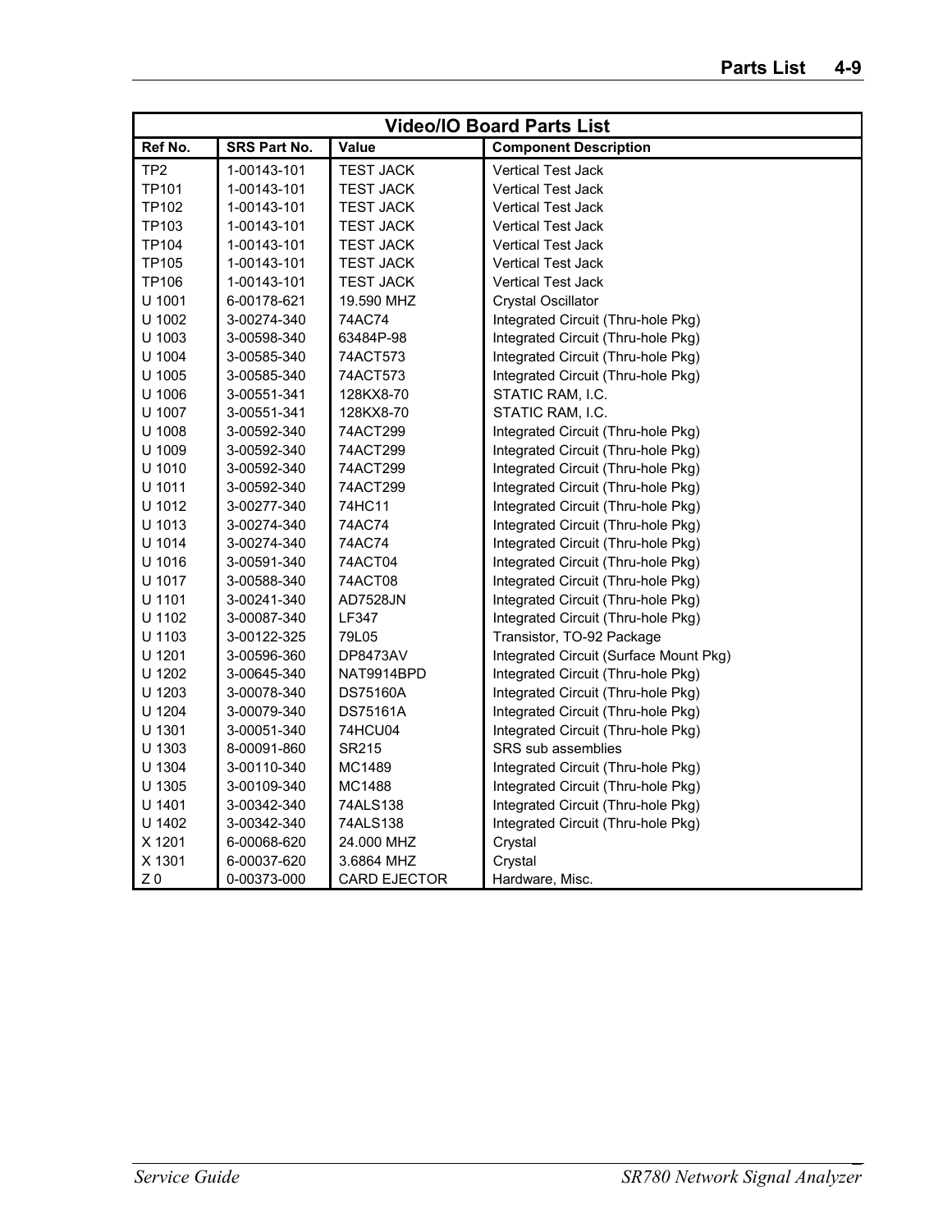| Video/IO Board Parts List | | | |
|---|---|---|---|
| **Ref No.** | **SRS Part No.** | **Value** | **Component Description** |
| TP2 | 1-00143-101 | TEST JACK | Vertical Test Jack |
| TP101 | 1-00143-101 | TEST JACK | Vertical Test Jack |
| TP102 | 1-00143-101 | TEST JACK | Vertical Test Jack |
| TP103 | 1-00143-101 | TEST JACK | Vertical Test Jack |
| TP104 | 1-00143-101 | TEST JACK | Vertical Test Jack |
| TP105 | 1-00143-101 | TEST JACK | Vertical Test Jack |
| TP106 | 1-00143-101 | TEST JACK | Vertical Test Jack |
| U 1001 | 6-00178-621 | 19.590 MHZ | Crystal Oscillator |
| U 1002 | 3-00274-340 | 74AC74 | Integrated Circuit (Thru-hole Pkg) |
| U 1003 | 3-00598-340 | 63484P-98 | Integrated Circuit (Thru-hole Pkg) |
| U 1004 | 3-00585-340 | 74ACT573 | Integrated Circuit (Thru-hole Pkg) |
| U 1005 | 3-00585-340 | 74ACT573 | Integrated Circuit (Thru-hole Pkg) |
| U 1006 | 3-00551-341 | 128KX8-70 | STATIC RAM, I.C. |
| U 1007 | 3-00551-341 | 128KX8-70 | STATIC RAM, I.C. |
| U 1008 | 3-00592-340 | 74ACT299 | Integrated Circuit (Thru-hole Pkg) |
| U 1009 | 3-00592-340 | 74ACT299 | Integrated Circuit (Thru-hole Pkg) |
| U 1010 | 3-00592-340 | 74ACT299 | Integrated Circuit (Thru-hole Pkg) |
| U 1011 | 3-00592-340 | 74ACT299 | Integrated Circuit (Thru-hole Pkg) |
| U 1012 | 3-00277-340 | 74HC11 | Integrated Circuit (Thru-hole Pkg) |
| U 1013 | 3-00274-340 | 74AC74 | Integrated Circuit (Thru-hole Pkg) |
| U 1014 | 3-00274-340 | 74AC74 | Integrated Circuit (Thru-hole Pkg) |
| U 1016 | 3-00591-340 | 74ACT04 | Integrated Circuit (Thru-hole Pkg) |
| U 1017 | 3-00588-340 | 74ACT08 | Integrated Circuit (Thru-hole Pkg) |
| U 1101 | 3-00241-340 | AD7528JN | Integrated Circuit (Thru-hole Pkg) |
| U 1102 | 3-00087-340 | LF347 | Integrated Circuit (Thru-hole Pkg) |
| U 1103 | 3-00122-325 | 79L05 | Transistor, TO-92 Package |
| U 1201 | 3-00596-360 | DP8473AV | Integrated Circuit (Surface Mount Pkg) |
| U 1202 | 3-00645-340 | NAT9914BPD | Integrated Circuit (Thru-hole Pkg) |
| U 1203 | 3-00078-340 | DS75160A | Integrated Circuit (Thru-hole Pkg) |
| U 1204 | 3-00079-340 | DS75161A | Integrated Circuit (Thru-hole Pkg) |
| U 1301 | 3-00051-340 | 74HCU04 | Integrated Circuit (Thru-hole Pkg) |
| U 1303 | 8-00091-860 | SR215 | SRS sub assemblies |
| U 1304 | 3-00110-340 | MC1489 | Integrated Circuit (Thru-hole Pkg) |
| U 1305 | 3-00109-340 | MC1488 | Integrated Circuit (Thru-hole Pkg) |
| U 1401 | 3-00342-340 | 74ALS138 | Integrated Circuit (Thru-hole Pkg) |
| U 1402 | 3-00342-340 | 74ALS138 | Integrated Circuit (Thru-hole Pkg) |
| X 1201 | 6-00068-620 | 24.000 MHZ | Crystal |
| X 1301 | 6-00037-620 | 3.6864 MHZ | Crystal |
| Z 0 | 0-00373-000 | CARD EJECTOR | Hardware, Misc. |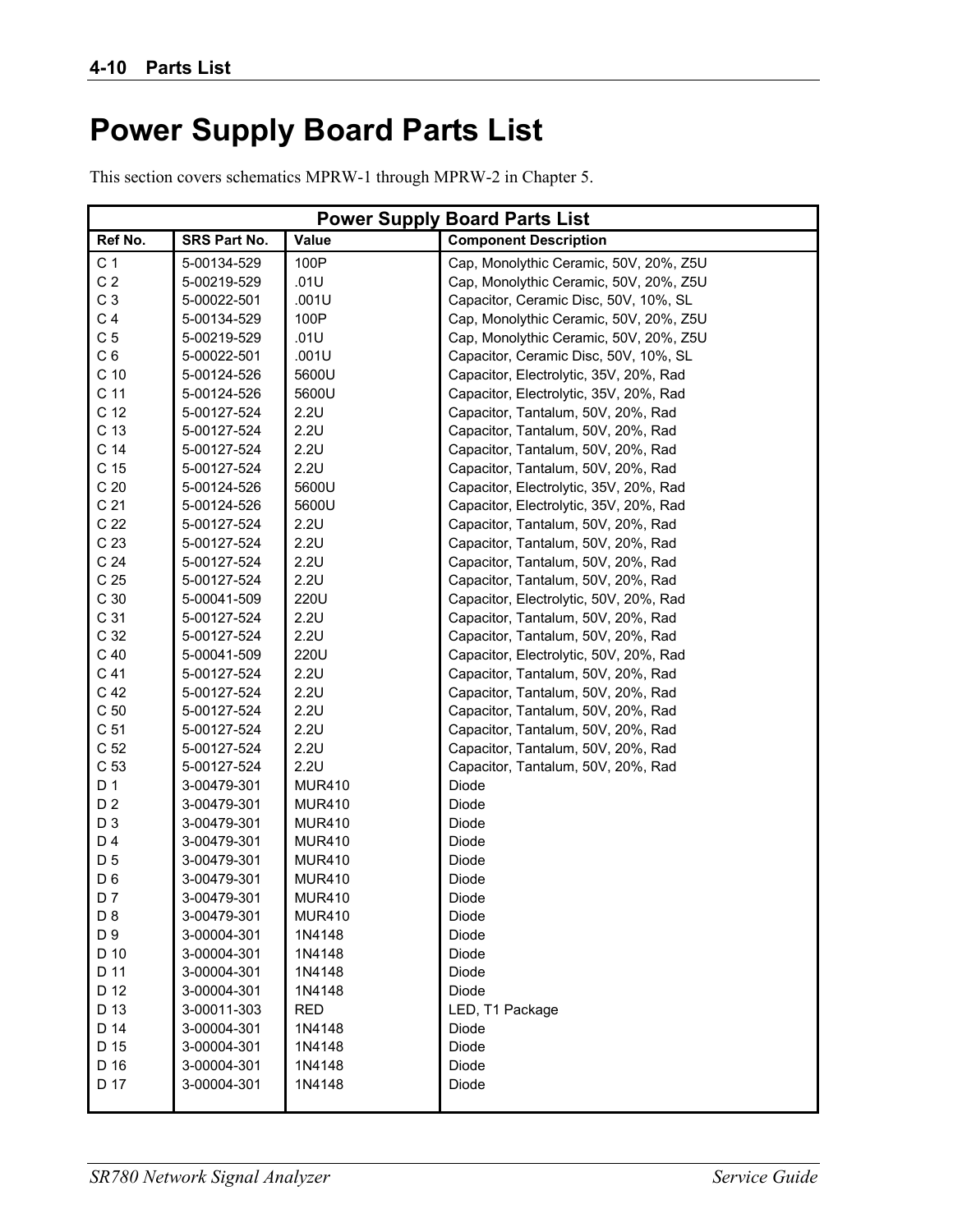# Power Supply Board Parts List

This section covers schematics MPRW-1 through MPRW-2 in Chapter 5.

| Power Supply Board Parts List | | | |
|---|---|---|---|
| **Ref No.** | **SRS Part No.** | **Value** | **Component Description** |
| C 1 | 5-00134-529 | 100P | Cap, Monolythic Ceramic, 50V, 20%, Z5U |
| C 2 | 5-00219-529 | .01U | Cap, Monolythic Ceramic, 50V, 20%, Z5U |
| C 3 | 5-00022-501 | .001U | Capacitor, Ceramic Disc, 50V, 10%, SL |
| C 4 | 5-00134-529 | 100P | Cap, Monolythic Ceramic, 50V, 20%, Z5U |
| C 5 | 5-00219-529 | .01U | Cap, Monolythic Ceramic, 50V, 20%, Z5U |
| C 6 | 5-00022-501 | .001U | Capacitor, Ceramic Disc, 50V, 10%, SL |
| C 10 | 5-00124-526 | 5600U | Capacitor, Electrolytic, 35V, 20%, Rad |
| C 11 | 5-00124-526 | 5600U | Capacitor, Electrolytic, 35V, 20%, Rad |
| C 12 | 5-00127-524 | 2.2U | Capacitor, Tantalum, 50V, 20%, Rad |
| C 13 | 5-00127-524 | 2.2U | Capacitor, Tantalum, 50V, 20%, Rad |
| C 14 | 5-00127-524 | 2.2U | Capacitor, Tantalum, 50V, 20%, Rad |
| C 15 | 5-00127-524 | 2.2U | Capacitor, Tantalum, 50V, 20%, Rad |
| C 20 | 5-00124-526 | 5600U | Capacitor, Electrolytic, 35V, 20%, Rad |
| C 21 | 5-00124-526 | 5600U | Capacitor, Electrolytic, 35V, 20%, Rad |
| C 22 | 5-00127-524 | 2.2U | Capacitor, Tantalum, 50V, 20%, Rad |
| C 23 | 5-00127-524 | 2.2U | Capacitor, Tantalum, 50V, 20%, Rad |
| C 24 | 5-00127-524 | 2.2U | Capacitor, Tantalum, 50V, 20%, Rad |
| C 25 | 5-00127-524 | 2.2U | Capacitor, Tantalum, 50V, 20%, Rad |
| C 30 | 5-00041-509 | 220U | Capacitor, Electrolytic, 50V, 20%, Rad |
| C 31 | 5-00127-524 | 2.2U | Capacitor, Tantalum, 50V, 20%, Rad |
| C 32 | 5-00127-524 | 2.2U | Capacitor, Tantalum, 50V, 20%, Rad |
| C 40 | 5-00041-509 | 220U | Capacitor, Electrolytic, 50V, 20%, Rad |
| C 41 | 5-00127-524 | 2.2U | Capacitor, Tantalum, 50V, 20%, Rad |
| C 42 | 5-00127-524 | 2.2U | Capacitor, Tantalum, 50V, 20%, Rad |
| C 50 | 5-00127-524 | 2.2U | Capacitor, Tantalum, 50V, 20%, Rad |
| C 51 | 5-00127-524 | 2.2U | Capacitor, Tantalum, 50V, 20%, Rad |
| C 52 | 5-00127-524 | 2.2U | Capacitor, Tantalum, 50V, 20%, Rad |
| C 53 | 5-00127-524 | 2.2U | Capacitor, Tantalum, 50V, 20%, Rad |
| D 1 | 3-00479-301 | MUR410 | Diode |
| D 2 | 3-00479-301 | MUR410 | Diode |
| D 3 | 3-00479-301 | MUR410 | Diode |
| D 4 | 3-00479-301 | MUR410 | Diode |
| D 5 | 3-00479-301 | MUR410 | Diode |
| D 6 | 3-00479-301 | MUR410 | Diode |
| D 7 | 3-00479-301 | MUR410 | Diode |
| D 8 | 3-00479-301 | MUR410 | Diode |
| D 9 | 3-00004-301 | 1N4148 | Diode |
| D 10 | 3-00004-301 | 1N4148 | Diode |
| D 11 | 3-00004-301 | 1N4148 | Diode |
| D 12 | 3-00004-301 | 1N4148 | Diode |
| D 13 | 3-00011-303 | RED | LED, T1 Package |
| D 14 | 3-00004-301 | 1N4148 | Diode |
| D 15 | 3-00004-301 | 1N4148 | Diode |
| D 16 | 3-00004-301 | 1N4148 | Diode |
| D 17 | 3-00004-301 | 1N4148 | Diode |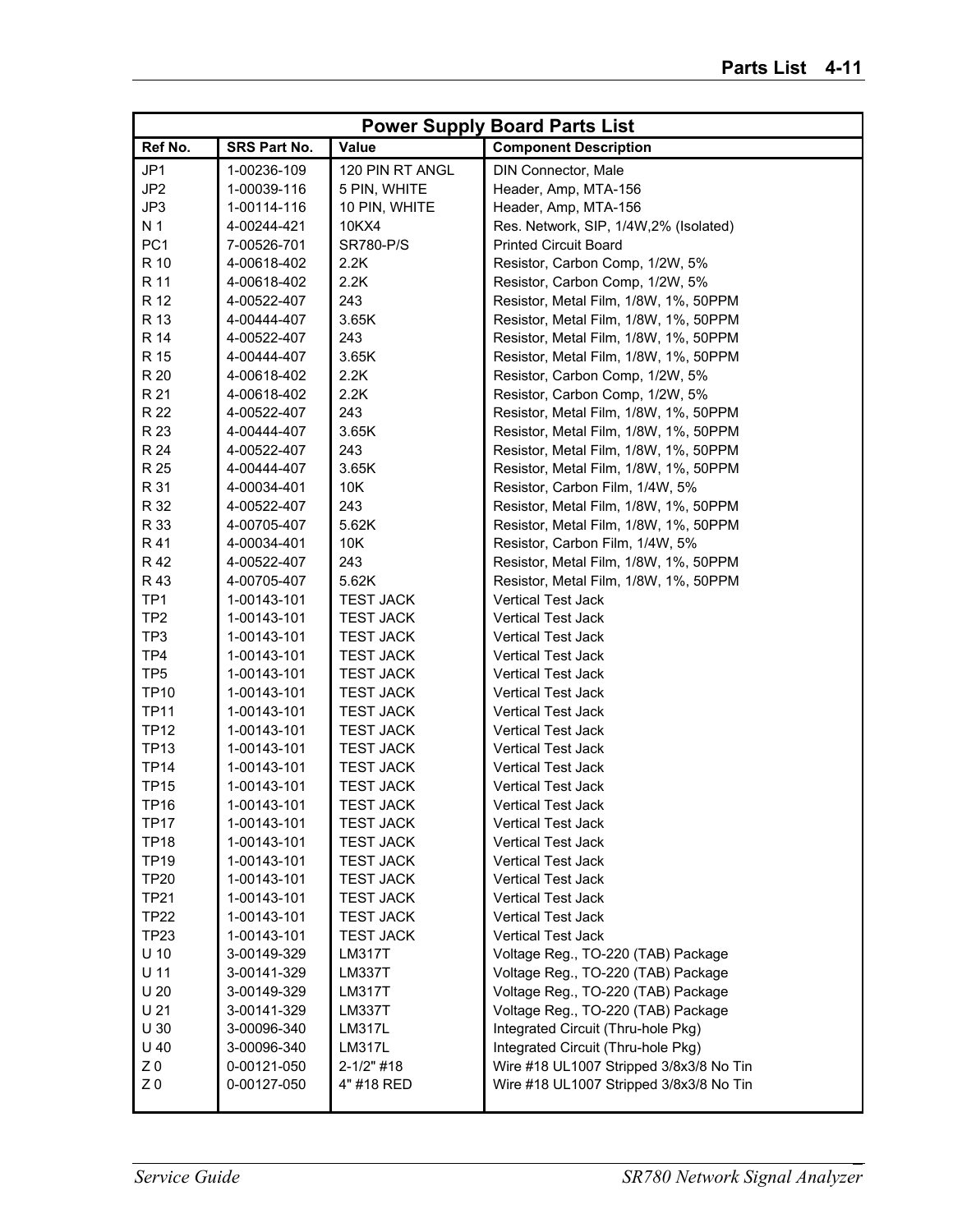| Power Supply Board Parts List | | | |
|---|---|---|---|
| **Ref No.** | **SRS Part No.** | **Value** | **Component Description** |
| JP1 | 1-00236-109 | 120 PIN RT ANGL | DIN Connector, Male |
| JP2 | 1-00039-116 | 5 PIN, WHITE | Header, Amp, MTA-156 |
| JP3 | 1-00114-116 | 10 PIN, WHITE | Header, Amp, MTA-156 |
| N 1 | 4-00244-421 | 10KX4 | Res. Network, SIP, 1/4W,2% (Isolated) |
| PC1 | 7-00526-701 | SR780-P/S | Printed Circuit Board |
| R 10 | 4-00618-402 | 2.2K | Resistor, Carbon Comp, 1/2W, 5% |
| R 11 | 4-00618-402 | 2.2K | Resistor, Carbon Comp, 1/2W, 5% |
| R 12 | 4-00522-407 | 243 | Resistor, Metal Film, 1/8W, 1%, 50PPM |
| R 13 | 4-00444-407 | 3.65K | Resistor, Metal Film, 1/8W, 1%, 50PPM |
| R 14 | 4-00522-407 | 243 | Resistor, Metal Film, 1/8W, 1%, 50PPM |
| R 15 | 4-00444-407 | 3.65K | Resistor, Metal Film, 1/8W, 1%, 50PPM |
| R 20 | 4-00618-402 | 2.2K | Resistor, Carbon Comp, 1/2W, 5% |
| R 21 | 4-00618-402 | 2.2K | Resistor, Carbon Comp, 1/2W, 5% |
| R 22 | 4-00522-407 | 243 | Resistor, Metal Film, 1/8W, 1%, 50PPM |
| R 23 | 4-00444-407 | 3.65K | Resistor, Metal Film, 1/8W, 1%, 50PPM |
| R 24 | 4-00522-407 | 243 | Resistor, Metal Film, 1/8W, 1%, 50PPM |
| R 25 | 4-00444-407 | 3.65K | Resistor, Metal Film, 1/8W, 1%, 50PPM |
| R 31 | 4-00034-401 | 10K | Resistor, Carbon Film, 1/4W, 5% |
| R 32 | 4-00522-407 | 243 | Resistor, Metal Film, 1/8W, 1%, 50PPM |
| R 33 | 4-00705-407 | 5.62K | Resistor, Metal Film, 1/8W, 1%, 50PPM |
| R 41 | 4-00034-401 | 10K | Resistor, Carbon Film, 1/4W, 5% |
| R 42 | 4-00522-407 | 243 | Resistor, Metal Film, 1/8W, 1%, 50PPM |
| R 43 | 4-00705-407 | 5.62K | Resistor, Metal Film, 1/8W, 1%, 50PPM |
| TP1 | 1-00143-101 | TEST JACK | Vertical Test Jack |
| TP2 | 1-00143-101 | TEST JACK | Vertical Test Jack |
| TP3 | 1-00143-101 | TEST JACK | Vertical Test Jack |
| TP4 | 1-00143-101 | TEST JACK | Vertical Test Jack |
| TP5 | 1-00143-101 | TEST JACK | Vertical Test Jack |
| TP10 | 1-00143-101 | TEST JACK | Vertical Test Jack |
| TP11 | 1-00143-101 | TEST JACK | Vertical Test Jack |
| TP12 | 1-00143-101 | TEST JACK | Vertical Test Jack |
| TP13 | 1-00143-101 | TEST JACK | Vertical Test Jack |
| TP14 | 1-00143-101 | TEST JACK | Vertical Test Jack |
| TP15 | 1-00143-101 | TEST JACK | Vertical Test Jack |
| TP16 | 1-00143-101 | TEST JACK | Vertical Test Jack |
| TP17 | 1-00143-101 | TEST JACK | Vertical Test Jack |
| TP18 | 1-00143-101 | TEST JACK | Vertical Test Jack |
| TP19 | 1-00143-101 | TEST JACK | Vertical Test Jack |
| TP20 | 1-00143-101 | TEST JACK | Vertical Test Jack |
| TP21 | 1-00143-101 | TEST JACK | Vertical Test Jack |
| TP22 | 1-00143-101 | TEST JACK | Vertical Test Jack |
| TP23 | 1-00143-101 | TEST JACK | Vertical Test Jack |
| U 10 | 3-00149-329 | LM317T | Voltage Reg., TO-220 (TAB) Package |
| U 11 | 3-00141-329 | LM337T | Voltage Reg., TO-220 (TAB) Package |
| U 20 | 3-00149-329 | LM317T | Voltage Reg., TO-220 (TAB) Package |
| U 21 | 3-00141-329 | LM337T | Voltage Reg., TO-220 (TAB) Package |
| U 30 | 3-00096-340 | LM317L | Integrated Circuit (Thru-hole Pkg) |
| U 40 | 3-00096-340 | LM317L | Integrated Circuit (Thru-hole Pkg) |
| Z 0 | 0-00121-050 | 2-1/2" #18 | Wire #18 UL1007 Stripped 3/8x3/8 No Tin |
| Z 0 | 0-00127-050 | 4" #18 RED | Wire #18 UL1007 Stripped 3/8x3/8 No Tin |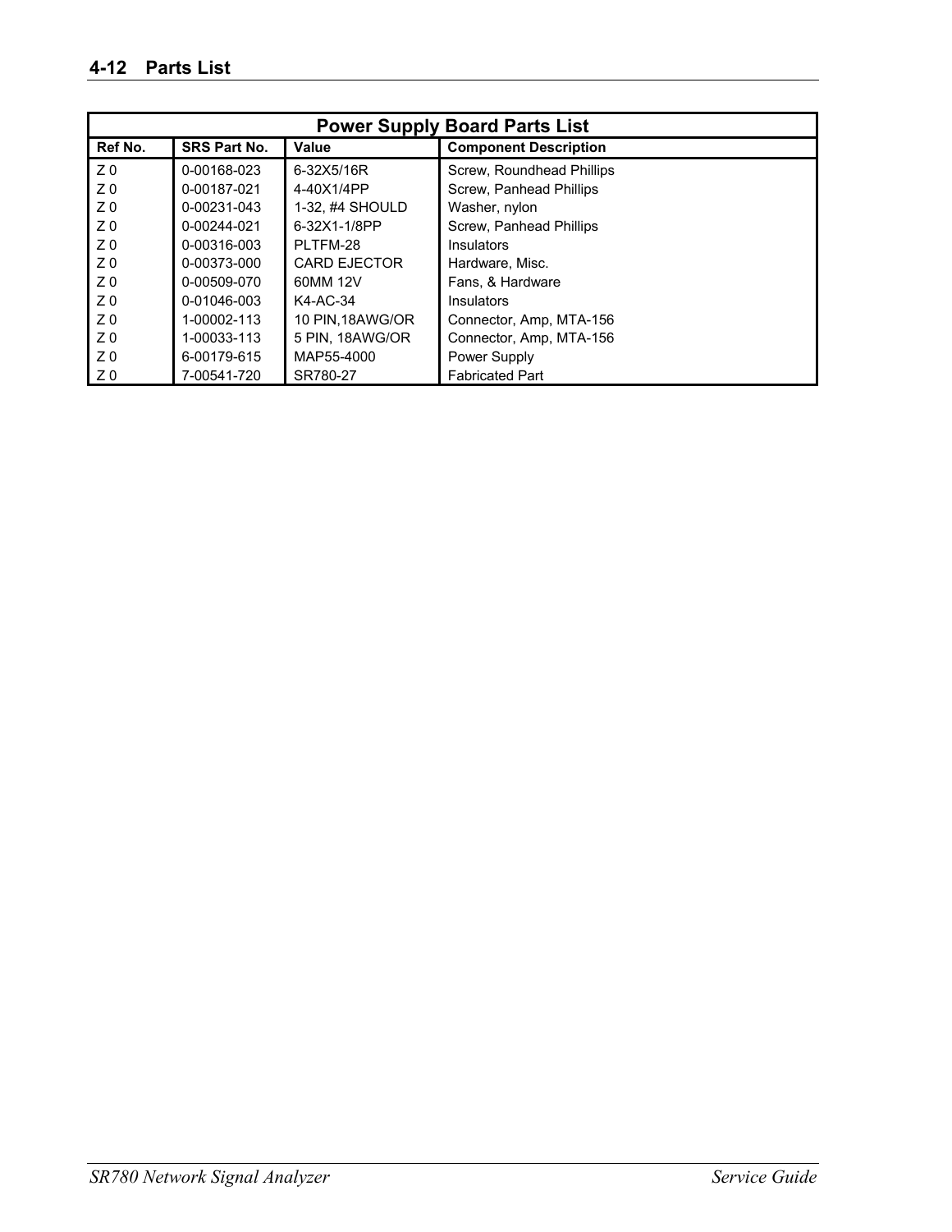# 4-12 Parts List

| Power Supply Board Parts List | | | |
|---|---|---|---|
| **Ref No.** | **SRS Part No.** | **Value** | **Component Description** |
| Z 0 | 0-00168-023 | 6-32X5/16R | Screw, Roundhead Phillips |
| Z 0 | 0-00187-021 | 4-40X1/4PP | Screw, Panhead Phillips |
| Z 0 | 0-00231-043 | 1-32, #4 SHOULD | Washer, nylon |
| Z 0 | 0-00244-021 | 6-32X1-1/8PP | Screw, Panhead Phillips |
| Z 0 | 0-00316-003 | PLTFM-28 | Insulators |
| Z 0 | 0-00373-000 | CARD EJECTOR | Hardware, Misc. |
| Z 0 | 0-00509-070 | 60MM 12V | Fans, & Hardware |
| Z 0 | 0-01046-003 | K4-AC-34 | Insulators |
| Z 0 | 1-00002-113 | 10 PIN,18AWG/OR | Connector, Amp, MTA-156 |
| Z 0 | 1-00033-113 | 5 PIN, 18AWG/OR | Connector, Amp, MTA-156 |
| Z 0 | 6-00179-615 | MAP55-4000 | Power Supply |
| Z 0 | 7-00541-720 | SR780-27 | Fabricated Part |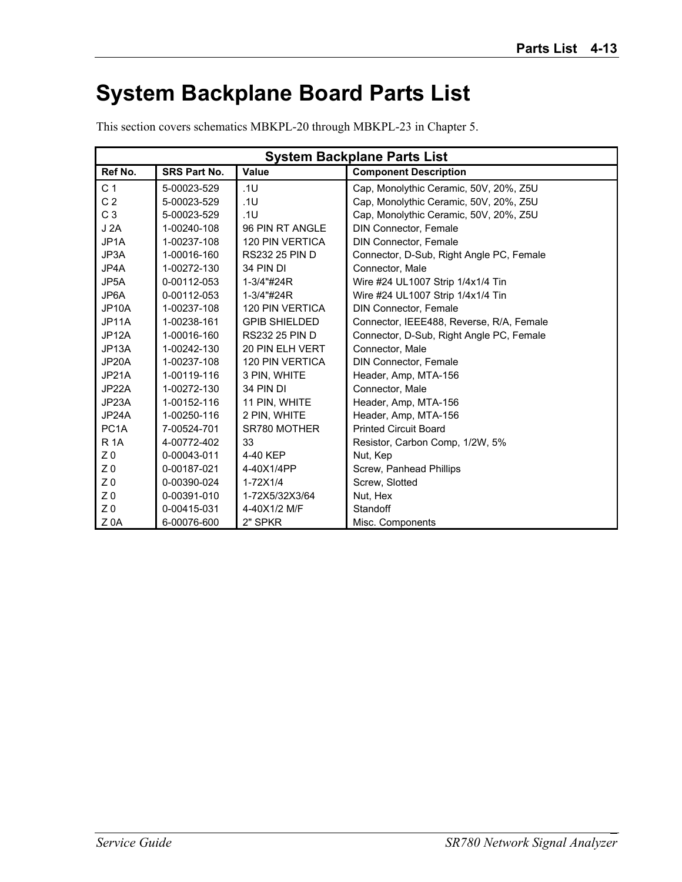# System Backplane Board Parts List

This section covers schematics MBKPL-20 through MBKPL-23 in Chapter 5.

| System Backplane Parts List | | | |
|---|---|---|---|
| **Ref No.** | **SRS Part No.** | **Value** | **Component Description** |
| C 1 | 5-00023-529 | .1U | Cap, Monolythic Ceramic, 50V, 20%, Z5U |
| C 2 | 5-00023-529 | .1U | Cap, Monolythic Ceramic, 50V, 20%, Z5U |
| C 3 | 5-00023-529 | .1U | Cap, Monolythic Ceramic, 50V, 20%, Z5U |
| J 2A | 1-00240-108 | 96 PIN RT ANGLE | DIN Connector, Female |
| JP1A | 1-00237-108 | 120 PIN VERTICA | DIN Connector, Female |
| JP3A | 1-00016-160 | RS232 25 PIN D | Connector, D-Sub, Right Angle PC, Female |
| JP4A | 1-00272-130 | 34 PIN DI | Connector, Male |
| JP5A | 0-00112-053 | 1-3/4"#24R | Wire #24 UL1007 Strip 1/4x1/4 Tin |
| JP6A | 0-00112-053 | 1-3/4"#24R | Wire #24 UL1007 Strip 1/4x1/4 Tin |
| JP10A | 1-00237-108 | 120 PIN VERTICA | DIN Connector, Female |
| JP11A | 1-00238-161 | GPIB SHIELDED | Connector, IEEE488, Reverse, R/A, Female |
| JP12A | 1-00016-160 | RS232 25 PIN D | Connector, D-Sub, Right Angle PC, Female |
| JP13A | 1-00242-130 | 20 PIN ELH VERT | Connector, Male |
| JP20A | 1-00237-108 | 120 PIN VERTICA | DIN Connector, Female |
| JP21A | 1-00119-116 | 3 PIN, WHITE | Header, Amp, MTA-156 |
| JP22A | 1-00272-130 | 34 PIN DI | Connector, Male |
| JP23A | 1-00152-116 | 11 PIN, WHITE | Header, Amp, MTA-156 |
| JP24A | 1-00250-116 | 2 PIN, WHITE | Header, Amp, MTA-156 |
| PC1A | 7-00524-701 | SR780 MOTHER | Printed Circuit Board |
| R 1A | 4-00772-402 | 33 | Resistor, Carbon Comp, 1/2W, 5% |
| Z 0 | 0-00043-011 | 4-40 KEP | Nut, Kep |
| Z 0 | 0-00187-021 | 4-40X1/4PP | Screw, Panhead Phillips |
| Z 0 | 0-00390-024 | 1-72X1/4 | Screw, Slotted |
| Z 0 | 0-00391-010 | 1-72X5/32X3/64 | Nut, Hex |
| Z 0 | 0-00415-031 | 4-40X1/2 M/F | Standoff |
| Z 0A | 6-00076-600 | 2" SPKR | Misc. Components |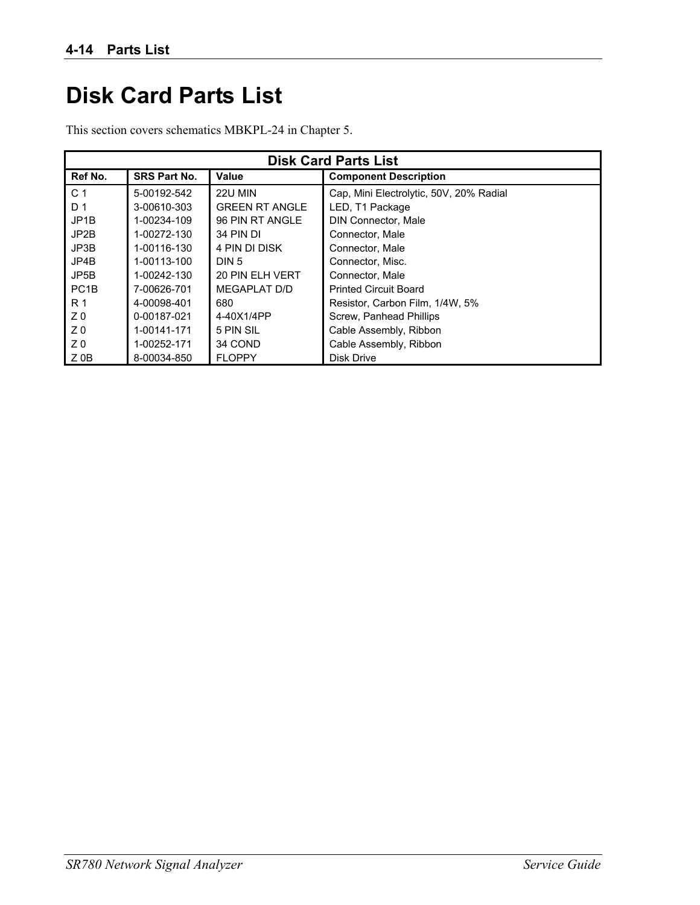# Disk Card Parts List

This section covers schematics MBKPL-24 in Chapter 5.

| Ref No. | SRS Part No. | Value | Component Description |
|---|---|---|---|
| C 1 | 5-00192-542 | 22U MIN | Cap, Mini Electrolytic, 50V, 20% Radial |
| D 1 | 3-00610-303 | GREEN RT ANGLE | LED, T1 Package |
| JP1B | 1-00234-109 | 96 PIN RT ANGLE | DIN Connector, Male |
| JP2B | 1-00272-130 | 34 PIN DI | Connector, Male |
| JP3B | 1-00116-130 | 4 PIN DI DISK | Connector, Male |
| JP4B | 1-00113-100 | DIN 5 | Connector, Misc. |
| JP5B | 1-00242-130 | 20 PIN ELH VERT | Connector, Male |
| PC1B | 7-00626-701 | MEGAPLAT D/D | Printed Circuit Board |
| R 1 | 4-00098-401 | 680 | Resistor, Carbon Film, 1/4W, 5% |
| Z 0 | 0-00187-021 | 4-40X1/4PP | Screw, Panhead Phillips |
| Z 0 | 1-00141-171 | 5 PIN SIL | Cable Assembly, Ribbon |
| Z 0 | 1-00252-171 | 34 COND | Cable Assembly, Ribbon |
| Z 0B | 8-00034-850 | FLOPPY | Disk Drive |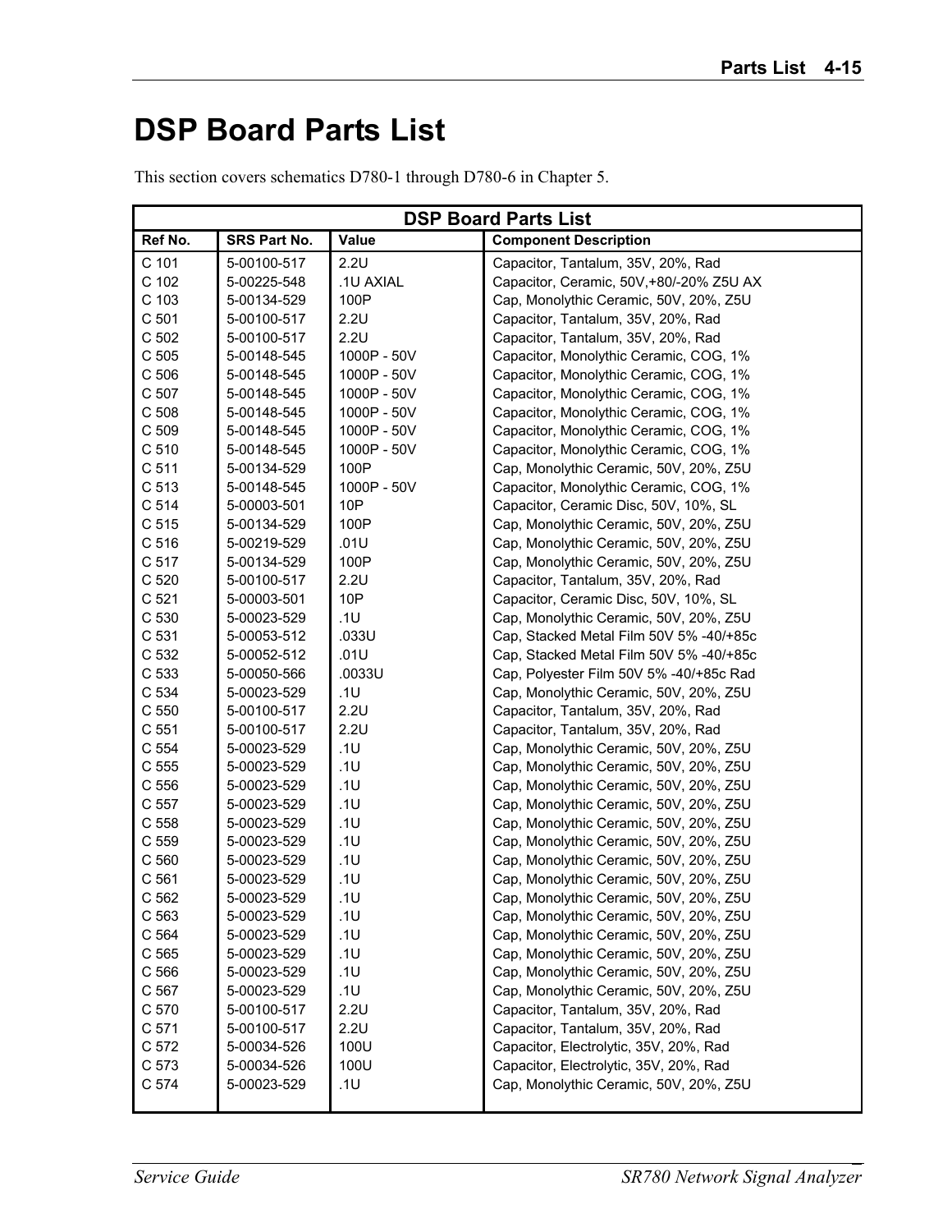# DSP Board Parts List

This section covers schematics D780-1 through D780-6 in Chapter 5.

| Ref No. | SRS Part No. | Value | Component Description |
|---|---|---|---|
| C 101 | 5-00100-517 | 2.2U | Capacitor, Tantalum, 35V, 20%, Rad |
| C 102 | 5-00225-548 | .1U AXIAL | Capacitor, Ceramic, 50V,+80/-20% Z5U AX |
| C 103 | 5-00134-529 | 100P | Cap, Monolythic Ceramic, 50V, 20%, Z5U |
| C 501 | 5-00100-517 | 2.2U | Capacitor, Tantalum, 35V, 20%, Rad |
| C 502 | 5-00100-517 | 2.2U | Capacitor, Tantalum, 35V, 20%, Rad |
| C 505 | 5-00148-545 | 1000P - 50V | Capacitor, Monolythic Ceramic, COG, 1% |
| C 506 | 5-00148-545 | 1000P - 50V | Capacitor, Monolythic Ceramic, COG, 1% |
| C 507 | 5-00148-545 | 1000P - 50V | Capacitor, Monolythic Ceramic, COG, 1% |
| C 508 | 5-00148-545 | 1000P - 50V | Capacitor, Monolythic Ceramic, COG, 1% |
| C 509 | 5-00148-545 | 1000P - 50V | Capacitor, Monolythic Ceramic, COG, 1% |
| C 510 | 5-00148-545 | 1000P - 50V | Capacitor, Monolythic Ceramic, COG, 1% |
| C 511 | 5-00134-529 | 100P | Cap, Monolythic Ceramic, 50V, 20%, Z5U |
| C 513 | 5-00148-545 | 1000P - 50V | Capacitor, Monolythic Ceramic, COG, 1% |
| C 514 | 5-00003-501 | 10P | Capacitor, Ceramic Disc, 50V, 10%, SL |
| C 515 | 5-00134-529 | 100P | Cap, Monolythic Ceramic, 50V, 20%, Z5U |
| C 516 | 5-00219-529 | .01U | Cap, Monolythic Ceramic, 50V, 20%, Z5U |
| C 517 | 5-00134-529 | 100P | Cap, Monolythic Ceramic, 50V, 20%, Z5U |
| C 520 | 5-00100-517 | 2.2U | Capacitor, Tantalum, 35V, 20%, Rad |
| C 521 | 5-00003-501 | 10P | Capacitor, Ceramic Disc, 50V, 10%, SL |
| C 530 | 5-00023-529 | .1U | Cap, Monolythic Ceramic, 50V, 20%, Z5U |
| C 531 | 5-00053-512 | .033U | Cap, Stacked Metal Film 50V 5% -40/+85c |
| C 532 | 5-00052-512 | .01U | Cap, Stacked Metal Film 50V 5% -40/+85c |
| C 533 | 5-00050-566 | .0033U | Cap, Polyester Film 50V 5% -40/+85c Rad |
| C 534 | 5-00023-529 | .1U | Cap, Monolythic Ceramic, 50V, 20%, Z5U |
| C 550 | 5-00100-517 | 2.2U | Capacitor, Tantalum, 35V, 20%, Rad |
| C 551 | 5-00100-517 | 2.2U | Capacitor, Tantalum, 35V, 20%, Rad |
| C 554 | 5-00023-529 | .1U | Cap, Monolythic Ceramic, 50V, 20%, Z5U |
| C 555 | 5-00023-529 | .1U | Cap, Monolythic Ceramic, 50V, 20%, Z5U |
| C 556 | 5-00023-529 | .1U | Cap, Monolythic Ceramic, 50V, 20%, Z5U |
| C 557 | 5-00023-529 | .1U | Cap, Monolythic Ceramic, 50V, 20%, Z5U |
| C 558 | 5-00023-529 | .1U | Cap, Monolythic Ceramic, 50V, 20%, Z5U |
| C 559 | 5-00023-529 | .1U | Cap, Monolythic Ceramic, 50V, 20%, Z5U |
| C 560 | 5-00023-529 | .1U | Cap, Monolythic Ceramic, 50V, 20%, Z5U |
| C 561 | 5-00023-529 | .1U | Cap, Monolythic Ceramic, 50V, 20%, Z5U |
| C 562 | 5-00023-529 | .1U | Cap, Monolythic Ceramic, 50V, 20%, Z5U |
| C 563 | 5-00023-529 | .1U | Cap, Monolythic Ceramic, 50V, 20%, Z5U |
| C 564 | 5-00023-529 | .1U | Cap, Monolythic Ceramic, 50V, 20%, Z5U |
| C 565 | 5-00023-529 | .1U | Cap, Monolythic Ceramic, 50V, 20%, Z5U |
| C 566 | 5-00023-529 | .1U | Cap, Monolythic Ceramic, 50V, 20%, Z5U |
| C 567 | 5-00023-529 | .1U | Cap, Monolythic Ceramic, 50V, 20%, Z5U |
| C 570 | 5-00100-517 | 2.2U | Capacitor, Tantalum, 35V, 20%, Rad |
| C 571 | 5-00100-517 | 2.2U | Capacitor, Tantalum, 35V, 20%, Rad |
| C 572 | 5-00034-526 | 100U | Capacitor, Electrolytic, 35V, 20%, Rad |
| C 573 | 5-00034-526 | 100U | Capacitor, Electrolytic, 35V, 20%, Rad |
| C 574 | 5-00023-529 | .1U | Cap, Monolythic Ceramic, 50V, 20%, Z5U |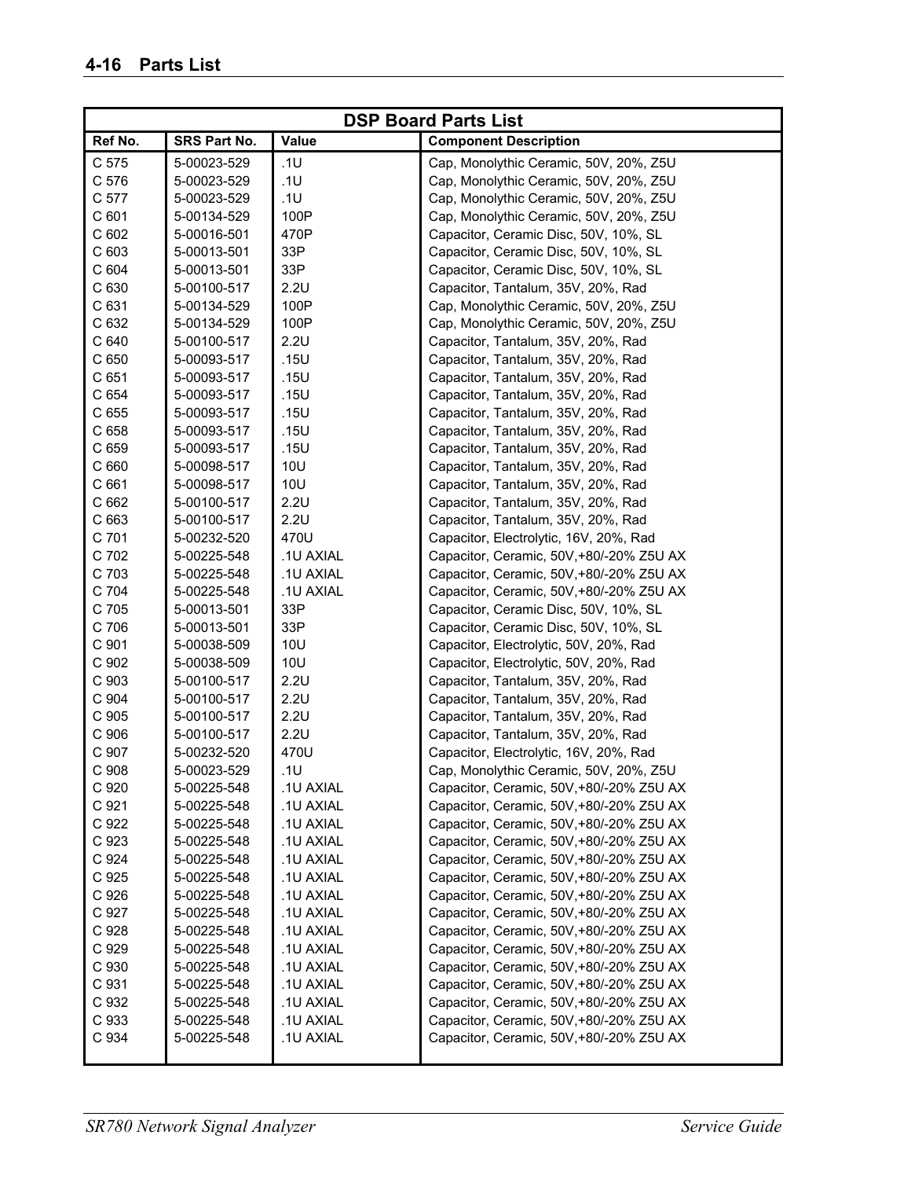| DSP Board Parts List | | | |
|---|---|---|---|
| Ref No. | SRS Part No. | Value | Component Description |
| C 575 | 5-00023-529 | .1U | Cap, Monolythic Ceramic, 50V, 20%, Z5U |
| C 576 | 5-00023-529 | .1U | Cap, Monolythic Ceramic, 50V, 20%, Z5U |
| C 577 | 5-00023-529 | .1U | Cap, Monolythic Ceramic, 50V, 20%, Z5U |
| C 601 | 5-00134-529 | 100P | Cap, Monolythic Ceramic, 50V, 20%, Z5U |
| C 602 | 5-00016-501 | 470P | Capacitor, Ceramic Disc, 50V, 10%, SL |
| C 603 | 5-00013-501 | 33P | Capacitor, Ceramic Disc, 50V, 10%, SL |
| C 604 | 5-00013-501 | 33P | Capacitor, Ceramic Disc, 50V, 10%, SL |
| C 630 | 5-00100-517 | 2.2U | Capacitor, Tantalum, 35V, 20%, Rad |
| C 631 | 5-00134-529 | 100P | Cap, Monolythic Ceramic, 50V, 20%, Z5U |
| C 632 | 5-00134-529 | 100P | Cap, Monolythic Ceramic, 50V, 20%, Z5U |
| C 640 | 5-00100-517 | 2.2U | Capacitor, Tantalum, 35V, 20%, Rad |
| C 650 | 5-00093-517 | .15U | Capacitor, Tantalum, 35V, 20%, Rad |
| C 651 | 5-00093-517 | .15U | Capacitor, Tantalum, 35V, 20%, Rad |
| C 654 | 5-00093-517 | .15U | Capacitor, Tantalum, 35V, 20%, Rad |
| C 655 | 5-00093-517 | .15U | Capacitor, Tantalum, 35V, 20%, Rad |
| C 658 | 5-00093-517 | .15U | Capacitor, Tantalum, 35V, 20%, Rad |
| C 659 | 5-00093-517 | .15U | Capacitor, Tantalum, 35V, 20%, Rad |
| C 660 | 5-00098-517 | 10U | Capacitor, Tantalum, 35V, 20%, Rad |
| C 661 | 5-00098-517 | 10U | Capacitor, Tantalum, 35V, 20%, Rad |
| C 662 | 5-00100-517 | 2.2U | Capacitor, Tantalum, 35V, 20%, Rad |
| C 663 | 5-00100-517 | 2.2U | Capacitor, Tantalum, 35V, 20%, Rad |
| C 701 | 5-00232-520 | 470U | Capacitor, Electrolytic, 16V, 20%, Rad |
| C 702 | 5-00225-548 | .1U AXIAL | Capacitor, Ceramic, 50V,+80/-20% Z5U AX |
| C 703 | 5-00225-548 | .1U AXIAL | Capacitor, Ceramic, 50V,+80/-20% Z5U AX |
| C 704 | 5-00225-548 | .1U AXIAL | Capacitor, Ceramic, 50V,+80/-20% Z5U AX |
| C 705 | 5-00013-501 | 33P | Capacitor, Ceramic Disc, 50V, 10%, SL |
| C 706 | 5-00013-501 | 33P | Capacitor, Ceramic Disc, 50V, 10%, SL |
| C 901 | 5-00038-509 | 10U | Capacitor, Electrolytic, 50V, 20%, Rad |
| C 902 | 5-00038-509 | 10U | Capacitor, Electrolytic, 50V, 20%, Rad |
| C 903 | 5-00100-517 | 2.2U | Capacitor, Tantalum, 35V, 20%, Rad |
| C 904 | 5-00100-517 | 2.2U | Capacitor, Tantalum, 35V, 20%, Rad |
| C 905 | 5-00100-517 | 2.2U | Capacitor, Tantalum, 35V, 20%, Rad |
| C 906 | 5-00100-517 | 2.2U | Capacitor, Tantalum, 35V, 20%, Rad |
| C 907 | 5-00232-520 | 470U | Capacitor, Electrolytic, 16V, 20%, Rad |
| C 908 | 5-00023-529 | .1U | Cap, Monolythic Ceramic, 50V, 20%, Z5U |
| C 920 | 5-00225-548 | .1U AXIAL | Capacitor, Ceramic, 50V,+80/-20% Z5U AX |
| C 921 | 5-00225-548 | .1U AXIAL | Capacitor, Ceramic, 50V,+80/-20% Z5U AX |
| C 922 | 5-00225-548 | .1U AXIAL | Capacitor, Ceramic, 50V,+80/-20% Z5U AX |
| C 923 | 5-00225-548 | .1U AXIAL | Capacitor, Ceramic, 50V,+80/-20% Z5U AX |
| C 924 | 5-00225-548 | .1U AXIAL | Capacitor, Ceramic, 50V,+80/-20% Z5U AX |
| C 925 | 5-00225-548 | .1U AXIAL | Capacitor, Ceramic, 50V,+80/-20% Z5U AX |
| C 926 | 5-00225-548 | .1U AXIAL | Capacitor, Ceramic, 50V,+80/-20% Z5U AX |
| C 927 | 5-00225-548 | .1U AXIAL | Capacitor, Ceramic, 50V,+80/-20% Z5U AX |
| C 928 | 5-00225-548 | .1U AXIAL | Capacitor, Ceramic, 50V,+80/-20% Z5U AX |
| C 929 | 5-00225-548 | .1U AXIAL | Capacitor, Ceramic, 50V,+80/-20% Z5U AX |
| C 930 | 5-00225-548 | .1U AXIAL | Capacitor, Ceramic, 50V,+80/-20% Z5U AX |
| C 931 | 5-00225-548 | .1U AXIAL | Capacitor, Ceramic, 50V,+80/-20% Z5U AX |
| C 932 | 5-00225-548 | .1U AXIAL | Capacitor, Ceramic, 50V,+80/-20% Z5U AX |
| C 933 | 5-00225-548 | .1U AXIAL | Capacitor, Ceramic, 50V,+80/-20% Z5U AX |
| C 934 | 5-00225-548 | .1U AXIAL | Capacitor, Ceramic, 50V,+80/-20% Z5U AX |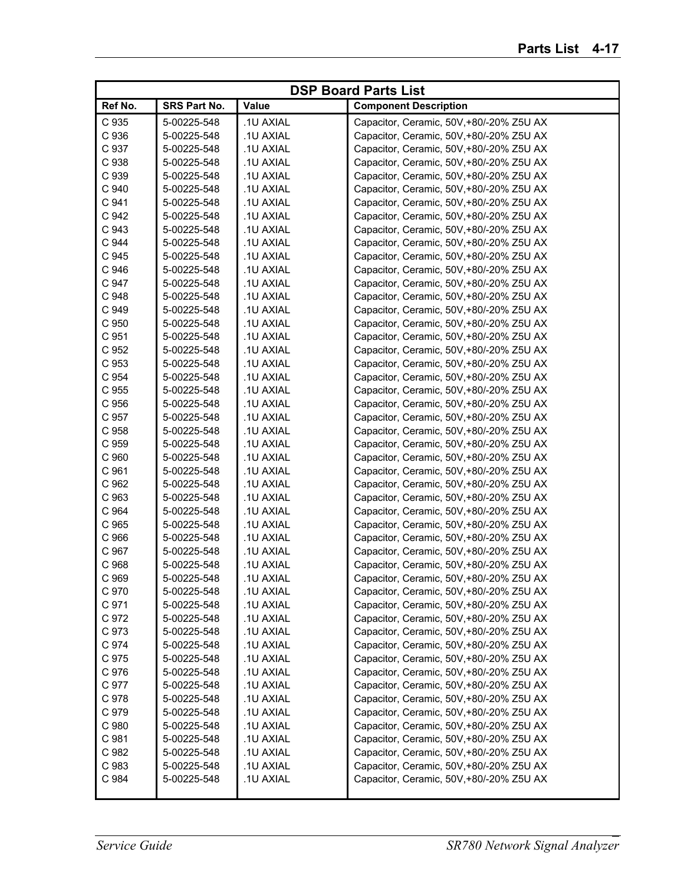| DSP Board Parts List | | | |
|---|---|---|---|
| Ref No. | SRS Part No. | Value | Component Description |
| C 935 | 5-00225-548 | .1U AXIAL | Capacitor, Ceramic, 50V,+80/-20% Z5U AX |
| C 936 | 5-00225-548 | .1U AXIAL | Capacitor, Ceramic, 50V,+80/-20% Z5U AX |
| C 937 | 5-00225-548 | .1U AXIAL | Capacitor, Ceramic, 50V,+80/-20% Z5U AX |
| C 938 | 5-00225-548 | .1U AXIAL | Capacitor, Ceramic, 50V,+80/-20% Z5U AX |
| C 939 | 5-00225-548 | .1U AXIAL | Capacitor, Ceramic, 50V,+80/-20% Z5U AX |
| C 940 | 5-00225-548 | .1U AXIAL | Capacitor, Ceramic, 50V,+80/-20% Z5U AX |
| C 941 | 5-00225-548 | .1U AXIAL | Capacitor, Ceramic, 50V,+80/-20% Z5U AX |
| C 942 | 5-00225-548 | .1U AXIAL | Capacitor, Ceramic, 50V,+80/-20% Z5U AX |
| C 943 | 5-00225-548 | .1U AXIAL | Capacitor, Ceramic, 50V,+80/-20% Z5U AX |
| C 944 | 5-00225-548 | .1U AXIAL | Capacitor, Ceramic, 50V,+80/-20% Z5U AX |
| C 945 | 5-00225-548 | .1U AXIAL | Capacitor, Ceramic, 50V,+80/-20% Z5U AX |
| C 946 | 5-00225-548 | .1U AXIAL | Capacitor, Ceramic, 50V,+80/-20% Z5U AX |
| C 947 | 5-00225-548 | .1U AXIAL | Capacitor, Ceramic, 50V,+80/-20% Z5U AX |
| C 948 | 5-00225-548 | .1U AXIAL | Capacitor, Ceramic, 50V,+80/-20% Z5U AX |
| C 949 | 5-00225-548 | .1U AXIAL | Capacitor, Ceramic, 50V,+80/-20% Z5U AX |
| C 950 | 5-00225-548 | .1U AXIAL | Capacitor, Ceramic, 50V,+80/-20% Z5U AX |
| C 951 | 5-00225-548 | .1U AXIAL | Capacitor, Ceramic, 50V,+80/-20% Z5U AX |
| C 952 | 5-00225-548 | .1U AXIAL | Capacitor, Ceramic, 50V,+80/-20% Z5U AX |
| C 953 | 5-00225-548 | .1U AXIAL | Capacitor, Ceramic, 50V,+80/-20% Z5U AX |
| C 954 | 5-00225-548 | .1U AXIAL | Capacitor, Ceramic, 50V,+80/-20% Z5U AX |
| C 955 | 5-00225-548 | .1U AXIAL | Capacitor, Ceramic, 50V,+80/-20% Z5U AX |
| C 956 | 5-00225-548 | .1U AXIAL | Capacitor, Ceramic, 50V,+80/-20% Z5U AX |
| C 957 | 5-00225-548 | .1U AXIAL | Capacitor, Ceramic, 50V,+80/-20% Z5U AX |
| C 958 | 5-00225-548 | .1U AXIAL | Capacitor, Ceramic, 50V,+80/-20% Z5U AX |
| C 959 | 5-00225-548 | .1U AXIAL | Capacitor, Ceramic, 50V,+80/-20% Z5U AX |
| C 960 | 5-00225-548 | .1U AXIAL | Capacitor, Ceramic, 50V,+80/-20% Z5U AX |
| C 961 | 5-00225-548 | .1U AXIAL | Capacitor, Ceramic, 50V,+80/-20% Z5U AX |
| C 962 | 5-00225-548 | .1U AXIAL | Capacitor, Ceramic, 50V,+80/-20% Z5U AX |
| C 963 | 5-00225-548 | .1U AXIAL | Capacitor, Ceramic, 50V,+80/-20% Z5U AX |
| C 964 | 5-00225-548 | .1U AXIAL | Capacitor, Ceramic, 50V,+80/-20% Z5U AX |
| C 965 | 5-00225-548 | .1U AXIAL | Capacitor, Ceramic, 50V,+80/-20% Z5U AX |
| C 966 | 5-00225-548 | .1U AXIAL | Capacitor, Ceramic, 50V,+80/-20% Z5U AX |
| C 967 | 5-00225-548 | .1U AXIAL | Capacitor, Ceramic, 50V,+80/-20% Z5U AX |
| C 968 | 5-00225-548 | .1U AXIAL | Capacitor, Ceramic, 50V,+80/-20% Z5U AX |
| C 969 | 5-00225-548 | .1U AXIAL | Capacitor, Ceramic, 50V,+80/-20% Z5U AX |
| C 970 | 5-00225-548 | .1U AXIAL | Capacitor, Ceramic, 50V,+80/-20% Z5U AX |
| C 971 | 5-00225-548 | .1U AXIAL | Capacitor, Ceramic, 50V,+80/-20% Z5U AX |
| C 972 | 5-00225-548 | .1U AXIAL | Capacitor, Ceramic, 50V,+80/-20% Z5U AX |
| C 973 | 5-00225-548 | .1U AXIAL | Capacitor, Ceramic, 50V,+80/-20% Z5U AX |
| C 974 | 5-00225-548 | .1U AXIAL | Capacitor, Ceramic, 50V,+80/-20% Z5U AX |
| C 975 | 5-00225-548 | .1U AXIAL | Capacitor, Ceramic, 50V,+80/-20% Z5U AX |
| C 976 | 5-00225-548 | .1U AXIAL | Capacitor, Ceramic, 50V,+80/-20% Z5U AX |
| C 977 | 5-00225-548 | .1U AXIAL | Capacitor, Ceramic, 50V,+80/-20% Z5U AX |
| C 978 | 5-00225-548 | .1U AXIAL | Capacitor, Ceramic, 50V,+80/-20% Z5U AX |
| C 979 | 5-00225-548 | .1U AXIAL | Capacitor, Ceramic, 50V,+80/-20% Z5U AX |
| C 980 | 5-00225-548 | .1U AXIAL | Capacitor, Ceramic, 50V,+80/-20% Z5U AX |
| C 981 | 5-00225-548 | .1U AXIAL | Capacitor, Ceramic, 50V,+80/-20% Z5U AX |
| C 982 | 5-00225-548 | .1U AXIAL | Capacitor, Ceramic, 50V,+80/-20% Z5U AX |
| C 983 | 5-00225-548 | .1U AXIAL | Capacitor, Ceramic, 50V,+80/-20% Z5U AX |
| C 984 | 5-00225-548 | .1U AXIAL | Capacitor, Ceramic, 50V,+80/-20% Z5U AX |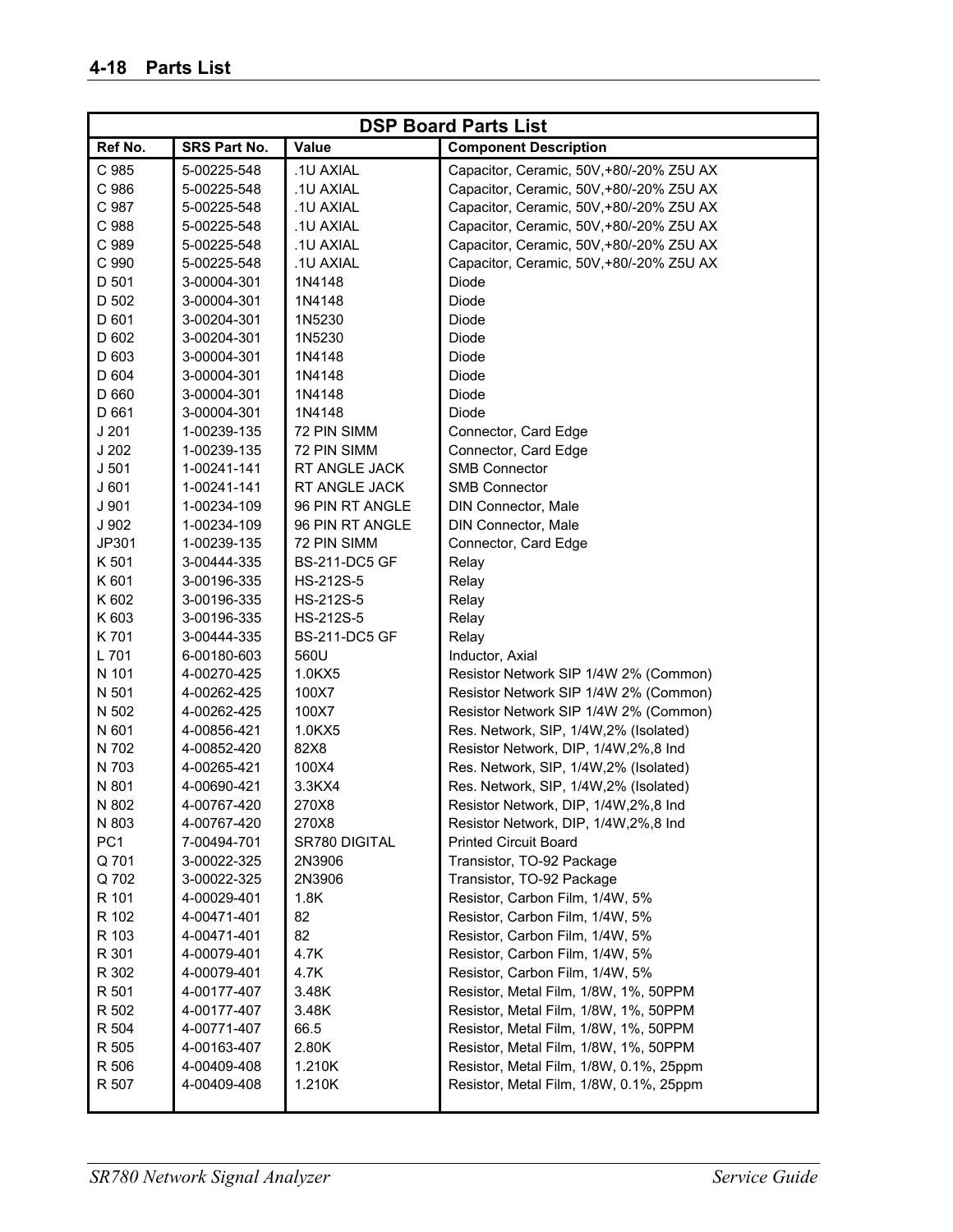| DSP Board Parts List | | | |
|---|---|---|---|
| **Ref No.** | **SRS Part No.** | **Value** | **Component Description** |
| C 985 | 5-00225-548 | .1U AXIAL | Capacitor, Ceramic, 50V,+80/-20% Z5U AX |
| C 986 | 5-00225-548 | .1U AXIAL | Capacitor, Ceramic, 50V,+80/-20% Z5U AX |
| C 987 | 5-00225-548 | .1U AXIAL | Capacitor, Ceramic, 50V,+80/-20% Z5U AX |
| C 988 | 5-00225-548 | .1U AXIAL | Capacitor, Ceramic, 50V,+80/-20% Z5U AX |
| C 989 | 5-00225-548 | .1U AXIAL | Capacitor, Ceramic, 50V,+80/-20% Z5U AX |
| C 990 | 5-00225-548 | .1U AXIAL | Capacitor, Ceramic, 50V,+80/-20% Z5U AX |
| D 501 | 3-00004-301 | 1N4148 | Diode |
| D 502 | 3-00004-301 | 1N4148 | Diode |
| D 601 | 3-00204-301 | 1N5230 | Diode |
| D 602 | 3-00204-301 | 1N5230 | Diode |
| D 603 | 3-00004-301 | 1N4148 | Diode |
| D 604 | 3-00004-301 | 1N4148 | Diode |
| D 660 | 3-00004-301 | 1N4148 | Diode |
| D 661 | 3-00004-301 | 1N4148 | Diode |
| J 201 | 1-00239-135 | 72 PIN SIMM | Connector, Card Edge |
| J 202 | 1-00239-135 | 72 PIN SIMM | Connector, Card Edge |
| J 501 | 1-00241-141 | RT ANGLE JACK | SMB Connector |
| J 601 | 1-00241-141 | RT ANGLE JACK | SMB Connector |
| J 901 | 1-00234-109 | 96 PIN RT ANGLE | DIN Connector, Male |
| J 902 | 1-00234-109 | 96 PIN RT ANGLE | DIN Connector, Male |
| JP301 | 1-00239-135 | 72 PIN SIMM | Connector, Card Edge |
| K 501 | 3-00444-335 | BS-211-DC5 GF | Relay |
| K 601 | 3-00196-335 | HS-212S-5 | Relay |
| K 602 | 3-00196-335 | HS-212S-5 | Relay |
| K 603 | 3-00196-335 | HS-212S-5 | Relay |
| K 701 | 3-00444-335 | BS-211-DC5 GF | Relay |
| L 701 | 6-00180-603 | 560U | Inductor, Axial |
| N 101 | 4-00270-425 | 1.0KX5 | Resistor Network SIP 1/4W 2% (Common) |
| N 501 | 4-00262-425 | 100X7 | Resistor Network SIP 1/4W 2% (Common) |
| N 502 | 4-00262-425 | 100X7 | Resistor Network SIP 1/4W 2% (Common) |
| N 601 | 4-00856-421 | 1.0KX5 | Res. Network, SIP, 1/4W,2% (Isolated) |
| N 702 | 4-00852-420 | 82X8 | Resistor Network, DIP, 1/4W,2%,8 Ind |
| N 703 | 4-00265-421 | 100X4 | Res. Network, SIP, 1/4W,2% (Isolated) |
| N 801 | 4-00690-421 | 3.3KX4 | Res. Network, SIP, 1/4W,2% (Isolated) |
| N 802 | 4-00767-420 | 270X8 | Resistor Network, DIP, 1/4W,2%,8 Ind |
| N 803 | 4-00767-420 | 270X8 | Resistor Network, DIP, 1/4W,2%,8 Ind |
| PC1 | 7-00494-701 | SR780 DIGITAL | Printed Circuit Board |
| Q 701 | 3-00022-325 | 2N3906 | Transistor, TO-92 Package |
| Q 702 | 3-00022-325 | 2N3906 | Transistor, TO-92 Package |
| R 101 | 4-00029-401 | 1.8K | Resistor, Carbon Film, 1/4W, 5% |
| R 102 | 4-00471-401 | 82 | Resistor, Carbon Film, 1/4W, 5% |
| R 103 | 4-00471-401 | 82 | Resistor, Carbon Film, 1/4W, 5% |
| R 301 | 4-00079-401 | 4.7K | Resistor, Carbon Film, 1/4W, 5% |
| R 302 | 4-00079-401 | 4.7K | Resistor, Carbon Film, 1/4W, 5% |
| R 501 | 4-00177-407 | 3.48K | Resistor, Metal Film, 1/8W, 1%, 50PPM |
| R 502 | 4-00177-407 | 3.48K | Resistor, Metal Film, 1/8W, 1%, 50PPM |
| R 504 | 4-00771-407 | 66.5 | Resistor, Metal Film, 1/8W, 1%, 50PPM |
| R 505 | 4-00163-407 | 2.80K | Resistor, Metal Film, 1/8W, 1%, 50PPM |
| R 506 | 4-00409-408 | 1.210K | Resistor, Metal Film, 1/8W, 0.1%, 25ppm |
| R 507 | 4-00409-408 | 1.210K | Resistor, Metal Film, 1/8W, 0.1%, 25ppm |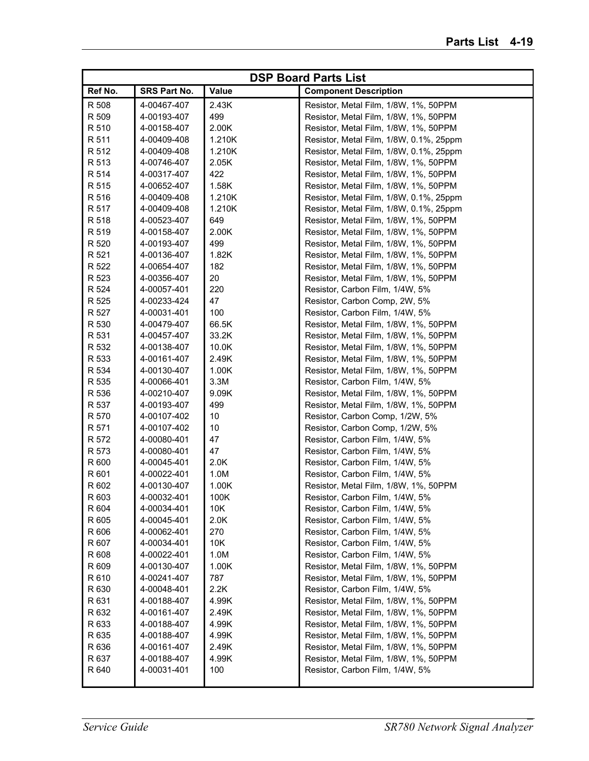| DSP Board Parts List | | | |
|---|---|---|---|
| **Ref No.** | **SRS Part No.** | **Value** | **Component Description** |
| R 508 | 4-00467-407 | 2.43K | Resistor, Metal Film, 1/8W, 1%, 50PPM |
| R 509 | 4-00193-407 | 499 | Resistor, Metal Film, 1/8W, 1%, 50PPM |
| R 510 | 4-00158-407 | 2.00K | Resistor, Metal Film, 1/8W, 1%, 50PPM |
| R 511 | 4-00409-408 | 1.210K | Resistor, Metal Film, 1/8W, 0.1%, 25ppm |
| R 512 | 4-00409-408 | 1.210K | Resistor, Metal Film, 1/8W, 0.1%, 25ppm |
| R 513 | 4-00746-407 | 2.05K | Resistor, Metal Film, 1/8W, 1%, 50PPM |
| R 514 | 4-00317-407 | 422 | Resistor, Metal Film, 1/8W, 1%, 50PPM |
| R 515 | 4-00652-407 | 1.58K | Resistor, Metal Film, 1/8W, 1%, 50PPM |
| R 516 | 4-00409-408 | 1.210K | Resistor, Metal Film, 1/8W, 0.1%, 25ppm |
| R 517 | 4-00409-408 | 1.210K | Resistor, Metal Film, 1/8W, 0.1%, 25ppm |
| R 518 | 4-00523-407 | 649 | Resistor, Metal Film, 1/8W, 1%, 50PPM |
| R 519 | 4-00158-407 | 2.00K | Resistor, Metal Film, 1/8W, 1%, 50PPM |
| R 520 | 4-00193-407 | 499 | Resistor, Metal Film, 1/8W, 1%, 50PPM |
| R 521 | 4-00136-407 | 1.82K | Resistor, Metal Film, 1/8W, 1%, 50PPM |
| R 522 | 4-00654-407 | 182 | Resistor, Metal Film, 1/8W, 1%, 50PPM |
| R 523 | 4-00356-407 | 20 | Resistor, Metal Film, 1/8W, 1%, 50PPM |
| R 524 | 4-00057-401 | 220 | Resistor, Carbon Film, 1/4W, 5% |
| R 525 | 4-00233-424 | 47 | Resistor, Carbon Comp, 2W, 5% |
| R 527 | 4-00031-401 | 100 | Resistor, Carbon Film, 1/4W, 5% |
| R 530 | 4-00479-407 | 66.5K | Resistor, Metal Film, 1/8W, 1%, 50PPM |
| R 531 | 4-00457-407 | 33.2K | Resistor, Metal Film, 1/8W, 1%, 50PPM |
| R 532 | 4-00138-407 | 10.0K | Resistor, Metal Film, 1/8W, 1%, 50PPM |
| R 533 | 4-00161-407 | 2.49K | Resistor, Metal Film, 1/8W, 1%, 50PPM |
| R 534 | 4-00130-407 | 1.00K | Resistor, Metal Film, 1/8W, 1%, 50PPM |
| R 535 | 4-00066-401 | 3.3M | Resistor, Carbon Film, 1/4W, 5% |
| R 536 | 4-00210-407 | 9.09K | Resistor, Metal Film, 1/8W, 1%, 50PPM |
| R 537 | 4-00193-407 | 499 | Resistor, Metal Film, 1/8W, 1%, 50PPM |
| R 570 | 4-00107-402 | 10 | Resistor, Carbon Comp, 1/2W, 5% |
| R 571 | 4-00107-402 | 10 | Resistor, Carbon Comp, 1/2W, 5% |
| R 572 | 4-00080-401 | 47 | Resistor, Carbon Film, 1/4W, 5% |
| R 573 | 4-00080-401 | 47 | Resistor, Carbon Film, 1/4W, 5% |
| R 600 | 4-00045-401 | 2.0K | Resistor, Carbon Film, 1/4W, 5% |
| R 601 | 4-00022-401 | 1.0M | Resistor, Carbon Film, 1/4W, 5% |
| R 602 | 4-00130-407 | 1.00K | Resistor, Metal Film, 1/8W, 1%, 50PPM |
| R 603 | 4-00032-401 | 100K | Resistor, Carbon Film, 1/4W, 5% |
| R 604 | 4-00034-401 | 10K | Resistor, Carbon Film, 1/4W, 5% |
| R 605 | 4-00045-401 | 2.0K | Resistor, Carbon Film, 1/4W, 5% |
| R 606 | 4-00062-401 | 270 | Resistor, Carbon Film, 1/4W, 5% |
| R 607 | 4-00034-401 | 10K | Resistor, Carbon Film, 1/4W, 5% |
| R 608 | 4-00022-401 | 1.0M | Resistor, Carbon Film, 1/4W, 5% |
| R 609 | 4-00130-407 | 1.00K | Resistor, Metal Film, 1/8W, 1%, 50PPM |
| R 610 | 4-00241-407 | 787 | Resistor, Metal Film, 1/8W, 1%, 50PPM |
| R 630 | 4-00048-401 | 2.2K | Resistor, Carbon Film, 1/4W, 5% |
| R 631 | 4-00188-407 | 4.99K | Resistor, Metal Film, 1/8W, 1%, 50PPM |
| R 632 | 4-00161-407 | 2.49K | Resistor, Metal Film, 1/8W, 1%, 50PPM |
| R 633 | 4-00188-407 | 4.99K | Resistor, Metal Film, 1/8W, 1%, 50PPM |
| R 635 | 4-00188-407 | 4.99K | Resistor, Metal Film, 1/8W, 1%, 50PPM |
| R 636 | 4-00161-407 | 2.49K | Resistor, Metal Film, 1/8W, 1%, 50PPM |
| R 637 | 4-00188-407 | 4.99K | Resistor, Metal Film, 1/8W, 1%, 50PPM |
| R 640 | 4-00031-401 | 100 | Resistor, Carbon Film, 1/4W, 5% |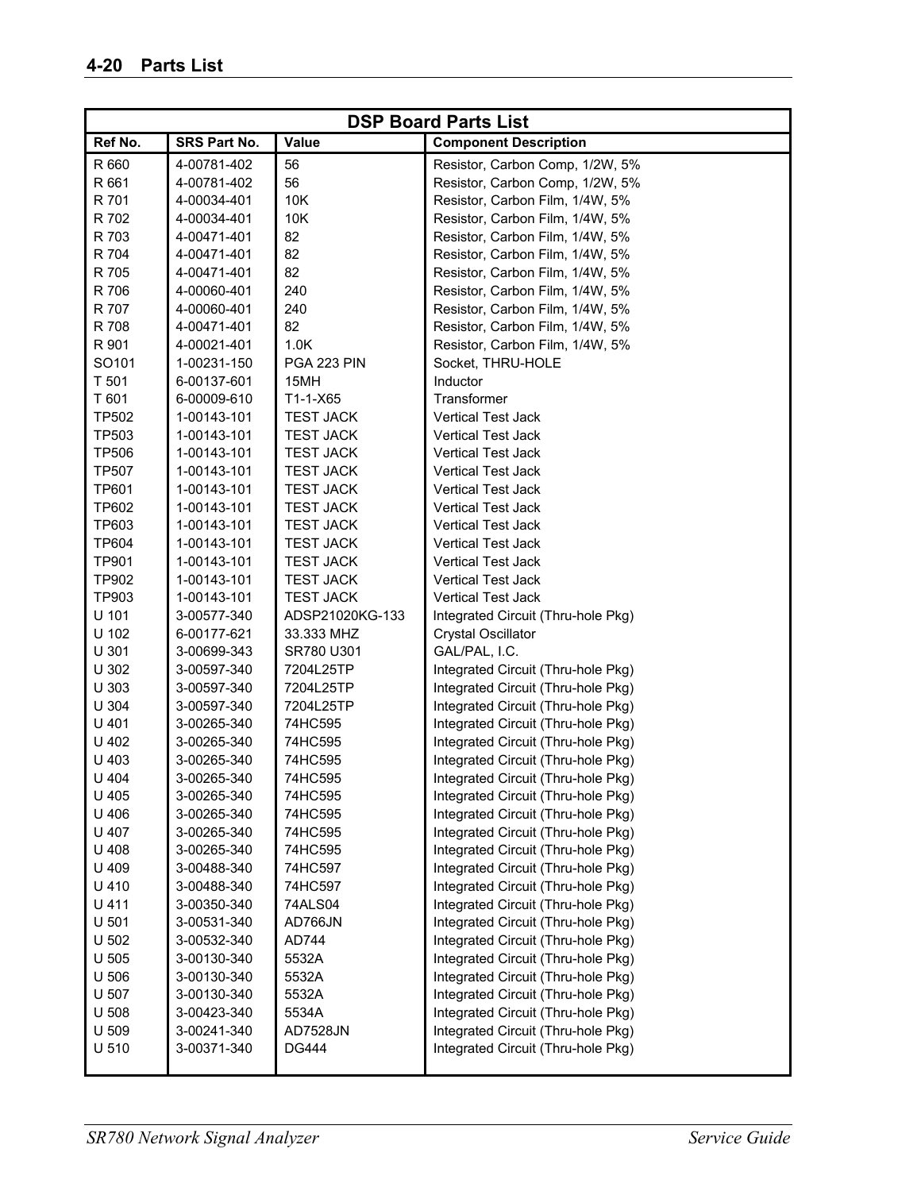| DSP Board Parts List | | | |
|---|---|---|---|
| **Ref No.** | **SRS Part No.** | **Value** | **Component Description** |
| R 660 | 4-00781-402 | 56 | Resistor, Carbon Comp, 1/2W, 5% |
| R 661 | 4-00781-402 | 56 | Resistor, Carbon Comp, 1/2W, 5% |
| R 701 | 4-00034-401 | 10K | Resistor, Carbon Film, 1/4W, 5% |
| R 702 | 4-00034-401 | 10K | Resistor, Carbon Film, 1/4W, 5% |
| R 703 | 4-00471-401 | 82 | Resistor, Carbon Film, 1/4W, 5% |
| R 704 | 4-00471-401 | 82 | Resistor, Carbon Film, 1/4W, 5% |
| R 705 | 4-00471-401 | 82 | Resistor, Carbon Film, 1/4W, 5% |
| R 706 | 4-00060-401 | 240 | Resistor, Carbon Film, 1/4W, 5% |
| R 707 | 4-00060-401 | 240 | Resistor, Carbon Film, 1/4W, 5% |
| R 708 | 4-00471-401 | 82 | Resistor, Carbon Film, 1/4W, 5% |
| R 901 | 4-00021-401 | 1.0K | Resistor, Carbon Film, 1/4W, 5% |
| SO101 | 1-00231-150 | PGA 223 PIN | Socket, THRU-HOLE |
| T 501 | 6-00137-601 | 15MH | Inductor |
| T 601 | 6-00009-610 | T1-1-X65 | Transformer |
| TP502 | 1-00143-101 | TEST JACK | Vertical Test Jack |
| TP503 | 1-00143-101 | TEST JACK | Vertical Test Jack |
| TP506 | 1-00143-101 | TEST JACK | Vertical Test Jack |
| TP507 | 1-00143-101 | TEST JACK | Vertical Test Jack |
| TP601 | 1-00143-101 | TEST JACK | Vertical Test Jack |
| TP602 | 1-00143-101 | TEST JACK | Vertical Test Jack |
| TP603 | 1-00143-101 | TEST JACK | Vertical Test Jack |
| TP604 | 1-00143-101 | TEST JACK | Vertical Test Jack |
| TP901 | 1-00143-101 | TEST JACK | Vertical Test Jack |
| TP902 | 1-00143-101 | TEST JACK | Vertical Test Jack |
| TP903 | 1-00143-101 | TEST JACK | Vertical Test Jack |
| U 101 | 3-00577-340 | ADSP21020KG-133 | Integrated Circuit (Thru-hole Pkg) |
| U 102 | 6-00177-621 | 33.333 MHZ | Crystal Oscillator |
| U 301 | 3-00699-343 | SR780 U301 | GAL/PAL, I.C. |
| U 302 | 3-00597-340 | 7204L25TP | Integrated Circuit (Thru-hole Pkg) |
| U 303 | 3-00597-340 | 7204L25TP | Integrated Circuit (Thru-hole Pkg) |
| U 304 | 3-00597-340 | 7204L25TP | Integrated Circuit (Thru-hole Pkg) |
| U 401 | 3-00265-340 | 74HC595 | Integrated Circuit (Thru-hole Pkg) |
| U 402 | 3-00265-340 | 74HC595 | Integrated Circuit (Thru-hole Pkg) |
| U 403 | 3-00265-340 | 74HC595 | Integrated Circuit (Thru-hole Pkg) |
| U 404 | 3-00265-340 | 74HC595 | Integrated Circuit (Thru-hole Pkg) |
| U 405 | 3-00265-340 | 74HC595 | Integrated Circuit (Thru-hole Pkg) |
| U 406 | 3-00265-340 | 74HC595 | Integrated Circuit (Thru-hole Pkg) |
| U 407 | 3-00265-340 | 74HC595 | Integrated Circuit (Thru-hole Pkg) |
| U 408 | 3-00265-340 | 74HC595 | Integrated Circuit (Thru-hole Pkg) |
| U 409 | 3-00488-340 | 74HC597 | Integrated Circuit (Thru-hole Pkg) |
| U 410 | 3-00488-340 | 74HC597 | Integrated Circuit (Thru-hole Pkg) |
| U 411 | 3-00350-340 | 74ALS04 | Integrated Circuit (Thru-hole Pkg) |
| U 501 | 3-00531-340 | AD766JN | Integrated Circuit (Thru-hole Pkg) |
| U 502 | 3-00532-340 | AD744 | Integrated Circuit (Thru-hole Pkg) |
| U 505 | 3-00130-340 | 5532A | Integrated Circuit (Thru-hole Pkg) |
| U 506 | 3-00130-340 | 5532A | Integrated Circuit (Thru-hole Pkg) |
| U 507 | 3-00130-340 | 5532A | Integrated Circuit (Thru-hole Pkg) |
| U 508 | 3-00423-340 | 5534A | Integrated Circuit (Thru-hole Pkg) |
| U 509 | 3-00241-340 | AD7528JN | Integrated Circuit (Thru-hole Pkg) |
| U 510 | 3-00371-340 | DG444 | Integrated Circuit (Thru-hole Pkg) |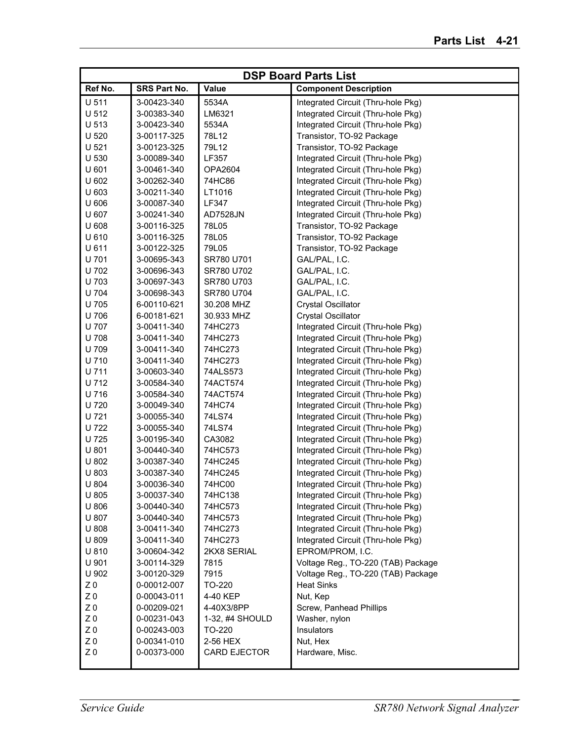| DSP Board Parts List | | | |
|---|---|---|---|
| Ref No. | SRS Part No. | Value | Component Description |
| U 511 | 3-00423-340 | 5534A | Integrated Circuit (Thru-hole Pkg) |
| U 512 | 3-00383-340 | LM6321 | Integrated Circuit (Thru-hole Pkg) |
| U 513 | 3-00423-340 | 5534A | Integrated Circuit (Thru-hole Pkg) |
| U 520 | 3-00117-325 | 78L12 | Transistor, TO-92 Package |
| U 521 | 3-00123-325 | 79L12 | Transistor, TO-92 Package |
| U 530 | 3-00089-340 | LF357 | Integrated Circuit (Thru-hole Pkg) |
| U 601 | 3-00461-340 | OPA2604 | Integrated Circuit (Thru-hole Pkg) |
| U 602 | 3-00262-340 | 74HC86 | Integrated Circuit (Thru-hole Pkg) |
| U 603 | 3-00211-340 | LT1016 | Integrated Circuit (Thru-hole Pkg) |
| U 606 | 3-00087-340 | LF347 | Integrated Circuit (Thru-hole Pkg) |
| U 607 | 3-00241-340 | AD7528JN | Integrated Circuit (Thru-hole Pkg) |
| U 608 | 3-00116-325 | 78L05 | Transistor, TO-92 Package |
| U 610 | 3-00116-325 | 78L05 | Transistor, TO-92 Package |
| U 611 | 3-00122-325 | 79L05 | Transistor, TO-92 Package |
| U 701 | 3-00695-343 | SR780 U701 | GAL/PAL, I.C. |
| U 702 | 3-00696-343 | SR780 U702 | GAL/PAL, I.C. |
| U 703 | 3-00697-343 | SR780 U703 | GAL/PAL, I.C. |
| U 704 | 3-00698-343 | SR780 U704 | GAL/PAL, I.C. |
| U 705 | 6-00110-621 | 30.208 MHZ | Crystal Oscillator |
| U 706 | 6-00181-621 | 30.933 MHZ | Crystal Oscillator |
| U 707 | 3-00411-340 | 74HC273 | Integrated Circuit (Thru-hole Pkg) |
| U 708 | 3-00411-340 | 74HC273 | Integrated Circuit (Thru-hole Pkg) |
| U 709 | 3-00411-340 | 74HC273 | Integrated Circuit (Thru-hole Pkg) |
| U 710 | 3-00411-340 | 74HC273 | Integrated Circuit (Thru-hole Pkg) |
| U 711 | 3-00603-340 | 74ALS573 | Integrated Circuit (Thru-hole Pkg) |
| U 712 | 3-00584-340 | 74ACT574 | Integrated Circuit (Thru-hole Pkg) |
| U 716 | 3-00584-340 | 74ACT574 | Integrated Circuit (Thru-hole Pkg) |
| U 720 | 3-00049-340 | 74HC74 | Integrated Circuit (Thru-hole Pkg) |
| U 721 | 3-00055-340 | 74LS74 | Integrated Circuit (Thru-hole Pkg) |
| U 722 | 3-00055-340 | 74LS74 | Integrated Circuit (Thru-hole Pkg) |
| U 725 | 3-00195-340 | CA3082 | Integrated Circuit (Thru-hole Pkg) |
| U 801 | 3-00440-340 | 74HC573 | Integrated Circuit (Thru-hole Pkg) |
| U 802 | 3-00387-340 | 74HC245 | Integrated Circuit (Thru-hole Pkg) |
| U 803 | 3-00387-340 | 74HC245 | Integrated Circuit (Thru-hole Pkg) |
| U 804 | 3-00036-340 | 74HC00 | Integrated Circuit (Thru-hole Pkg) |
| U 805 | 3-00037-340 | 74HC138 | Integrated Circuit (Thru-hole Pkg) |
| U 806 | 3-00440-340 | 74HC573 | Integrated Circuit (Thru-hole Pkg) |
| U 807 | 3-00440-340 | 74HC573 | Integrated Circuit (Thru-hole Pkg) |
| U 808 | 3-00411-340 | 74HC273 | Integrated Circuit (Thru-hole Pkg) |
| U 809 | 3-00411-340 | 74HC273 | Integrated Circuit (Thru-hole Pkg) |
| U 810 | 3-00604-342 | 2KX8 SERIAL | EPROM/PROM, I.C. |
| U 901 | 3-00114-329 | 7815 | Voltage Reg., TO-220 (TAB) Package |
| U 902 | 3-00120-329 | 7915 | Voltage Reg., TO-220 (TAB) Package |
| Z 0 | 0-00012-007 | TO-220 | Heat Sinks |
| Z 0 | 0-00043-011 | 4-40 KEP | Nut, Kep |
| Z 0 | 0-00209-021 | 4-40X3/8PP | Screw, Panhead Phillips |
| Z 0 | 0-00231-043 | 1-32, #4 SHOULD | Washer, nylon |
| Z 0 | 0-00243-003 | TO-220 | Insulators |
| Z 0 | 0-00341-010 | 2-56 HEX | Nut, Hex |
| Z 0 | 0-00373-000 | CARD EJECTOR | Hardware, Misc. |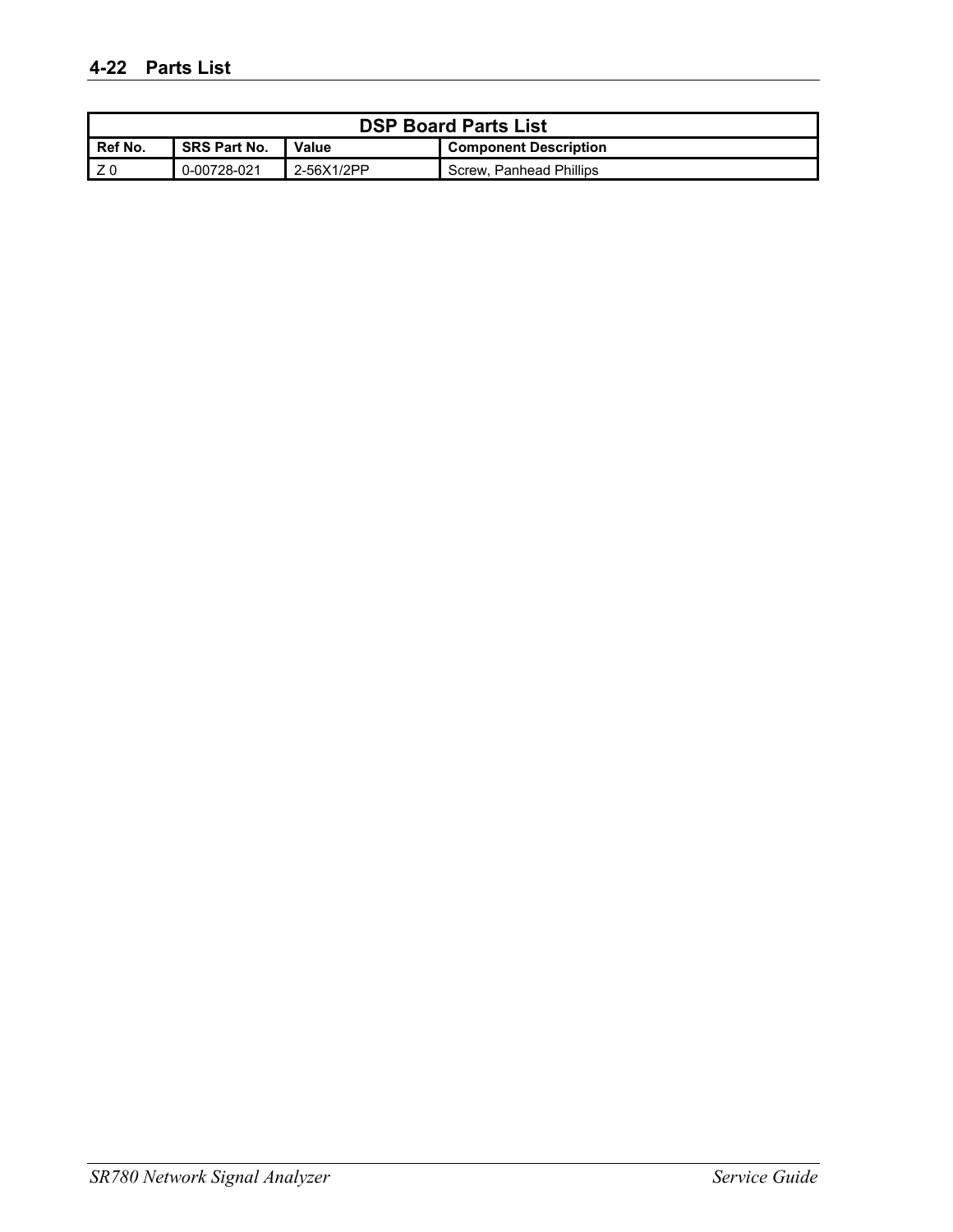## 4-22 Parts List

| DSP Board Parts List | | | |
|---|---|---|---|
| **Ref No.** | **SRS Part No.** | **Value** | **Component Description** |
| Z 0 | 0-00728-021 | 2-56X1/2PP | Screw, Panhead Phillips |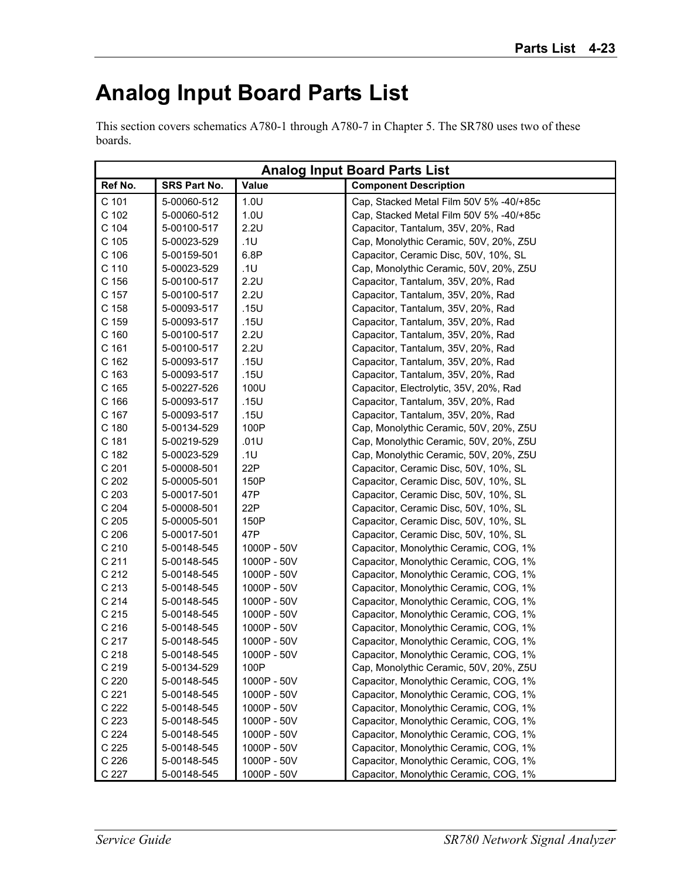# Analog Input Board Parts List

This section covers schematics A780-1 through A780-7 in Chapter 5. The SR780 uses two of these boards.

| Analog Input Board Parts List | | | |
|---|---|---|---|
| **Ref No.** | **SRS Part No.** | **Value** | **Component Description** |
| C 101 | 5-00060-512 | 1.0U | Cap, Stacked Metal Film 50V 5% -40/+85c |
| C 102 | 5-00060-512 | 1.0U | Cap, Stacked Metal Film 50V 5% -40/+85c |
| C 104 | 5-00100-517 | 2.2U | Capacitor, Tantalum, 35V, 20%, Rad |
| C 105 | 5-00023-529 | .1U | Cap, Monolythic Ceramic, 50V, 20%, Z5U |
| C 106 | 5-00159-501 | 6.8P | Capacitor, Ceramic Disc, 50V, 10%, SL |
| C 110 | 5-00023-529 | .1U | Cap, Monolythic Ceramic, 50V, 20%, Z5U |
| C 156 | 5-00100-517 | 2.2U | Capacitor, Tantalum, 35V, 20%, Rad |
| C 157 | 5-00100-517 | 2.2U | Capacitor, Tantalum, 35V, 20%, Rad |
| C 158 | 5-00093-517 | .15U | Capacitor, Tantalum, 35V, 20%, Rad |
| C 159 | 5-00093-517 | .15U | Capacitor, Tantalum, 35V, 20%, Rad |
| C 160 | 5-00100-517 | 2.2U | Capacitor, Tantalum, 35V, 20%, Rad |
| C 161 | 5-00100-517 | 2.2U | Capacitor, Tantalum, 35V, 20%, Rad |
| C 162 | 5-00093-517 | .15U | Capacitor, Tantalum, 35V, 20%, Rad |
| C 163 | 5-00093-517 | .15U | Capacitor, Tantalum, 35V, 20%, Rad |
| C 165 | 5-00227-526 | 100U | Capacitor, Electrolytic, 35V, 20%, Rad |
| C 166 | 5-00093-517 | .15U | Capacitor, Tantalum, 35V, 20%, Rad |
| C 167 | 5-00093-517 | .15U | Capacitor, Tantalum, 35V, 20%, Rad |
| C 180 | 5-00134-529 | 100P | Cap, Monolythic Ceramic, 50V, 20%, Z5U |
| C 181 | 5-00219-529 | .01U | Cap, Monolythic Ceramic, 50V, 20%, Z5U |
| C 182 | 5-00023-529 | .1U | Cap, Monolythic Ceramic, 50V, 20%, Z5U |
| C 201 | 5-00008-501 | 22P | Capacitor, Ceramic Disc, 50V, 10%, SL |
| C 202 | 5-00005-501 | 150P | Capacitor, Ceramic Disc, 50V, 10%, SL |
| C 203 | 5-00017-501 | 47P | Capacitor, Ceramic Disc, 50V, 10%, SL |
| C 204 | 5-00008-501 | 22P | Capacitor, Ceramic Disc, 50V, 10%, SL |
| C 205 | 5-00005-501 | 150P | Capacitor, Ceramic Disc, 50V, 10%, SL |
| C 206 | 5-00017-501 | 47P | Capacitor, Ceramic Disc, 50V, 10%, SL |
| C 210 | 5-00148-545 | 1000P - 50V | Capacitor, Monolythic Ceramic, COG, 1% |
| C 211 | 5-00148-545 | 1000P - 50V | Capacitor, Monolythic Ceramic, COG, 1% |
| C 212 | 5-00148-545 | 1000P - 50V | Capacitor, Monolythic Ceramic, COG, 1% |
| C 213 | 5-00148-545 | 1000P - 50V | Capacitor, Monolythic Ceramic, COG, 1% |
| C 214 | 5-00148-545 | 1000P - 50V | Capacitor, Monolythic Ceramic, COG, 1% |
| C 215 | 5-00148-545 | 1000P - 50V | Capacitor, Monolythic Ceramic, COG, 1% |
| C 216 | 5-00148-545 | 1000P - 50V | Capacitor, Monolythic Ceramic, COG, 1% |
| C 217 | 5-00148-545 | 1000P - 50V | Capacitor, Monolythic Ceramic, COG, 1% |
| C 218 | 5-00148-545 | 1000P - 50V | Capacitor, Monolythic Ceramic, COG, 1% |
| C 219 | 5-00134-529 | 100P | Cap, Monolythic Ceramic, 50V, 20%, Z5U |
| C 220 | 5-00148-545 | 1000P - 50V | Capacitor, Monolythic Ceramic, COG, 1% |
| C 221 | 5-00148-545 | 1000P - 50V | Capacitor, Monolythic Ceramic, COG, 1% |
| C 222 | 5-00148-545 | 1000P - 50V | Capacitor, Monolythic Ceramic, COG, 1% |
| C 223 | 5-00148-545 | 1000P - 50V | Capacitor, Monolythic Ceramic, COG, 1% |
| C 224 | 5-00148-545 | 1000P - 50V | Capacitor, Monolythic Ceramic, COG, 1% |
| C 225 | 5-00148-545 | 1000P - 50V | Capacitor, Monolythic Ceramic, COG, 1% |
| C 226 | 5-00148-545 | 1000P - 50V | Capacitor, Monolythic Ceramic, COG, 1% |
| C 227 | 5-00148-545 | 1000P - 50V | Capacitor, Monolythic Ceramic, COG, 1% |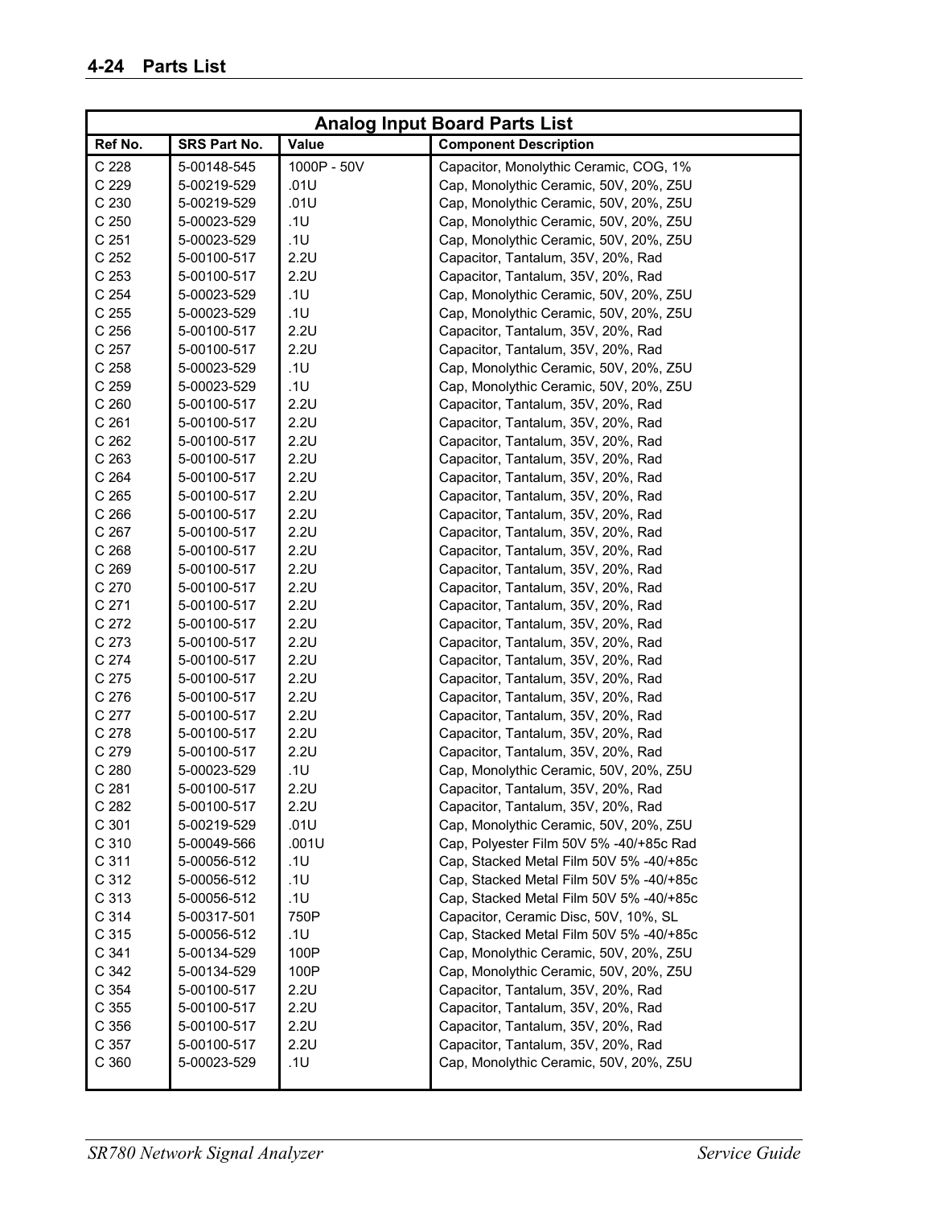| Analog Input Board Parts List | | | |
|---|---|---|---|
| **Ref No.** | **SRS Part No.** | **Value** | **Component Description** |
| C 228 | 5-00148-545 | 1000P - 50V | Capacitor, Monolythic Ceramic, COG, 1% |
| C 229 | 5-00219-529 | .01U | Cap, Monolythic Ceramic, 50V, 20%, Z5U |
| C 230 | 5-00219-529 | .01U | Cap, Monolythic Ceramic, 50V, 20%, Z5U |
| C 250 | 5-00023-529 | .1U | Cap, Monolythic Ceramic, 50V, 20%, Z5U |
| C 251 | 5-00023-529 | .1U | Cap, Monolythic Ceramic, 50V, 20%, Z5U |
| C 252 | 5-00100-517 | 2.2U | Capacitor, Tantalum, 35V, 20%, Rad |
| C 253 | 5-00100-517 | 2.2U | Capacitor, Tantalum, 35V, 20%, Rad |
| C 254 | 5-00023-529 | .1U | Cap, Monolythic Ceramic, 50V, 20%, Z5U |
| C 255 | 5-00023-529 | .1U | Cap, Monolythic Ceramic, 50V, 20%, Z5U |
| C 256 | 5-00100-517 | 2.2U | Capacitor, Tantalum, 35V, 20%, Rad |
| C 257 | 5-00100-517 | 2.2U | Capacitor, Tantalum, 35V, 20%, Rad |
| C 258 | 5-00023-529 | .1U | Cap, Monolythic Ceramic, 50V, 20%, Z5U |
| C 259 | 5-00023-529 | .1U | Cap, Monolythic Ceramic, 50V, 20%, Z5U |
| C 260 | 5-00100-517 | 2.2U | Capacitor, Tantalum, 35V, 20%, Rad |
| C 261 | 5-00100-517 | 2.2U | Capacitor, Tantalum, 35V, 20%, Rad |
| C 262 | 5-00100-517 | 2.2U | Capacitor, Tantalum, 35V, 20%, Rad |
| C 263 | 5-00100-517 | 2.2U | Capacitor, Tantalum, 35V, 20%, Rad |
| C 264 | 5-00100-517 | 2.2U | Capacitor, Tantalum, 35V, 20%, Rad |
| C 265 | 5-00100-517 | 2.2U | Capacitor, Tantalum, 35V, 20%, Rad |
| C 266 | 5-00100-517 | 2.2U | Capacitor, Tantalum, 35V, 20%, Rad |
| C 267 | 5-00100-517 | 2.2U | Capacitor, Tantalum, 35V, 20%, Rad |
| C 268 | 5-00100-517 | 2.2U | Capacitor, Tantalum, 35V, 20%, Rad |
| C 269 | 5-00100-517 | 2.2U | Capacitor, Tantalum, 35V, 20%, Rad |
| C 270 | 5-00100-517 | 2.2U | Capacitor, Tantalum, 35V, 20%, Rad |
| C 271 | 5-00100-517 | 2.2U | Capacitor, Tantalum, 35V, 20%, Rad |
| C 272 | 5-00100-517 | 2.2U | Capacitor, Tantalum, 35V, 20%, Rad |
| C 273 | 5-00100-517 | 2.2U | Capacitor, Tantalum, 35V, 20%, Rad |
| C 274 | 5-00100-517 | 2.2U | Capacitor, Tantalum, 35V, 20%, Rad |
| C 275 | 5-00100-517 | 2.2U | Capacitor, Tantalum, 35V, 20%, Rad |
| C 276 | 5-00100-517 | 2.2U | Capacitor, Tantalum, 35V, 20%, Rad |
| C 277 | 5-00100-517 | 2.2U | Capacitor, Tantalum, 35V, 20%, Rad |
| C 278 | 5-00100-517 | 2.2U | Capacitor, Tantalum, 35V, 20%, Rad |
| C 279 | 5-00100-517 | 2.2U | Capacitor, Tantalum, 35V, 20%, Rad |
| C 280 | 5-00023-529 | .1U | Cap, Monolythic Ceramic, 50V, 20%, Z5U |
| C 281 | 5-00100-517 | 2.2U | Capacitor, Tantalum, 35V, 20%, Rad |
| C 282 | 5-00100-517 | 2.2U | Capacitor, Tantalum, 35V, 20%, Rad |
| C 301 | 5-00219-529 | .01U | Cap, Monolythic Ceramic, 50V, 20%, Z5U |
| C 310 | 5-00049-566 | .001U | Cap, Polyester Film 50V 5% -40/+85c Rad |
| C 311 | 5-00056-512 | .1U | Cap, Stacked Metal Film 50V 5% -40/+85c |
| C 312 | 5-00056-512 | .1U | Cap, Stacked Metal Film 50V 5% -40/+85c |
| C 313 | 5-00056-512 | .1U | Cap, Stacked Metal Film 50V 5% -40/+85c |
| C 314 | 5-00317-501 | 750P | Capacitor, Ceramic Disc, 50V, 10%, SL |
| C 315 | 5-00056-512 | .1U | Cap, Stacked Metal Film 50V 5% -40/+85c |
| C 341 | 5-00134-529 | 100P | Cap, Monolythic Ceramic, 50V, 20%, Z5U |
| C 342 | 5-00134-529 | 100P | Cap, Monolythic Ceramic, 50V, 20%, Z5U |
| C 354 | 5-00100-517 | 2.2U | Capacitor, Tantalum, 35V, 20%, Rad |
| C 355 | 5-00100-517 | 2.2U | Capacitor, Tantalum, 35V, 20%, Rad |
| C 356 | 5-00100-517 | 2.2U | Capacitor, Tantalum, 35V, 20%, Rad |
| C 357 | 5-00100-517 | 2.2U | Capacitor, Tantalum, 35V, 20%, Rad |
| C 360 | 5-00023-529 | .1U | Cap, Monolythic Ceramic, 50V, 20%, Z5U |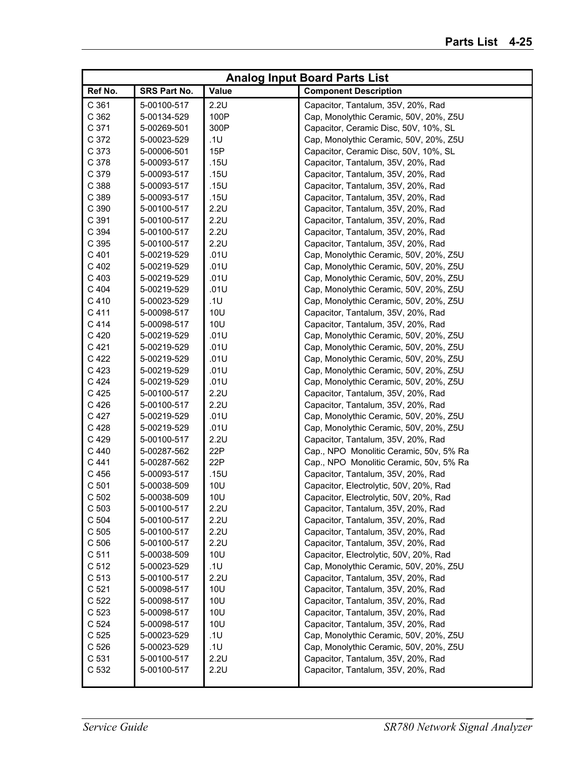| Analog Input Board Parts List | | | |
|---|---|---|---|
| **Ref No.** | **SRS Part No.** | **Value** | **Component Description** |
| C 361 | 5-00100-517 | 2.2U | Capacitor, Tantalum, 35V, 20%, Rad |
| C 362 | 5-00134-529 | 100P | Cap, Monolythic Ceramic, 50V, 20%, Z5U |
| C 371 | 5-00269-501 | 300P | Capacitor, Ceramic Disc, 50V, 10%, SL |
| C 372 | 5-00023-529 | .1U | Cap, Monolythic Ceramic, 50V, 20%, Z5U |
| C 373 | 5-00006-501 | 15P | Capacitor, Ceramic Disc, 50V, 10%, SL |
| C 378 | 5-00093-517 | .15U | Capacitor, Tantalum, 35V, 20%, Rad |
| C 379 | 5-00093-517 | .15U | Capacitor, Tantalum, 35V, 20%, Rad |
| C 388 | 5-00093-517 | .15U | Capacitor, Tantalum, 35V, 20%, Rad |
| C 389 | 5-00093-517 | .15U | Capacitor, Tantalum, 35V, 20%, Rad |
| C 390 | 5-00100-517 | 2.2U | Capacitor, Tantalum, 35V, 20%, Rad |
| C 391 | 5-00100-517 | 2.2U | Capacitor, Tantalum, 35V, 20%, Rad |
| C 394 | 5-00100-517 | 2.2U | Capacitor, Tantalum, 35V, 20%, Rad |
| C 395 | 5-00100-517 | 2.2U | Capacitor, Tantalum, 35V, 20%, Rad |
| C 401 | 5-00219-529 | .01U | Cap, Monolythic Ceramic, 50V, 20%, Z5U |
| C 402 | 5-00219-529 | .01U | Cap, Monolythic Ceramic, 50V, 20%, Z5U |
| C 403 | 5-00219-529 | .01U | Cap, Monolythic Ceramic, 50V, 20%, Z5U |
| C 404 | 5-00219-529 | .01U | Cap, Monolythic Ceramic, 50V, 20%, Z5U |
| C 410 | 5-00023-529 | .1U | Cap, Monolythic Ceramic, 50V, 20%, Z5U |
| C 411 | 5-00098-517 | 10U | Capacitor, Tantalum, 35V, 20%, Rad |
| C 414 | 5-00098-517 | 10U | Capacitor, Tantalum, 35V, 20%, Rad |
| C 420 | 5-00219-529 | .01U | Cap, Monolythic Ceramic, 50V, 20%, Z5U |
| C 421 | 5-00219-529 | .01U | Cap, Monolythic Ceramic, 50V, 20%, Z5U |
| C 422 | 5-00219-529 | .01U | Cap, Monolythic Ceramic, 50V, 20%, Z5U |
| C 423 | 5-00219-529 | .01U | Cap, Monolythic Ceramic, 50V, 20%, Z5U |
| C 424 | 5-00219-529 | .01U | Cap, Monolythic Ceramic, 50V, 20%, Z5U |
| C 425 | 5-00100-517 | 2.2U | Capacitor, Tantalum, 35V, 20%, Rad |
| C 426 | 5-00100-517 | 2.2U | Capacitor, Tantalum, 35V, 20%, Rad |
| C 427 | 5-00219-529 | .01U | Cap, Monolythic Ceramic, 50V, 20%, Z5U |
| C 428 | 5-00219-529 | .01U | Cap, Monolythic Ceramic, 50V, 20%, Z5U |
| C 429 | 5-00100-517 | 2.2U | Capacitor, Tantalum, 35V, 20%, Rad |
| C 440 | 5-00287-562 | 22P | Cap., NPO Monolitic Ceramic, 50v, 5% Ra |
| C 441 | 5-00287-562 | 22P | Cap., NPO Monolitic Ceramic, 50v, 5% Ra |
| C 456 | 5-00093-517 | .15U | Capacitor, Tantalum, 35V, 20%, Rad |
| C 501 | 5-00038-509 | 10U | Capacitor, Electrolytic, 50V, 20%, Rad |
| C 502 | 5-00038-509 | 10U | Capacitor, Electrolytic, 50V, 20%, Rad |
| C 503 | 5-00100-517 | 2.2U | Capacitor, Tantalum, 35V, 20%, Rad |
| C 504 | 5-00100-517 | 2.2U | Capacitor, Tantalum, 35V, 20%, Rad |
| C 505 | 5-00100-517 | 2.2U | Capacitor, Tantalum, 35V, 20%, Rad |
| C 506 | 5-00100-517 | 2.2U | Capacitor, Tantalum, 35V, 20%, Rad |
| C 511 | 5-00038-509 | 10U | Capacitor, Electrolytic, 50V, 20%, Rad |
| C 512 | 5-00023-529 | .1U | Cap, Monolythic Ceramic, 50V, 20%, Z5U |
| C 513 | 5-00100-517 | 2.2U | Capacitor, Tantalum, 35V, 20%, Rad |
| C 521 | 5-00098-517 | 10U | Capacitor, Tantalum, 35V, 20%, Rad |
| C 522 | 5-00098-517 | 10U | Capacitor, Tantalum, 35V, 20%, Rad |
| C 523 | 5-00098-517 | 10U | Capacitor, Tantalum, 35V, 20%, Rad |
| C 524 | 5-00098-517 | 10U | Capacitor, Tantalum, 35V, 20%, Rad |
| C 525 | 5-00023-529 | .1U | Cap, Monolythic Ceramic, 50V, 20%, Z5U |
| C 526 | 5-00023-529 | .1U | Cap, Monolythic Ceramic, 50V, 20%, Z5U |
| C 531 | 5-00100-517 | 2.2U | Capacitor, Tantalum, 35V, 20%, Rad |
| C 532 | 5-00100-517 | 2.2U | Capacitor, Tantalum, 35V, 20%, Rad |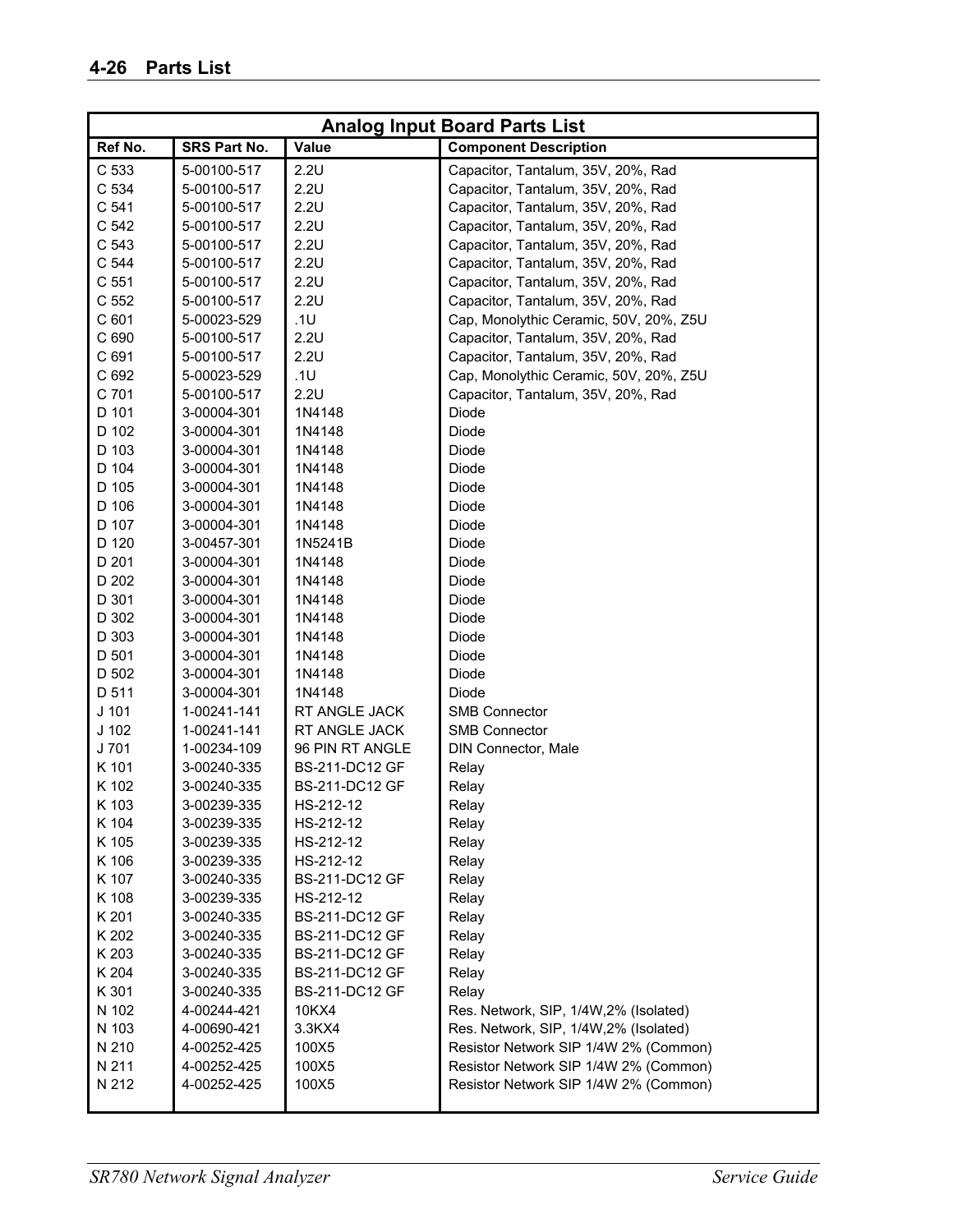## 4-26 Parts List

| Analog Input Board Parts List | | | |
|---|---|---|---|
| **Ref No.** | **SRS Part No.** | **Value** | **Component Description** |
| C 533 | 5-00100-517 | 2.2U | Capacitor, Tantalum, 35V, 20%, Rad |
| C 534 | 5-00100-517 | 2.2U | Capacitor, Tantalum, 35V, 20%, Rad |
| C 541 | 5-00100-517 | 2.2U | Capacitor, Tantalum, 35V, 20%, Rad |
| C 542 | 5-00100-517 | 2.2U | Capacitor, Tantalum, 35V, 20%, Rad |
| C 543 | 5-00100-517 | 2.2U | Capacitor, Tantalum, 35V, 20%, Rad |
| C 544 | 5-00100-517 | 2.2U | Capacitor, Tantalum, 35V, 20%, Rad |
| C 551 | 5-00100-517 | 2.2U | Capacitor, Tantalum, 35V, 20%, Rad |
| C 552 | 5-00100-517 | 2.2U | Capacitor, Tantalum, 35V, 20%, Rad |
| C 601 | 5-00023-529 | .1U | Cap, Monolythic Ceramic, 50V, 20%, Z5U |
| C 690 | 5-00100-517 | 2.2U | Capacitor, Tantalum, 35V, 20%, Rad |
| C 691 | 5-00100-517 | 2.2U | Capacitor, Tantalum, 35V, 20%, Rad |
| C 692 | 5-00023-529 | .1U | Cap, Monolythic Ceramic, 50V, 20%, Z5U |
| C 701 | 5-00100-517 | 2.2U | Capacitor, Tantalum, 35V, 20%, Rad |
| D 101 | 3-00004-301 | 1N4148 | Diode |
| D 102 | 3-00004-301 | 1N4148 | Diode |
| D 103 | 3-00004-301 | 1N4148 | Diode |
| D 104 | 3-00004-301 | 1N4148 | Diode |
| D 105 | 3-00004-301 | 1N4148 | Diode |
| D 106 | 3-00004-301 | 1N4148 | Diode |
| D 107 | 3-00004-301 | 1N4148 | Diode |
| D 120 | 3-00457-301 | 1N5241B | Diode |
| D 201 | 3-00004-301 | 1N4148 | Diode |
| D 202 | 3-00004-301 | 1N4148 | Diode |
| D 301 | 3-00004-301 | 1N4148 | Diode |
| D 302 | 3-00004-301 | 1N4148 | Diode |
| D 303 | 3-00004-301 | 1N4148 | Diode |
| D 501 | 3-00004-301 | 1N4148 | Diode |
| D 502 | 3-00004-301 | 1N4148 | Diode |
| D 511 | 3-00004-301 | 1N4148 | Diode |
| J 101 | 1-00241-141 | RT ANGLE JACK | SMB Connector |
| J 102 | 1-00241-141 | RT ANGLE JACK | SMB Connector |
| J 701 | 1-00234-109 | 96 PIN RT ANGLE | DIN Connector, Male |
| K 101 | 3-00240-335 | BS-211-DC12 GF | Relay |
| K 102 | 3-00240-335 | BS-211-DC12 GF | Relay |
| K 103 | 3-00239-335 | HS-212-12 | Relay |
| K 104 | 3-00239-335 | HS-212-12 | Relay |
| K 105 | 3-00239-335 | HS-212-12 | Relay |
| K 106 | 3-00239-335 | HS-212-12 | Relay |
| K 107 | 3-00240-335 | BS-211-DC12 GF | Relay |
| K 108 | 3-00239-335 | HS-212-12 | Relay |
| K 201 | 3-00240-335 | BS-211-DC12 GF | Relay |
| K 202 | 3-00240-335 | BS-211-DC12 GF | Relay |
| K 203 | 3-00240-335 | BS-211-DC12 GF | Relay |
| K 204 | 3-00240-335 | BS-211-DC12 GF | Relay |
| K 301 | 3-00240-335 | BS-211-DC12 GF | Relay |
| N 102 | 4-00244-421 | 10KX4 | Res. Network, SIP, 1/4W,2% (Isolated) |
| N 103 | 4-00690-421 | 3.3KX4 | Res. Network, SIP, 1/4W,2% (Isolated) |
| N 210 | 4-00252-425 | 100X5 | Resistor Network SIP 1/4W 2% (Common) |
| N 211 | 4-00252-425 | 100X5 | Resistor Network SIP 1/4W 2% (Common) |
| N 212 | 4-00252-425 | 100X5 | Resistor Network SIP 1/4W 2% (Common) |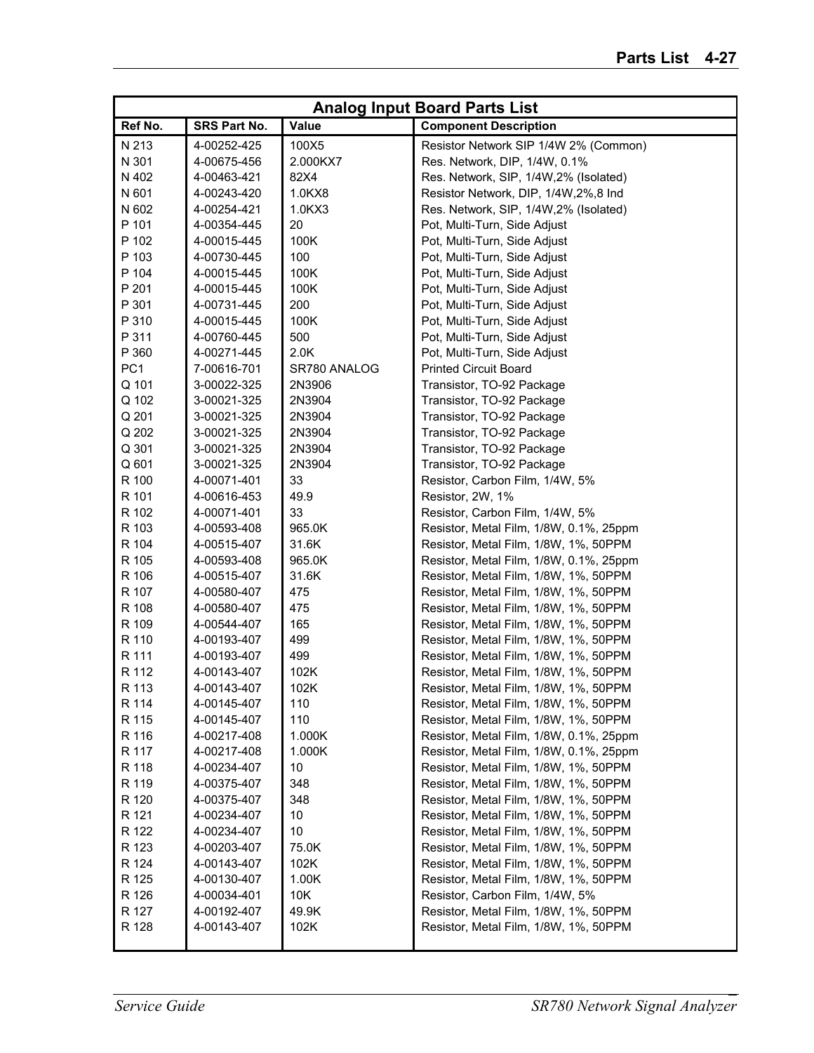| Analog Input Board Parts List | | | |
|---|---|---|---|
| **Ref No.** | **SRS Part No.** | **Value** | **Component Description** |
| N 213 | 4-00252-425 | 100X5 | Resistor Network SIP 1/4W 2% (Common) |
| N 301 | 4-00675-456 | 2.000KX7 | Res. Network, DIP, 1/4W, 0.1% |
| N 402 | 4-00463-421 | 82X4 | Res. Network, SIP, 1/4W,2% (Isolated) |
| N 601 | 4-00243-420 | 1.0KX8 | Resistor Network, DIP, 1/4W,2%,8 Ind |
| N 602 | 4-00254-421 | 1.0KX3 | Res. Network, SIP, 1/4W,2% (Isolated) |
| P 101 | 4-00354-445 | 20 | Pot, Multi-Turn, Side Adjust |
| P 102 | 4-00015-445 | 100K | Pot, Multi-Turn, Side Adjust |
| P 103 | 4-00730-445 | 100 | Pot, Multi-Turn, Side Adjust |
| P 104 | 4-00015-445 | 100K | Pot, Multi-Turn, Side Adjust |
| P 201 | 4-00015-445 | 100K | Pot, Multi-Turn, Side Adjust |
| P 301 | 4-00731-445 | 200 | Pot, Multi-Turn, Side Adjust |
| P 310 | 4-00015-445 | 100K | Pot, Multi-Turn, Side Adjust |
| P 311 | 4-00760-445 | 500 | Pot, Multi-Turn, Side Adjust |
| P 360 | 4-00271-445 | 2.0K | Pot, Multi-Turn, Side Adjust |
| PC1 | 7-00616-701 | SR780 ANALOG | Printed Circuit Board |
| Q 101 | 3-00022-325 | 2N3906 | Transistor, TO-92 Package |
| Q 102 | 3-00021-325 | 2N3904 | Transistor, TO-92 Package |
| Q 201 | 3-00021-325 | 2N3904 | Transistor, TO-92 Package |
| Q 202 | 3-00021-325 | 2N3904 | Transistor, TO-92 Package |
| Q 301 | 3-00021-325 | 2N3904 | Transistor, TO-92 Package |
| Q 601 | 3-00021-325 | 2N3904 | Transistor, TO-92 Package |
| R 100 | 4-00071-401 | 33 | Resistor, Carbon Film, 1/4W, 5% |
| R 101 | 4-00616-453 | 49.9 | Resistor, 2W, 1% |
| R 102 | 4-00071-401 | 33 | Resistor, Carbon Film, 1/4W, 5% |
| R 103 | 4-00593-408 | 965.0K | Resistor, Metal Film, 1/8W, 0.1%, 25ppm |
| R 104 | 4-00515-407 | 31.6K | Resistor, Metal Film, 1/8W, 1%, 50PPM |
| R 105 | 4-00593-408 | 965.0K | Resistor, Metal Film, 1/8W, 0.1%, 25ppm |
| R 106 | 4-00515-407 | 31.6K | Resistor, Metal Film, 1/8W, 1%, 50PPM |
| R 107 | 4-00580-407 | 475 | Resistor, Metal Film, 1/8W, 1%, 50PPM |
| R 108 | 4-00580-407 | 475 | Resistor, Metal Film, 1/8W, 1%, 50PPM |
| R 109 | 4-00544-407 | 165 | Resistor, Metal Film, 1/8W, 1%, 50PPM |
| R 110 | 4-00193-407 | 499 | Resistor, Metal Film, 1/8W, 1%, 50PPM |
| R 111 | 4-00193-407 | 499 | Resistor, Metal Film, 1/8W, 1%, 50PPM |
| R 112 | 4-00143-407 | 102K | Resistor, Metal Film, 1/8W, 1%, 50PPM |
| R 113 | 4-00143-407 | 102K | Resistor, Metal Film, 1/8W, 1%, 50PPM |
| R 114 | 4-00145-407 | 110 | Resistor, Metal Film, 1/8W, 1%, 50PPM |
| R 115 | 4-00145-407 | 110 | Resistor, Metal Film, 1/8W, 1%, 50PPM |
| R 116 | 4-00217-408 | 1.000K | Resistor, Metal Film, 1/8W, 0.1%, 25ppm |
| R 117 | 4-00217-408 | 1.000K | Resistor, Metal Film, 1/8W, 0.1%, 25ppm |
| R 118 | 4-00234-407 | 10 | Resistor, Metal Film, 1/8W, 1%, 50PPM |
| R 119 | 4-00375-407 | 348 | Resistor, Metal Film, 1/8W, 1%, 50PPM |
| R 120 | 4-00375-407 | 348 | Resistor, Metal Film, 1/8W, 1%, 50PPM |
| R 121 | 4-00234-407 | 10 | Resistor, Metal Film, 1/8W, 1%, 50PPM |
| R 122 | 4-00234-407 | 10 | Resistor, Metal Film, 1/8W, 1%, 50PPM |
| R 123 | 4-00203-407 | 75.0K | Resistor, Metal Film, 1/8W, 1%, 50PPM |
| R 124 | 4-00143-407 | 102K | Resistor, Metal Film, 1/8W, 1%, 50PPM |
| R 125 | 4-00130-407 | 1.00K | Resistor, Metal Film, 1/8W, 1%, 50PPM |
| R 126 | 4-00034-401 | 10K | Resistor, Carbon Film, 1/4W, 5% |
| R 127 | 4-00192-407 | 49.9K | Resistor, Metal Film, 1/8W, 1%, 50PPM |
| R 128 | 4-00143-407 | 102K | Resistor, Metal Film, 1/8W, 1%, 50PPM |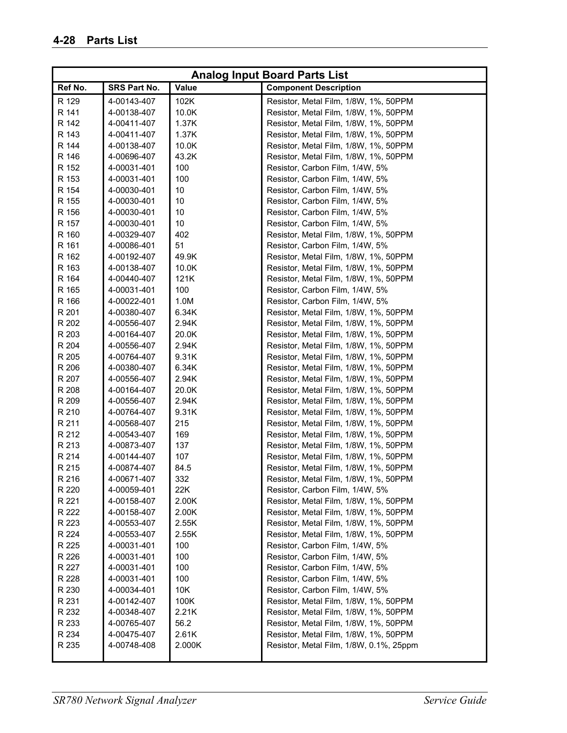| Analog Input Board Parts List | | | |
|---|---|---|---|
| **Ref No.** | **SRS Part No.** | **Value** | **Component Description** |
| R 129 | 4-00143-407 | 102K | Resistor, Metal Film, 1/8W, 1%, 50PPM |
| R 141 | 4-00138-407 | 10.0K | Resistor, Metal Film, 1/8W, 1%, 50PPM |
| R 142 | 4-00411-407 | 1.37K | Resistor, Metal Film, 1/8W, 1%, 50PPM |
| R 143 | 4-00411-407 | 1.37K | Resistor, Metal Film, 1/8W, 1%, 50PPM |
| R 144 | 4-00138-407 | 10.0K | Resistor, Metal Film, 1/8W, 1%, 50PPM |
| R 146 | 4-00696-407 | 43.2K | Resistor, Metal Film, 1/8W, 1%, 50PPM |
| R 152 | 4-00031-401 | 100 | Resistor, Carbon Film, 1/4W, 5% |
| R 153 | 4-00031-401 | 100 | Resistor, Carbon Film, 1/4W, 5% |
| R 154 | 4-00030-401 | 10 | Resistor, Carbon Film, 1/4W, 5% |
| R 155 | 4-00030-401 | 10 | Resistor, Carbon Film, 1/4W, 5% |
| R 156 | 4-00030-401 | 10 | Resistor, Carbon Film, 1/4W, 5% |
| R 157 | 4-00030-401 | 10 | Resistor, Carbon Film, 1/4W, 5% |
| R 160 | 4-00329-407 | 402 | Resistor, Metal Film, 1/8W, 1%, 50PPM |
| R 161 | 4-00086-401 | 51 | Resistor, Carbon Film, 1/4W, 5% |
| R 162 | 4-00192-407 | 49.9K | Resistor, Metal Film, 1/8W, 1%, 50PPM |
| R 163 | 4-00138-407 | 10.0K | Resistor, Metal Film, 1/8W, 1%, 50PPM |
| R 164 | 4-00440-407 | 121K | Resistor, Metal Film, 1/8W, 1%, 50PPM |
| R 165 | 4-00031-401 | 100 | Resistor, Carbon Film, 1/4W, 5% |
| R 166 | 4-00022-401 | 1.0M | Resistor, Carbon Film, 1/4W, 5% |
| R 201 | 4-00380-407 | 6.34K | Resistor, Metal Film, 1/8W, 1%, 50PPM |
| R 202 | 4-00556-407 | 2.94K | Resistor, Metal Film, 1/8W, 1%, 50PPM |
| R 203 | 4-00164-407 | 20.0K | Resistor, Metal Film, 1/8W, 1%, 50PPM |
| R 204 | 4-00556-407 | 2.94K | Resistor, Metal Film, 1/8W, 1%, 50PPM |
| R 205 | 4-00764-407 | 9.31K | Resistor, Metal Film, 1/8W, 1%, 50PPM |
| R 206 | 4-00380-407 | 6.34K | Resistor, Metal Film, 1/8W, 1%, 50PPM |
| R 207 | 4-00556-407 | 2.94K | Resistor, Metal Film, 1/8W, 1%, 50PPM |
| R 208 | 4-00164-407 | 20.0K | Resistor, Metal Film, 1/8W, 1%, 50PPM |
| R 209 | 4-00556-407 | 2.94K | Resistor, Metal Film, 1/8W, 1%, 50PPM |
| R 210 | 4-00764-407 | 9.31K | Resistor, Metal Film, 1/8W, 1%, 50PPM |
| R 211 | 4-00568-407 | 215 | Resistor, Metal Film, 1/8W, 1%, 50PPM |
| R 212 | 4-00543-407 | 169 | Resistor, Metal Film, 1/8W, 1%, 50PPM |
| R 213 | 4-00873-407 | 137 | Resistor, Metal Film, 1/8W, 1%, 50PPM |
| R 214 | 4-00144-407 | 107 | Resistor, Metal Film, 1/8W, 1%, 50PPM |
| R 215 | 4-00874-407 | 84.5 | Resistor, Metal Film, 1/8W, 1%, 50PPM |
| R 216 | 4-00671-407 | 332 | Resistor, Metal Film, 1/8W, 1%, 50PPM |
| R 220 | 4-00059-401 | 22K | Resistor, Carbon Film, 1/4W, 5% |
| R 221 | 4-00158-407 | 2.00K | Resistor, Metal Film, 1/8W, 1%, 50PPM |
| R 222 | 4-00158-407 | 2.00K | Resistor, Metal Film, 1/8W, 1%, 50PPM |
| R 223 | 4-00553-407 | 2.55K | Resistor, Metal Film, 1/8W, 1%, 50PPM |
| R 224 | 4-00553-407 | 2.55K | Resistor, Metal Film, 1/8W, 1%, 50PPM |
| R 225 | 4-00031-401 | 100 | Resistor, Carbon Film, 1/4W, 5% |
| R 226 | 4-00031-401 | 100 | Resistor, Carbon Film, 1/4W, 5% |
| R 227 | 4-00031-401 | 100 | Resistor, Carbon Film, 1/4W, 5% |
| R 228 | 4-00031-401 | 100 | Resistor, Carbon Film, 1/4W, 5% |
| R 230 | 4-00034-401 | 10K | Resistor, Carbon Film, 1/4W, 5% |
| R 231 | 4-00142-407 | 100K | Resistor, Metal Film, 1/8W, 1%, 50PPM |
| R 232 | 4-00348-407 | 2.21K | Resistor, Metal Film, 1/8W, 1%, 50PPM |
| R 233 | 4-00765-407 | 56.2 | Resistor, Metal Film, 1/8W, 1%, 50PPM |
| R 234 | 4-00475-407 | 2.61K | Resistor, Metal Film, 1/8W, 1%, 50PPM |
| R 235 | 4-00748-408 | 2.000K | Resistor, Metal Film, 1/8W, 0.1%, 25ppm |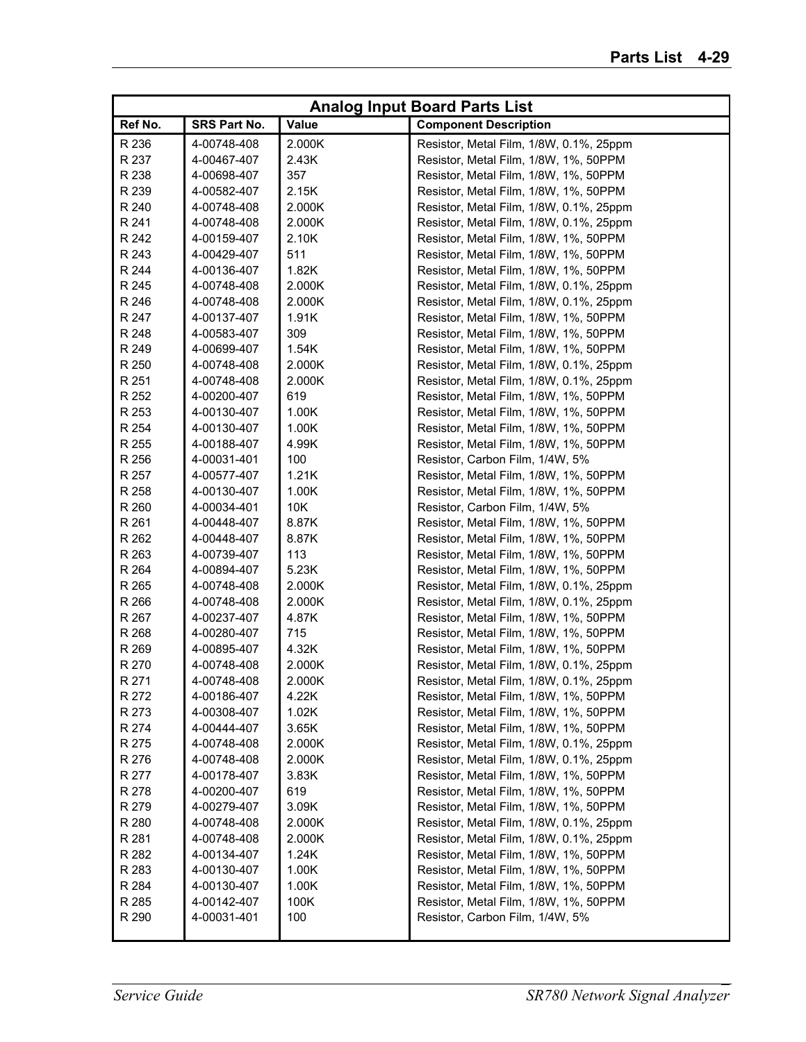| Analog Input Board Parts List | | | |
|---|---|---|---|
| **Ref No.** | **SRS Part No.** | **Value** | **Component Description** |
| R 236 | 4-00748-408 | 2.000K | Resistor, Metal Film, 1/8W, 0.1%, 25ppm |
| R 237 | 4-00467-407 | 2.43K | Resistor, Metal Film, 1/8W, 1%, 50PPM |
| R 238 | 4-00698-407 | 357 | Resistor, Metal Film, 1/8W, 1%, 50PPM |
| R 239 | 4-00582-407 | 2.15K | Resistor, Metal Film, 1/8W, 1%, 50PPM |
| R 240 | 4-00748-408 | 2.000K | Resistor, Metal Film, 1/8W, 0.1%, 25ppm |
| R 241 | 4-00748-408 | 2.000K | Resistor, Metal Film, 1/8W, 0.1%, 25ppm |
| R 242 | 4-00159-407 | 2.10K | Resistor, Metal Film, 1/8W, 1%, 50PPM |
| R 243 | 4-00429-407 | 511 | Resistor, Metal Film, 1/8W, 1%, 50PPM |
| R 244 | 4-00136-407 | 1.82K | Resistor, Metal Film, 1/8W, 1%, 50PPM |
| R 245 | 4-00748-408 | 2.000K | Resistor, Metal Film, 1/8W, 0.1%, 25ppm |
| R 246 | 4-00748-408 | 2.000K | Resistor, Metal Film, 1/8W, 0.1%, 25ppm |
| R 247 | 4-00137-407 | 1.91K | Resistor, Metal Film, 1/8W, 1%, 50PPM |
| R 248 | 4-00583-407 | 309 | Resistor, Metal Film, 1/8W, 1%, 50PPM |
| R 249 | 4-00699-407 | 1.54K | Resistor, Metal Film, 1/8W, 1%, 50PPM |
| R 250 | 4-00748-408 | 2.000K | Resistor, Metal Film, 1/8W, 0.1%, 25ppm |
| R 251 | 4-00748-408 | 2.000K | Resistor, Metal Film, 1/8W, 0.1%, 25ppm |
| R 252 | 4-00200-407 | 619 | Resistor, Metal Film, 1/8W, 1%, 50PPM |
| R 253 | 4-00130-407 | 1.00K | Resistor, Metal Film, 1/8W, 1%, 50PPM |
| R 254 | 4-00130-407 | 1.00K | Resistor, Metal Film, 1/8W, 1%, 50PPM |
| R 255 | 4-00188-407 | 4.99K | Resistor, Metal Film, 1/8W, 1%, 50PPM |
| R 256 | 4-00031-401 | 100 | Resistor, Carbon Film, 1/4W, 5% |
| R 257 | 4-00577-407 | 1.21K | Resistor, Metal Film, 1/8W, 1%, 50PPM |
| R 258 | 4-00130-407 | 1.00K | Resistor, Metal Film, 1/8W, 1%, 50PPM |
| R 260 | 4-00034-401 | 10K | Resistor, Carbon Film, 1/4W, 5% |
| R 261 | 4-00448-407 | 8.87K | Resistor, Metal Film, 1/8W, 1%, 50PPM |
| R 262 | 4-00448-407 | 8.87K | Resistor, Metal Film, 1/8W, 1%, 50PPM |
| R 263 | 4-00739-407 | 113 | Resistor, Metal Film, 1/8W, 1%, 50PPM |
| R 264 | 4-00894-407 | 5.23K | Resistor, Metal Film, 1/8W, 1%, 50PPM |
| R 265 | 4-00748-408 | 2.000K | Resistor, Metal Film, 1/8W, 0.1%, 25ppm |
| R 266 | 4-00748-408 | 2.000K | Resistor, Metal Film, 1/8W, 0.1%, 25ppm |
| R 267 | 4-00237-407 | 4.87K | Resistor, Metal Film, 1/8W, 1%, 50PPM |
| R 268 | 4-00280-407 | 715 | Resistor, Metal Film, 1/8W, 1%, 50PPM |
| R 269 | 4-00895-407 | 4.32K | Resistor, Metal Film, 1/8W, 1%, 50PPM |
| R 270 | 4-00748-408 | 2.000K | Resistor, Metal Film, 1/8W, 0.1%, 25ppm |
| R 271 | 4-00748-408 | 2.000K | Resistor, Metal Film, 1/8W, 0.1%, 25ppm |
| R 272 | 4-00186-407 | 4.22K | Resistor, Metal Film, 1/8W, 1%, 50PPM |
| R 273 | 4-00308-407 | 1.02K | Resistor, Metal Film, 1/8W, 1%, 50PPM |
| R 274 | 4-00444-407 | 3.65K | Resistor, Metal Film, 1/8W, 1%, 50PPM |
| R 275 | 4-00748-408 | 2.000K | Resistor, Metal Film, 1/8W, 0.1%, 25ppm |
| R 276 | 4-00748-408 | 2.000K | Resistor, Metal Film, 1/8W, 0.1%, 25ppm |
| R 277 | 4-00178-407 | 3.83K | Resistor, Metal Film, 1/8W, 1%, 50PPM |
| R 278 | 4-00200-407 | 619 | Resistor, Metal Film, 1/8W, 1%, 50PPM |
| R 279 | 4-00279-407 | 3.09K | Resistor, Metal Film, 1/8W, 1%, 50PPM |
| R 280 | 4-00748-408 | 2.000K | Resistor, Metal Film, 1/8W, 0.1%, 25ppm |
| R 281 | 4-00748-408 | 2.000K | Resistor, Metal Film, 1/8W, 0.1%, 25ppm |
| R 282 | 4-00134-407 | 1.24K | Resistor, Metal Film, 1/8W, 1%, 50PPM |
| R 283 | 4-00130-407 | 1.00K | Resistor, Metal Film, 1/8W, 1%, 50PPM |
| R 284 | 4-00130-407 | 1.00K | Resistor, Metal Film, 1/8W, 1%, 50PPM |
| R 285 | 4-00142-407 | 100K | Resistor, Metal Film, 1/8W, 1%, 50PPM |
| R 290 | 4-00031-401 | 100 | Resistor, Carbon Film, 1/4W, 5% |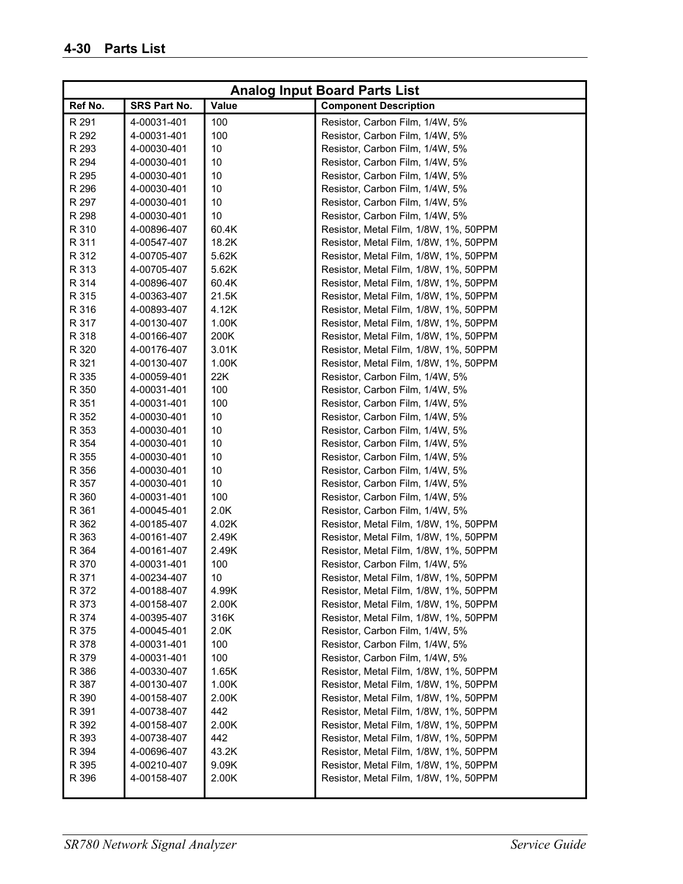## Analog Input Board Parts List

| Ref No. | SRS Part No. | Value | Component Description |
|---|---|---|---|
| R 291 | 4-00031-401 | 100 | Resistor, Carbon Film, 1/4W, 5% |
| R 292 | 4-00031-401 | 100 | Resistor, Carbon Film, 1/4W, 5% |
| R 293 | 4-00030-401 | 10 | Resistor, Carbon Film, 1/4W, 5% |
| R 294 | 4-00030-401 | 10 | Resistor, Carbon Film, 1/4W, 5% |
| R 295 | 4-00030-401 | 10 | Resistor, Carbon Film, 1/4W, 5% |
| R 296 | 4-00030-401 | 10 | Resistor, Carbon Film, 1/4W, 5% |
| R 297 | 4-00030-401 | 10 | Resistor, Carbon Film, 1/4W, 5% |
| R 298 | 4-00030-401 | 10 | Resistor, Carbon Film, 1/4W, 5% |
| R 310 | 4-00896-407 | 60.4K | Resistor, Metal Film, 1/8W, 1%, 50PPM |
| R 311 | 4-00547-407 | 18.2K | Resistor, Metal Film, 1/8W, 1%, 50PPM |
| R 312 | 4-00705-407 | 5.62K | Resistor, Metal Film, 1/8W, 1%, 50PPM |
| R 313 | 4-00705-407 | 5.62K | Resistor, Metal Film, 1/8W, 1%, 50PPM |
| R 314 | 4-00896-407 | 60.4K | Resistor, Metal Film, 1/8W, 1%, 50PPM |
| R 315 | 4-00363-407 | 21.5K | Resistor, Metal Film, 1/8W, 1%, 50PPM |
| R 316 | 4-00893-407 | 4.12K | Resistor, Metal Film, 1/8W, 1%, 50PPM |
| R 317 | 4-00130-407 | 1.00K | Resistor, Metal Film, 1/8W, 1%, 50PPM |
| R 318 | 4-00166-407 | 200K | Resistor, Metal Film, 1/8W, 1%, 50PPM |
| R 320 | 4-00176-407 | 3.01K | Resistor, Metal Film, 1/8W, 1%, 50PPM |
| R 321 | 4-00130-407 | 1.00K | Resistor, Metal Film, 1/8W, 1%, 50PPM |
| R 335 | 4-00059-401 | 22K | Resistor, Carbon Film, 1/4W, 5% |
| R 350 | 4-00031-401 | 100 | Resistor, Carbon Film, 1/4W, 5% |
| R 351 | 4-00031-401 | 100 | Resistor, Carbon Film, 1/4W, 5% |
| R 352 | 4-00030-401 | 10 | Resistor, Carbon Film, 1/4W, 5% |
| R 353 | 4-00030-401 | 10 | Resistor, Carbon Film, 1/4W, 5% |
| R 354 | 4-00030-401 | 10 | Resistor, Carbon Film, 1/4W, 5% |
| R 355 | 4-00030-401 | 10 | Resistor, Carbon Film, 1/4W, 5% |
| R 356 | 4-00030-401 | 10 | Resistor, Carbon Film, 1/4W, 5% |
| R 357 | 4-00030-401 | 10 | Resistor, Carbon Film, 1/4W, 5% |
| R 360 | 4-00031-401 | 100 | Resistor, Carbon Film, 1/4W, 5% |
| R 361 | 4-00045-401 | 2.0K | Resistor, Carbon Film, 1/4W, 5% |
| R 362 | 4-00185-407 | 4.02K | Resistor, Metal Film, 1/8W, 1%, 50PPM |
| R 363 | 4-00161-407 | 2.49K | Resistor, Metal Film, 1/8W, 1%, 50PPM |
| R 364 | 4-00161-407 | 2.49K | Resistor, Metal Film, 1/8W, 1%, 50PPM |
| R 370 | 4-00031-401 | 100 | Resistor, Carbon Film, 1/4W, 5% |
| R 371 | 4-00234-407 | 10 | Resistor, Metal Film, 1/8W, 1%, 50PPM |
| R 372 | 4-00188-407 | 4.99K | Resistor, Metal Film, 1/8W, 1%, 50PPM |
| R 373 | 4-00158-407 | 2.00K | Resistor, Metal Film, 1/8W, 1%, 50PPM |
| R 374 | 4-00395-407 | 316K | Resistor, Metal Film, 1/8W, 1%, 50PPM |
| R 375 | 4-00045-401 | 2.0K | Resistor, Carbon Film, 1/4W, 5% |
| R 378 | 4-00031-401 | 100 | Resistor, Carbon Film, 1/4W, 5% |
| R 379 | 4-00031-401 | 100 | Resistor, Carbon Film, 1/4W, 5% |
| R 386 | 4-00330-407 | 1.65K | Resistor, Metal Film, 1/8W, 1%, 50PPM |
| R 387 | 4-00130-407 | 1.00K | Resistor, Metal Film, 1/8W, 1%, 50PPM |
| R 390 | 4-00158-407 | 2.00K | Resistor, Metal Film, 1/8W, 1%, 50PPM |
| R 391 | 4-00738-407 | 442 | Resistor, Metal Film, 1/8W, 1%, 50PPM |
| R 392 | 4-00158-407 | 2.00K | Resistor, Metal Film, 1/8W, 1%, 50PPM |
| R 393 | 4-00738-407 | 442 | Resistor, Metal Film, 1/8W, 1%, 50PPM |
| R 394 | 4-00696-407 | 43.2K | Resistor, Metal Film, 1/8W, 1%, 50PPM |
| R 395 | 4-00210-407 | 9.09K | Resistor, Metal Film, 1/8W, 1%, 50PPM |
| R 396 | 4-00158-407 | 2.00K | Resistor, Metal Film, 1/8W, 1%, 50PPM |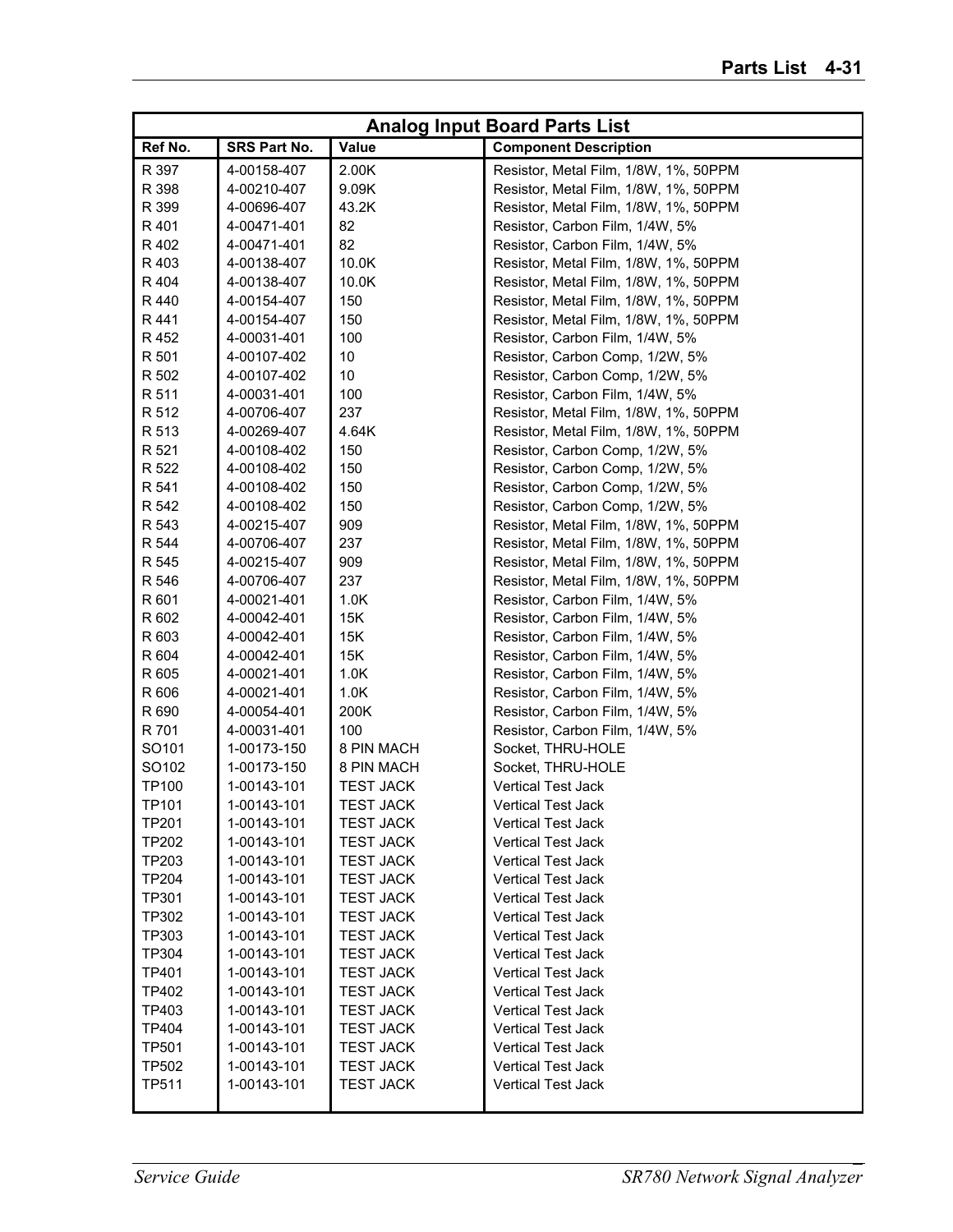| Analog Input Board Parts List | | | |
|---|---|---|---|
| **Ref No.** | **SRS Part No.** | **Value** | **Component Description** |
| R 397 | 4-00158-407 | 2.00K | Resistor, Metal Film, 1/8W, 1%, 50PPM |
| R 398 | 4-00210-407 | 9.09K | Resistor, Metal Film, 1/8W, 1%, 50PPM |
| R 399 | 4-00696-407 | 43.2K | Resistor, Metal Film, 1/8W, 1%, 50PPM |
| R 401 | 4-00471-401 | 82 | Resistor, Carbon Film, 1/4W, 5% |
| R 402 | 4-00471-401 | 82 | Resistor, Carbon Film, 1/4W, 5% |
| R 403 | 4-00138-407 | 10.0K | Resistor, Metal Film, 1/8W, 1%, 50PPM |
| R 404 | 4-00138-407 | 10.0K | Resistor, Metal Film, 1/8W, 1%, 50PPM |
| R 440 | 4-00154-407 | 150 | Resistor, Metal Film, 1/8W, 1%, 50PPM |
| R 441 | 4-00154-407 | 150 | Resistor, Metal Film, 1/8W, 1%, 50PPM |
| R 452 | 4-00031-401 | 100 | Resistor, Carbon Film, 1/4W, 5% |
| R 501 | 4-00107-402 | 10 | Resistor, Carbon Comp, 1/2W, 5% |
| R 502 | 4-00107-402 | 10 | Resistor, Carbon Comp, 1/2W, 5% |
| R 511 | 4-00031-401 | 100 | Resistor, Carbon Film, 1/4W, 5% |
| R 512 | 4-00706-407 | 237 | Resistor, Metal Film, 1/8W, 1%, 50PPM |
| R 513 | 4-00269-407 | 4.64K | Resistor, Metal Film, 1/8W, 1%, 50PPM |
| R 521 | 4-00108-402 | 150 | Resistor, Carbon Comp, 1/2W, 5% |
| R 522 | 4-00108-402 | 150 | Resistor, Carbon Comp, 1/2W, 5% |
| R 541 | 4-00108-402 | 150 | Resistor, Carbon Comp, 1/2W, 5% |
| R 542 | 4-00108-402 | 150 | Resistor, Carbon Comp, 1/2W, 5% |
| R 543 | 4-00215-407 | 909 | Resistor, Metal Film, 1/8W, 1%, 50PPM |
| R 544 | 4-00706-407 | 237 | Resistor, Metal Film, 1/8W, 1%, 50PPM |
| R 545 | 4-00215-407 | 909 | Resistor, Metal Film, 1/8W, 1%, 50PPM |
| R 546 | 4-00706-407 | 237 | Resistor, Metal Film, 1/8W, 1%, 50PPM |
| R 601 | 4-00021-401 | 1.0K | Resistor, Carbon Film, 1/4W, 5% |
| R 602 | 4-00042-401 | 15K | Resistor, Carbon Film, 1/4W, 5% |
| R 603 | 4-00042-401 | 15K | Resistor, Carbon Film, 1/4W, 5% |
| R 604 | 4-00042-401 | 15K | Resistor, Carbon Film, 1/4W, 5% |
| R 605 | 4-00021-401 | 1.0K | Resistor, Carbon Film, 1/4W, 5% |
| R 606 | 4-00021-401 | 1.0K | Resistor, Carbon Film, 1/4W, 5% |
| R 690 | 4-00054-401 | 200K | Resistor, Carbon Film, 1/4W, 5% |
| R 701 | 4-00031-401 | 100 | Resistor, Carbon Film, 1/4W, 5% |
| SO101 | 1-00173-150 | 8 PIN MACH | Socket, THRU-HOLE |
| SO102 | 1-00173-150 | 8 PIN MACH | Socket, THRU-HOLE |
| TP100 | 1-00143-101 | TEST JACK | Vertical Test Jack |
| TP101 | 1-00143-101 | TEST JACK | Vertical Test Jack |
| TP201 | 1-00143-101 | TEST JACK | Vertical Test Jack |
| TP202 | 1-00143-101 | TEST JACK | Vertical Test Jack |
| TP203 | 1-00143-101 | TEST JACK | Vertical Test Jack |
| TP204 | 1-00143-101 | TEST JACK | Vertical Test Jack |
| TP301 | 1-00143-101 | TEST JACK | Vertical Test Jack |
| TP302 | 1-00143-101 | TEST JACK | Vertical Test Jack |
| TP303 | 1-00143-101 | TEST JACK | Vertical Test Jack |
| TP304 | 1-00143-101 | TEST JACK | Vertical Test Jack |
| TP401 | 1-00143-101 | TEST JACK | Vertical Test Jack |
| TP402 | 1-00143-101 | TEST JACK | Vertical Test Jack |
| TP403 | 1-00143-101 | TEST JACK | Vertical Test Jack |
| TP404 | 1-00143-101 | TEST JACK | Vertical Test Jack |
| TP501 | 1-00143-101 | TEST JACK | Vertical Test Jack |
| TP502 | 1-00143-101 | TEST JACK | Vertical Test Jack |
| TP511 | 1-00143-101 | TEST JACK | Vertical Test Jack |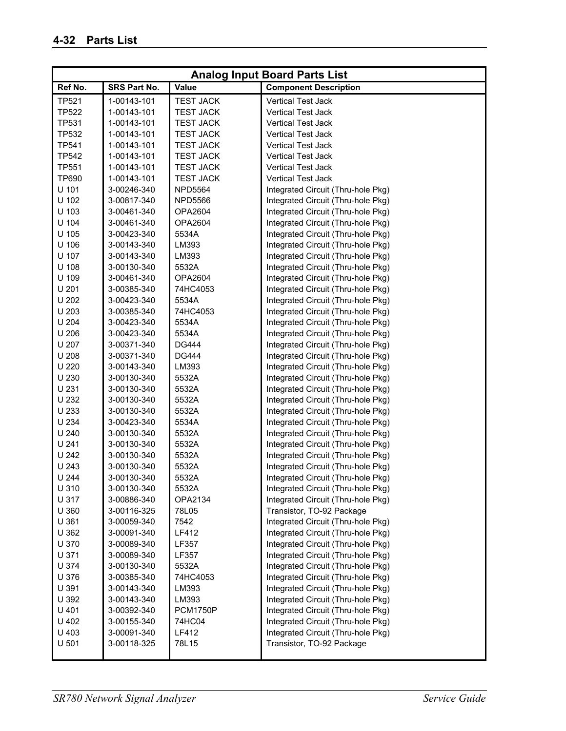| Analog Input Board Parts List | | | |
|---|---|---|---|
| **Ref No.** | **SRS Part No.** | **Value** | **Component Description** |
| TP521 | 1-00143-101 | TEST JACK | Vertical Test Jack |
| TP522 | 1-00143-101 | TEST JACK | Vertical Test Jack |
| TP531 | 1-00143-101 | TEST JACK | Vertical Test Jack |
| TP532 | 1-00143-101 | TEST JACK | Vertical Test Jack |
| TP541 | 1-00143-101 | TEST JACK | Vertical Test Jack |
| TP542 | 1-00143-101 | TEST JACK | Vertical Test Jack |
| TP551 | 1-00143-101 | TEST JACK | Vertical Test Jack |
| TP690 | 1-00143-101 | TEST JACK | Vertical Test Jack |
| U 101 | 3-00246-340 | NPD5564 | Integrated Circuit (Thru-hole Pkg) |
| U 102 | 3-00817-340 | NPD5566 | Integrated Circuit (Thru-hole Pkg) |
| U 103 | 3-00461-340 | OPA2604 | Integrated Circuit (Thru-hole Pkg) |
| U 104 | 3-00461-340 | OPA2604 | Integrated Circuit (Thru-hole Pkg) |
| U 105 | 3-00423-340 | 5534A | Integrated Circuit (Thru-hole Pkg) |
| U 106 | 3-00143-340 | LM393 | Integrated Circuit (Thru-hole Pkg) |
| U 107 | 3-00143-340 | LM393 | Integrated Circuit (Thru-hole Pkg) |
| U 108 | 3-00130-340 | 5532A | Integrated Circuit (Thru-hole Pkg) |
| U 109 | 3-00461-340 | OPA2604 | Integrated Circuit (Thru-hole Pkg) |
| U 201 | 3-00385-340 | 74HC4053 | Integrated Circuit (Thru-hole Pkg) |
| U 202 | 3-00423-340 | 5534A | Integrated Circuit (Thru-hole Pkg) |
| U 203 | 3-00385-340 | 74HC4053 | Integrated Circuit (Thru-hole Pkg) |
| U 204 | 3-00423-340 | 5534A | Integrated Circuit (Thru-hole Pkg) |
| U 206 | 3-00423-340 | 5534A | Integrated Circuit (Thru-hole Pkg) |
| U 207 | 3-00371-340 | DG444 | Integrated Circuit (Thru-hole Pkg) |
| U 208 | 3-00371-340 | DG444 | Integrated Circuit (Thru-hole Pkg) |
| U 220 | 3-00143-340 | LM393 | Integrated Circuit (Thru-hole Pkg) |
| U 230 | 3-00130-340 | 5532A | Integrated Circuit (Thru-hole Pkg) |
| U 231 | 3-00130-340 | 5532A | Integrated Circuit (Thru-hole Pkg) |
| U 232 | 3-00130-340 | 5532A | Integrated Circuit (Thru-hole Pkg) |
| U 233 | 3-00130-340 | 5532A | Integrated Circuit (Thru-hole Pkg) |
| U 234 | 3-00423-340 | 5534A | Integrated Circuit (Thru-hole Pkg) |
| U 240 | 3-00130-340 | 5532A | Integrated Circuit (Thru-hole Pkg) |
| U 241 | 3-00130-340 | 5532A | Integrated Circuit (Thru-hole Pkg) |
| U 242 | 3-00130-340 | 5532A | Integrated Circuit (Thru-hole Pkg) |
| U 243 | 3-00130-340 | 5532A | Integrated Circuit (Thru-hole Pkg) |
| U 244 | 3-00130-340 | 5532A | Integrated Circuit (Thru-hole Pkg) |
| U 310 | 3-00130-340 | 5532A | Integrated Circuit (Thru-hole Pkg) |
| U 317 | 3-00886-340 | OPA2134 | Integrated Circuit (Thru-hole Pkg) |
| U 360 | 3-00116-325 | 78L05 | Transistor, TO-92 Package |
| U 361 | 3-00059-340 | 7542 | Integrated Circuit (Thru-hole Pkg) |
| U 362 | 3-00091-340 | LF412 | Integrated Circuit (Thru-hole Pkg) |
| U 370 | 3-00089-340 | LF357 | Integrated Circuit (Thru-hole Pkg) |
| U 371 | 3-00089-340 | LF357 | Integrated Circuit (Thru-hole Pkg) |
| U 374 | 3-00130-340 | 5532A | Integrated Circuit (Thru-hole Pkg) |
| U 376 | 3-00385-340 | 74HC4053 | Integrated Circuit (Thru-hole Pkg) |
| U 391 | 3-00143-340 | LM393 | Integrated Circuit (Thru-hole Pkg) |
| U 392 | 3-00143-340 | LM393 | Integrated Circuit (Thru-hole Pkg) |
| U 401 | 3-00392-340 | PCM1750P | Integrated Circuit (Thru-hole Pkg) |
| U 402 | 3-00155-340 | 74HC04 | Integrated Circuit (Thru-hole Pkg) |
| U 403 | 3-00091-340 | LF412 | Integrated Circuit (Thru-hole Pkg) |
| U 501 | 3-00118-325 | 78L15 | Transistor, TO-92 Package |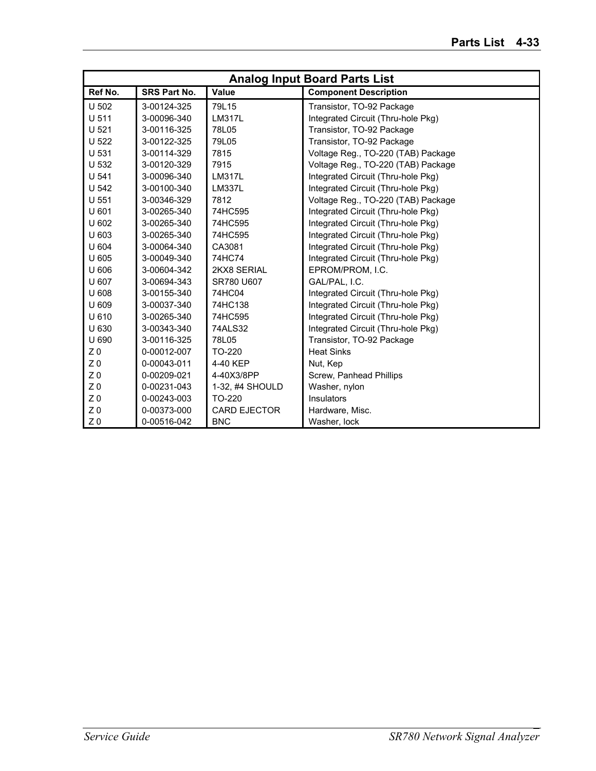| Analog Input Board Parts List | | | |
|---|---|---|---|
| **Ref No.** | **SRS Part No.** | **Value** | **Component Description** |
| U 502 | 3-00124-325 | 79L15 | Transistor, TO-92 Package |
| U 511 | 3-00096-340 | LM317L | Integrated Circuit (Thru-hole Pkg) |
| U 521 | 3-00116-325 | 78L05 | Transistor, TO-92 Package |
| U 522 | 3-00122-325 | 79L05 | Transistor, TO-92 Package |
| U 531 | 3-00114-329 | 7815 | Voltage Reg., TO-220 (TAB) Package |
| U 532 | 3-00120-329 | 7915 | Voltage Reg., TO-220 (TAB) Package |
| U 541 | 3-00096-340 | LM317L | Integrated Circuit (Thru-hole Pkg) |
| U 542 | 3-00100-340 | LM337L | Integrated Circuit (Thru-hole Pkg) |
| U 551 | 3-00346-329 | 7812 | Voltage Reg., TO-220 (TAB) Package |
| U 601 | 3-00265-340 | 74HC595 | Integrated Circuit (Thru-hole Pkg) |
| U 602 | 3-00265-340 | 74HC595 | Integrated Circuit (Thru-hole Pkg) |
| U 603 | 3-00265-340 | 74HC595 | Integrated Circuit (Thru-hole Pkg) |
| U 604 | 3-00064-340 | CA3081 | Integrated Circuit (Thru-hole Pkg) |
| U 605 | 3-00049-340 | 74HC74 | Integrated Circuit (Thru-hole Pkg) |
| U 606 | 3-00604-342 | 2KX8 SERIAL | EPROM/PROM, I.C. |
| U 607 | 3-00694-343 | SR780 U607 | GAL/PAL, I.C. |
| U 608 | 3-00155-340 | 74HC04 | Integrated Circuit (Thru-hole Pkg) |
| U 609 | 3-00037-340 | 74HC138 | Integrated Circuit (Thru-hole Pkg) |
| U 610 | 3-00265-340 | 74HC595 | Integrated Circuit (Thru-hole Pkg) |
| U 630 | 3-00343-340 | 74ALS32 | Integrated Circuit (Thru-hole Pkg) |
| U 690 | 3-00116-325 | 78L05 | Transistor, TO-92 Package |
| Z 0 | 0-00012-007 | TO-220 | Heat Sinks |
| Z 0 | 0-00043-011 | 4-40 KEP | Nut, Kep |
| Z 0 | 0-00209-021 | 4-40X3/8PP | Screw, Panhead Phillips |
| Z 0 | 0-00231-043 | 1-32, #4 SHOULD | Washer, nylon |
| Z 0 | 0-00243-003 | TO-220 | Insulators |
| Z 0 | 0-00373-000 | CARD EJECTOR | Hardware, Misc. |
| Z 0 | 0-00516-042 | BNC | Washer, lock |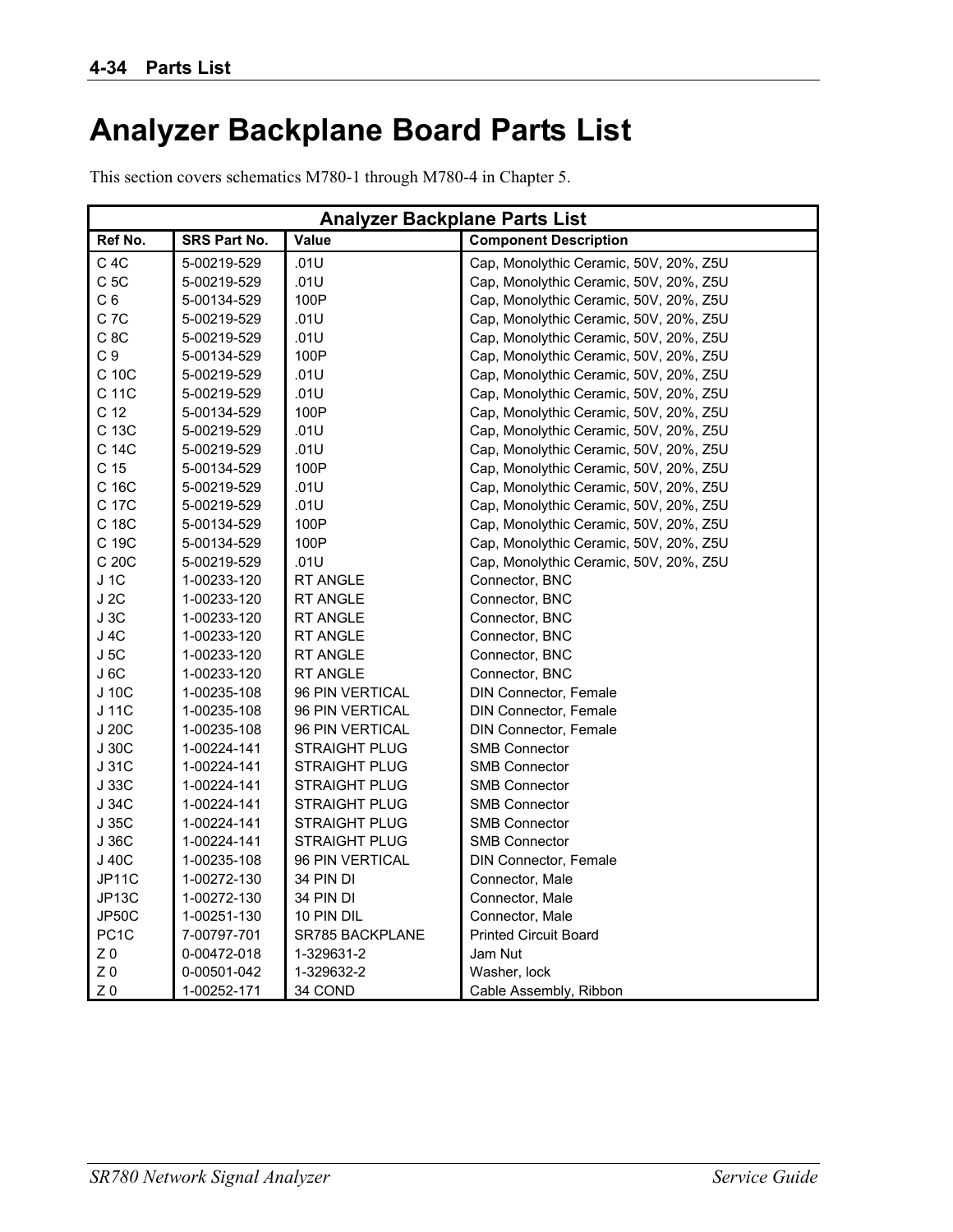# Analyzer Backplane Board Parts List

This section covers schematics M780-1 through M780-4 in Chapter 5.

| Analyzer Backplane Parts List | | | |
|---|---|---|---|
| **Ref No.** | **SRS Part No.** | **Value** | **Component Description** |
| C 4C | 5-00219-529 | .01U | Cap, Monolythic Ceramic, 50V, 20%, Z5U |
| C 5C | 5-00219-529 | .01U | Cap, Monolythic Ceramic, 50V, 20%, Z5U |
| C 6 | 5-00134-529 | 100P | Cap, Monolythic Ceramic, 50V, 20%, Z5U |
| C 7C | 5-00219-529 | .01U | Cap, Monolythic Ceramic, 50V, 20%, Z5U |
| C 8C | 5-00219-529 | .01U | Cap, Monolythic Ceramic, 50V, 20%, Z5U |
| C 9 | 5-00134-529 | 100P | Cap, Monolythic Ceramic, 50V, 20%, Z5U |
| C 10C | 5-00219-529 | .01U | Cap, Monolythic Ceramic, 50V, 20%, Z5U |
| C 11C | 5-00219-529 | .01U | Cap, Monolythic Ceramic, 50V, 20%, Z5U |
| C 12 | 5-00134-529 | 100P | Cap, Monolythic Ceramic, 50V, 20%, Z5U |
| C 13C | 5-00219-529 | .01U | Cap, Monolythic Ceramic, 50V, 20%, Z5U |
| C 14C | 5-00219-529 | .01U | Cap, Monolythic Ceramic, 50V, 20%, Z5U |
| C 15 | 5-00134-529 | 100P | Cap, Monolythic Ceramic, 50V, 20%, Z5U |
| C 16C | 5-00219-529 | .01U | Cap, Monolythic Ceramic, 50V, 20%, Z5U |
| C 17C | 5-00219-529 | .01U | Cap, Monolythic Ceramic, 50V, 20%, Z5U |
| C 18C | 5-00134-529 | 100P | Cap, Monolythic Ceramic, 50V, 20%, Z5U |
| C 19C | 5-00134-529 | 100P | Cap, Monolythic Ceramic, 50V, 20%, Z5U |
| C 20C | 5-00219-529 | .01U | Cap, Monolythic Ceramic, 50V, 20%, Z5U |
| J 1C | 1-00233-120 | RT ANGLE | Connector, BNC |
| J 2C | 1-00233-120 | RT ANGLE | Connector, BNC |
| J 3C | 1-00233-120 | RT ANGLE | Connector, BNC |
| J 4C | 1-00233-120 | RT ANGLE | Connector, BNC |
| J 5C | 1-00233-120 | RT ANGLE | Connector, BNC |
| J 6C | 1-00233-120 | RT ANGLE | Connector, BNC |
| J 10C | 1-00235-108 | 96 PIN VERTICAL | DIN Connector, Female |
| J 11C | 1-00235-108 | 96 PIN VERTICAL | DIN Connector, Female |
| J 20C | 1-00235-108 | 96 PIN VERTICAL | DIN Connector, Female |
| J 30C | 1-00224-141 | STRAIGHT PLUG | SMB Connector |
| J 31C | 1-00224-141 | STRAIGHT PLUG | SMB Connector |
| J 33C | 1-00224-141 | STRAIGHT PLUG | SMB Connector |
| J 34C | 1-00224-141 | STRAIGHT PLUG | SMB Connector |
| J 35C | 1-00224-141 | STRAIGHT PLUG | SMB Connector |
| J 36C | 1-00224-141 | STRAIGHT PLUG | SMB Connector |
| J 40C | 1-00235-108 | 96 PIN VERTICAL | DIN Connector, Female |
| JP11C | 1-00272-130 | 34 PIN DI | Connector, Male |
| JP13C | 1-00272-130 | 34 PIN DI | Connector, Male |
| JP50C | 1-00251-130 | 10 PIN DIL | Connector, Male |
| PC1C | 7-00797-701 | SR785 BACKPLANE | Printed Circuit Board |
| Z 0 | 0-00472-018 | 1-329631-2 | Jam Nut |
| Z 0 | 0-00501-042 | 1-329632-2 | Washer, lock |
| Z 0 | 1-00252-171 | 34 COND | Cable Assembly, Ribbon |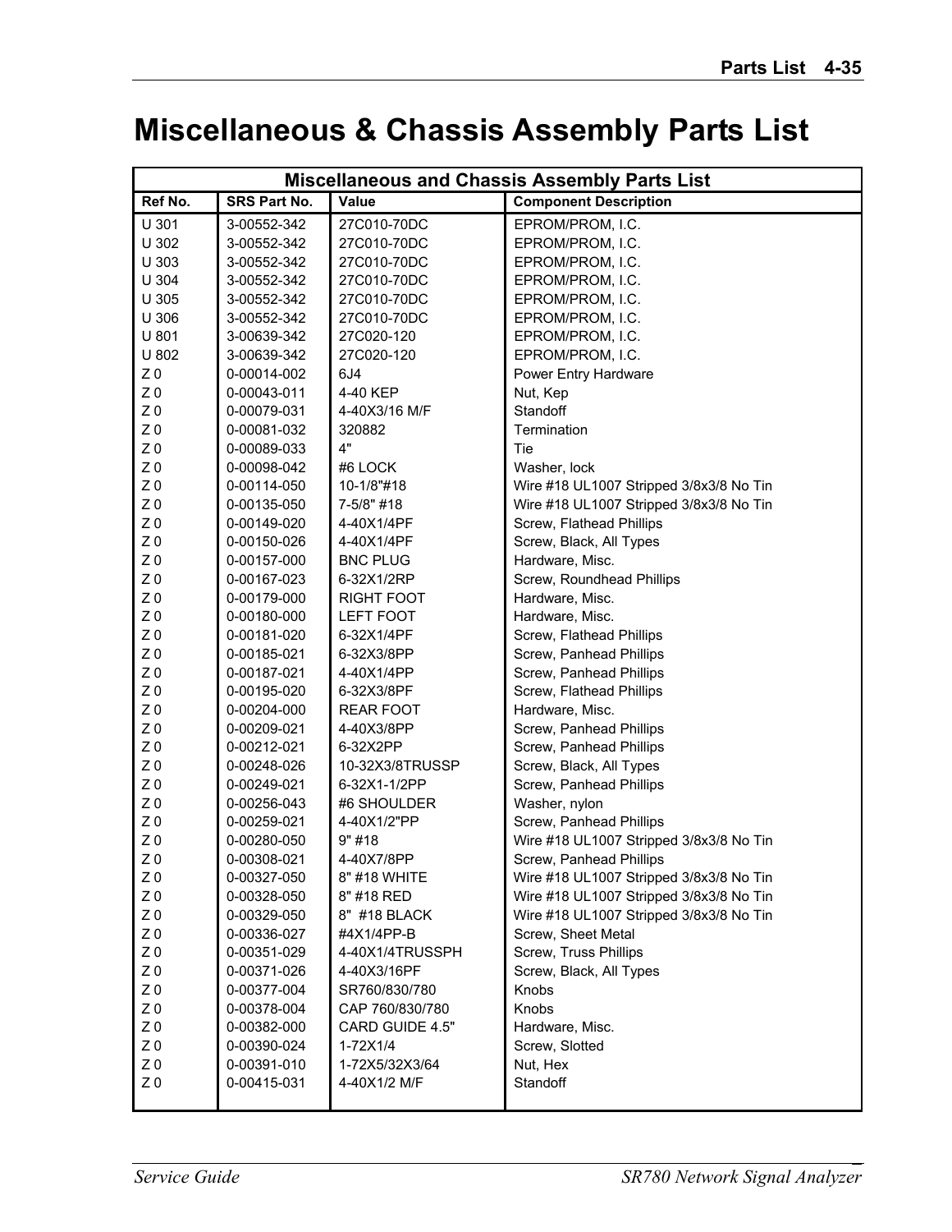# Miscellaneous & Chassis Assembly Parts List

| Miscellaneous and Chassis Assembly Parts List | | | |
|---|---|---|---|
| **Ref No.** | **SRS Part No.** | **Value** | **Component Description** |
| U 301 | 3-00552-342 | 27C010-70DC | EPROM/PROM, I.C. |
| U 302 | 3-00552-342 | 27C010-70DC | EPROM/PROM, I.C. |
| U 303 | 3-00552-342 | 27C010-70DC | EPROM/PROM, I.C. |
| U 304 | 3-00552-342 | 27C010-70DC | EPROM/PROM, I.C. |
| U 305 | 3-00552-342 | 27C010-70DC | EPROM/PROM, I.C. |
| U 306 | 3-00552-342 | 27C010-70DC | EPROM/PROM, I.C. |
| U 801 | 3-00639-342 | 27C020-120 | EPROM/PROM, I.C. |
| U 802 | 3-00639-342 | 27C020-120 | EPROM/PROM, I.C. |
| Z 0 | 0-00014-002 | 6J4 | Power Entry Hardware |
| Z 0 | 0-00043-011 | 4-40 KEP | Nut, Kep |
| Z 0 | 0-00079-031 | 4-40X3/16 M/F | Standoff |
| Z 0 | 0-00081-032 | 320882 | Termination |
| Z 0 | 0-00089-033 | 4" | Tie |
| Z 0 | 0-00098-042 | #6 LOCK | Washer, lock |
| Z 0 | 0-00114-050 | 10-1/8"#18 | Wire #18 UL1007 Stripped 3/8x3/8 No Tin |
| Z 0 | 0-00135-050 | 7-5/8" #18 | Wire #18 UL1007 Stripped 3/8x3/8 No Tin |
| Z 0 | 0-00149-020 | 4-40X1/4PF | Screw, Flathead Phillips |
| Z 0 | 0-00150-026 | 4-40X1/4PF | Screw, Black, All Types |
| Z 0 | 0-00157-000 | BNC PLUG | Hardware, Misc. |
| Z 0 | 0-00167-023 | 6-32X1/2RP | Screw, Roundhead Phillips |
| Z 0 | 0-00179-000 | RIGHT FOOT | Hardware, Misc. |
| Z 0 | 0-00180-000 | LEFT FOOT | Hardware, Misc. |
| Z 0 | 0-00181-020 | 6-32X1/4PF | Screw, Flathead Phillips |
| Z 0 | 0-00185-021 | 6-32X3/8PP | Screw, Panhead Phillips |
| Z 0 | 0-00187-021 | 4-40X1/4PP | Screw, Panhead Phillips |
| Z 0 | 0-00195-020 | 6-32X3/8PF | Screw, Flathead Phillips |
| Z 0 | 0-00204-000 | REAR FOOT | Hardware, Misc. |
| Z 0 | 0-00209-021 | 4-40X3/8PP | Screw, Panhead Phillips |
| Z 0 | 0-00212-021 | 6-32X2PP | Screw, Panhead Phillips |
| Z 0 | 0-00248-026 | 10-32X3/8TRUSSP | Screw, Black, All Types |
| Z 0 | 0-00249-021 | 6-32X1-1/2PP | Screw, Panhead Phillips |
| Z 0 | 0-00256-043 | #6 SHOULDER | Washer, nylon |
| Z 0 | 0-00259-021 | 4-40X1/2"PP | Screw, Panhead Phillips |
| Z 0 | 0-00280-050 | 9" #18 | Wire #18 UL1007 Stripped 3/8x3/8 No Tin |
| Z 0 | 0-00308-021 | 4-40X7/8PP | Screw, Panhead Phillips |
| Z 0 | 0-00327-050 | 8" #18 WHITE | Wire #18 UL1007 Stripped 3/8x3/8 No Tin |
| Z 0 | 0-00328-050 | 8" #18 RED | Wire #18 UL1007 Stripped 3/8x3/8 No Tin |
| Z 0 | 0-00329-050 | 8" #18 BLACK | Wire #18 UL1007 Stripped 3/8x3/8 No Tin |
| Z 0 | 0-00336-027 | #4X1/4PP-B | Screw, Sheet Metal |
| Z 0 | 0-00351-029 | 4-40X1/4TRUSSPH | Screw, Truss Phillips |
| Z 0 | 0-00371-026 | 4-40X3/16PF | Screw, Black, All Types |
| Z 0 | 0-00377-004 | SR760/830/780 | Knobs |
| Z 0 | 0-00378-004 | CAP 760/830/780 | Knobs |
| Z 0 | 0-00382-000 | CARD GUIDE 4.5" | Hardware, Misc. |
| Z 0 | 0-00390-024 | 1-72X1/4 | Screw, Slotted |
| Z 0 | 0-00391-010 | 1-72X5/32X3/64 | Nut, Hex |
| Z 0 | 0-00415-031 | 4-40X1/2 M/F | Standoff |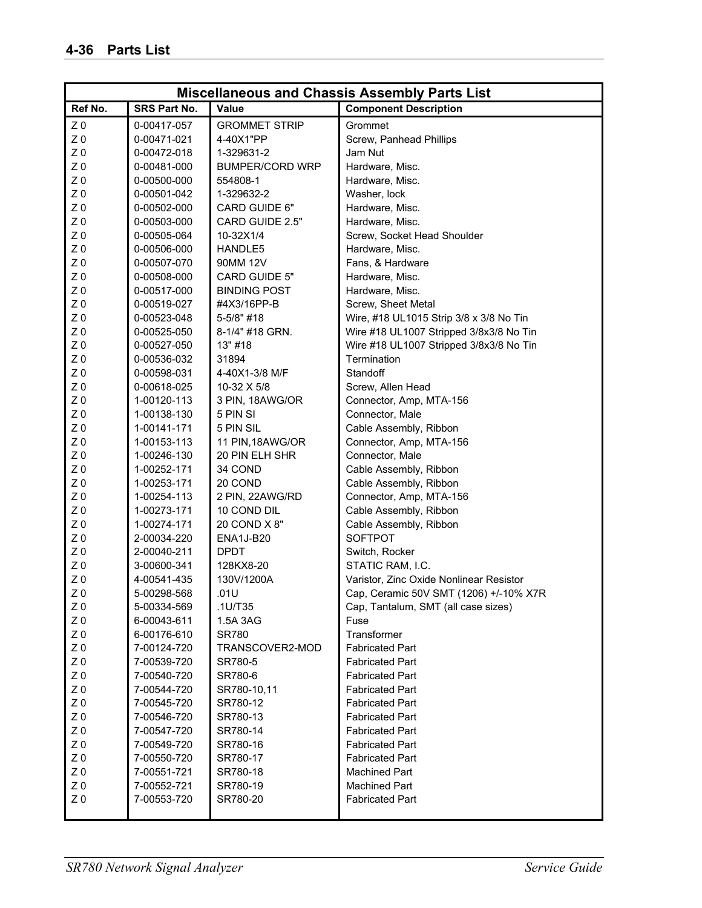## 4-36 Parts List

| Miscellaneous and Chassis Assembly Parts List | | | |
|---|---|---|---|
| **Ref No.** | **SRS Part No.** | **Value** | **Component Description** |
| Z 0 | 0-00417-057 | GROMMET STRIP | Grommet |
| Z 0 | 0-00471-021 | 4-40X1"PP | Screw, Panhead Phillips |
| Z 0 | 0-00472-018 | 1-329631-2 | Jam Nut |
| Z 0 | 0-00481-000 | BUMPER/CORD WRP | Hardware, Misc. |
| Z 0 | 0-00500-000 | 554808-1 | Hardware, Misc. |
| Z 0 | 0-00501-042 | 1-329632-2 | Washer, lock |
| Z 0 | 0-00502-000 | CARD GUIDE 6" | Hardware, Misc. |
| Z 0 | 0-00503-000 | CARD GUIDE 2.5" | Hardware, Misc. |
| Z 0 | 0-00505-064 | 10-32X1/4 | Screw, Socket Head Shoulder |
| Z 0 | 0-00506-000 | HANDLE5 | Hardware, Misc. |
| Z 0 | 0-00507-070 | 90MM 12V | Fans, & Hardware |
| Z 0 | 0-00508-000 | CARD GUIDE 5" | Hardware, Misc. |
| Z 0 | 0-00517-000 | BINDING POST | Hardware, Misc. |
| Z 0 | 0-00519-027 | #4X3/16PP-B | Screw, Sheet Metal |
| Z 0 | 0-00523-048 | 5-5/8" #18 | Wire, #18 UL1015 Strip 3/8 x 3/8 No Tin |
| Z 0 | 0-00525-050 | 8-1/4" #18 GRN. | Wire #18 UL1007 Stripped 3/8x3/8 No Tin |
| Z 0 | 0-00527-050 | 13" #18 | Wire #18 UL1007 Stripped 3/8x3/8 No Tin |
| Z 0 | 0-00536-032 | 31894 | Termination |
| Z 0 | 0-00598-031 | 4-40X1-3/8 M/F | Standoff |
| Z 0 | 0-00618-025 | 10-32 X 5/8 | Screw, Allen Head |
| Z 0 | 1-00120-113 | 3 PIN, 18AWG/OR | Connector, Amp, MTA-156 |
| Z 0 | 1-00138-130 | 5 PIN SI | Connector, Male |
| Z 0 | 1-00141-171 | 5 PIN SIL | Cable Assembly, Ribbon |
| Z 0 | 1-00153-113 | 11 PIN,18AWG/OR | Connector, Amp, MTA-156 |
| Z 0 | 1-00246-130 | 20 PIN ELH SHR | Connector, Male |
| Z 0 | 1-00252-171 | 34 COND | Cable Assembly, Ribbon |
| Z 0 | 1-00253-171 | 20 COND | Cable Assembly, Ribbon |
| Z 0 | 1-00254-113 | 2 PIN, 22AWG/RD | Connector, Amp, MTA-156 |
| Z 0 | 1-00273-171 | 10 COND DIL | Cable Assembly, Ribbon |
| Z 0 | 1-00274-171 | 20 COND X 8" | Cable Assembly, Ribbon |
| Z 0 | 2-00034-220 | ENA1J-B20 | SOFTPOT |
| Z 0 | 2-00040-211 | DPDT | Switch, Rocker |
| Z 0 | 3-00600-341 | 128KX8-20 | STATIC RAM, I.C. |
| Z 0 | 4-00541-435 | 130V/1200A | Varistor, Zinc Oxide Nonlinear Resistor |
| Z 0 | 5-00298-568 | .01U | Cap, Ceramic 50V SMT (1206) +/-10% X7R |
| Z 0 | 5-00334-569 | .1U/T35 | Cap, Tantalum, SMT (all case sizes) |
| Z 0 | 6-00043-611 | 1.5A 3AG | Fuse |
| Z 0 | 6-00176-610 | SR780 | Transformer |
| Z 0 | 7-00124-720 | TRANSCOVER2-MOD | Fabricated Part |
| Z 0 | 7-00539-720 | SR780-5 | Fabricated Part |
| Z 0 | 7-00540-720 | SR780-6 | Fabricated Part |
| Z 0 | 7-00544-720 | SR780-10,11 | Fabricated Part |
| Z 0 | 7-00545-720 | SR780-12 | Fabricated Part |
| Z 0 | 7-00546-720 | SR780-13 | Fabricated Part |
| Z 0 | 7-00547-720 | SR780-14 | Fabricated Part |
| Z 0 | 7-00549-720 | SR780-16 | Fabricated Part |
| Z 0 | 7-00550-720 | SR780-17 | Fabricated Part |
| Z 0 | 7-00551-721 | SR780-18 | Machined Part |
| Z 0 | 7-00552-721 | SR780-19 | Machined Part |
| Z 0 | 7-00553-720 | SR780-20 | Fabricated Part |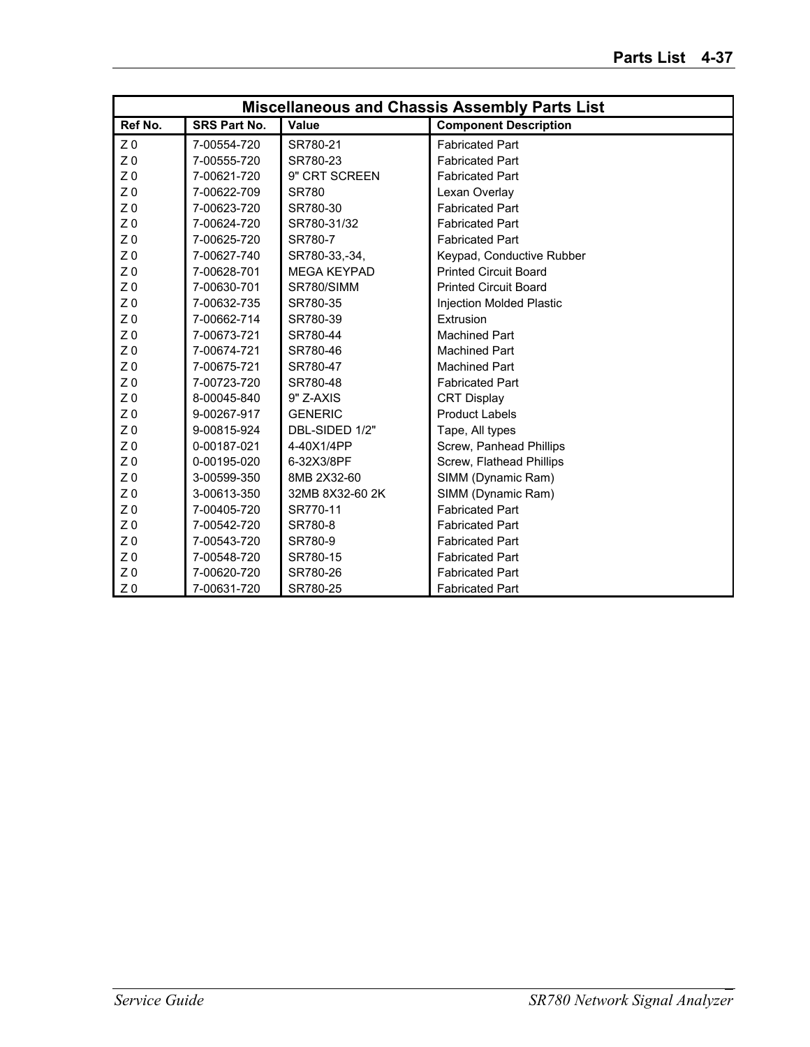| Miscellaneous and Chassis Assembly Parts List | | | |
|---|---|---|---|
| **Ref No.** | **SRS Part No.** | **Value** | **Component Description** |
| Z 0 | 7-00554-720 | SR780-21 | Fabricated Part |
| Z 0 | 7-00555-720 | SR780-23 | Fabricated Part |
| Z 0 | 7-00621-720 | 9" CRT SCREEN | Fabricated Part |
| Z 0 | 7-00622-709 | SR780 | Lexan Overlay |
| Z 0 | 7-00623-720 | SR780-30 | Fabricated Part |
| Z 0 | 7-00624-720 | SR780-31/32 | Fabricated Part |
| Z 0 | 7-00625-720 | SR780-7 | Fabricated Part |
| Z 0 | 7-00627-740 | SR780-33,-34, | Keypad, Conductive Rubber |
| Z 0 | 7-00628-701 | MEGA KEYPAD | Printed Circuit Board |
| Z 0 | 7-00630-701 | SR780/SIMM | Printed Circuit Board |
| Z 0 | 7-00632-735 | SR780-35 | Injection Molded Plastic |
| Z 0 | 7-00662-714 | SR780-39 | Extrusion |
| Z 0 | 7-00673-721 | SR780-44 | Machined Part |
| Z 0 | 7-00674-721 | SR780-46 | Machined Part |
| Z 0 | 7-00675-721 | SR780-47 | Machined Part |
| Z 0 | 7-00723-720 | SR780-48 | Fabricated Part |
| Z 0 | 8-00045-840 | 9" Z-AXIS | CRT Display |
| Z 0 | 9-00267-917 | GENERIC | Product Labels |
| Z 0 | 9-00815-924 | DBL-SIDED 1/2" | Tape, All types |
| Z 0 | 0-00187-021 | 4-40X1/4PP | Screw, Panhead Phillips |
| Z 0 | 0-00195-020 | 6-32X3/8PF | Screw, Flathead Phillips |
| Z 0 | 3-00599-350 | 8MB 2X32-60 | SIMM (Dynamic Ram) |
| Z 0 | 3-00613-350 | 32MB 8X32-60 2K | SIMM (Dynamic Ram) |
| Z 0 | 7-00405-720 | SR770-11 | Fabricated Part |
| Z 0 | 7-00542-720 | SR780-8 | Fabricated Part |
| Z 0 | 7-00543-720 | SR780-9 | Fabricated Part |
| Z 0 | 7-00548-720 | SR780-15 | Fabricated Part |
| Z 0 | 7-00620-720 | SR780-26 | Fabricated Part |
| Z 0 | 7-00631-720 | SR780-25 | Fabricated Part |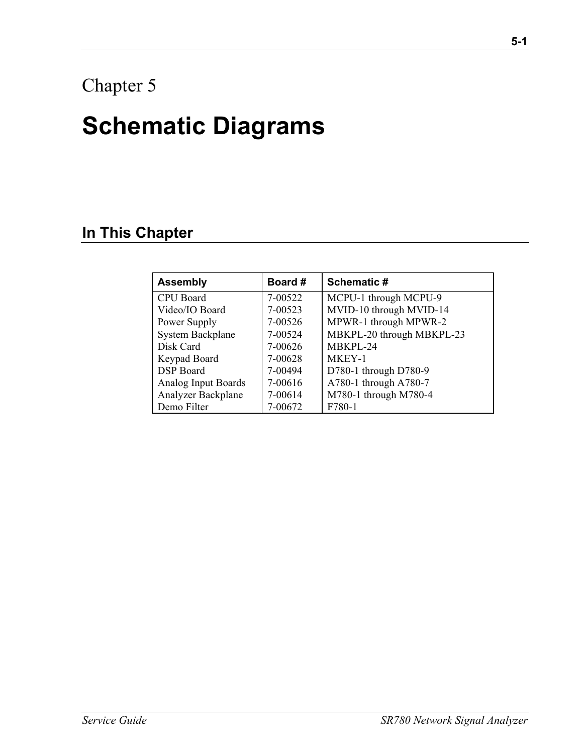Chapter 5

# Schematic Diagrams

## In This Chapter

| Assembly | Board # | Schematic # |
|---|---|---|
| CPU Board | 7-00522 | MCPU-1 through MCPU-9 |
| Video/IO Board | 7-00523 | MVID-10 through MVID-14 |
| Power Supply | 7-00526 | MPWR-1 through MPWR-2 |
| System Backplane | 7-00524 | MBKPL-20 through MBKPL-23 |
| Disk Card | 7-00626 | MBKPL-24 |
| Keypad Board | 7-00628 | MKEY-1 |
| DSP Board | 7-00494 | D780-1 through D780-9 |
| Analog Input Boards | 7-00616 | A780-1 through A780-7 |
| Analyzer Backplane | 7-00614 | M780-1 through M780-4 |
| Demo Filter | 7-00672 | F780-1 |